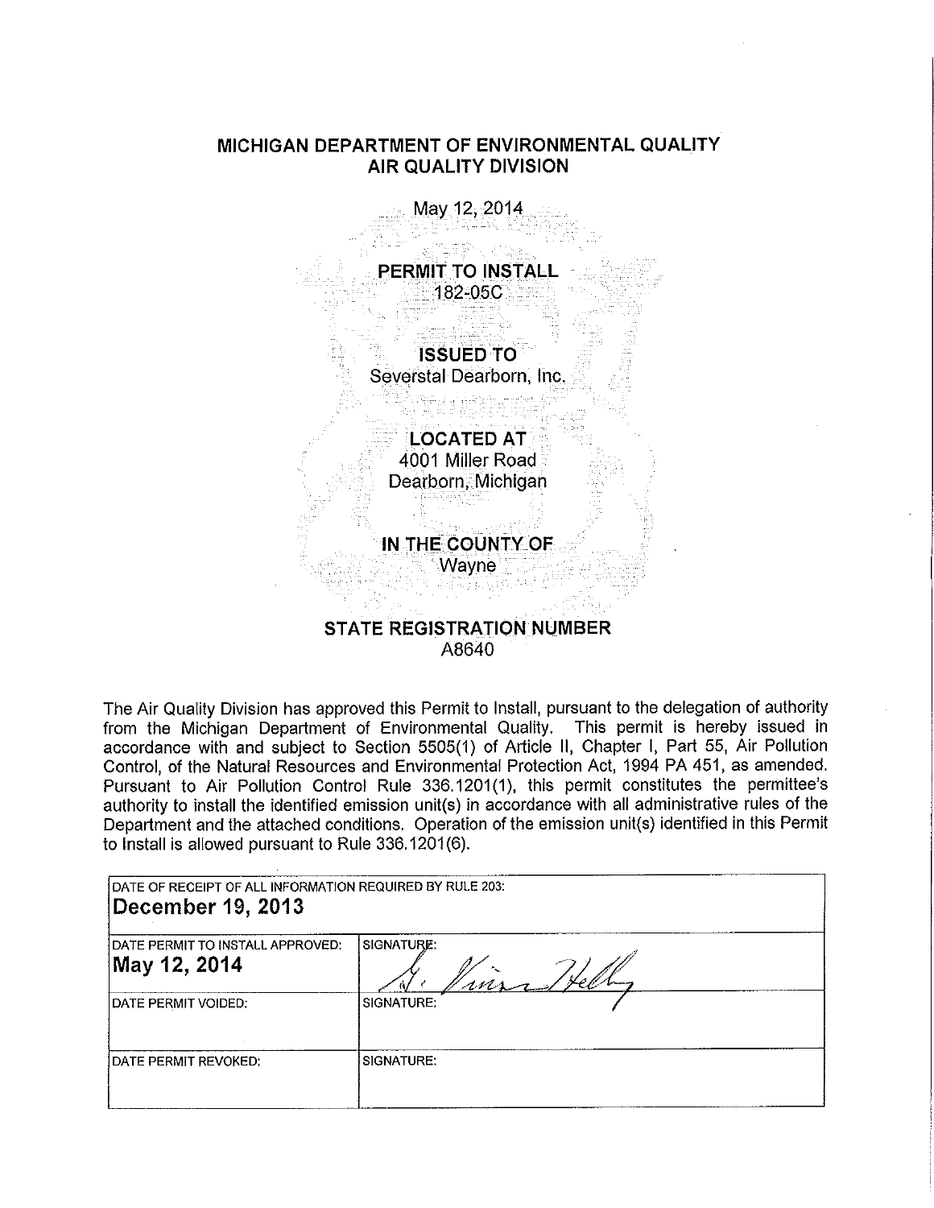# MICHIGAN DEPARTMENT OF ENVIRONMENTAL QUALITY
## AIR QUALITY DIVISION

May 12, 2014

**PERMIT TO INSTALL**
182-05C

**ISSUED TO**
Severstal Dearborn, Inc.

**LOCATED AT**
4001 Miller Road
Dearborn, Michigan

**IN THE COUNTY OF**
Wayne

**STATE REGISTRATION NUMBER**
A8640

The Air Quality Division has approved this Permit to Install, pursuant to the delegation of authority from the Michigan Department of Environmental Quality. This permit is hereby issued in accordance with and subject to Section 5505(1) of Article II, Chapter I, Part 55, Air Pollution Control, of the Natural Resources and Environmental Protection Act, 1994 PA 451, as amended. Pursuant to Air Pollution Control Rule 336.1201(1), this permit constitutes the permittee's authority to install the identified emission unit(s) in accordance with all administrative rules of the Department and the attached conditions. Operation of the emission unit(s) identified in this Permit to Install is allowed pursuant to Rule 336.1201(6).

| DATE OF RECEIPT OF ALL INFORMATION REQUIRED BY RULE 203: **December 19, 2013** | |
|---|---|
| DATE PERMIT TO INSTALL APPROVED: **May 12, 2014** | SIGNATURE: G. Vinson Hellwig |
| DATE PERMIT VOIDED: | SIGNATURE: |
| DATE PERMIT REVOKED: | SIGNATURE: |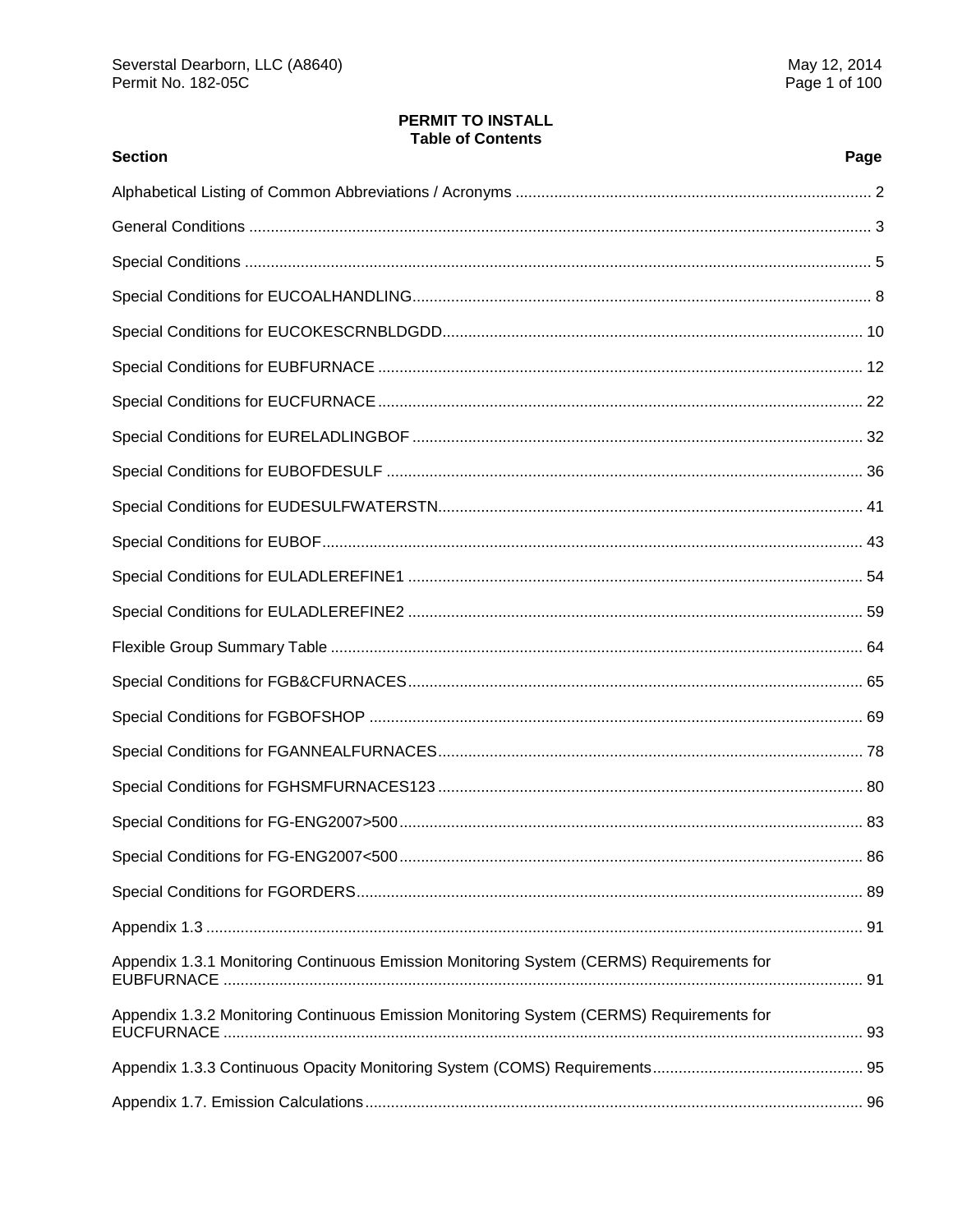**PERMIT TO INSTALL**
**Table of Contents**

| Section | Page |
|---|---|
| Alphabetical Listing of Common Abbreviations / Acronyms | 2 |
| General Conditions | 3 |
| Special Conditions | 5 |
| Special Conditions for EUCOALHANDLING | 8 |
| Special Conditions for EUCOKESCRNBLDGDD | 10 |
| Special Conditions for EUBFURNACE | 12 |
| Special Conditions for EUCFURNACE | 22 |
| Special Conditions for EURELADLINGBOF | 32 |
| Special Conditions for EUBOFDESULF | 36 |
| Special Conditions for EUDESULFWATERSTN | 41 |
| Special Conditions for EUBOF | 43 |
| Special Conditions for EULADLEREFINE1 | 54 |
| Special Conditions for EULADLEREFINE2 | 59 |
| Flexible Group Summary Table | 64 |
| Special Conditions for FGB&CFURNACES | 65 |
| Special Conditions for FGBOFSHOP | 69 |
| Special Conditions for FGANNEALFURNACES | 78 |
| Special Conditions for FGHSMFURNACES123 | 80 |
| Special Conditions for FG-ENG2007>500 | 83 |
| Special Conditions for FG-ENG2007<500 | 86 |
| Special Conditions for FGORDERS | 89 |
| Appendix 1.3 | 91 |
| Appendix 1.3.1 Monitoring Continuous Emission Monitoring System (CERMS) Requirements for EUBFURNACE | 91 |
| Appendix 1.3.2 Monitoring Continuous Emission Monitoring System (CERMS) Requirements for EUCFURNACE | 93 |
| Appendix 1.3.3 Continuous Opacity Monitoring System (COMS) Requirements | 95 |
| Appendix 1.7. Emission Calculations | 96 |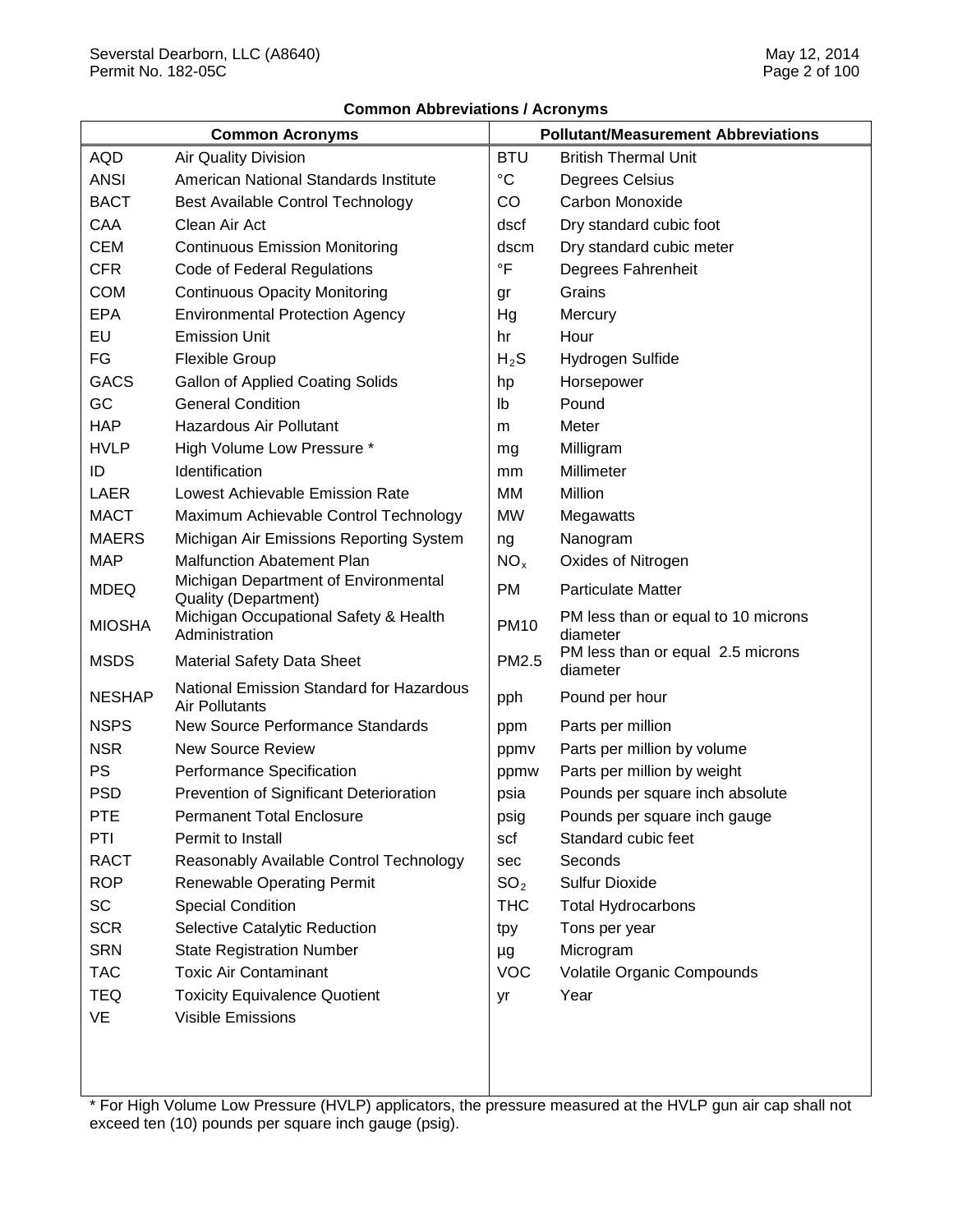**Common Abbreviations / Acronyms**

| Common Acronyms | | Pollutant/Measurement Abbreviations | |
|---|---|---|---|
| AQD | Air Quality Division | BTU | British Thermal Unit |
| ANSI | American National Standards Institute | °C | Degrees Celsius |
| BACT | Best Available Control Technology | CO | Carbon Monoxide |
| CAA | Clean Air Act | dscf | Dry standard cubic foot |
| CEM | Continuous Emission Monitoring | dscm | Dry standard cubic meter |
| CFR | Code of Federal Regulations | °F | Degrees Fahrenheit |
| COM | Continuous Opacity Monitoring | gr | Grains |
| EPA | Environmental Protection Agency | Hg | Mercury |
| EU | Emission Unit | hr | Hour |
| FG | Flexible Group | $H_2S$ | Hydrogen Sulfide |
| GACS | Gallon of Applied Coating Solids | hp | Horsepower |
| GC | General Condition | lb | Pound |
| HAP | Hazardous Air Pollutant | m | Meter |
| HVLP | High Volume Low Pressure * | mg | Milligram |
| ID | Identification | mm | Millimeter |
| LAER | Lowest Achievable Emission Rate | MM | Million |
| MACT | Maximum Achievable Control Technology | MW | Megawatts |
| MAERS | Michigan Air Emissions Reporting System | ng | Nanogram |
| MAP | Malfunction Abatement Plan | $NO_x$ | Oxides of Nitrogen |
| MDEQ | Michigan Department of Environmental Quality (Department) | PM | Particulate Matter |
| MIOSHA | Michigan Occupational Safety & Health Administration | PM10 | PM less than or equal to 10 microns diameter |
| MSDS | Material Safety Data Sheet | PM2.5 | PM less than or equal 2.5 microns diameter |
| NESHAP | National Emission Standard for Hazardous Air Pollutants | pph | Pound per hour |
| NSPS | New Source Performance Standards | ppm | Parts per million |
| NSR | New Source Review | ppmv | Parts per million by volume |
| PS | Performance Specification | ppmw | Parts per million by weight |
| PSD | Prevention of Significant Deterioration | psia | Pounds per square inch absolute |
| PTE | Permanent Total Enclosure | psig | Pounds per square inch gauge |
| PTI | Permit to Install | scf | Standard cubic feet |
| RACT | Reasonably Available Control Technology | sec | Seconds |
| ROP | Renewable Operating Permit | $SO_2$ | Sulfur Dioxide |
| SC | Special Condition | THC | Total Hydrocarbons |
| SCR | Selective Catalytic Reduction | tpy | Tons per year |
| SRN | State Registration Number | µg | Microgram |
| TAC | Toxic Air Contaminant | VOC | Volatile Organic Compounds |
| TEQ | Toxicity Equivalence Quotient | yr | Year |
| VE | Visible Emissions | | |

* For High Volume Low Pressure (HVLP) applicators, the pressure measured at the HVLP gun air cap shall not exceed ten (10) pounds per square inch gauge (psig).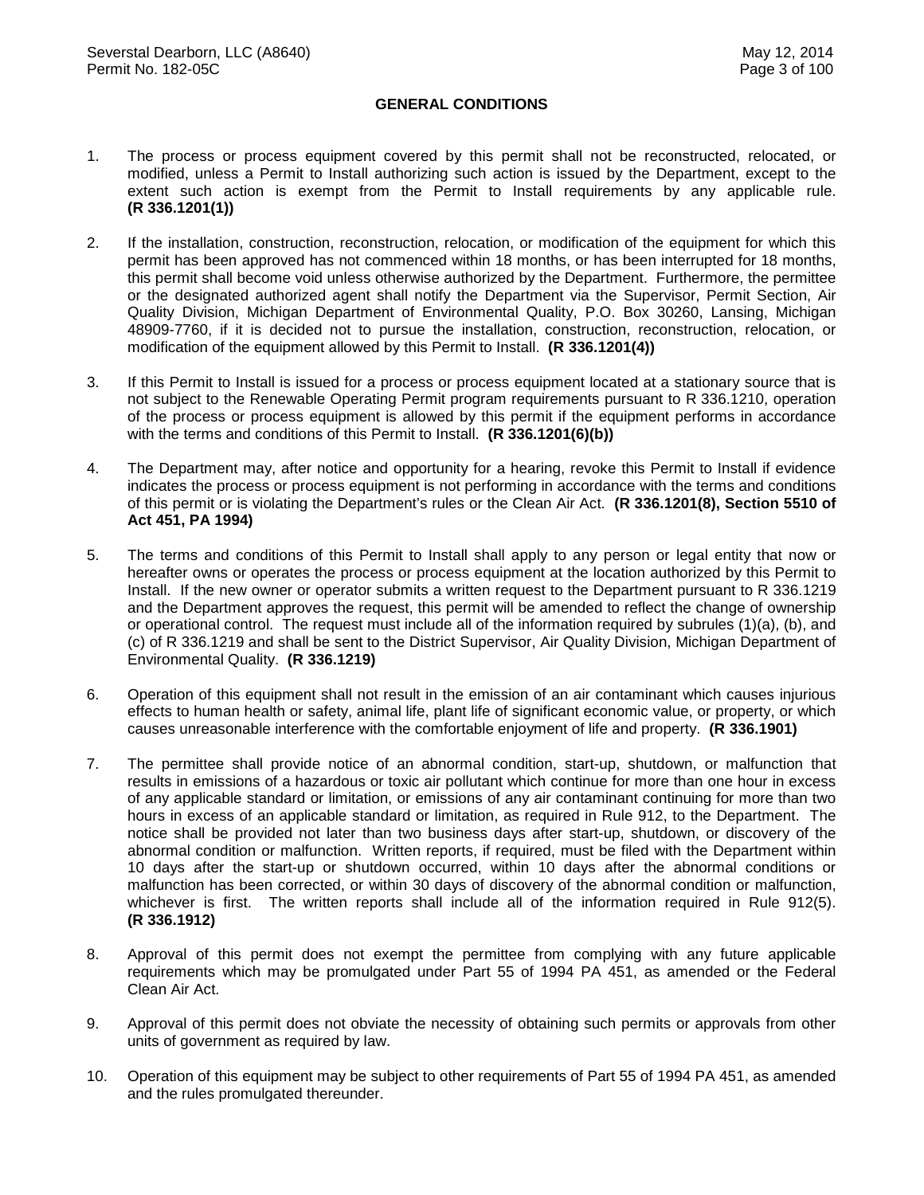## GENERAL CONDITIONS

1. The process or process equipment covered by this permit shall not be reconstructed, relocated, or modified, unless a Permit to Install authorizing such action is issued by the Department, except to the extent such action is exempt from the Permit to Install requirements by any applicable rule. **(R 336.1201(1))**

2. If the installation, construction, reconstruction, relocation, or modification of the equipment for which this permit has been approved has not commenced within 18 months, or has been interrupted for 18 months, this permit shall become void unless otherwise authorized by the Department. Furthermore, the permittee or the designated authorized agent shall notify the Department via the Supervisor, Permit Section, Air Quality Division, Michigan Department of Environmental Quality, P.O. Box 30260, Lansing, Michigan 48909-7760, if it is decided not to pursue the installation, construction, reconstruction, relocation, or modification of the equipment allowed by this Permit to Install. **(R 336.1201(4))**

3. If this Permit to Install is issued for a process or process equipment located at a stationary source that is not subject to the Renewable Operating Permit program requirements pursuant to R 336.1210, operation of the process or process equipment is allowed by this permit if the equipment performs in accordance with the terms and conditions of this Permit to Install. **(R 336.1201(6)(b))**

4. The Department may, after notice and opportunity for a hearing, revoke this Permit to Install if evidence indicates the process or process equipment is not performing in accordance with the terms and conditions of this permit or is violating the Department's rules or the Clean Air Act. **(R 336.1201(8), Section 5510 of Act 451, PA 1994)**

5. The terms and conditions of this Permit to Install shall apply to any person or legal entity that now or hereafter owns or operates the process or process equipment at the location authorized by this Permit to Install. If the new owner or operator submits a written request to the Department pursuant to R 336.1219 and the Department approves the request, this permit will be amended to reflect the change of ownership or operational control. The request must include all of the information required by subrules (1)(a), (b), and (c) of R 336.1219 and shall be sent to the District Supervisor, Air Quality Division, Michigan Department of Environmental Quality. **(R 336.1219)**

6. Operation of this equipment shall not result in the emission of an air contaminant which causes injurious effects to human health or safety, animal life, plant life of significant economic value, or property, or which causes unreasonable interference with the comfortable enjoyment of life and property. **(R 336.1901)**

7. The permittee shall provide notice of an abnormal condition, start-up, shutdown, or malfunction that results in emissions of a hazardous or toxic air pollutant which continue for more than one hour in excess of any applicable standard or limitation, or emissions of any air contaminant continuing for more than two hours in excess of an applicable standard or limitation, as required in Rule 912, to the Department. The notice shall be provided not later than two business days after start-up, shutdown, or discovery of the abnormal condition or malfunction. Written reports, if required, must be filed with the Department within 10 days after the start-up or shutdown occurred, within 10 days after the abnormal conditions or malfunction has been corrected, or within 30 days of discovery of the abnormal condition or malfunction, whichever is first. The written reports shall include all of the information required in Rule 912(5). **(R 336.1912)**

8. Approval of this permit does not exempt the permittee from complying with any future applicable requirements which may be promulgated under Part 55 of 1994 PA 451, as amended or the Federal Clean Air Act.

9. Approval of this permit does not obviate the necessity of obtaining such permits or approvals from other units of government as required by law.

10. Operation of this equipment may be subject to other requirements of Part 55 of 1994 PA 451, as amended and the rules promulgated thereunder.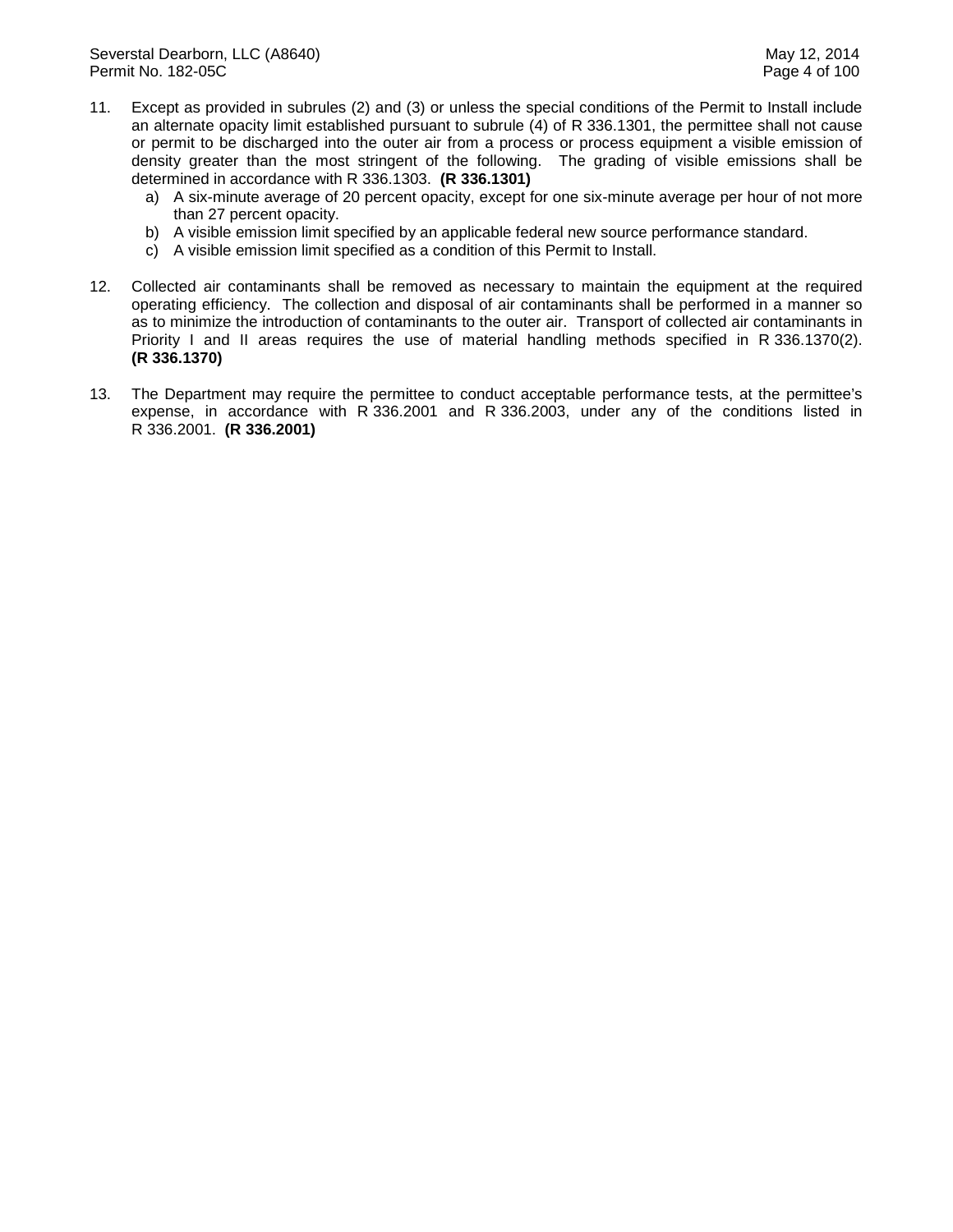11. Except as provided in subrules (2) and (3) or unless the special conditions of the Permit to Install include an alternate opacity limit established pursuant to subrule (4) of R 336.1301, the permittee shall not cause or permit to be discharged into the outer air from a process or process equipment a visible emission of density greater than the most stringent of the following. The grading of visible emissions shall be determined in accordance with R 336.1303. **(R 336.1301)**
    a) A six-minute average of 20 percent opacity, except for one six-minute average per hour of not more than 27 percent opacity.
    b) A visible emission limit specified by an applicable federal new source performance standard.
    c) A visible emission limit specified as a condition of this Permit to Install.

12. Collected air contaminants shall be removed as necessary to maintain the equipment at the required operating efficiency. The collection and disposal of air contaminants shall be performed in a manner so as to minimize the introduction of contaminants to the outer air. Transport of collected air contaminants in Priority I and II areas requires the use of material handling methods specified in R 336.1370(2). **(R 336.1370)**

13. The Department may require the permittee to conduct acceptable performance tests, at the permittee's expense, in accordance with R 336.2001 and R 336.2003, under any of the conditions listed in R 336.2001. **(R 336.2001)**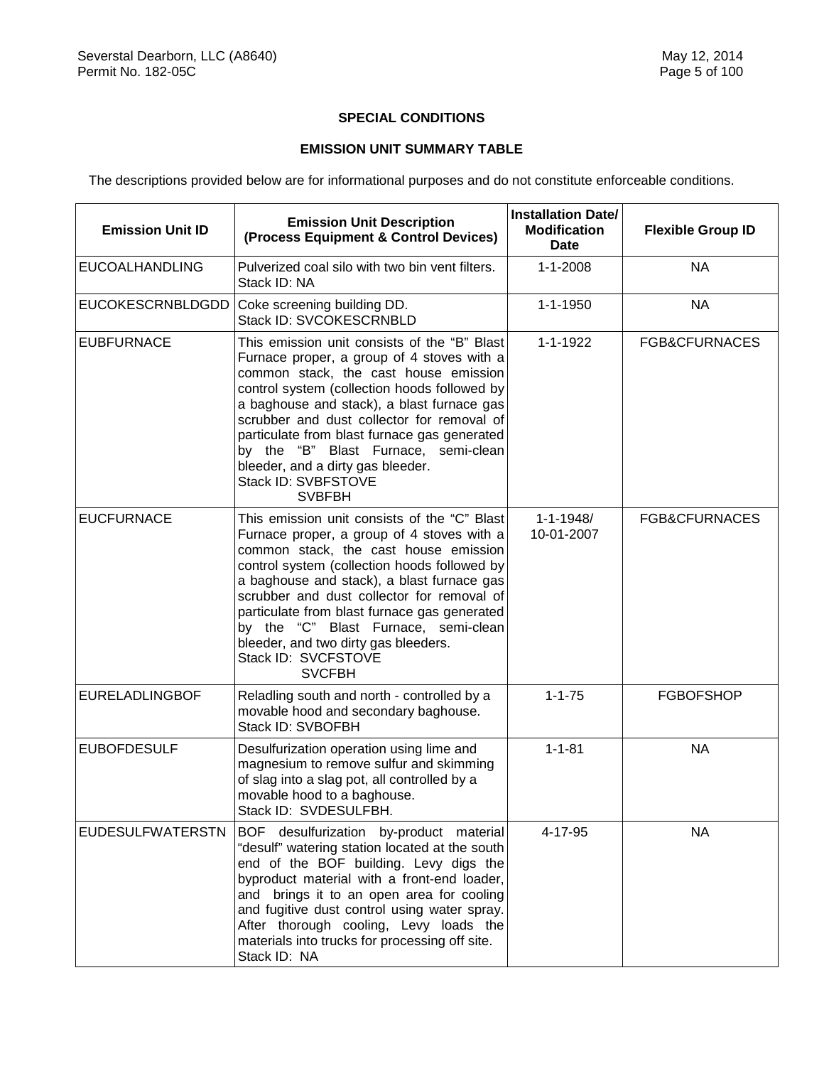**SPECIAL CONDITIONS**

**EMISSION UNIT SUMMARY TABLE**

The descriptions provided below are for informational purposes and do not constitute enforceable conditions.

| Emission Unit ID | Emission Unit Description (Process Equipment & Control Devices) | Installation Date/ Modification Date | Flexible Group ID |
|---|---|---|---|
| EUCOALHANDLING | Pulverized coal silo with two bin vent filters. Stack ID: NA | 1-1-2008 | NA |
| EUCOKESCRNBLDGDD | Coke screening building DD. Stack ID: SVCOKESCRNBLD | 1-1-1950 | NA |
| EUBFURNACE | This emission unit consists of the "B" Blast Furnace proper, a group of 4 stoves with a common stack, the cast house emission control system (collection hoods followed by a baghouse and stack), a blast furnace gas scrubber and dust collector for removal of particulate from blast furnace gas generated by the "B" Blast Furnace, semi-clean bleeder, and a dirty gas bleeder. Stack ID: SVBFSTOVE SVBFBH | 1-1-1922 | FGB&CFURNACES |
| EUCFURNACE | This emission unit consists of the "C" Blast Furnace proper, a group of 4 stoves with a common stack, the cast house emission control system (collection hoods followed by a baghouse and stack), a blast furnace gas scrubber and dust collector for removal of particulate from blast furnace gas generated by the "C" Blast Furnace, semi-clean bleeder, and two dirty gas bleeders. Stack ID: SVCFSTOVE SVCFBH | 1-1-1948/ 10-01-2007 | FGB&CFURNACES |
| EURELADLINGBOF | Reladling south and north - controlled by a movable hood and secondary baghouse. Stack ID: SVBOFBH | 1-1-75 | FGBOFSHOP |
| EUBOFDESULF | Desulfurization operation using lime and magnesium to remove sulfur and skimming of slag into a slag pot, all controlled by a movable hood to a baghouse. Stack ID: SVDESULFBH. | 1-1-81 | NA |
| EUDESULFWATERSTN | BOF desulfurization by-product material "desulf" watering station located at the south end of the BOF building. Levy digs the byproduct material with a front-end loader, and brings it to an open area for cooling and fugitive dust control using water spray. After thorough cooling, Levy loads the materials into trucks for processing off site. Stack ID: NA | 4-17-95 | NA |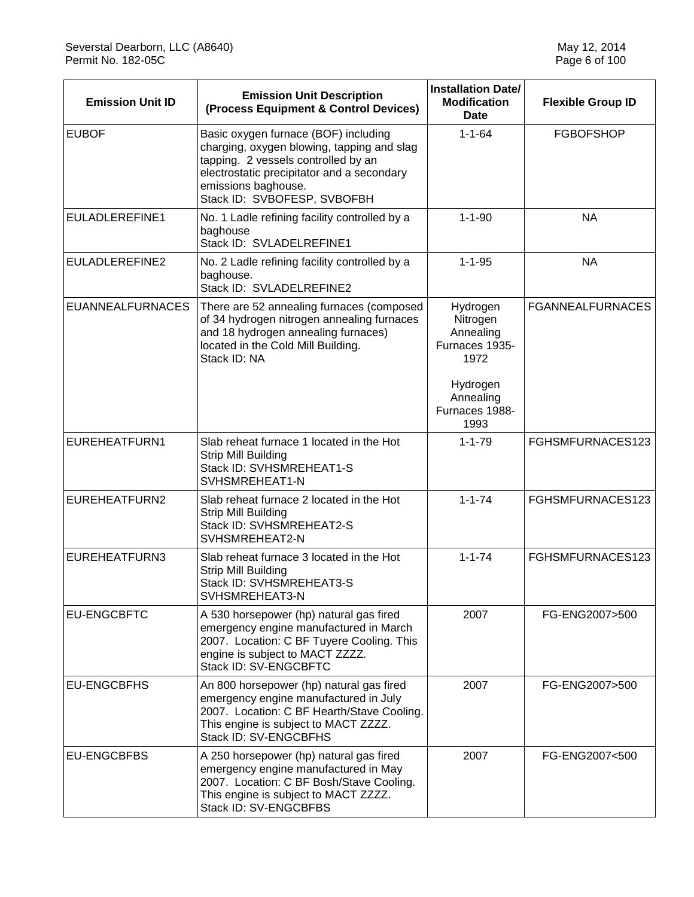| Emission Unit ID | Emission Unit Description (Process Equipment & Control Devices) | Installation Date/ Modification Date | Flexible Group ID |
|---|---|---|---|
| EUBOF | Basic oxygen furnace (BOF) including charging, oxygen blowing, tapping and slag tapping. 2 vessels controlled by an electrostatic precipitator and a secondary emissions baghouse.<br>Stack ID: SVBOFESP, SVBOFBH | 1-1-64 | FGBOFSHOP |
| EULADLEREFINE1 | No. 1 Ladle refining facility controlled by a baghouse<br>Stack ID: SVLADELREFINE1 | 1-1-90 | NA |
| EULADLEREFINE2 | No. 2 Ladle refining facility controlled by a baghouse.<br>Stack ID: SVLADELREFINE2 | 1-1-95 | NA |
| EUANNEALFURNACES | There are 52 annealing furnaces (composed of 34 hydrogen nitrogen annealing furnaces and 18 hydrogen annealing furnaces) located in the Cold Mill Building.<br>Stack ID: NA | Hydrogen Nitrogen Annealing Furnaces 1935-1972<br><br>Hydrogen Annealing Furnaces 1988-1993 | FGANNEALFURNACES |
| EUREHEATFURN1 | Slab reheat furnace 1 located in the Hot Strip Mill Building<br>Stack ID: SVHSMREHEAT1-S SVHSMREHEAT1-N | 1-1-79 | FGHSMFURNACES123 |
| EUREHEATFURN2 | Slab reheat furnace 2 located in the Hot Strip Mill Building<br>Stack ID: SVHSMREHEAT2-S SVHSMREHEAT2-N | 1-1-74 | FGHSMFURNACES123 |
| EUREHEATFURN3 | Slab reheat furnace 3 located in the Hot Strip Mill Building<br>Stack ID: SVHSMREHEAT3-S SVHSMREHEAT3-N | 1-1-74 | FGHSMFURNACES123 |
| EU-ENGCBFTC | A 530 horsepower (hp) natural gas fired emergency engine manufactured in March 2007. Location: C BF Tuyere Cooling. This engine is subject to MACT ZZZZ.<br>Stack ID: SV-ENGCBFTC | 2007 | FG-ENG2007>500 |
| EU-ENGCBFHS | An 800 horsepower (hp) natural gas fired emergency engine manufactured in July 2007. Location: C BF Hearth/Stave Cooling. This engine is subject to MACT ZZZZ.<br>Stack ID: SV-ENGCBFHS | 2007 | FG-ENG2007>500 |
| EU-ENGCBFBS | A 250 horsepower (hp) natural gas fired emergency engine manufactured in May 2007. Location: C BF Bosh/Stave Cooling. This engine is subject to MACT ZZZZ.<br>Stack ID: SV-ENGCBFBS | 2007 | FG-ENG2007<500 |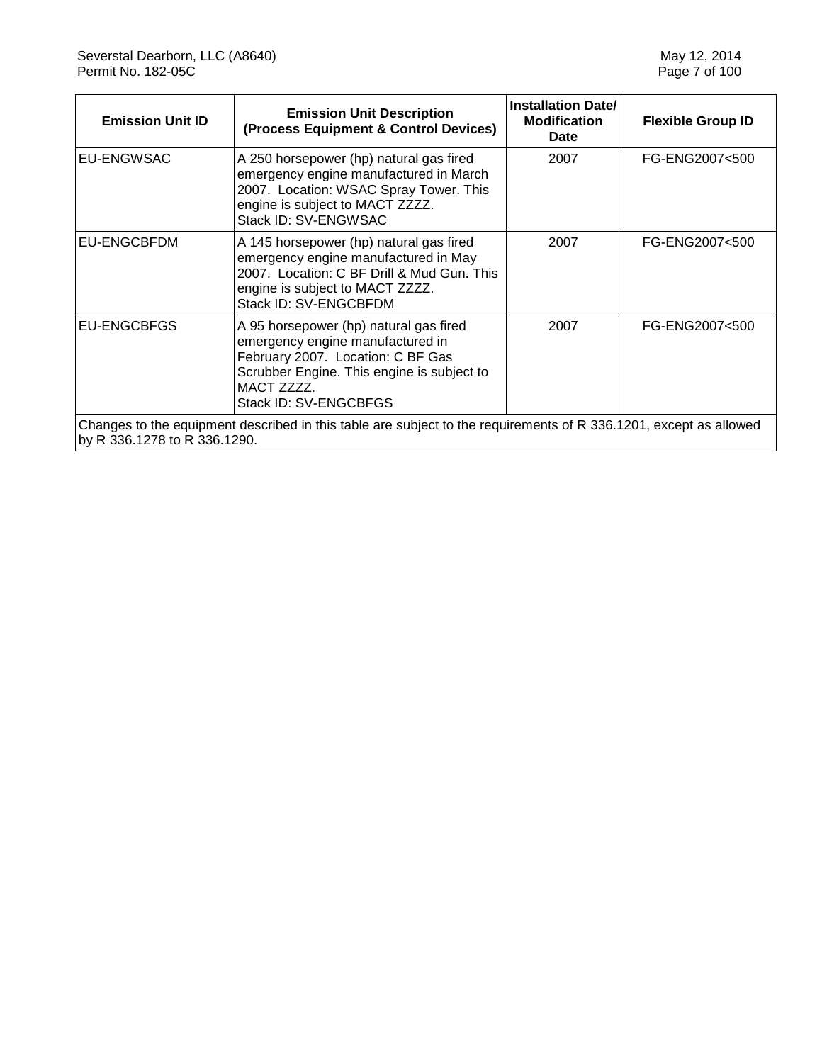| Emission Unit ID | Emission Unit Description (Process Equipment & Control Devices) | Installation Date/ Modification Date | Flexible Group ID |
|---|---|---|---|
| EU-ENGWSAC | A 250 horsepower (hp) natural gas fired emergency engine manufactured in March 2007. Location: WSAC Spray Tower. This engine is subject to MACT ZZZZ. Stack ID: SV-ENGWSAC | 2007 | FG-ENG2007<500 |
| EU-ENGCBFDM | A 145 horsepower (hp) natural gas fired emergency engine manufactured in May 2007. Location: C BF Drill & Mud Gun. This engine is subject to MACT ZZZZ. Stack ID: SV-ENGCBFDM | 2007 | FG-ENG2007<500 |
| EU-ENGCBFGS | A 95 horsepower (hp) natural gas fired emergency engine manufactured in February 2007. Location: C BF Gas Scrubber Engine. This engine is subject to MACT ZZZZ. Stack ID: SV-ENGCBFGS | 2007 | FG-ENG2007<500 |
| Changes to the equipment described in this table are subject to the requirements of R 336.1201, except as allowed by R 336.1278 to R 336.1290. | | | |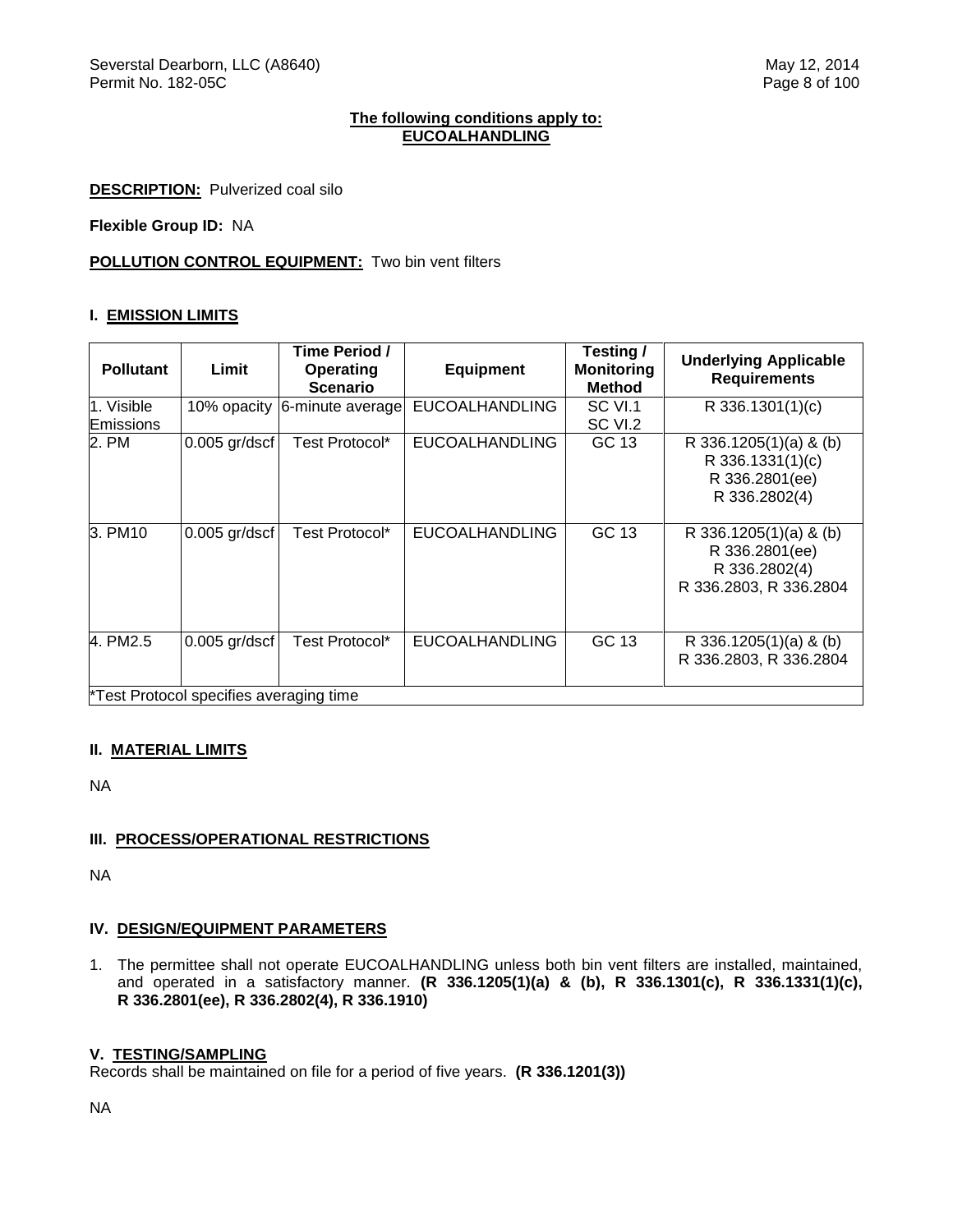**The following conditions apply to:**
**EUCOALHANDLING**

**DESCRIPTION:** Pulverized coal silo

**Flexible Group ID:** NA

**POLLUTION CONTROL EQUIPMENT:** Two bin vent filters

## I. EMISSION LIMITS

| Pollutant | Limit | Time Period / Operating Scenario | Equipment | Testing / Monitoring Method | Underlying Applicable Requirements |
|---|---|---|---|---|---|
| 1. Visible Emissions | 10% opacity | 6-minute average | EUCOALHANDLING | SC VI.1<br>SC VI.2 | R 336.1301(1)(c) |
| 2. PM | 0.005 gr/dscf | Test Protocol* | EUCOALHANDLING | GC 13 | R 336.1205(1)(a) & (b)<br>R 336.1331(1)(c)<br>R 336.2801(ee)<br>R 336.2802(4) |
| 3. PM10 | 0.005 gr/dscf | Test Protocol* | EUCOALHANDLING | GC 13 | R 336.1205(1)(a) & (b)<br>R 336.2801(ee)<br>R 336.2802(4)<br>R 336.2803, R 336.2804 |
| 4. PM2.5 | 0.005 gr/dscf | Test Protocol* | EUCOALHANDLING | GC 13 | R 336.1205(1)(a) & (b)<br>R 336.2803, R 336.2804 |
| *Test Protocol specifies averaging time | | | | | |

## II. MATERIAL LIMITS

NA

## III. PROCESS/OPERATIONAL RESTRICTIONS

NA

## IV. DESIGN/EQUIPMENT PARAMETERS

1. The permittee shall not operate EUCOALHANDLING unless both bin vent filters are installed, maintained, and operated in a satisfactory manner. **(R 336.1205(1)(a) & (b), R 336.1301(c), R 336.1331(1)(c), R 336.2801(ee), R 336.2802(4), R 336.1910)**

## V. TESTING/SAMPLING

Records shall be maintained on file for a period of five years. **(R 336.1201(3))**

NA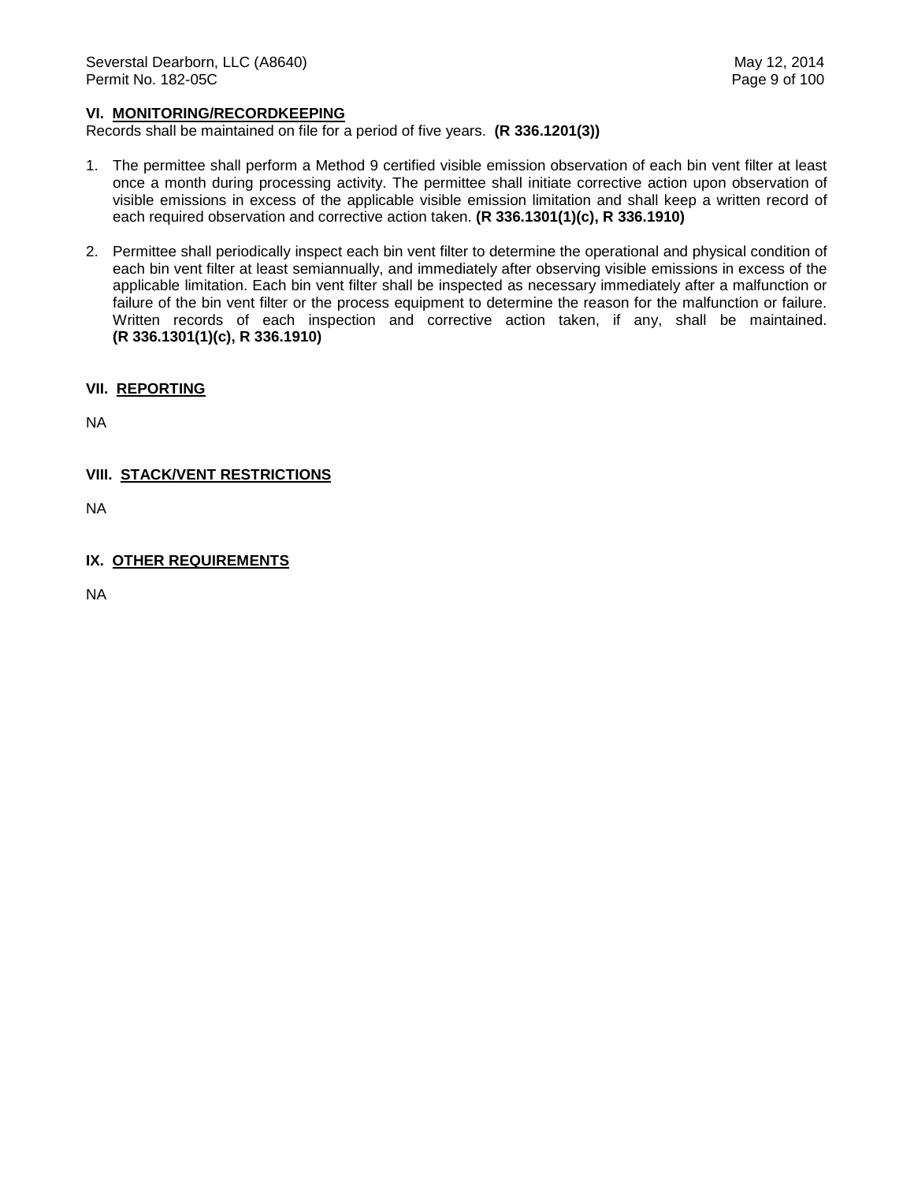### VI. MONITORING/RECORDKEEPING

Records shall be maintained on file for a period of five years. **(R 336.1201(3))**

1. The permittee shall perform a Method 9 certified visible emission observation of each bin vent filter at least once a month during processing activity. The permittee shall initiate corrective action upon observation of visible emissions in excess of the applicable visible emission limitation and shall keep a written record of each required observation and corrective action taken. **(R 336.1301(1)(c), R 336.1910)**

2. Permittee shall periodically inspect each bin vent filter to determine the operational and physical condition of each bin vent filter at least semiannually, and immediately after observing visible emissions in excess of the applicable limitation. Each bin vent filter shall be inspected as necessary immediately after a malfunction or failure of the bin vent filter or the process equipment to determine the reason for the malfunction or failure. Written records of each inspection and corrective action taken, if any, shall be maintained. **(R 336.1301(1)(c), R 336.1910)**

### VII. REPORTING

NA

### VIII. STACK/VENT RESTRICTIONS

NA

### IX. OTHER REQUIREMENTS

NA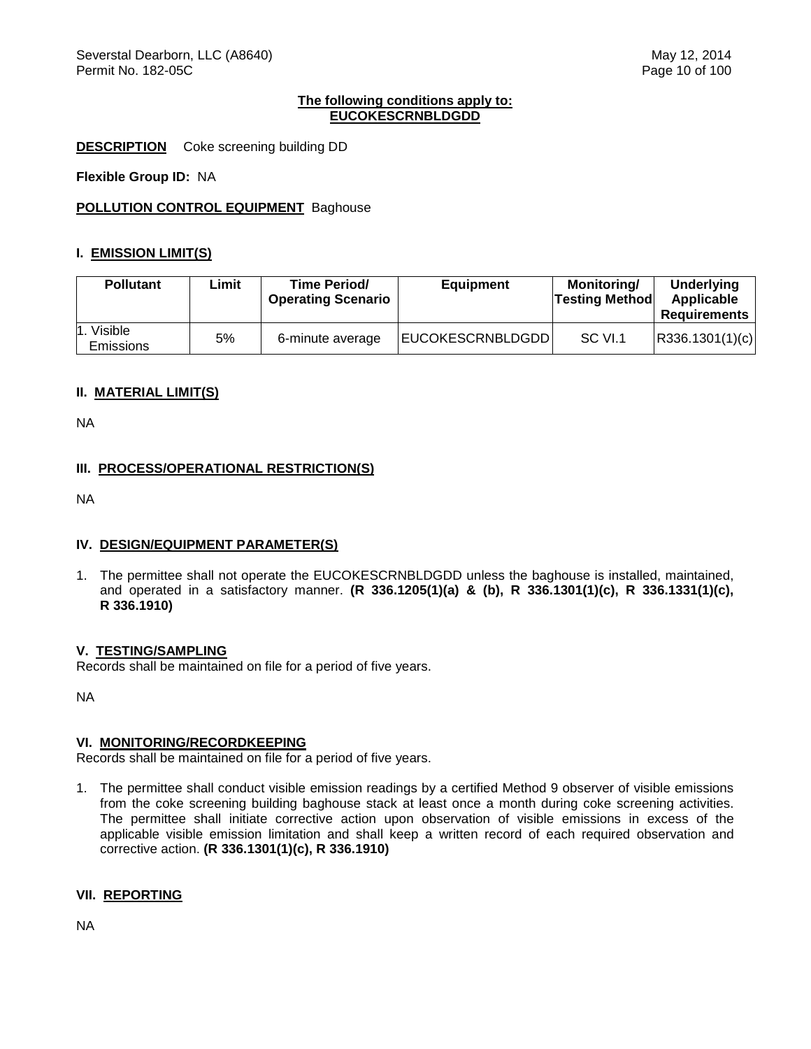**The following conditions apply to:**
**EUCOKESCRNBLDGDD**

**DESCRIPTION** Coke screening building DD

**Flexible Group ID:** NA

**POLLUTION CONTROL EQUIPMENT** Baghouse

## I. EMISSION LIMIT(S)

| Pollutant | Limit | Time Period/ Operating Scenario | Equipment | Monitoring/ Testing Method | Underlying Applicable Requirements |
|---|---|---|---|---|---|
| 1. Visible Emissions | 5% | 6-minute average | EUCOKESCRNBLDGDD | SC VI.1 | R336.1301(1)(c) |

## II. MATERIAL LIMIT(S)

NA

## III. PROCESS/OPERATIONAL RESTRICTION(S)

NA

## IV. DESIGN/EQUIPMENT PARAMETER(S)

1. The permittee shall not operate the EUCOKESCRNBLDGDD unless the baghouse is installed, maintained, and operated in a satisfactory manner. **(R 336.1205(1)(a) & (b), R 336.1301(1)(c), R 336.1331(1)(c), R 336.1910)**

## V. TESTING/SAMPLING

Records shall be maintained on file for a period of five years.

NA

## VI. MONITORING/RECORDKEEPING

Records shall be maintained on file for a period of five years.

1. The permittee shall conduct visible emission readings by a certified Method 9 observer of visible emissions from the coke screening building baghouse stack at least once a month during coke screening activities. The permittee shall initiate corrective action upon observation of visible emissions in excess of the applicable visible emission limitation and shall keep a written record of each required observation and corrective action. **(R 336.1301(1)(c), R 336.1910)**

## VII. REPORTING

NA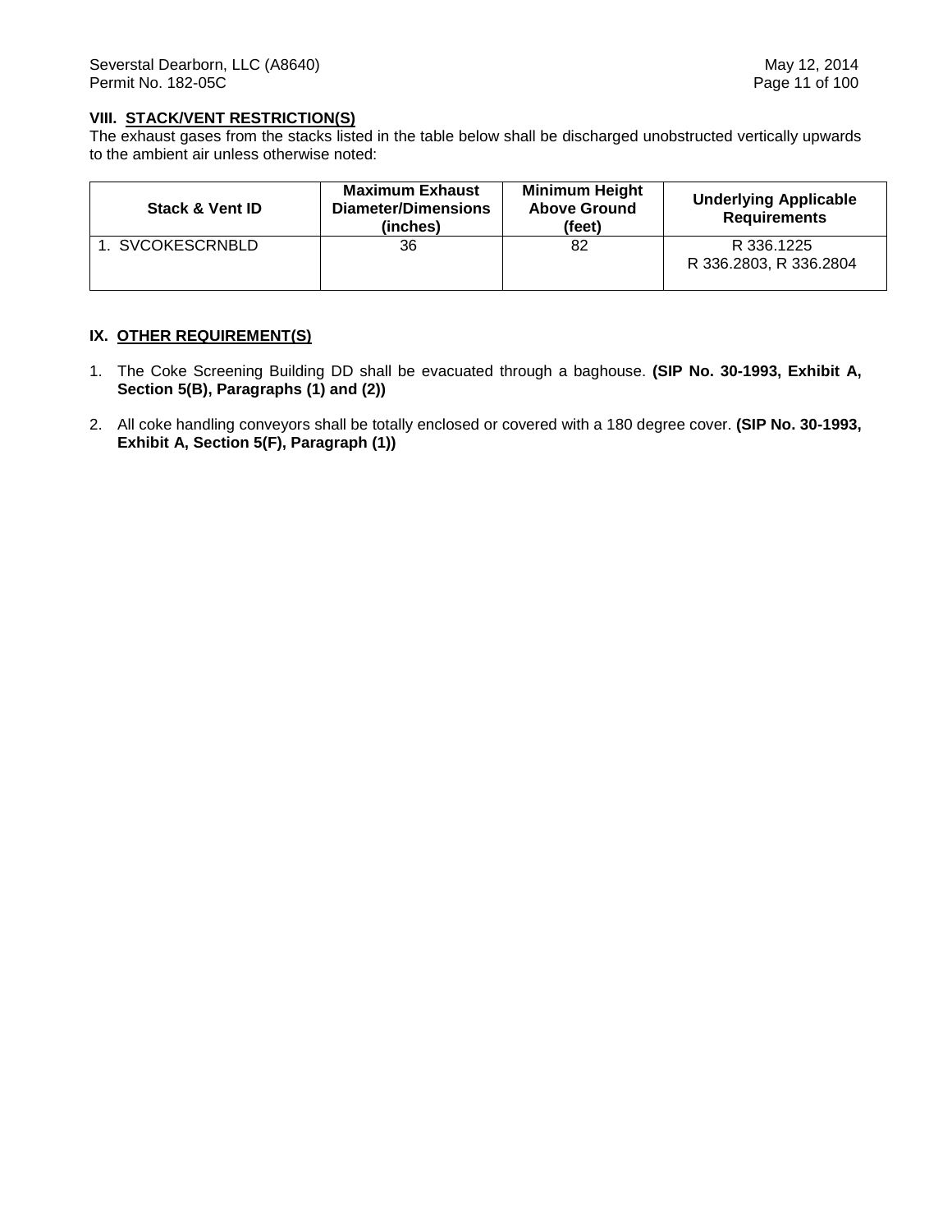## VIII. STACK/VENT RESTRICTION(S)

The exhaust gases from the stacks listed in the table below shall be discharged unobstructed vertically upwards to the ambient air unless otherwise noted:

| Stack & Vent ID | Maximum Exhaust Diameter/Dimensions (inches) | Minimum Height Above Ground (feet) | Underlying Applicable Requirements |
|---|---|---|---|
| 1. SVCOKESCRNBLD | 36 | 82 | R 336.1225<br>R 336.2803, R 336.2804 |

## IX. OTHER REQUIREMENT(S)

1. The Coke Screening Building DD shall be evacuated through a baghouse. **(SIP No. 30-1993, Exhibit A, Section 5(B), Paragraphs (1) and (2))**

2. All coke handling conveyors shall be totally enclosed or covered with a 180 degree cover. **(SIP No. 30-1993, Exhibit A, Section 5(F), Paragraph (1))**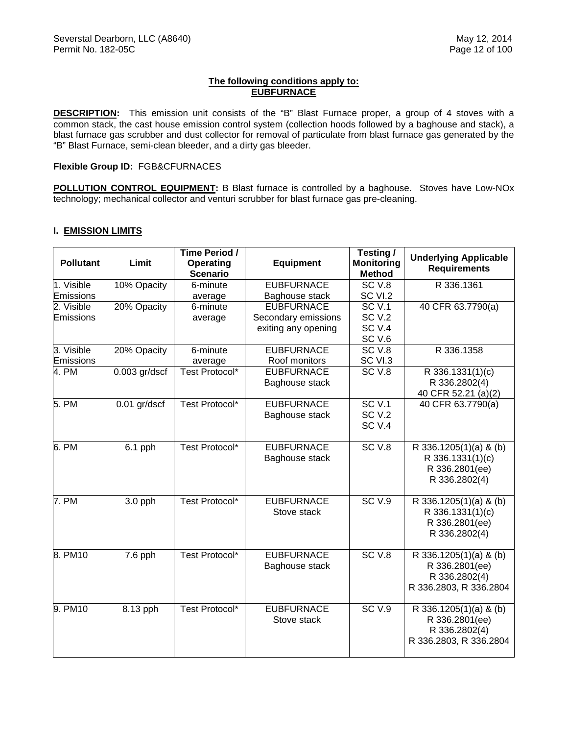**The following conditions apply to:**
**EUBFURNACE**

**DESCRIPTION:** This emission unit consists of the "B" Blast Furnace proper, a group of 4 stoves with a common stack, the cast house emission control system (collection hoods followed by a baghouse and stack), a blast furnace gas scrubber and dust collector for removal of particulate from blast furnace gas generated by the "B" Blast Furnace, semi-clean bleeder, and a dirty gas bleeder.

**Flexible Group ID:** FGB&CFURNACES

**POLLUTION CONTROL EQUIPMENT:** B Blast furnace is controlled by a baghouse. Stoves have Low-NOx technology; mechanical collector and venturi scrubber for blast furnace gas pre-cleaning.

## I. EMISSION LIMITS

| Pollutant | Limit | Time Period / Operating Scenario | Equipment | Testing / Monitoring Method | Underlying Applicable Requirements |
|---|---|---|---|---|---|
| 1. Visible Emissions | 10% Opacity | 6-minute average | EUBFURNACE Baghouse stack | SC V.8 SC VI.2 | R 336.1361 |
| 2. Visible Emissions | 20% Opacity | 6-minute average | EUBFURNACE Secondary emissions exiting any opening | SC V.1 SC V.2 SC V.4 SC V.6 | 40 CFR 63.7790(a) |
| 3. Visible Emissions | 20% Opacity | 6-minute average | EUBFURNACE Roof monitors | SC V.8 SC VI.3 | R 336.1358 |
| 4. PM | 0.003 gr/dscf | Test Protocol* | EUBFURNACE Baghouse stack | SC V.8 | R 336.1331(1)(c) R 336.2802(4) 40 CFR 52.21 (a)(2) |
| 5. PM | 0.01 gr/dscf | Test Protocol* | EUBFURNACE Baghouse stack | SC V.1 SC V.2 SC V.4 | 40 CFR 63.7790(a) |
| 6. PM | 6.1 pph | Test Protocol* | EUBFURNACE Baghouse stack | SC V.8 | R 336.1205(1)(a) & (b) R 336.1331(1)(c) R 336.2801(ee) R 336.2802(4) |
| 7. PM | 3.0 pph | Test Protocol* | EUBFURNACE Stove stack | SC V.9 | R 336.1205(1)(a) & (b) R 336.1331(1)(c) R 336.2801(ee) R 336.2802(4) |
| 8. PM10 | 7.6 pph | Test Protocol* | EUBFURNACE Baghouse stack | SC V.8 | R 336.1205(1)(a) & (b) R 336.2801(ee) R 336.2802(4) R 336.2803, R 336.2804 |
| 9. PM10 | 8.13 pph | Test Protocol* | EUBFURNACE Stove stack | SC V.9 | R 336.1205(1)(a) & (b) R 336.2801(ee) R 336.2802(4) R 336.2803, R 336.2804 |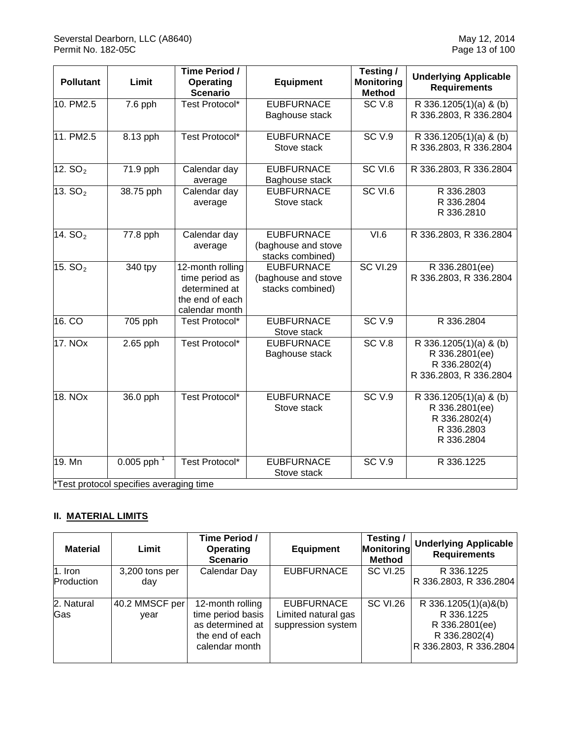| Pollutant | Limit | Time Period / Operating Scenario | Equipment | Testing / Monitoring Method | Underlying Applicable Requirements |
|---|---|---|---|---|---|
| 10. PM2.5 | 7.6 pph | Test Protocol* | EUBFURNACE Baghouse stack | SC V.8 | R 336.1205(1)(a) & (b) R 336.2803, R 336.2804 |
| 11. PM2.5 | 8.13 pph | Test Protocol* | EUBFURNACE Stove stack | SC V.9 | R 336.1205(1)(a) & (b) R 336.2803, R 336.2804 |
| 12. $SO_2$ | 71.9 pph | Calendar day average | EUBFURNACE Baghouse stack | SC VI.6 | R 336.2803, R 336.2804 |
| 13. $SO_2$ | 38.75 pph | Calendar day average | EUBFURNACE Stove stack | SC VI.6 | R 336.2803 R 336.2804 R 336.2810 |
| 14. $SO_2$ | 77.8 pph | Calendar day average | EUBFURNACE (baghouse and stove stacks combined) | VI.6 | R 336.2803, R 336.2804 |
| 15. $SO_2$ | 340 tpy | 12-month rolling time period as determined at the end of each calendar month | EUBFURNACE (baghouse and stove stacks combined) | SC VI.29 | R 336.2801(ee) R 336.2803, R 336.2804 |
| 16. CO | 705 pph | Test Protocol* | EUBFURNACE Stove stack | SC V.9 | R 336.2804 |
| 17. NOx | 2.65 pph | Test Protocol* | EUBFURNACE Baghouse stack | SC V.8 | R 336.1205(1)(a) & (b) R 336.2801(ee) R 336.2802(4) R 336.2803, R 336.2804 |
| 18. NOx | 36.0 pph | Test Protocol* | EUBFURNACE Stove stack | SC V.9 | R 336.1205(1)(a) & (b) R 336.2801(ee) R 336.2802(4) R 336.2803 R 336.2804 |
| 19. Mn | 0.005 pph [1] | Test Protocol* | EUBFURNACE Stove stack | SC V.9 | R 336.1225 |

*Test protocol specifies averaging time

## II. MATERIAL LIMITS

| Material | Limit | Time Period / Operating Scenario | Equipment | Testing / Monitoring Method | Underlying Applicable Requirements |
|---|---|---|---|---|---|
| 1. Iron Production | 3,200 tons per day | Calendar Day | EUBFURNACE | SC VI.25 | R 336.1225 R 336.2803, R 336.2804 |
| 2. Natural Gas | 40.2 MMSCF per year | 12-month rolling time period basis as determined at the end of each calendar month | EUBFURNACE Limited natural gas suppression system | SC VI.26 | R 336.1205(1)(a)&(b) R 336.1225 R 336.2801(ee) R 336.2802(4) R 336.2803, R 336.2804 |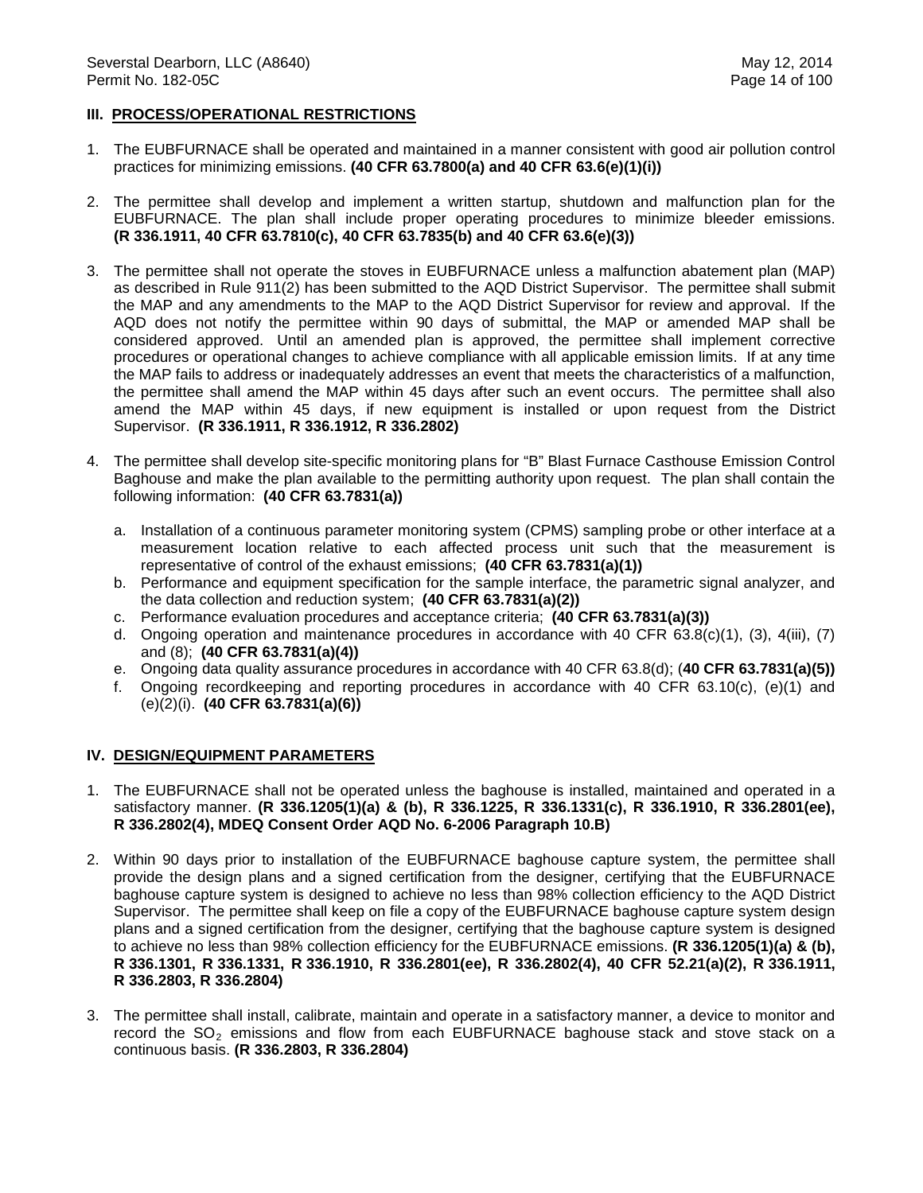## III. PROCESS/OPERATIONAL RESTRICTIONS

1. The EUBFURNACE shall be operated and maintained in a manner consistent with good air pollution control practices for minimizing emissions. **(40 CFR 63.7800(a) and 40 CFR 63.6(e)(1)(i))**

2. The permittee shall develop and implement a written startup, shutdown and malfunction plan for the EUBFURNACE. The plan shall include proper operating procedures to minimize bleeder emissions. **(R 336.1911, 40 CFR 63.7810(c), 40 CFR 63.7835(b) and 40 CFR 63.6(e)(3))**

3. The permittee shall not operate the stoves in EUBFURNACE unless a malfunction abatement plan (MAP) as described in Rule 911(2) has been submitted to the AQD District Supervisor. The permittee shall submit the MAP and any amendments to the MAP to the AQD District Supervisor for review and approval. If the AQD does not notify the permittee within 90 days of submittal, the MAP or amended MAP shall be considered approved. Until an amended plan is approved, the permittee shall implement corrective procedures or operational changes to achieve compliance with all applicable emission limits. If at any time the MAP fails to address or inadequately addresses an event that meets the characteristics of a malfunction, the permittee shall amend the MAP within 45 days after such an event occurs. The permittee shall also amend the MAP within 45 days, if new equipment is installed or upon request from the District Supervisor. **(R 336.1911, R 336.1912, R 336.2802)**

4. The permittee shall develop site-specific monitoring plans for "B" Blast Furnace Casthouse Emission Control Baghouse and make the plan available to the permitting authority upon request. The plan shall contain the following information: **(40 CFR 63.7831(a))**

   a. Installation of a continuous parameter monitoring system (CPMS) sampling probe or other interface at a measurement location relative to each affected process unit such that the measurement is representative of control of the exhaust emissions; **(40 CFR 63.7831(a)(1))**
   b. Performance and equipment specification for the sample interface, the parametric signal analyzer, and the data collection and reduction system; **(40 CFR 63.7831(a)(2))**
   c. Performance evaluation procedures and acceptance criteria; **(40 CFR 63.7831(a)(3))**
   d. Ongoing operation and maintenance procedures in accordance with 40 CFR 63.8(c)(1), (3), 4(iii), (7) and (8); **(40 CFR 63.7831(a)(4))**
   e. Ongoing data quality assurance procedures in accordance with 40 CFR 63.8(d); (**40 CFR 63.7831(a)(5))**
   f. Ongoing recordkeeping and reporting procedures in accordance with 40 CFR 63.10(c), (e)(1) and (e)(2)(i). **(40 CFR 63.7831(a)(6))**

## IV. DESIGN/EQUIPMENT PARAMETERS

1. The EUBFURNACE shall not be operated unless the baghouse is installed, maintained and operated in a satisfactory manner. **(R 336.1205(1)(a) & (b), R 336.1225, R 336.1331(c), R 336.1910, R 336.2801(ee), R 336.2802(4), MDEQ Consent Order AQD No. 6-2006 Paragraph 10.B)**

2. Within 90 days prior to installation of the EUBFURNACE baghouse capture system, the permittee shall provide the design plans and a signed certification from the designer, certifying that the EUBFURNACE baghouse capture system is designed to achieve no less than 98% collection efficiency to the AQD District Supervisor. The permittee shall keep on file a copy of the EUBFURNACE baghouse capture system design plans and a signed certification from the designer, certifying that the baghouse capture system is designed to achieve no less than 98% collection efficiency for the EUBFURNACE emissions. **(R 336.1205(1)(a) & (b), R 336.1301, R 336.1331, R 336.1910, R 336.2801(ee), R 336.2802(4), 40 CFR 52.21(a)(2), R 336.1911, R 336.2803, R 336.2804)**

3. The permittee shall install, calibrate, maintain and operate in a satisfactory manner, a device to monitor and record the $SO_2$ emissions and flow from each EUBFURNACE baghouse stack and stove stack on a continuous basis. **(R 336.2803, R 336.2804)**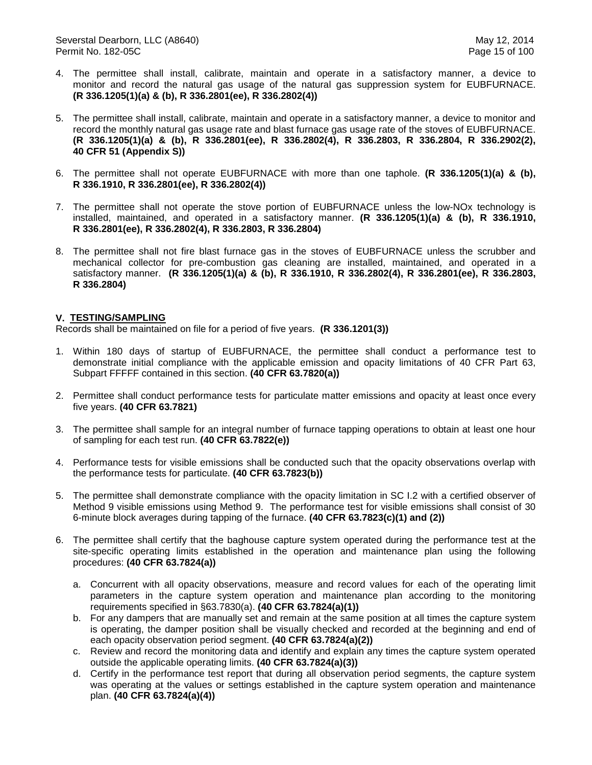4. The permittee shall install, calibrate, maintain and operate in a satisfactory manner, a device to monitor and record the natural gas usage of the natural gas suppression system for EUBFURNACE. **(R 336.1205(1)(a) & (b), R 336.2801(ee), R 336.2802(4))**

5. The permittee shall install, calibrate, maintain and operate in a satisfactory manner, a device to monitor and record the monthly natural gas usage rate and blast furnace gas usage rate of the stoves of EUBFURNACE. **(R 336.1205(1)(a) & (b), R 336.2801(ee), R 336.2802(4), R 336.2803, R 336.2804, R 336.2902(2), 40 CFR 51 (Appendix S))**

6. The permittee shall not operate EUBFURNACE with more than one taphole. **(R 336.1205(1)(a) & (b), R 336.1910, R 336.2801(ee), R 336.2802(4))**

7. The permittee shall not operate the stove portion of EUBFURNACE unless the low-NOx technology is installed, maintained, and operated in a satisfactory manner. **(R 336.1205(1)(a) & (b), R 336.1910, R 336.2801(ee), R 336.2802(4), R 336.2803, R 336.2804)**

8. The permittee shall not fire blast furnace gas in the stoves of EUBFURNACE unless the scrubber and mechanical collector for pre-combustion gas cleaning are installed, maintained, and operated in a satisfactory manner. **(R 336.1205(1)(a) & (b), R 336.1910, R 336.2802(4), R 336.2801(ee), R 336.2803, R 336.2804)**

## V. TESTING/SAMPLING

Records shall be maintained on file for a period of five years. **(R 336.1201(3))**

1. Within 180 days of startup of EUBFURNACE, the permittee shall conduct a performance test to demonstrate initial compliance with the applicable emission and opacity limitations of 40 CFR Part 63, Subpart FFFFF contained in this section. **(40 CFR 63.7820(a))**

2. Permittee shall conduct performance tests for particulate matter emissions and opacity at least once every five years. **(40 CFR 63.7821)**

3. The permittee shall sample for an integral number of furnace tapping operations to obtain at least one hour of sampling for each test run. **(40 CFR 63.7822(e))**

4. Performance tests for visible emissions shall be conducted such that the opacity observations overlap with the performance tests for particulate. **(40 CFR 63.7823(b))**

5. The permittee shall demonstrate compliance with the opacity limitation in SC I.2 with a certified observer of Method 9 visible emissions using Method 9. The performance test for visible emissions shall consist of 30 6-minute block averages during tapping of the furnace. **(40 CFR 63.7823(c)(1) and (2))**

6. The permittee shall certify that the baghouse capture system operated during the performance test at the site-specific operating limits established in the operation and maintenance plan using the following procedures: **(40 CFR 63.7824(a))**

   a. Concurrent with all opacity observations, measure and record values for each of the operating limit parameters in the capture system operation and maintenance plan according to the monitoring requirements specified in §63.7830(a). **(40 CFR 63.7824(a)(1))**
   b. For any dampers that are manually set and remain at the same position at all times the capture system is operating, the damper position shall be visually checked and recorded at the beginning and end of each opacity observation period segment. **(40 CFR 63.7824(a)(2))**
   c. Review and record the monitoring data and identify and explain any times the capture system operated outside the applicable operating limits. **(40 CFR 63.7824(a)(3))**
   d. Certify in the performance test report that during all observation period segments, the capture system was operating at the values or settings established in the capture system operation and maintenance plan. **(40 CFR 63.7824(a)(4))**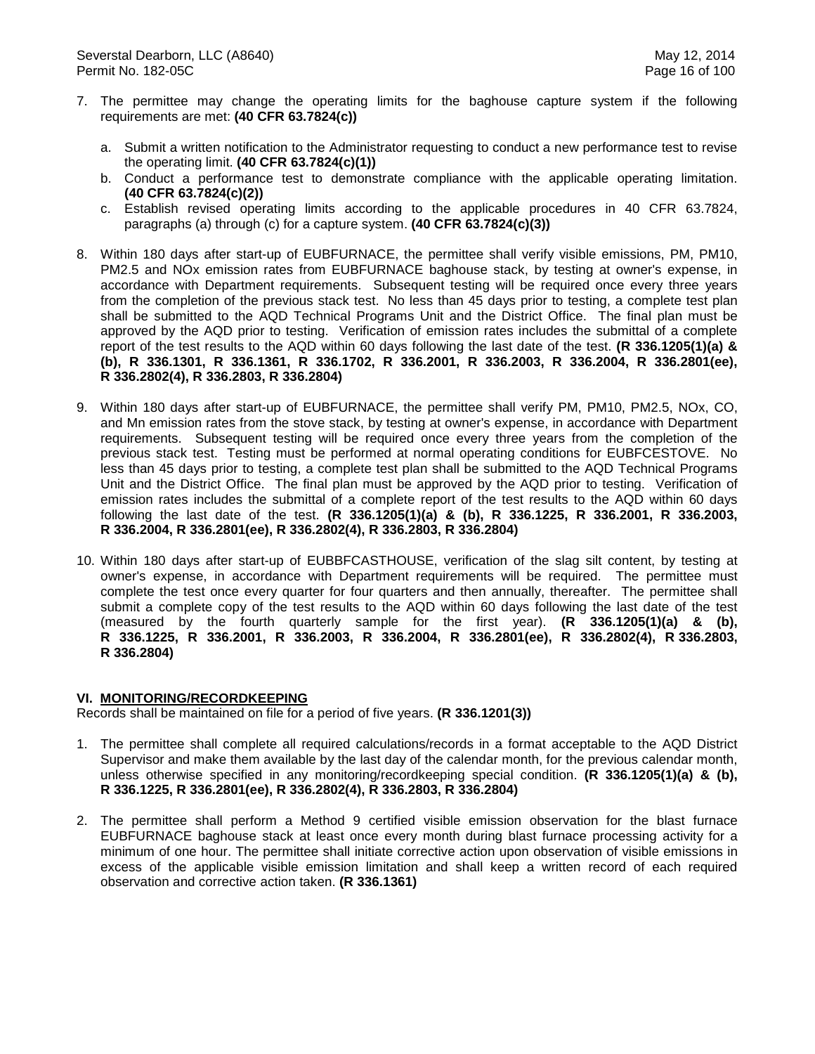7. The permittee may change the operating limits for the baghouse capture system if the following requirements are met: **(40 CFR 63.7824(c))**

   a. Submit a written notification to the Administrator requesting to conduct a new performance test to revise the operating limit. **(40 CFR 63.7824(c)(1))**
   b. Conduct a performance test to demonstrate compliance with the applicable operating limitation. **(40 CFR 63.7824(c)(2))**
   c. Establish revised operating limits according to the applicable procedures in 40 CFR 63.7824, paragraphs (a) through (c) for a capture system. **(40 CFR 63.7824(c)(3))**

8. Within 180 days after start-up of EUBFURNACE, the permittee shall verify visible emissions, PM, PM10, PM2.5 and NOx emission rates from EUBFURNACE baghouse stack, by testing at owner's expense, in accordance with Department requirements. Subsequent testing will be required once every three years from the completion of the previous stack test. No less than 45 days prior to testing, a complete test plan shall be submitted to the AQD Technical Programs Unit and the District Office. The final plan must be approved by the AQD prior to testing. Verification of emission rates includes the submittal of a complete report of the test results to the AQD within 60 days following the last date of the test. **(R 336.1205(1)(a) & (b), R 336.1301, R 336.1361, R 336.1702, R 336.2001, R 336.2003, R 336.2004, R 336.2801(ee), R 336.2802(4), R 336.2803, R 336.2804)**

9. Within 180 days after start-up of EUBFURNACE, the permittee shall verify PM, PM10, PM2.5, NOx, CO, and Mn emission rates from the stove stack, by testing at owner's expense, in accordance with Department requirements. Subsequent testing will be required once every three years from the completion of the previous stack test. Testing must be performed at normal operating conditions for EUBFCESTOVE. No less than 45 days prior to testing, a complete test plan shall be submitted to the AQD Technical Programs Unit and the District Office. The final plan must be approved by the AQD prior to testing. Verification of emission rates includes the submittal of a complete report of the test results to the AQD within 60 days following the last date of the test. **(R 336.1205(1)(a) & (b), R 336.1225, R 336.2001, R 336.2003, R 336.2004, R 336.2801(ee), R 336.2802(4), R 336.2803, R 336.2804)**

10. Within 180 days after start-up of EUBBFCASTHOUSE, verification of the slag silt content, by testing at owner's expense, in accordance with Department requirements will be required. The permittee must complete the test once every quarter for four quarters and then annually, thereafter. The permittee shall submit a complete copy of the test results to the AQD within 60 days following the last date of the test (measured by the fourth quarterly sample for the first year). **(R 336.1205(1)(a) & (b), R 336.1225, R 336.2001, R 336.2003, R 336.2004, R 336.2801(ee), R 336.2802(4), R 336.2803, R 336.2804)**

## VI. MONITORING/RECORDKEEPING

Records shall be maintained on file for a period of five years. **(R 336.1201(3))**

1. The permittee shall complete all required calculations/records in a format acceptable to the AQD District Supervisor and make them available by the last day of the calendar month, for the previous calendar month, unless otherwise specified in any monitoring/recordkeeping special condition. **(R 336.1205(1)(a) & (b), R 336.1225, R 336.2801(ee), R 336.2802(4), R 336.2803, R 336.2804)**

2. The permittee shall perform a Method 9 certified visible emission observation for the blast furnace EUBFURNACE baghouse stack at least once every month during blast furnace processing activity for a minimum of one hour. The permittee shall initiate corrective action upon observation of visible emissions in excess of the applicable visible emission limitation and shall keep a written record of each required observation and corrective action taken. **(R 336.1361)**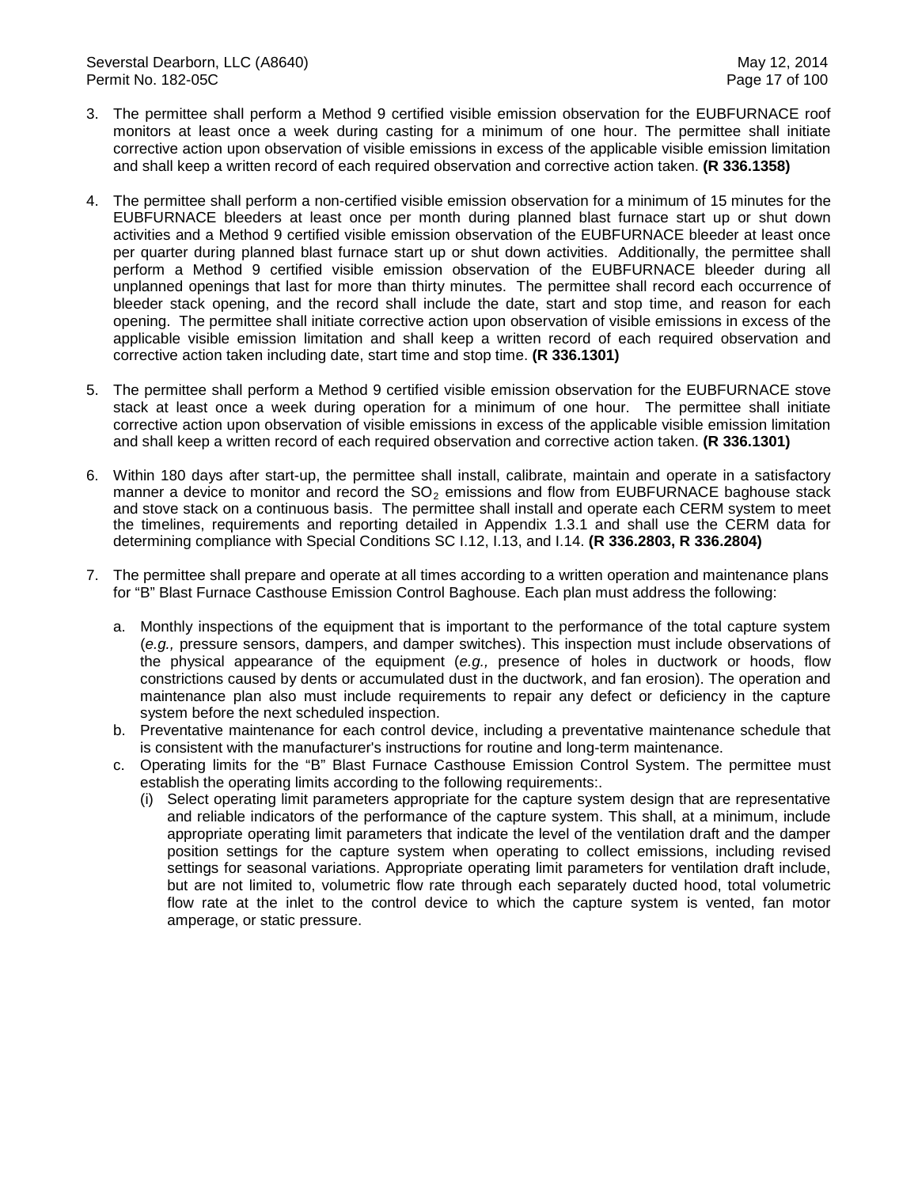3. The permittee shall perform a Method 9 certified visible emission observation for the EUBFURNACE roof monitors at least once a week during casting for a minimum of one hour. The permittee shall initiate corrective action upon observation of visible emissions in excess of the applicable visible emission limitation and shall keep a written record of each required observation and corrective action taken. **(R 336.1358)**

4. The permittee shall perform a non-certified visible emission observation for a minimum of 15 minutes for the EUBFURNACE bleeders at least once per month during planned blast furnace start up or shut down activities and a Method 9 certified visible emission observation of the EUBFURNACE bleeder at least once per quarter during planned blast furnace start up or shut down activities. Additionally, the permittee shall perform a Method 9 certified visible emission observation of the EUBFURNACE bleeder during all unplanned openings that last for more than thirty minutes. The permittee shall record each occurrence of bleeder stack opening, and the record shall include the date, start and stop time, and reason for each opening. The permittee shall initiate corrective action upon observation of visible emissions in excess of the applicable visible emission limitation and shall keep a written record of each required observation and corrective action taken including date, start time and stop time. **(R 336.1301)**

5. The permittee shall perform a Method 9 certified visible emission observation for the EUBFURNACE stove stack at least once a week during operation for a minimum of one hour. The permittee shall initiate corrective action upon observation of visible emissions in excess of the applicable visible emission limitation and shall keep a written record of each required observation and corrective action taken. **(R 336.1301)**

6. Within 180 days after start-up, the permittee shall install, calibrate, maintain and operate in a satisfactory manner a device to monitor and record the $SO_2$ emissions and flow from EUBFURNACE baghouse stack and stove stack on a continuous basis. The permittee shall install and operate each CERM system to meet the timelines, requirements and reporting detailed in Appendix 1.3.1 and shall use the CERM data for determining compliance with Special Conditions SC I.12, I.13, and I.14. **(R 336.2803, R 336.2804)**

7. The permittee shall prepare and operate at all times according to a written operation and maintenance plans for "B" Blast Furnace Casthouse Emission Control Baghouse. Each plan must address the following:

   a. Monthly inspections of the equipment that is important to the performance of the total capture system (*e.g.,* pressure sensors, dampers, and damper switches). This inspection must include observations of the physical appearance of the equipment (*e.g.,* presence of holes in ductwork or hoods, flow constrictions caused by dents or accumulated dust in the ductwork, and fan erosion). The operation and maintenance plan also must include requirements to repair any defect or deficiency in the capture system before the next scheduled inspection.
   b. Preventative maintenance for each control device, including a preventative maintenance schedule that is consistent with the manufacturer's instructions for routine and long-term maintenance.
   c. Operating limits for the "B" Blast Furnace Casthouse Emission Control System. The permittee must establish the operating limits according to the following requirements:.
      (i) Select operating limit parameters appropriate for the capture system design that are representative and reliable indicators of the performance of the capture system. This shall, at a minimum, include appropriate operating limit parameters that indicate the level of the ventilation draft and the damper position settings for the capture system when operating to collect emissions, including revised settings for seasonal variations. Appropriate operating limit parameters for ventilation draft include, but are not limited to, volumetric flow rate through each separately ducted hood, total volumetric flow rate at the inlet to the control device to which the capture system is vented, fan motor amperage, or static pressure.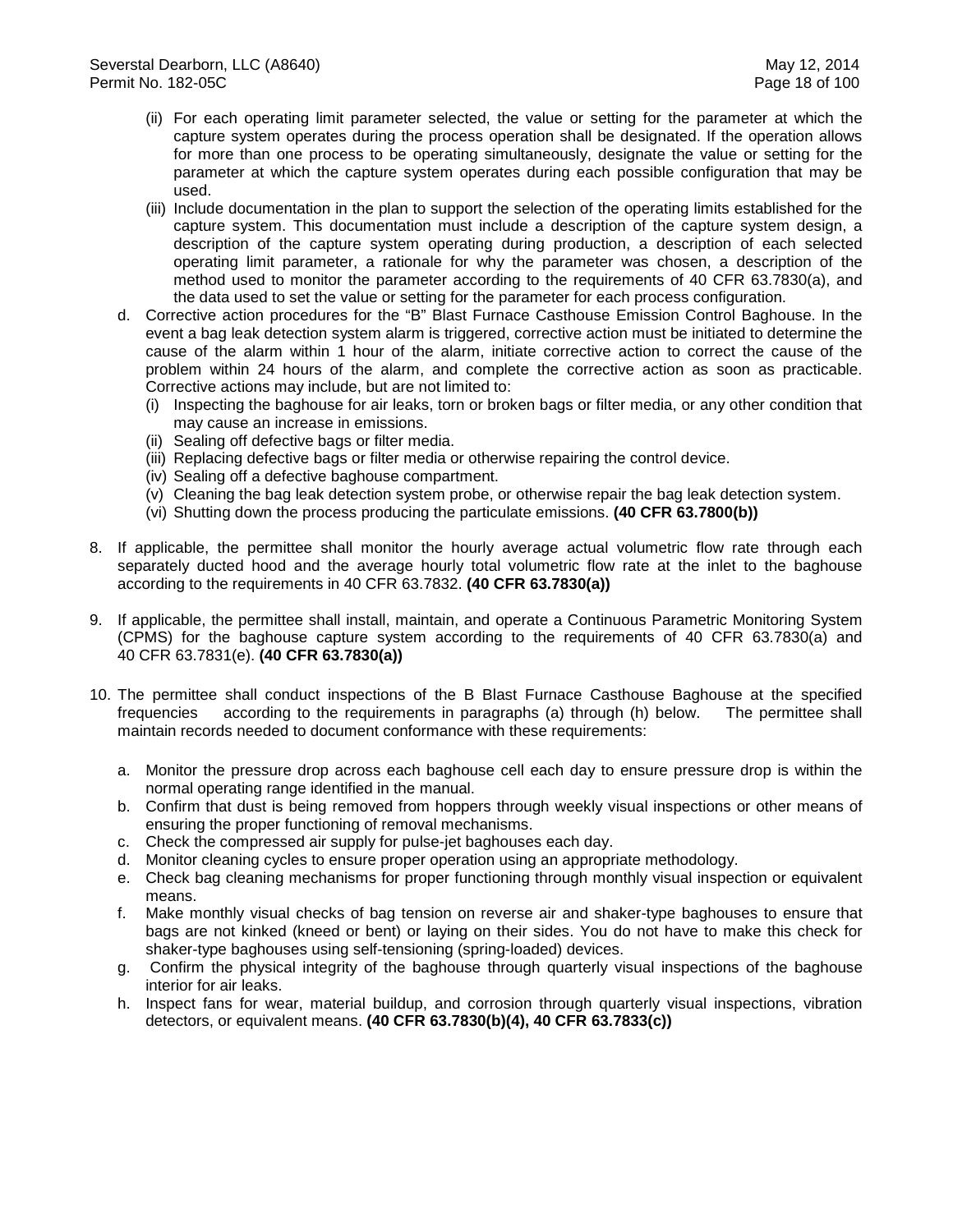(ii) For each operating limit parameter selected, the value or setting for the parameter at which the capture system operates during the process operation shall be designated. If the operation allows for more than one process to be operating simultaneously, designate the value or setting for the parameter at which the capture system operates during each possible configuration that may be used.

(iii) Include documentation in the plan to support the selection of the operating limits established for the capture system. This documentation must include a description of the capture system design, a description of the capture system operating during production, a description of each selected operating limit parameter, a rationale for why the parameter was chosen, a description of the method used to monitor the parameter according to the requirements of 40 CFR 63.7830(a), and the data used to set the value or setting for the parameter for each process configuration.

d. Corrective action procedures for the "B" Blast Furnace Casthouse Emission Control Baghouse. In the event a bag leak detection system alarm is triggered, corrective action must be initiated to determine the cause of the alarm within 1 hour of the alarm, initiate corrective action to correct the cause of the problem within 24 hours of the alarm, and complete the corrective action as soon as practicable. Corrective actions may include, but are not limited to:

(i) Inspecting the baghouse for air leaks, torn or broken bags or filter media, or any other condition that may cause an increase in emissions.

(ii) Sealing off defective bags or filter media.

(iii) Replacing defective bags or filter media or otherwise repairing the control device.

(iv) Sealing off a defective baghouse compartment.

(v) Cleaning the bag leak detection system probe, or otherwise repair the bag leak detection system.

(vi) Shutting down the process producing the particulate emissions. **(40 CFR 63.7800(b))**

8. If applicable, the permittee shall monitor the hourly average actual volumetric flow rate through each separately ducted hood and the average hourly total volumetric flow rate at the inlet to the baghouse according to the requirements in 40 CFR 63.7832. **(40 CFR 63.7830(a))**

9. If applicable, the permittee shall install, maintain, and operate a Continuous Parametric Monitoring System (CPMS) for the baghouse capture system according to the requirements of 40 CFR 63.7830(a) and 40 CFR 63.7831(e). **(40 CFR 63.7830(a))**

10. The permittee shall conduct inspections of the B Blast Furnace Casthouse Baghouse at the specified frequencies according to the requirements in paragraphs (a) through (h) below. The permittee shall maintain records needed to document conformance with these requirements:

    a. Monitor the pressure drop across each baghouse cell each day to ensure pressure drop is within the normal operating range identified in the manual.
    b. Confirm that dust is being removed from hoppers through weekly visual inspections or other means of ensuring the proper functioning of removal mechanisms.
    c. Check the compressed air supply for pulse-jet baghouses each day.
    d. Monitor cleaning cycles to ensure proper operation using an appropriate methodology.
    e. Check bag cleaning mechanisms for proper functioning through monthly visual inspection or equivalent means.
    f. Make monthly visual checks of bag tension on reverse air and shaker-type baghouses to ensure that bags are not kinked (kneed or bent) or laying on their sides. You do not have to make this check for shaker-type baghouses using self-tensioning (spring-loaded) devices.
    g. Confirm the physical integrity of the baghouse through quarterly visual inspections of the baghouse interior for air leaks.
    h. Inspect fans for wear, material buildup, and corrosion through quarterly visual inspections, vibration detectors, or equivalent means. **(40 CFR 63.7830(b)(4), 40 CFR 63.7833(c))**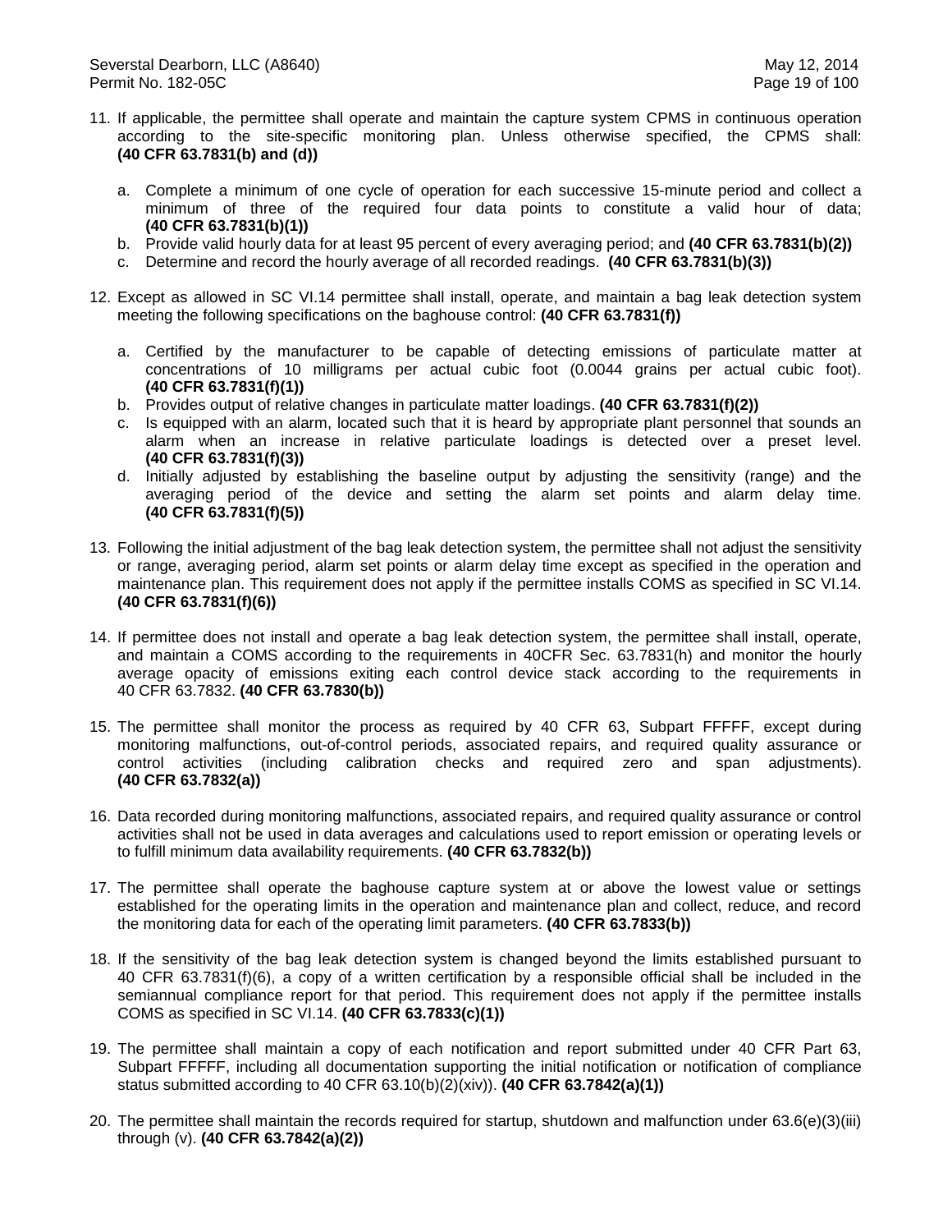11. If applicable, the permittee shall operate and maintain the capture system CPMS in continuous operation according to the site-specific monitoring plan. Unless otherwise specified, the CPMS shall: **(40 CFR 63.7831(b) and (d))**

    a. Complete a minimum of one cycle of operation for each successive 15-minute period and collect a minimum of three of the required four data points to constitute a valid hour of data; **(40 CFR 63.7831(b)(1))**
    b. Provide valid hourly data for at least 95 percent of every averaging period; and **(40 CFR 63.7831(b)(2))**
    c. Determine and record the hourly average of all recorded readings. **(40 CFR 63.7831(b)(3))**

12. Except as allowed in SC VI.14 permittee shall install, operate, and maintain a bag leak detection system meeting the following specifications on the baghouse control: **(40 CFR 63.7831(f))**

    a. Certified by the manufacturer to be capable of detecting emissions of particulate matter at concentrations of 10 milligrams per actual cubic foot (0.0044 grains per actual cubic foot). **(40 CFR 63.7831(f)(1))**
    b. Provides output of relative changes in particulate matter loadings. **(40 CFR 63.7831(f)(2))**
    c. Is equipped with an alarm, located such that it is heard by appropriate plant personnel that sounds an alarm when an increase in relative particulate loadings is detected over a preset level. **(40 CFR 63.7831(f)(3))**
    d. Initially adjusted by establishing the baseline output by adjusting the sensitivity (range) and the averaging period of the device and setting the alarm set points and alarm delay time. **(40 CFR 63.7831(f)(5))**

13. Following the initial adjustment of the bag leak detection system, the permittee shall not adjust the sensitivity or range, averaging period, alarm set points or alarm delay time except as specified in the operation and maintenance plan. This requirement does not apply if the permittee installs COMS as specified in SC VI.14. **(40 CFR 63.7831(f)(6))**

14. If permittee does not install and operate a bag leak detection system, the permittee shall install, operate, and maintain a COMS according to the requirements in 40CFR Sec. 63.7831(h) and monitor the hourly average opacity of emissions exiting each control device stack according to the requirements in 40 CFR 63.7832. **(40 CFR 63.7830(b))**

15. The permittee shall monitor the process as required by 40 CFR 63, Subpart FFFFF, except during monitoring malfunctions, out-of-control periods, associated repairs, and required quality assurance or control activities (including calibration checks and required zero and span adjustments). **(40 CFR 63.7832(a))**

16. Data recorded during monitoring malfunctions, associated repairs, and required quality assurance or control activities shall not be used in data averages and calculations used to report emission or operating levels or to fulfill minimum data availability requirements. **(40 CFR 63.7832(b))**

17. The permittee shall operate the baghouse capture system at or above the lowest value or settings established for the operating limits in the operation and maintenance plan and collect, reduce, and record the monitoring data for each of the operating limit parameters. **(40 CFR 63.7833(b))**

18. If the sensitivity of the bag leak detection system is changed beyond the limits established pursuant to 40 CFR 63.7831(f)(6), a copy of a written certification by a responsible official shall be included in the semiannual compliance report for that period. This requirement does not apply if the permittee installs COMS as specified in SC VI.14. **(40 CFR 63.7833(c)(1))**

19. The permittee shall maintain a copy of each notification and report submitted under 40 CFR Part 63, Subpart FFFFF, including all documentation supporting the initial notification or notification of compliance status submitted according to 40 CFR 63.10(b)(2)(xiv)). **(40 CFR 63.7842(a)(1))**

20. The permittee shall maintain the records required for startup, shutdown and malfunction under 63.6(e)(3)(iii) through (v). **(40 CFR 63.7842(a)(2))**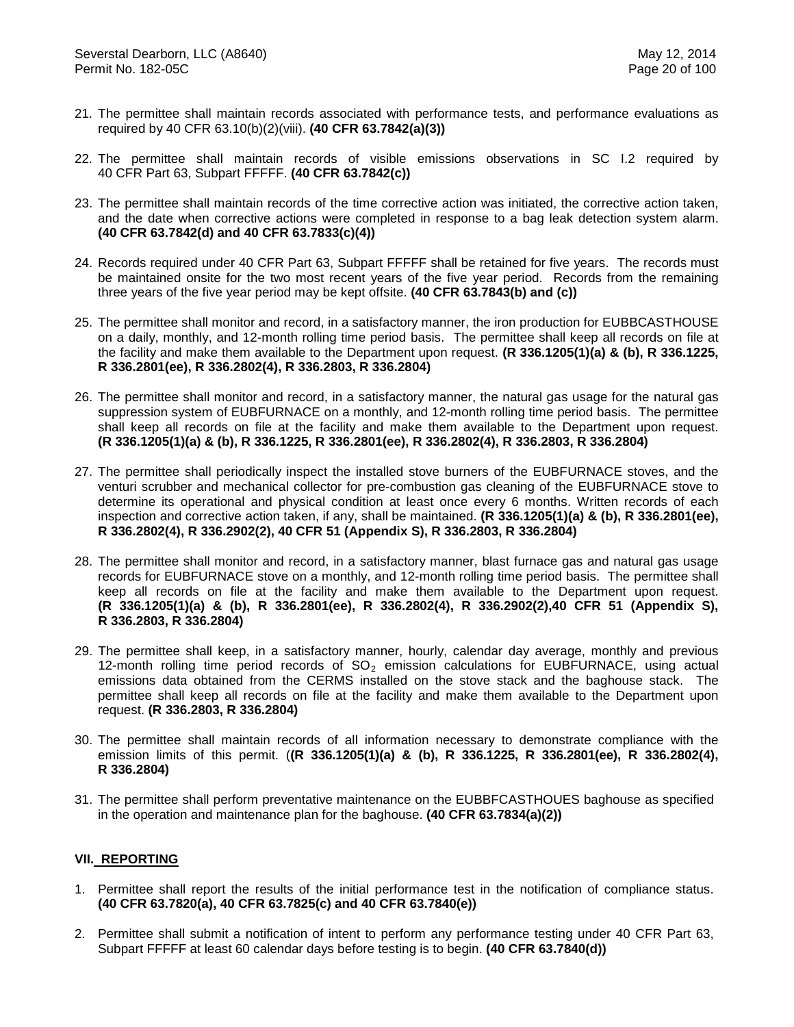21. The permittee shall maintain records associated with performance tests, and performance evaluations as required by 40 CFR 63.10(b)(2)(viii). **(40 CFR 63.7842(a)(3))**

22. The permittee shall maintain records of visible emissions observations in SC I.2 required by 40 CFR Part 63, Subpart FFFFF. **(40 CFR 63.7842(c))**

23. The permittee shall maintain records of the time corrective action was initiated, the corrective action taken, and the date when corrective actions were completed in response to a bag leak detection system alarm. **(40 CFR 63.7842(d) and 40 CFR 63.7833(c)(4))**

24. Records required under 40 CFR Part 63, Subpart FFFFF shall be retained for five years. The records must be maintained onsite for the two most recent years of the five year period. Records from the remaining three years of the five year period may be kept offsite. **(40 CFR 63.7843(b) and (c))**

25. The permittee shall monitor and record, in a satisfactory manner, the iron production for EUBBCASTHOUSE on a daily, monthly, and 12-month rolling time period basis. The permittee shall keep all records on file at the facility and make them available to the Department upon request. **(R 336.1205(1)(a) & (b), R 336.1225, R 336.2801(ee), R 336.2802(4), R 336.2803, R 336.2804)**

26. The permittee shall monitor and record, in a satisfactory manner, the natural gas usage for the natural gas suppression system of EUBFURNACE on a monthly, and 12-month rolling time period basis. The permittee shall keep all records on file at the facility and make them available to the Department upon request. **(R 336.1205(1)(a) & (b), R 336.1225, R 336.2801(ee), R 336.2802(4), R 336.2803, R 336.2804)**

27. The permittee shall periodically inspect the installed stove burners of the EUBFURNACE stoves, and the venturi scrubber and mechanical collector for pre-combustion gas cleaning of the EUBFURNACE stove to determine its operational and physical condition at least once every 6 months. Written records of each inspection and corrective action taken, if any, shall be maintained. **(R 336.1205(1)(a) & (b), R 336.2801(ee), R 336.2802(4), R 336.2902(2), 40 CFR 51 (Appendix S), R 336.2803, R 336.2804)**

28. The permittee shall monitor and record, in a satisfactory manner, blast furnace gas and natural gas usage records for EUBFURNACE stove on a monthly, and 12-month rolling time period basis. The permittee shall keep all records on file at the facility and make them available to the Department upon request. **(R 336.1205(1)(a) & (b), R 336.2801(ee), R 336.2802(4), R 336.2902(2),40 CFR 51 (Appendix S), R 336.2803, R 336.2804)**

29. The permittee shall keep, in a satisfactory manner, hourly, calendar day average, monthly and previous 12-month rolling time period records of $SO_2$ emission calculations for EUBFURNACE, using actual emissions data obtained from the CERMS installed on the stove stack and the baghouse stack. The permittee shall keep all records on file at the facility and make them available to the Department upon request. **(R 336.2803, R 336.2804)**

30. The permittee shall maintain records of all information necessary to demonstrate compliance with the emission limits of this permit. (**(R 336.1205(1)(a) & (b), R 336.1225, R 336.2801(ee), R 336.2802(4), R 336.2804)**

31. The permittee shall perform preventative maintenance on the EUBBFCASTHOUES baghouse as specified in the operation and maintenance plan for the baghouse. **(40 CFR 63.7834(a)(2))**

## VII. REPORTING

1. Permittee shall report the results of the initial performance test in the notification of compliance status. **(40 CFR 63.7820(a), 40 CFR 63.7825(c) and 40 CFR 63.7840(e))**

2. Permittee shall submit a notification of intent to perform any performance testing under 40 CFR Part 63, Subpart FFFFF at least 60 calendar days before testing is to begin. **(40 CFR 63.7840(d))**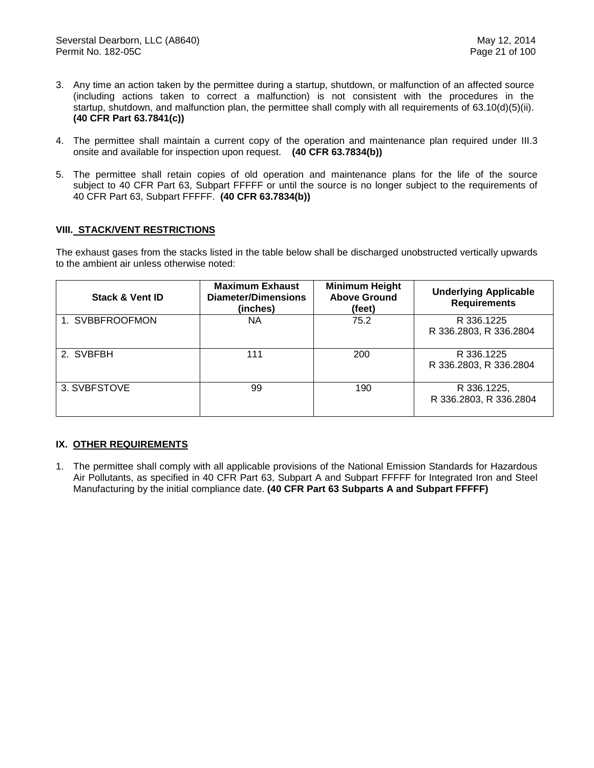3. Any time an action taken by the permittee during a startup, shutdown, or malfunction of an affected source (including actions taken to correct a malfunction) is not consistent with the procedures in the startup, shutdown, and malfunction plan, the permittee shall comply with all requirements of 63.10(d)(5)(ii). **(40 CFR Part 63.7841(c))**

4. The permittee shall maintain a current copy of the operation and maintenance plan required under III.3 onsite and available for inspection upon request. **(40 CFR 63.7834(b))**

5. The permittee shall retain copies of old operation and maintenance plans for the life of the source subject to 40 CFR Part 63, Subpart FFFFF or until the source is no longer subject to the requirements of 40 CFR Part 63, Subpart FFFFF. **(40 CFR 63.7834(b))**

## VIII. STACK/VENT RESTRICTIONS

The exhaust gases from the stacks listed in the table below shall be discharged unobstructed vertically upwards to the ambient air unless otherwise noted:

| Stack & Vent ID | Maximum Exhaust Diameter/Dimensions (inches) | Minimum Height Above Ground (feet) | Underlying Applicable Requirements |
|---|---|---|---|
| 1. SVBBFROOFMON | NA | 75.2 | R 336.1225<br>R 336.2803, R 336.2804 |
| 2. SVBFBH | 111 | 200 | R 336.1225<br>R 336.2803, R 336.2804 |
| 3. SVBFSTOVE | 99 | 190 | R 336.1225,<br>R 336.2803, R 336.2804 |

## IX. OTHER REQUIREMENTS

1. The permittee shall comply with all applicable provisions of the National Emission Standards for Hazardous Air Pollutants, as specified in 40 CFR Part 63, Subpart A and Subpart FFFFF for Integrated Iron and Steel Manufacturing by the initial compliance date. **(40 CFR Part 63 Subparts A and Subpart FFFFF)**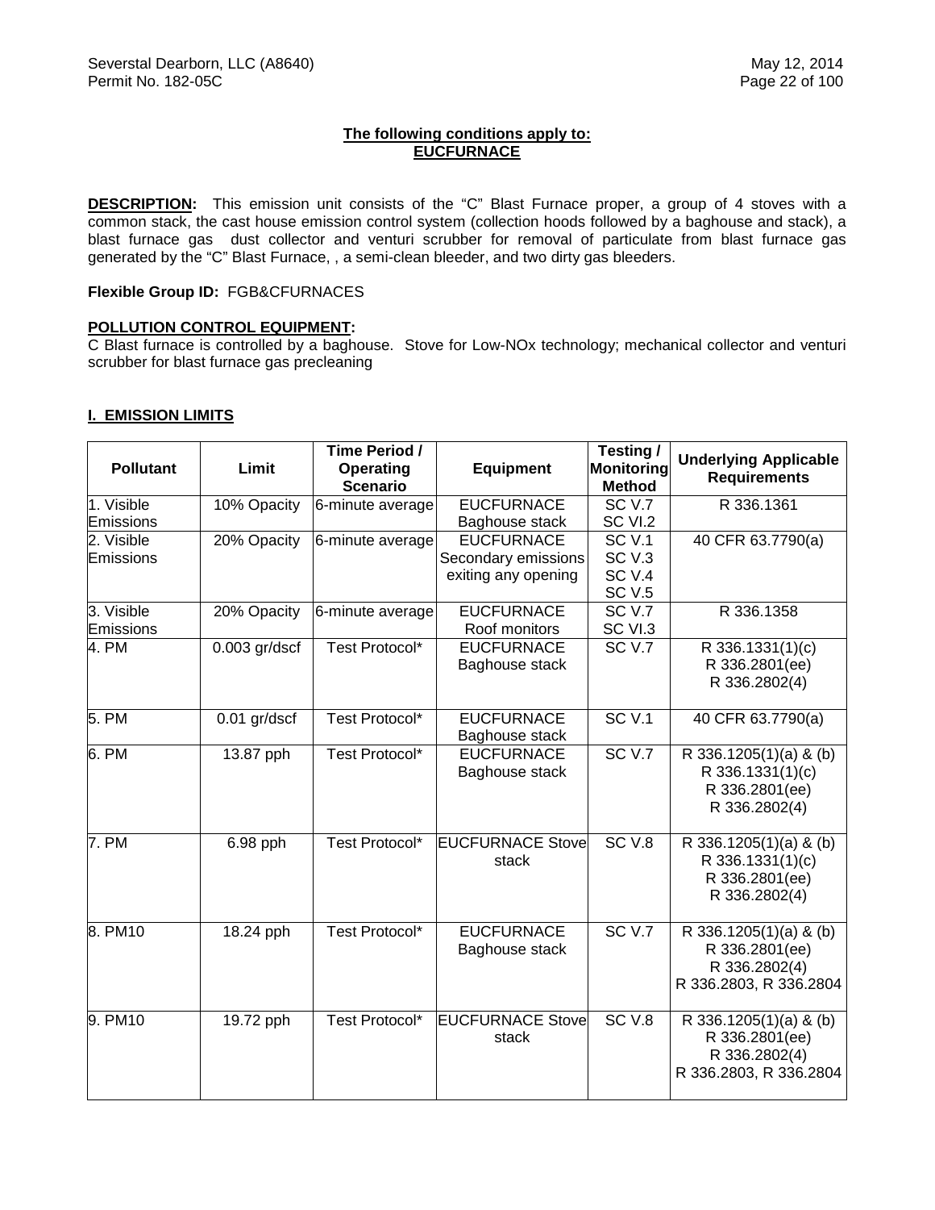**The following conditions apply to:**
**EUCFURNACE**

**DESCRIPTION:** This emission unit consists of the “C” Blast Furnace proper, a group of 4 stoves with a common stack, the cast house emission control system (collection hoods followed by a baghouse and stack), a blast furnace gas dust collector and venturi scrubber for removal of particulate from blast furnace gas generated by the “C” Blast Furnace, , a semi-clean bleeder, and two dirty gas bleeders.

**Flexible Group ID:** FGB&CFURNACES

**POLLUTION CONTROL EQUIPMENT:**
C Blast furnace is controlled by a baghouse. Stove for Low-NOx technology; mechanical collector and venturi scrubber for blast furnace gas precleaning

## I. EMISSION LIMITS

| Pollutant | Limit | Time Period / Operating Scenario | Equipment | Testing / Monitoring Method | Underlying Applicable Requirements |
|---|---|---|---|---|---|
| 1. Visible Emissions | 10% Opacity | 6-minute average | EUCFURNACE Baghouse stack | SC V.7 SC VI.2 | R 336.1361 |
| 2. Visible Emissions | 20% Opacity | 6-minute average | EUCFURNACE Secondary emissions exiting any opening | SC V.1 SC V.3 SC V.4 SC V.5 | 40 CFR 63.7790(a) |
| 3. Visible Emissions | 20% Opacity | 6-minute average | EUCFURNACE Roof monitors | SC V.7 SC VI.3 | R 336.1358 |
| 4. PM | 0.003 gr/dscf | Test Protocol* | EUCFURNACE Baghouse stack | SC V.7 | R 336.1331(1)(c) R 336.2801(ee) R 336.2802(4) |
| 5. PM | 0.01 gr/dscf | Test Protocol* | EUCFURNACE Baghouse stack | SC V.1 | 40 CFR 63.7790(a) |
| 6. PM | 13.87 pph | Test Protocol* | EUCFURNACE Baghouse stack | SC V.7 | R 336.1205(1)(a) & (b) R 336.1331(1)(c) R 336.2801(ee) R 336.2802(4) |
| 7. PM | 6.98 pph | Test Protocol* | EUCFURNACE Stove stack | SC V.8 | R 336.1205(1)(a) & (b) R 336.1331(1)(c) R 336.2801(ee) R 336.2802(4) |
| 8. PM10 | 18.24 pph | Test Protocol* | EUCFURNACE Baghouse stack | SC V.7 | R 336.1205(1)(a) & (b) R 336.2801(ee) R 336.2802(4) R 336.2803, R 336.2804 |
| 9. PM10 | 19.72 pph | Test Protocol* | EUCFURNACE Stove stack | SC V.8 | R 336.1205(1)(a) & (b) R 336.2801(ee) R 336.2802(4) R 336.2803, R 336.2804 |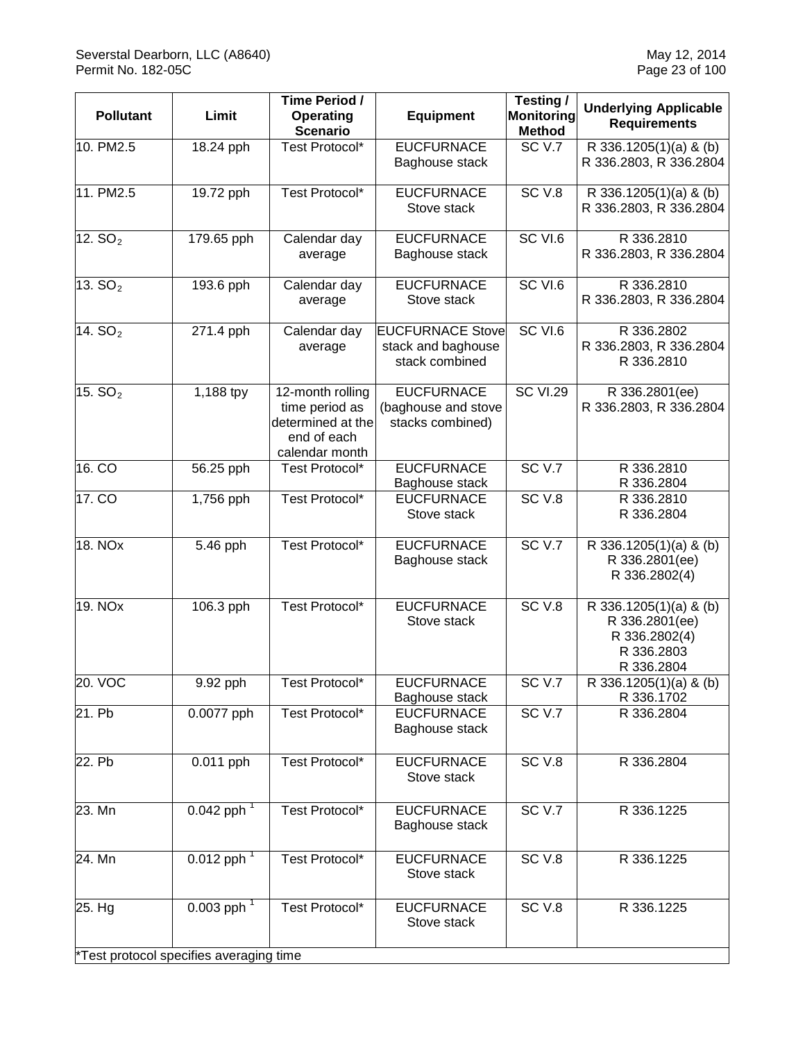| Pollutant | Limit | Time Period / Operating Scenario | Equipment | Testing / Monitoring Method | Underlying Applicable Requirements |
|---|---|---|---|---|---|
| 10. PM2.5 | 18.24 pph | Test Protocol* | EUCFURNACE Baghouse stack | SC V.7 | R 336.1205(1)(a) & (b) R 336.2803, R 336.2804 |
| 11. PM2.5 | 19.72 pph | Test Protocol* | EUCFURNACE Stove stack | SC V.8 | R 336.1205(1)(a) & (b) R 336.2803, R 336.2804 |
| 12. $SO_2$ | 179.65 pph | Calendar day average | EUCFURNACE Baghouse stack | SC VI.6 | R 336.2810 R 336.2803, R 336.2804 |
| 13. $SO_2$ | 193.6 pph | Calendar day average | EUCFURNACE Stove stack | SC VI.6 | R 336.2810 R 336.2803, R 336.2804 |
| 14. $SO_2$ | 271.4 pph | Calendar day average | EUCFURNACE Stove stack and baghouse stack combined | SC VI.6 | R 336.2802 R 336.2803, R 336.2804 R 336.2810 |
| 15. $SO_2$ | 1,188 tpy | 12-month rolling time period as determined at the end of each calendar month | EUCFURNACE (baghouse and stove stacks combined) | SC VI.29 | R 336.2801(ee) R 336.2803, R 336.2804 |
| 16. CO | 56.25 pph | Test Protocol* | EUCFURNACE Baghouse stack | SC V.7 | R 336.2810 R 336.2804 |
| 17. CO | 1,756 pph | Test Protocol* | EUCFURNACE Stove stack | SC V.8 | R 336.2810 R 336.2804 |
| 18. NOx | 5.46 pph | Test Protocol* | EUCFURNACE Baghouse stack | SC V.7 | R 336.1205(1)(a) & (b) R 336.2801(ee) R 336.2802(4) |
| 19. NOx | 106.3 pph | Test Protocol* | EUCFURNACE Stove stack | SC V.8 | R 336.1205(1)(a) & (b) R 336.2801(ee) R 336.2802(4) R 336.2803 R 336.2804 |
| 20. VOC | 9.92 pph | Test Protocol* | EUCFURNACE Baghouse stack | SC V.7 | R 336.1205(1)(a) & (b) R 336.1702 |
| 21. Pb | 0.0077 pph | Test Protocol* | EUCFURNACE Baghouse stack | SC V.7 | R 336.2804 |
| 22. Pb | 0.011 pph | Test Protocol* | EUCFURNACE Stove stack | SC V.8 | R 336.2804 |
| 23. Mn | 0.042 pph [1] | Test Protocol* | EUCFURNACE Baghouse stack | SC V.7 | R 336.1225 |
| 24. Mn | 0.012 pph [1] | Test Protocol* | EUCFURNACE Stove stack | SC V.8 | R 336.1225 |
| 25. Hg | 0.003 pph [1] | Test Protocol* | EUCFURNACE Stove stack | SC V.8 | R 336.1225 |

*Test protocol specifies averaging time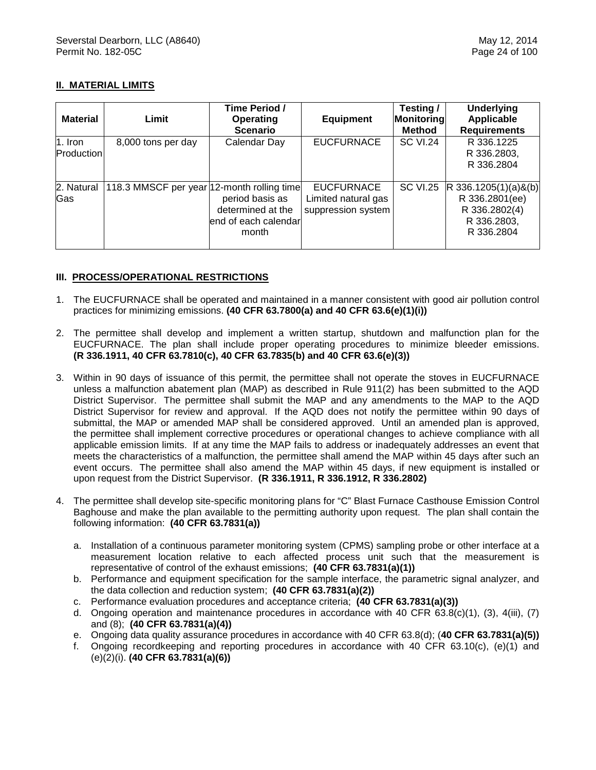## II. MATERIAL LIMITS

| Material | Limit | Time Period / Operating Scenario | Equipment | Testing / Monitoring Method | Underlying Applicable Requirements |
|---|---|---|---|---|---|
| 1. Iron Production | 8,000 tons per day | Calendar Day | EUCFURNACE | SC VI.24 | R 336.1225 R 336.2803, R 336.2804 |
| 2. Natural Gas | 118.3 MMSCF per year | 12-month rolling time period basis as determined at the end of each calendar month | EUCFURNACE Limited natural gas suppression system | SC VI.25 | R 336.1205(1)(a)&(b) R 336.2801(ee) R 336.2802(4) R 336.2803, R 336.2804 |

## III. PROCESS/OPERATIONAL RESTRICTIONS

1. The EUCFURNACE shall be operated and maintained in a manner consistent with good air pollution control practices for minimizing emissions. **(40 CFR 63.7800(a) and 40 CFR 63.6(e)(1)(i))**

2. The permittee shall develop and implement a written startup, shutdown and malfunction plan for the EUCFURNACE. The plan shall include proper operating procedures to minimize bleeder emissions. **(R 336.1911, 40 CFR 63.7810(c), 40 CFR 63.7835(b) and 40 CFR 63.6(e)(3))**

3. Within in 90 days of issuance of this permit, the permittee shall not operate the stoves in EUCFURNACE unless a malfunction abatement plan (MAP) as described in Rule 911(2) has been submitted to the AQD District Supervisor. The permittee shall submit the MAP and any amendments to the MAP to the AQD District Supervisor for review and approval. If the AQD does not notify the permittee within 90 days of submittal, the MAP or amended MAP shall be considered approved. Until an amended plan is approved, the permittee shall implement corrective procedures or operational changes to achieve compliance with all applicable emission limits. If at any time the MAP fails to address or inadequately addresses an event that meets the characteristics of a malfunction, the permittee shall amend the MAP within 45 days after such an event occurs. The permittee shall also amend the MAP within 45 days, if new equipment is installed or upon request from the District Supervisor. **(R 336.1911, R 336.1912, R 336.2802)**

4. The permittee shall develop site-specific monitoring plans for "C" Blast Furnace Casthouse Emission Control Baghouse and make the plan available to the permitting authority upon request. The plan shall contain the following information: **(40 CFR 63.7831(a))**

   a. Installation of a continuous parameter monitoring system (CPMS) sampling probe or other interface at a measurement location relative to each affected process unit such that the measurement is representative of control of the exhaust emissions; **(40 CFR 63.7831(a)(1))**
   b. Performance and equipment specification for the sample interface, the parametric signal analyzer, and the data collection and reduction system; **(40 CFR 63.7831(a)(2))**
   c. Performance evaluation procedures and acceptance criteria; **(40 CFR 63.7831(a)(3))**
   d. Ongoing operation and maintenance procedures in accordance with 40 CFR 63.8(c)(1), (3), 4(iii), (7) and (8); **(40 CFR 63.7831(a)(4))**
   e. Ongoing data quality assurance procedures in accordance with 40 CFR 63.8(d); (**40 CFR 63.7831(a)(5))**
   f. Ongoing recordkeeping and reporting procedures in accordance with 40 CFR 63.10(c), (e)(1) and (e)(2)(i). **(40 CFR 63.7831(a)(6))**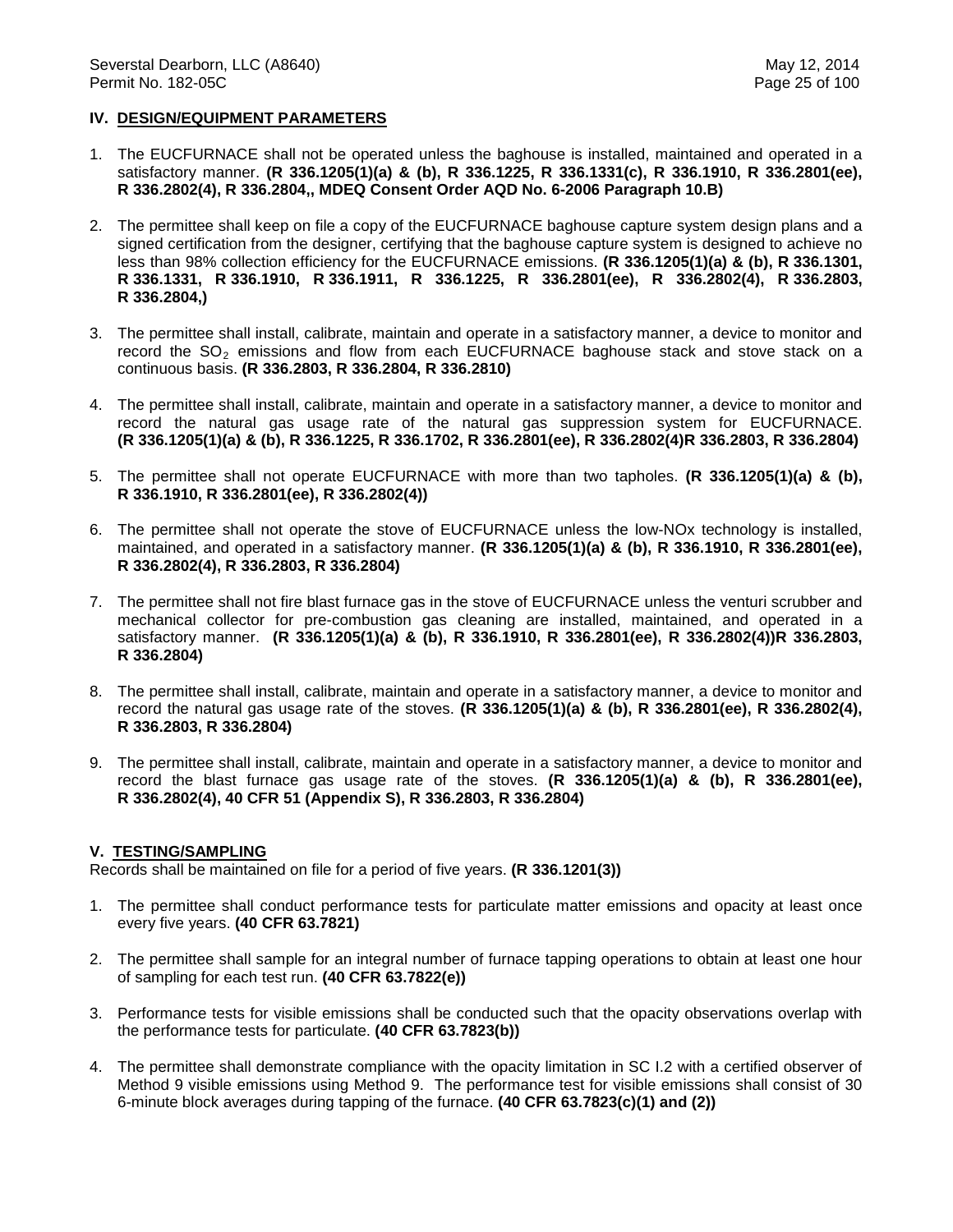## IV. DESIGN/EQUIPMENT PARAMETERS

1. The EUCFURNACE shall not be operated unless the baghouse is installed, maintained and operated in a satisfactory manner. **(R 336.1205(1)(a) & (b), R 336.1225, R 336.1331(c), R 336.1910, R 336.2801(ee), R 336.2802(4), R 336.2804,, MDEQ Consent Order AQD No. 6-2006 Paragraph 10.B)**

2. The permittee shall keep on file a copy of the EUCFURNACE baghouse capture system design plans and a signed certification from the designer, certifying that the baghouse capture system is designed to achieve no less than 98% collection efficiency for the EUCFURNACE emissions. **(R 336.1205(1)(a) & (b), R 336.1301, R 336.1331, R 336.1910, R 336.1911, R 336.1225, R 336.2801(ee), R 336.2802(4), R 336.2803, R 336.2804,)**

3. The permittee shall install, calibrate, maintain and operate in a satisfactory manner, a device to monitor and record the $SO_2$ emissions and flow from each EUCFURNACE baghouse stack and stove stack on a continuous basis. **(R 336.2803, R 336.2804, R 336.2810)**

4. The permittee shall install, calibrate, maintain and operate in a satisfactory manner, a device to monitor and record the natural gas usage rate of the natural gas suppression system for EUCFURNACE. **(R 336.1205(1)(a) & (b), R 336.1225, R 336.1702, R 336.2801(ee), R 336.2802(4)R 336.2803, R 336.2804)**

5. The permittee shall not operate EUCFURNACE with more than two tapholes. **(R 336.1205(1)(a) & (b), R 336.1910, R 336.2801(ee), R 336.2802(4))**

6. The permittee shall not operate the stove of EUCFURNACE unless the low-NOx technology is installed, maintained, and operated in a satisfactory manner. **(R 336.1205(1)(a) & (b), R 336.1910, R 336.2801(ee), R 336.2802(4), R 336.2803, R 336.2804)**

7. The permittee shall not fire blast furnace gas in the stove of EUCFURNACE unless the venturi scrubber and mechanical collector for pre-combustion gas cleaning are installed, maintained, and operated in a satisfactory manner. **(R 336.1205(1)(a) & (b), R 336.1910, R 336.2801(ee), R 336.2802(4))R 336.2803, R 336.2804)**

8. The permittee shall install, calibrate, maintain and operate in a satisfactory manner, a device to monitor and record the natural gas usage rate of the stoves. **(R 336.1205(1)(a) & (b), R 336.2801(ee), R 336.2802(4), R 336.2803, R 336.2804)**

9. The permittee shall install, calibrate, maintain and operate in a satisfactory manner, a device to monitor and record the blast furnace gas usage rate of the stoves. **(R 336.1205(1)(a) & (b), R 336.2801(ee), R 336.2802(4), 40 CFR 51 (Appendix S), R 336.2803, R 336.2804)**

## V. TESTING/SAMPLING

Records shall be maintained on file for a period of five years. **(R 336.1201(3))**

1. The permittee shall conduct performance tests for particulate matter emissions and opacity at least once every five years. **(40 CFR 63.7821)**

2. The permittee shall sample for an integral number of furnace tapping operations to obtain at least one hour of sampling for each test run. **(40 CFR 63.7822(e))**

3. Performance tests for visible emissions shall be conducted such that the opacity observations overlap with the performance tests for particulate. **(40 CFR 63.7823(b))**

4. The permittee shall demonstrate compliance with the opacity limitation in SC I.2 with a certified observer of Method 9 visible emissions using Method 9. The performance test for visible emissions shall consist of 30 6-minute block averages during tapping of the furnace. **(40 CFR 63.7823(c)(1) and (2))**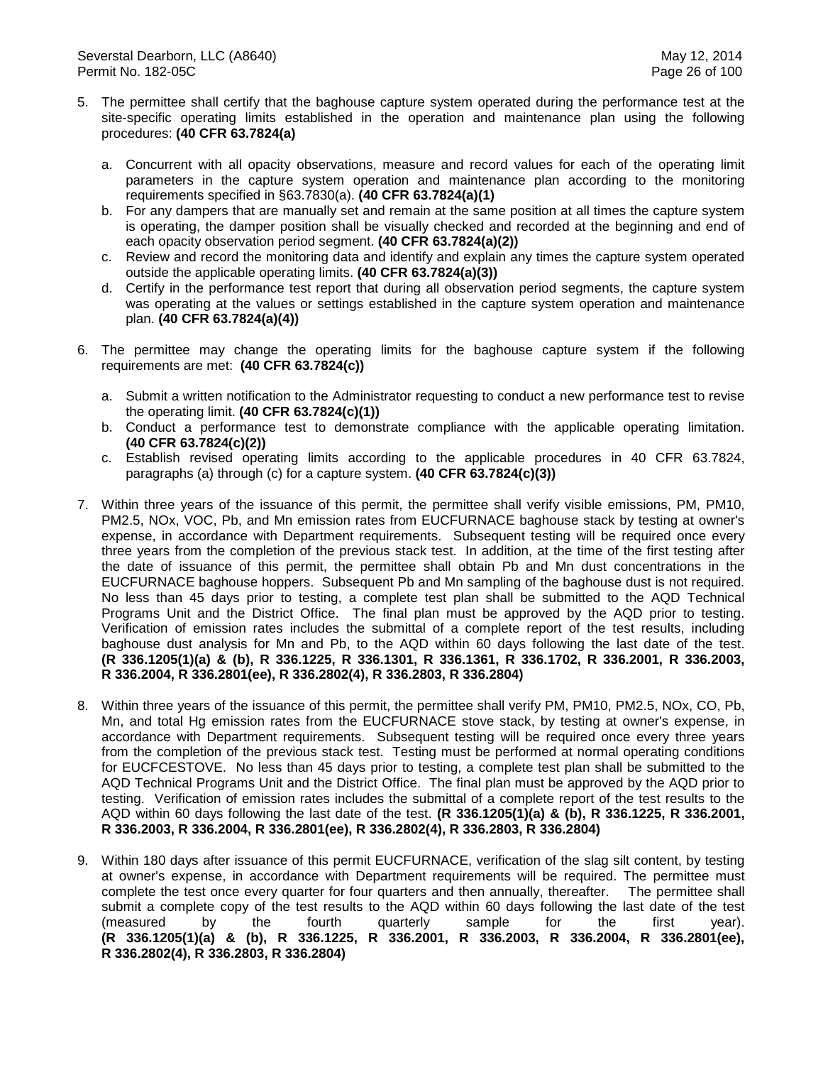5. The permittee shall certify that the baghouse capture system operated during the performance test at the site-specific operating limits established in the operation and maintenance plan using the following procedures: **(40 CFR 63.7824(a)**

   a. Concurrent with all opacity observations, measure and record values for each of the operating limit parameters in the capture system operation and maintenance plan according to the monitoring requirements specified in §63.7830(a). **(40 CFR 63.7824(a)(1)**
   b. For any dampers that are manually set and remain at the same position at all times the capture system is operating, the damper position shall be visually checked and recorded at the beginning and end of each opacity observation period segment. **(40 CFR 63.7824(a)(2))**
   c. Review and record the monitoring data and identify and explain any times the capture system operated outside the applicable operating limits. **(40 CFR 63.7824(a)(3))**
   d. Certify in the performance test report that during all observation period segments, the capture system was operating at the values or settings established in the capture system operation and maintenance plan. **(40 CFR 63.7824(a)(4))**

6. The permittee may change the operating limits for the baghouse capture system if the following requirements are met: **(40 CFR 63.7824(c))**

   a. Submit a written notification to the Administrator requesting to conduct a new performance test to revise the operating limit. **(40 CFR 63.7824(c)(1))**
   b. Conduct a performance test to demonstrate compliance with the applicable operating limitation. **(40 CFR 63.7824(c)(2))**
   c. Establish revised operating limits according to the applicable procedures in 40 CFR 63.7824, paragraphs (a) through (c) for a capture system. **(40 CFR 63.7824(c)(3))**

7. Within three years of the issuance of this permit, the permittee shall verify visible emissions, PM, PM10, PM2.5, NOx, VOC, Pb, and Mn emission rates from EUCFURNACE baghouse stack by testing at owner's expense, in accordance with Department requirements. Subsequent testing will be required once every three years from the completion of the previous stack test. In addition, at the time of the first testing after the date of issuance of this permit, the permittee shall obtain Pb and Mn dust concentrations in the EUCFURNACE baghouse hoppers. Subsequent Pb and Mn sampling of the baghouse dust is not required. No less than 45 days prior to testing, a complete test plan shall be submitted to the AQD Technical Programs Unit and the District Office. The final plan must be approved by the AQD prior to testing. Verification of emission rates includes the submittal of a complete report of the test results, including baghouse dust analysis for Mn and Pb, to the AQD within 60 days following the last date of the test. **(R 336.1205(1)(a) & (b), R 336.1225, R 336.1301, R 336.1361, R 336.1702, R 336.2001, R 336.2003, R 336.2004, R 336.2801(ee), R 336.2802(4), R 336.2803, R 336.2804)**

8. Within three years of the issuance of this permit, the permittee shall verify PM, PM10, PM2.5, NOx, CO, Pb, Mn, and total Hg emission rates from the EUCFURNACE stove stack, by testing at owner's expense, in accordance with Department requirements. Subsequent testing will be required once every three years from the completion of the previous stack test. Testing must be performed at normal operating conditions for EUCFCESTOVE. No less than 45 days prior to testing, a complete test plan shall be submitted to the AQD Technical Programs Unit and the District Office. The final plan must be approved by the AQD prior to testing. Verification of emission rates includes the submittal of a complete report of the test results to the AQD within 60 days following the last date of the test. **(R 336.1205(1)(a) & (b), R 336.1225, R 336.2001, R 336.2003, R 336.2004, R 336.2801(ee), R 336.2802(4), R 336.2803, R 336.2804)**

9. Within 180 days after issuance of this permit EUCFURNACE, verification of the slag silt content, by testing at owner's expense, in accordance with Department requirements will be required. The permittee must complete the test once every quarter for four quarters and then annually, thereafter. The permittee shall submit a complete copy of the test results to the AQD within 60 days following the last date of the test (measured by the fourth quarterly sample for the first year). **(R 336.1205(1)(a) & (b), R 336.1225, R 336.2001, R 336.2003, R 336.2004, R 336.2801(ee), R 336.2802(4), R 336.2803, R 336.2804)**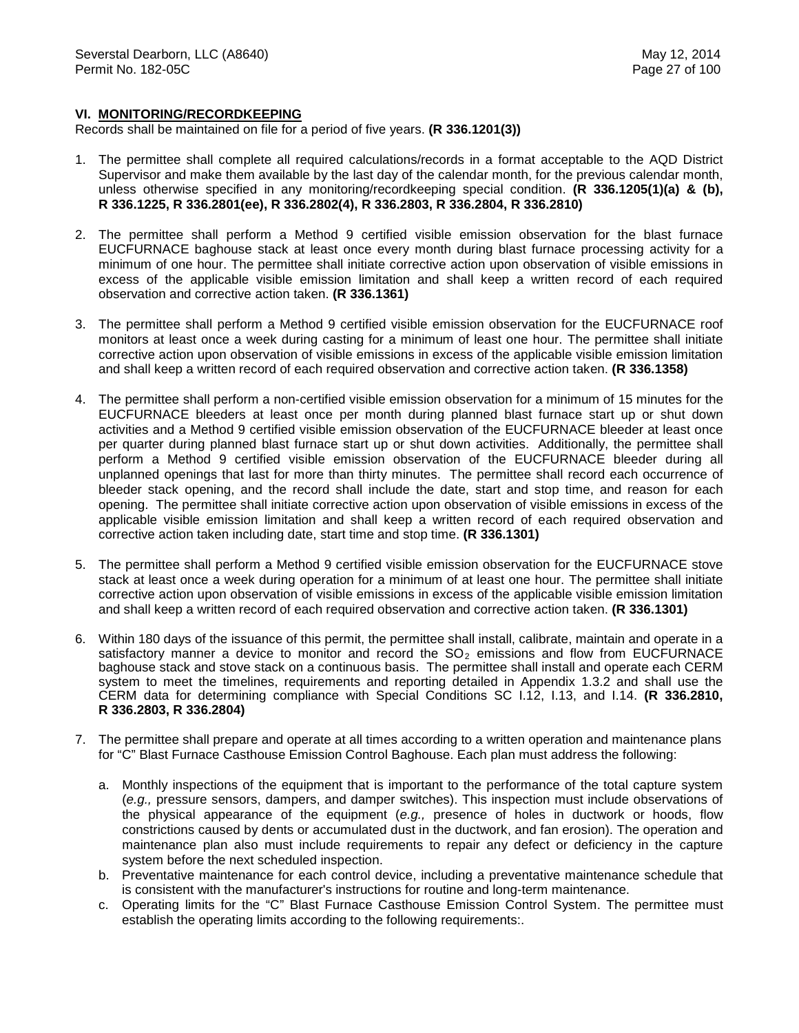## VI. MONITORING/RECORDKEEPING

Records shall be maintained on file for a period of five years. **(R 336.1201(3))**

1. The permittee shall complete all required calculations/records in a format acceptable to the AQD District Supervisor and make them available by the last day of the calendar month, for the previous calendar month, unless otherwise specified in any monitoring/recordkeeping special condition. **(R 336.1205(1)(a) & (b), R 336.1225, R 336.2801(ee), R 336.2802(4), R 336.2803, R 336.2804, R 336.2810)**

2. The permittee shall perform a Method 9 certified visible emission observation for the blast furnace EUCFURNACE baghouse stack at least once every month during blast furnace processing activity for a minimum of one hour. The permittee shall initiate corrective action upon observation of visible emissions in excess of the applicable visible emission limitation and shall keep a written record of each required observation and corrective action taken. **(R 336.1361)**

3. The permittee shall perform a Method 9 certified visible emission observation for the EUCFURNACE roof monitors at least once a week during casting for a minimum of least one hour. The permittee shall initiate corrective action upon observation of visible emissions in excess of the applicable visible emission limitation and shall keep a written record of each required observation and corrective action taken. **(R 336.1358)**

4. The permittee shall perform a non-certified visible emission observation for a minimum of 15 minutes for the EUCFURNACE bleeders at least once per month during planned blast furnace start up or shut down activities and a Method 9 certified visible emission observation of the EUCFURNACE bleeder at least once per quarter during planned blast furnace start up or shut down activities. Additionally, the permittee shall perform a Method 9 certified visible emission observation of the EUCFURNACE bleeder during all unplanned openings that last for more than thirty minutes. The permittee shall record each occurrence of bleeder stack opening, and the record shall include the date, start and stop time, and reason for each opening. The permittee shall initiate corrective action upon observation of visible emissions in excess of the applicable visible emission limitation and shall keep a written record of each required observation and corrective action taken including date, start time and stop time. **(R 336.1301)**

5. The permittee shall perform a Method 9 certified visible emission observation for the EUCFURNACE stove stack at least once a week during operation for a minimum of at least one hour. The permittee shall initiate corrective action upon observation of visible emissions in excess of the applicable visible emission limitation and shall keep a written record of each required observation and corrective action taken. **(R 336.1301)**

6. Within 180 days of the issuance of this permit, the permittee shall install, calibrate, maintain and operate in a satisfactory manner a device to monitor and record the $SO_2$ emissions and flow from EUCFURNACE baghouse stack and stove stack on a continuous basis. The permittee shall install and operate each CERM system to meet the timelines, requirements and reporting detailed in Appendix 1.3.2 and shall use the CERM data for determining compliance with Special Conditions SC I.12, I.13, and I.14. **(R 336.2810, R 336.2803, R 336.2804)**

7. The permittee shall prepare and operate at all times according to a written operation and maintenance plans for "C" Blast Furnace Casthouse Emission Control Baghouse. Each plan must address the following:

   a. Monthly inspections of the equipment that is important to the performance of the total capture system (*e.g.,* pressure sensors, dampers, and damper switches). This inspection must include observations of the physical appearance of the equipment (*e.g.,* presence of holes in ductwork or hoods, flow constrictions caused by dents or accumulated dust in the ductwork, and fan erosion). The operation and maintenance plan also must include requirements to repair any defect or deficiency in the capture system before the next scheduled inspection.
   b. Preventative maintenance for each control device, including a preventative maintenance schedule that is consistent with the manufacturer's instructions for routine and long-term maintenance.
   c. Operating limits for the "C" Blast Furnace Casthouse Emission Control System. The permittee must establish the operating limits according to the following requirements:.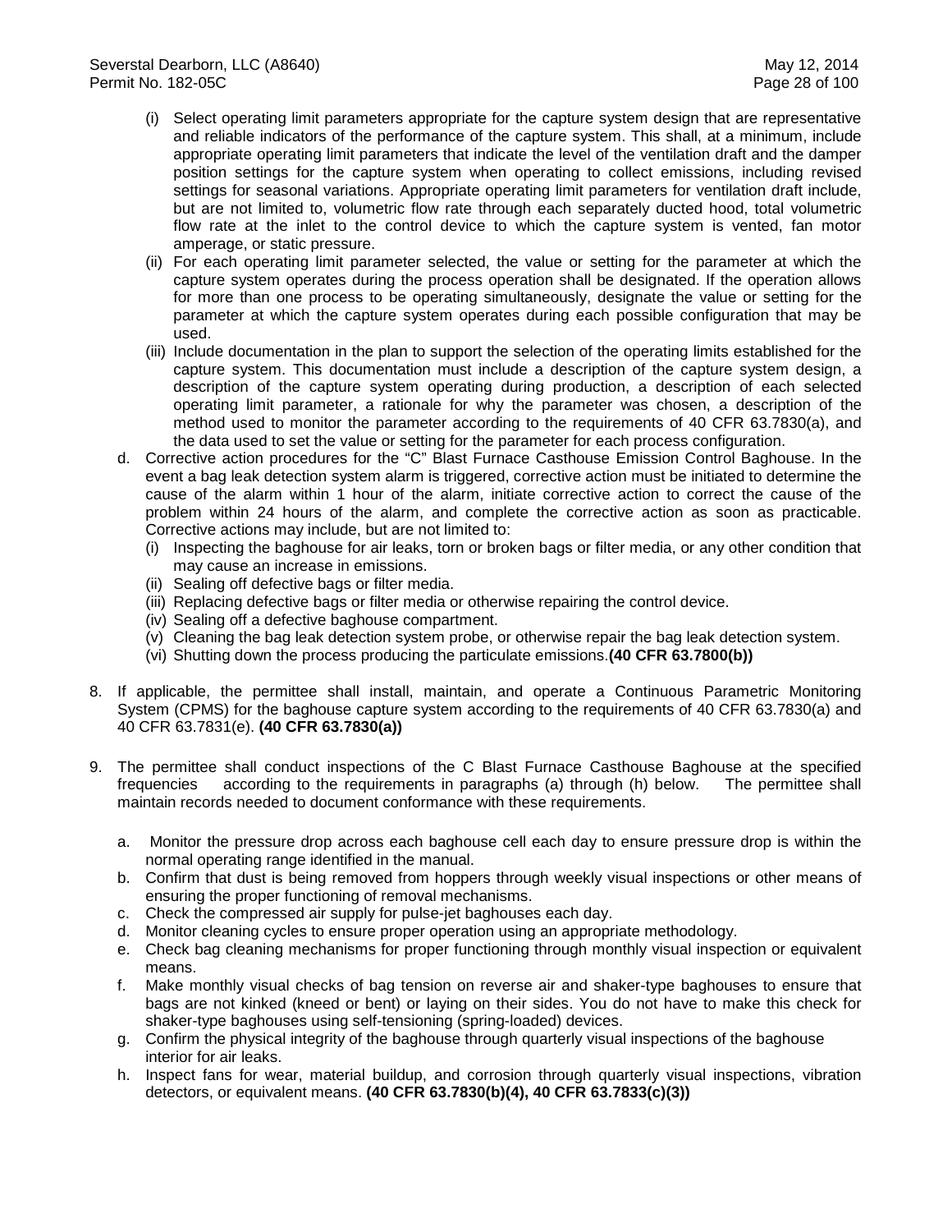(i) Select operating limit parameters appropriate for the capture system design that are representative and reliable indicators of the performance of the capture system. This shall, at a minimum, include appropriate operating limit parameters that indicate the level of the ventilation draft and the damper position settings for the capture system when operating to collect emissions, including revised settings for seasonal variations. Appropriate operating limit parameters for ventilation draft include, but are not limited to, volumetric flow rate through each separately ducted hood, total volumetric flow rate at the inlet to the control device to which the capture system is vented, fan motor amperage, or static pressure.

(ii) For each operating limit parameter selected, the value or setting for the parameter at which the capture system operates during the process operation shall be designated. If the operation allows for more than one process to be operating simultaneously, designate the value or setting for the parameter at which the capture system operates during each possible configuration that may be used.

(iii) Include documentation in the plan to support the selection of the operating limits established for the capture system. This documentation must include a description of the capture system design, a description of the capture system operating during production, a description of each selected operating limit parameter, a rationale for why the parameter was chosen, a description of the method used to monitor the parameter according to the requirements of 40 CFR 63.7830(a), and the data used to set the value or setting for the parameter for each process configuration.

d. Corrective action procedures for the "C" Blast Furnace Casthouse Emission Control Baghouse. In the event a bag leak detection system alarm is triggered, corrective action must be initiated to determine the cause of the alarm within 1 hour of the alarm, initiate corrective action to correct the cause of the problem within 24 hours of the alarm, and complete the corrective action as soon as practicable. Corrective actions may include, but are not limited to:
   (i) Inspecting the baghouse for air leaks, torn or broken bags or filter media, or any other condition that may cause an increase in emissions.
   (ii) Sealing off defective bags or filter media.
   (iii) Replacing defective bags or filter media or otherwise repairing the control device.
   (iv) Sealing off a defective baghouse compartment.
   (v) Cleaning the bag leak detection system probe, or otherwise repair the bag leak detection system.
   (vi) Shutting down the process producing the particulate emissions. **(40 CFR 63.7800(b))**

8. If applicable, the permittee shall install, maintain, and operate a Continuous Parametric Monitoring System (CPMS) for the baghouse capture system according to the requirements of 40 CFR 63.7830(a) and 40 CFR 63.7831(e). **(40 CFR 63.7830(a))**

9. The permittee shall conduct inspections of the C Blast Furnace Casthouse Baghouse at the specified frequencies according to the requirements in paragraphs (a) through (h) below. The permittee shall maintain records needed to document conformance with these requirements.

   a. Monitor the pressure drop across each baghouse cell each day to ensure pressure drop is within the normal operating range identified in the manual.
   b. Confirm that dust is being removed from hoppers through weekly visual inspections or other means of ensuring the proper functioning of removal mechanisms.
   c. Check the compressed air supply for pulse-jet baghouses each day.
   d. Monitor cleaning cycles to ensure proper operation using an appropriate methodology.
   e. Check bag cleaning mechanisms for proper functioning through monthly visual inspection or equivalent means.
   f. Make monthly visual checks of bag tension on reverse air and shaker-type baghouses to ensure that bags are not kinked (kneed or bent) or laying on their sides. You do not have to make this check for shaker-type baghouses using self-tensioning (spring-loaded) devices.
   g. Confirm the physical integrity of the baghouse through quarterly visual inspections of the baghouse interior for air leaks.
   h. Inspect fans for wear, material buildup, and corrosion through quarterly visual inspections, vibration detectors, or equivalent means. **(40 CFR 63.7830(b)(4), 40 CFR 63.7833(c)(3))**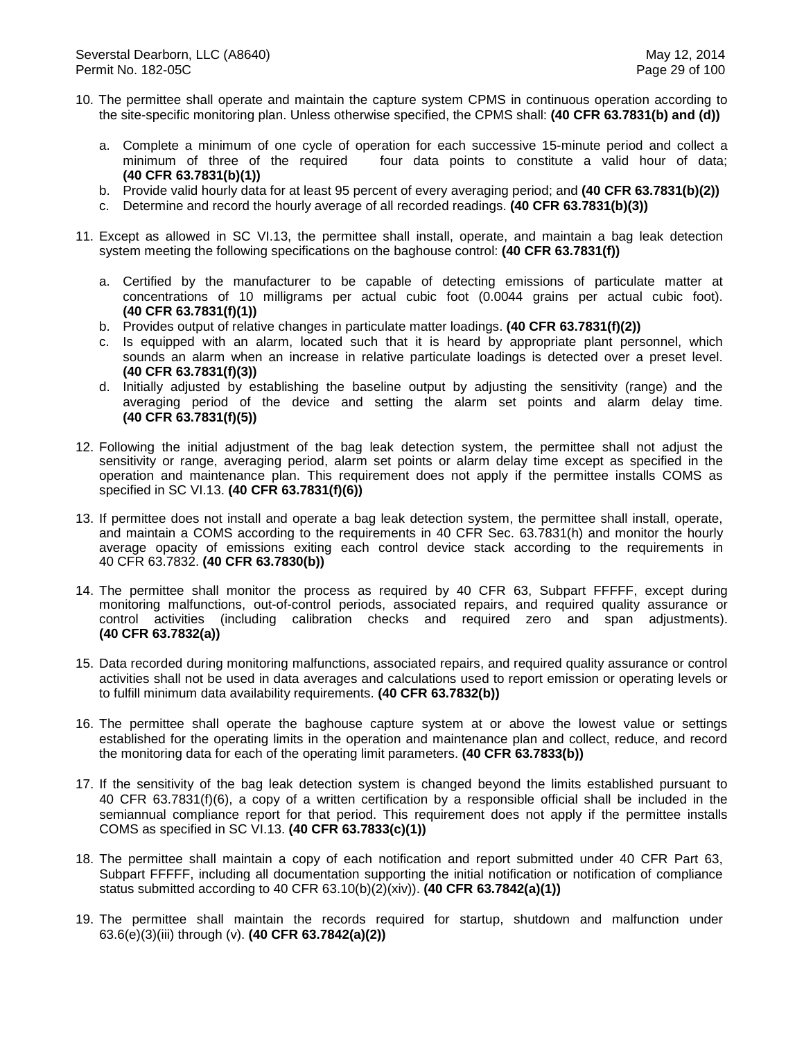10. The permittee shall operate and maintain the capture system CPMS in continuous operation according to the site-specific monitoring plan. Unless otherwise specified, the CPMS shall: **(40 CFR 63.7831(b) and (d))**

    a. Complete a minimum of one cycle of operation for each successive 15-minute period and collect a minimum of three of the required four data points to constitute a valid hour of data; **(40 CFR 63.7831(b)(1))**
    b. Provide valid hourly data for at least 95 percent of every averaging period; and **(40 CFR 63.7831(b)(2))**
    c. Determine and record the hourly average of all recorded readings. **(40 CFR 63.7831(b)(3))**

11. Except as allowed in SC VI.13, the permittee shall install, operate, and maintain a bag leak detection system meeting the following specifications on the baghouse control: **(40 CFR 63.7831(f))**

    a. Certified by the manufacturer to be capable of detecting emissions of particulate matter at concentrations of 10 milligrams per actual cubic foot (0.0044 grains per actual cubic foot). **(40 CFR 63.7831(f)(1))**
    b. Provides output of relative changes in particulate matter loadings. **(40 CFR 63.7831(f)(2))**
    c. Is equipped with an alarm, located such that it is heard by appropriate plant personnel, which sounds an alarm when an increase in relative particulate loadings is detected over a preset level. **(40 CFR 63.7831(f)(3))**
    d. Initially adjusted by establishing the baseline output by adjusting the sensitivity (range) and the averaging period of the device and setting the alarm set points and alarm delay time. **(40 CFR 63.7831(f)(5))**

12. Following the initial adjustment of the bag leak detection system, the permittee shall not adjust the sensitivity or range, averaging period, alarm set points or alarm delay time except as specified in the operation and maintenance plan. This requirement does not apply if the permittee installs COMS as specified in SC VI.13. **(40 CFR 63.7831(f)(6))**

13. If permittee does not install and operate a bag leak detection system, the permittee shall install, operate, and maintain a COMS according to the requirements in 40 CFR Sec. 63.7831(h) and monitor the hourly average opacity of emissions exiting each control device stack according to the requirements in 40 CFR 63.7832. **(40 CFR 63.7830(b))**

14. The permittee shall monitor the process as required by 40 CFR 63, Subpart FFFFF, except during monitoring malfunctions, out-of-control periods, associated repairs, and required quality assurance or control activities (including calibration checks and required zero and span adjustments). **(40 CFR 63.7832(a))**

15. Data recorded during monitoring malfunctions, associated repairs, and required quality assurance or control activities shall not be used in data averages and calculations used to report emission or operating levels or to fulfill minimum data availability requirements. **(40 CFR 63.7832(b))**

16. The permittee shall operate the baghouse capture system at or above the lowest value or settings established for the operating limits in the operation and maintenance plan and collect, reduce, and record the monitoring data for each of the operating limit parameters. **(40 CFR 63.7833(b))**

17. If the sensitivity of the bag leak detection system is changed beyond the limits established pursuant to 40 CFR 63.7831(f)(6), a copy of a written certification by a responsible official shall be included in the semiannual compliance report for that period. This requirement does not apply if the permittee installs COMS as specified in SC VI.13. **(40 CFR 63.7833(c)(1))**

18. The permittee shall maintain a copy of each notification and report submitted under 40 CFR Part 63, Subpart FFFFF, including all documentation supporting the initial notification or notification of compliance status submitted according to 40 CFR 63.10(b)(2)(xiv)). **(40 CFR 63.7842(a)(1))**

19. The permittee shall maintain the records required for startup, shutdown and malfunction under 63.6(e)(3)(iii) through (v). **(40 CFR 63.7842(a)(2))**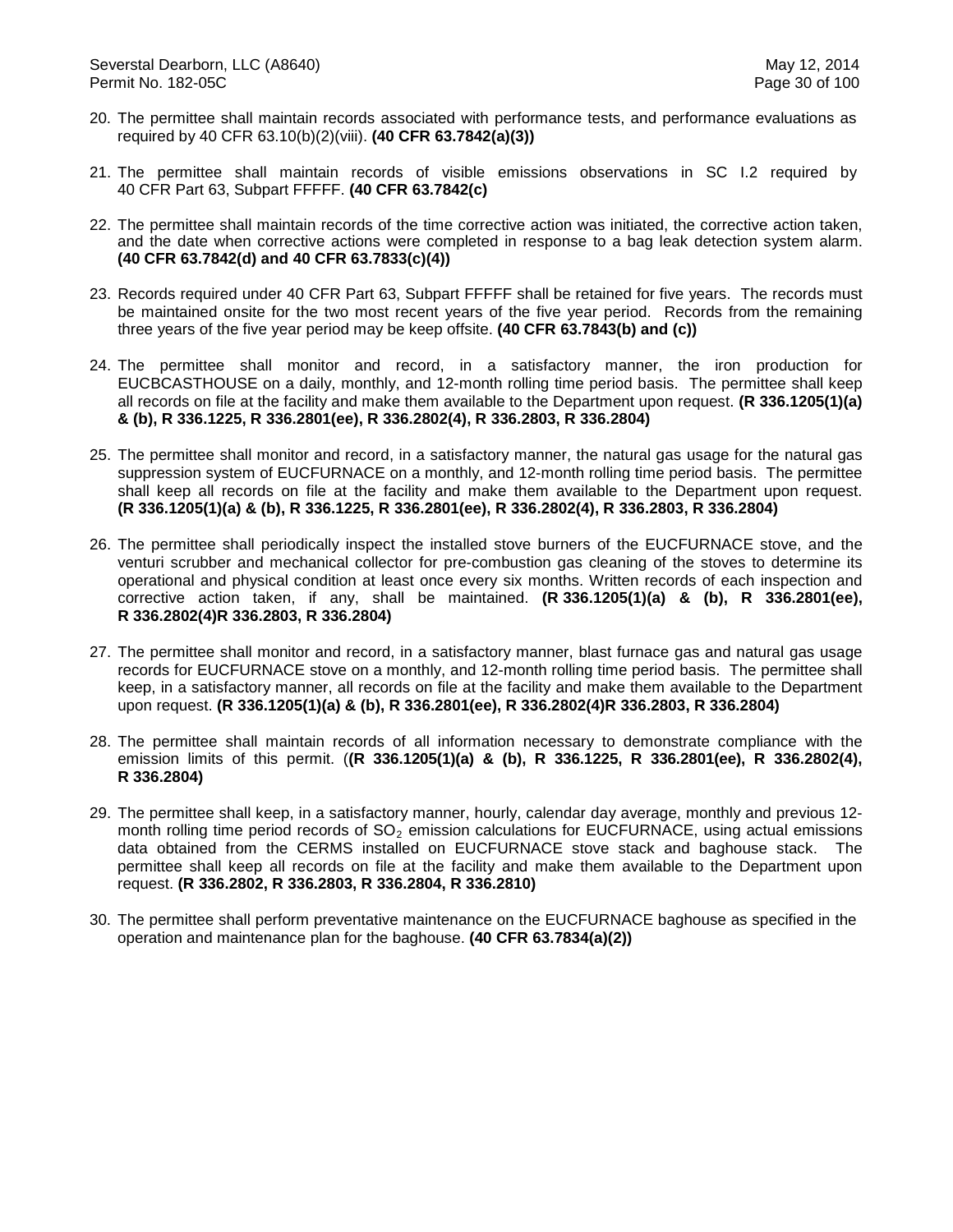20. The permittee shall maintain records associated with performance tests, and performance evaluations as required by 40 CFR 63.10(b)(2)(viii). **(40 CFR 63.7842(a)(3))**

21. The permittee shall maintain records of visible emissions observations in SC I.2 required by 40 CFR Part 63, Subpart FFFFF. **(40 CFR 63.7842(c)**

22. The permittee shall maintain records of the time corrective action was initiated, the corrective action taken, and the date when corrective actions were completed in response to a bag leak detection system alarm. **(40 CFR 63.7842(d) and 40 CFR 63.7833(c)(4))**

23. Records required under 40 CFR Part 63, Subpart FFFFF shall be retained for five years. The records must be maintained onsite for the two most recent years of the five year period. Records from the remaining three years of the five year period may be keep offsite. **(40 CFR 63.7843(b) and (c))**

24. The permittee shall monitor and record, in a satisfactory manner, the iron production for EUCBCASTHOUSE on a daily, monthly, and 12-month rolling time period basis. The permittee shall keep all records on file at the facility and make them available to the Department upon request. **(R 336.1205(1)(a) & (b), R 336.1225, R 336.2801(ee), R 336.2802(4), R 336.2803, R 336.2804)**

25. The permittee shall monitor and record, in a satisfactory manner, the natural gas usage for the natural gas suppression system of EUCFURNACE on a monthly, and 12-month rolling time period basis. The permittee shall keep all records on file at the facility and make them available to the Department upon request. **(R 336.1205(1)(a) & (b), R 336.1225, R 336.2801(ee), R 336.2802(4), R 336.2803, R 336.2804)**

26. The permittee shall periodically inspect the installed stove burners of the EUCFURNACE stove, and the venturi scrubber and mechanical collector for pre-combustion gas cleaning of the stoves to determine its operational and physical condition at least once every six months. Written records of each inspection and corrective action taken, if any, shall be maintained. **(R 336.1205(1)(a) & (b), R 336.2801(ee), R 336.2802(4)R 336.2803, R 336.2804)**

27. The permittee shall monitor and record, in a satisfactory manner, blast furnace gas and natural gas usage records for EUCFURNACE stove on a monthly, and 12-month rolling time period basis. The permittee shall keep, in a satisfactory manner, all records on file at the facility and make them available to the Department upon request. **(R 336.1205(1)(a) & (b), R 336.2801(ee), R 336.2802(4)R 336.2803, R 336.2804)**

28. The permittee shall maintain records of all information necessary to demonstrate compliance with the emission limits of this permit. (**(R 336.1205(1)(a) & (b), R 336.1225, R 336.2801(ee), R 336.2802(4), R 336.2804)**

29. The permittee shall keep, in a satisfactory manner, hourly, calendar day average, monthly and previous 12-month rolling time period records of $SO_2$ emission calculations for EUCFURNACE, using actual emissions data obtained from the CERMS installed on EUCFURNACE stove stack and baghouse stack. The permittee shall keep all records on file at the facility and make them available to the Department upon request. **(R 336.2802, R 336.2803, R 336.2804, R 336.2810)**

30. The permittee shall perform preventative maintenance on the EUCFURNACE baghouse as specified in the operation and maintenance plan for the baghouse. **(40 CFR 63.7834(a)(2))**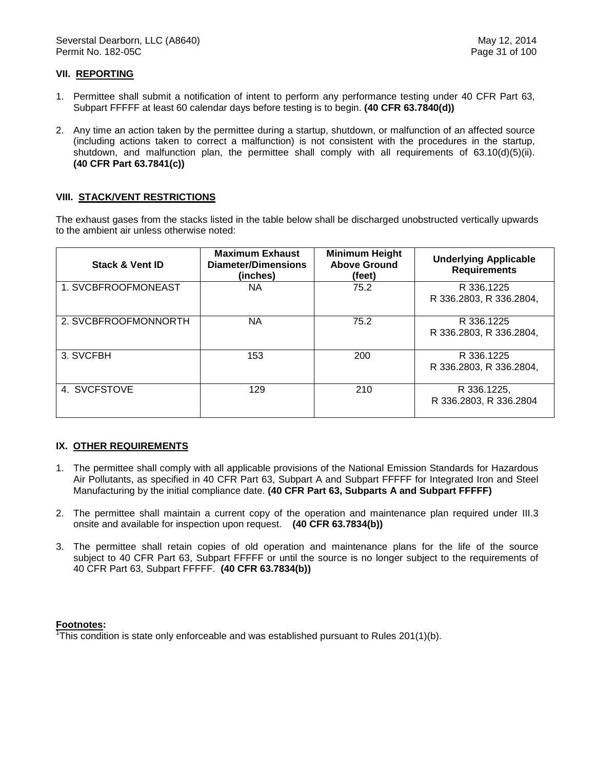## VII. REPORTING

1. Permittee shall submit a notification of intent to perform any performance testing under 40 CFR Part 63, Subpart FFFFF at least 60 calendar days before testing is to begin. **(40 CFR 63.7840(d))**

2. Any time an action taken by the permittee during a startup, shutdown, or malfunction of an affected source (including actions taken to correct a malfunction) is not consistent with the procedures in the startup, shutdown, and malfunction plan, the permittee shall comply with all requirements of 63.10(d)(5)(ii). **(40 CFR Part 63.7841(c))**

## VIII. STACK/VENT RESTRICTIONS

The exhaust gases from the stacks listed in the table below shall be discharged unobstructed vertically upwards to the ambient air unless otherwise noted:

| Stack & Vent ID | Maximum Exhaust Diameter/Dimensions (inches) | Minimum Height Above Ground (feet) | Underlying Applicable Requirements |
|---|---|---|---|
| 1. SVCBFROOFMONEAST | NA | 75.2 | R 336.1225 R 336.2803, R 336.2804, |
| 2. SVCBFROOFMONNORTH | NA | 75.2 | R 336.1225 R 336.2803, R 336.2804, |
| 3. SVCFBH | 153 | 200 | R 336.1225 R 336.2803, R 336.2804, |
| 4. SVCFSTOVE | 129 | 210 | R 336.1225, R 336.2803, R 336.2804 |

## IX. OTHER REQUIREMENTS

1. The permittee shall comply with all applicable provisions of the National Emission Standards for Hazardous Air Pollutants, as specified in 40 CFR Part 63, Subpart A and Subpart FFFFF for Integrated Iron and Steel Manufacturing by the initial compliance date. **(40 CFR Part 63, Subparts A and Subpart FFFFF)**

2. The permittee shall maintain a current copy of the operation and maintenance plan required under III.3 onsite and available for inspection upon request. **(40 CFR 63.7834(b))**

3. The permittee shall retain copies of old operation and maintenance plans for the life of the source subject to 40 CFR Part 63, Subpart FFFFF or until the source is no longer subject to the requirements of 40 CFR Part 63, Subpart FFFFF. **(40 CFR 63.7834(b))**

**Footnotes:**

[1]This condition is state only enforceable and was established pursuant to Rules 201(1)(b).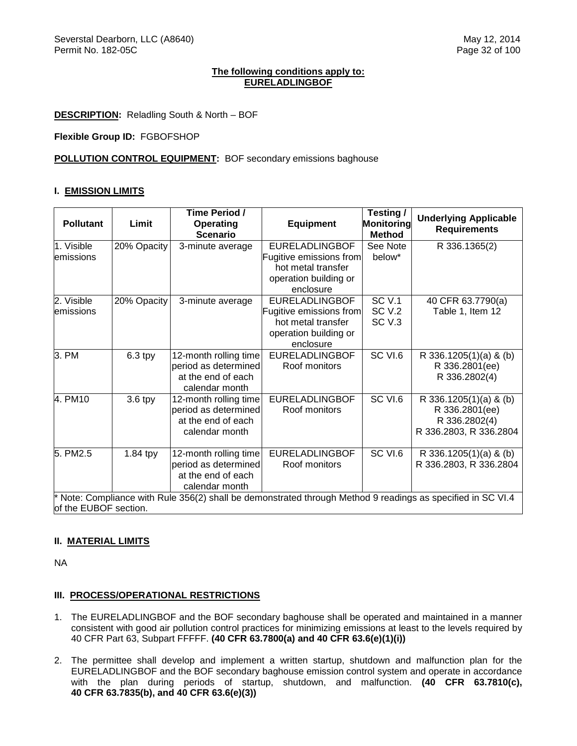**The following conditions apply to:**
**EURELADLINGBOF**

**DESCRIPTION:** Reladling South & North – BOF

**Flexible Group ID:** FGBOFSHOP

**POLLUTION CONTROL EQUIPMENT:** BOF secondary emissions baghouse

## I. EMISSION LIMITS

| Pollutant | Limit | Time Period / Operating Scenario | Equipment | Testing / Monitoring Method | Underlying Applicable Requirements |
|---|---|---|---|---|---|
| 1. Visible emissions | 20% Opacity | 3-minute average | EURELADLINGBOF Fugitive emissions from hot metal transfer operation building or enclosure | See Note below* | R 336.1365(2) |
| 2. Visible emissions | 20% Opacity | 3-minute average | EURELADLINGBOF Fugitive emissions from hot metal transfer operation building or enclosure | SC V.1 SC V.2 SC V.3 | 40 CFR 63.7790(a) Table 1, Item 12 |
| 3. PM | 6.3 tpy | 12-month rolling time period as determined at the end of each calendar month | EURELADLINGBOF Roof monitors | SC VI.6 | R 336.1205(1)(a) & (b) R 336.2801(ee) R 336.2802(4) |
| 4. PM10 | 3.6 tpy | 12-month rolling time period as determined at the end of each calendar month | EURELADLINGBOF Roof monitors | SC VI.6 | R 336.1205(1)(a) & (b) R 336.2801(ee) R 336.2802(4) R 336.2803, R 336.2804 |
| 5. PM2.5 | 1.84 tpy | 12-month rolling time period as determined at the end of each calendar month | EURELADLINGBOF Roof monitors | SC VI.6 | R 336.1205(1)(a) & (b) R 336.2803, R 336.2804 |

* Note: Compliance with Rule 356(2) shall be demonstrated through Method 9 readings as specified in SC VI.4 of the EUBOF section.

## II. MATERIAL LIMITS

NA

## III. PROCESS/OPERATIONAL RESTRICTIONS

1. The EURELADLINGBOF and the BOF secondary baghouse shall be operated and maintained in a manner consistent with good air pollution control practices for minimizing emissions at least to the levels required by 40 CFR Part 63, Subpart FFFFF. **(40 CFR 63.7800(a) and 40 CFR 63.6(e)(1)(i))**

2. The permittee shall develop and implement a written startup, shutdown and malfunction plan for the EURELADLINGBOF and the BOF secondary baghouse emission control system and operate in accordance with the plan during periods of startup, shutdown, and malfunction. **(40 CFR 63.7810(c), 40 CFR 63.7835(b), and 40 CFR 63.6(e)(3))**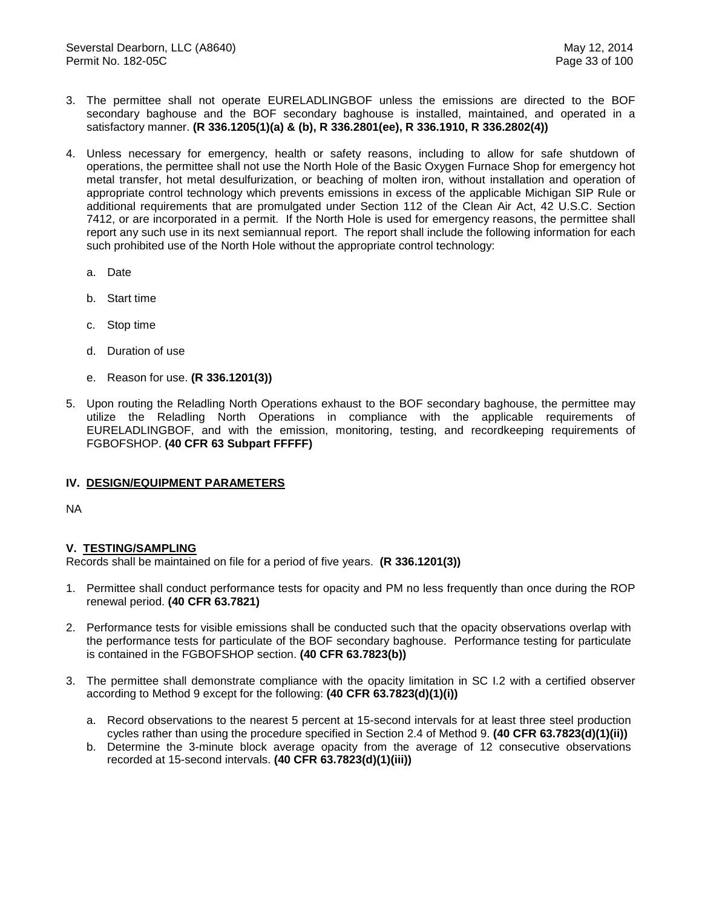3. The permittee shall not operate EURELADLINGBOF unless the emissions are directed to the BOF secondary baghouse and the BOF secondary baghouse is installed, maintained, and operated in a satisfactory manner. **(R 336.1205(1)(a) & (b), R 336.2801(ee), R 336.1910, R 336.2802(4))**

4. Unless necessary for emergency, health or safety reasons, including to allow for safe shutdown of operations, the permittee shall not use the North Hole of the Basic Oxygen Furnace Shop for emergency hot metal transfer, hot metal desulfurization, or beaching of molten iron, without installation and operation of appropriate control technology which prevents emissions in excess of the applicable Michigan SIP Rule or additional requirements that are promulgated under Section 112 of the Clean Air Act, 42 U.S.C. Section 7412, or are incorporated in a permit. If the North Hole is used for emergency reasons, the permittee shall report any such use in its next semiannual report. The report shall include the following information for each such prohibited use of the North Hole without the appropriate control technology:

   a. Date

   b. Start time

   c. Stop time

   d. Duration of use

   e. Reason for use. **(R 336.1201(3))**

5. Upon routing the Reladling North Operations exhaust to the BOF secondary baghouse, the permittee may utilize the Reladling North Operations in compliance with the applicable requirements of EURELADLINGBOF, and with the emission, monitoring, testing, and recordkeeping requirements of FGBOFSHOP. **(40 CFR 63 Subpart FFFFF)**

## IV. DESIGN/EQUIPMENT PARAMETERS

NA

## V. TESTING/SAMPLING

Records shall be maintained on file for a period of five years. **(R 336.1201(3))**

1. Permittee shall conduct performance tests for opacity and PM no less frequently than once during the ROP renewal period. **(40 CFR 63.7821)**

2. Performance tests for visible emissions shall be conducted such that the opacity observations overlap with the performance tests for particulate of the BOF secondary baghouse. Performance testing for particulate is contained in the FGBOFSHOP section. **(40 CFR 63.7823(b))**

3. The permittee shall demonstrate compliance with the opacity limitation in SC I.2 with a certified observer according to Method 9 except for the following: **(40 CFR 63.7823(d)(1)(i))**

   a. Record observations to the nearest 5 percent at 15-second intervals for at least three steel production cycles rather than using the procedure specified in Section 2.4 of Method 9. **(40 CFR 63.7823(d)(1)(ii))**
   b. Determine the 3-minute block average opacity from the average of 12 consecutive observations recorded at 15-second intervals. **(40 CFR 63.7823(d)(1)(iii))**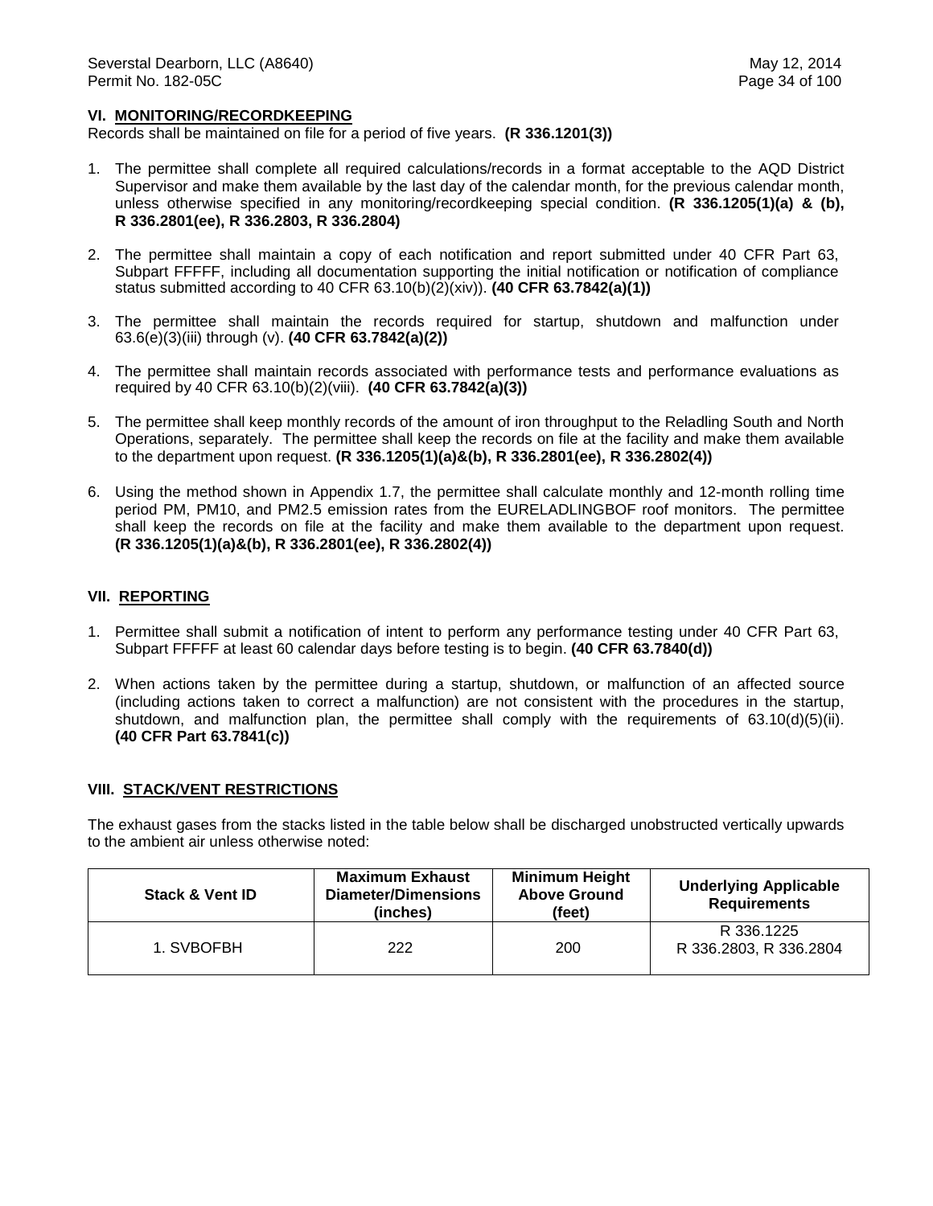## VI. MONITORING/RECORDKEEPING

Records shall be maintained on file for a period of five years. **(R 336.1201(3))**

1. The permittee shall complete all required calculations/records in a format acceptable to the AQD District Supervisor and make them available by the last day of the calendar month, for the previous calendar month, unless otherwise specified in any monitoring/recordkeeping special condition. **(R 336.1205(1)(a) & (b), R 336.2801(ee), R 336.2803, R 336.2804)**

2. The permittee shall maintain a copy of each notification and report submitted under 40 CFR Part 63, Subpart FFFFF, including all documentation supporting the initial notification or notification of compliance status submitted according to 40 CFR 63.10(b)(2)(xiv)). **(40 CFR 63.7842(a)(1))**

3. The permittee shall maintain the records required for startup, shutdown and malfunction under 63.6(e)(3)(iii) through (v). **(40 CFR 63.7842(a)(2))**

4. The permittee shall maintain records associated with performance tests and performance evaluations as required by 40 CFR 63.10(b)(2)(viii). **(40 CFR 63.7842(a)(3))**

5. The permittee shall keep monthly records of the amount of iron throughput to the Reladling South and North Operations, separately. The permittee shall keep the records on file at the facility and make them available to the department upon request. **(R 336.1205(1)(a)&(b), R 336.2801(ee), R 336.2802(4))**

6. Using the method shown in Appendix 1.7, the permittee shall calculate monthly and 12-month rolling time period PM, PM10, and PM2.5 emission rates from the EURELADLINGBOF roof monitors. The permittee shall keep the records on file at the facility and make them available to the department upon request. **(R 336.1205(1)(a)&(b), R 336.2801(ee), R 336.2802(4))**

## VII. REPORTING

1. Permittee shall submit a notification of intent to perform any performance testing under 40 CFR Part 63, Subpart FFFFF at least 60 calendar days before testing is to begin. **(40 CFR 63.7840(d))**

2. When actions taken by the permittee during a startup, shutdown, or malfunction of an affected source (including actions taken to correct a malfunction) are not consistent with the procedures in the startup, shutdown, and malfunction plan, the permittee shall comply with the requirements of 63.10(d)(5)(ii). **(40 CFR Part 63.7841(c))**

## VIII. STACK/VENT RESTRICTIONS

The exhaust gases from the stacks listed in the table below shall be discharged unobstructed vertically upwards to the ambient air unless otherwise noted:

| Stack & Vent ID | Maximum Exhaust Diameter/Dimensions (inches) | Minimum Height Above Ground (feet) | Underlying Applicable Requirements |
|---|---|---|---|
| 1. SVBOFBH | 222 | 200 | R 336.1225<br>R 336.2803, R 336.2804 |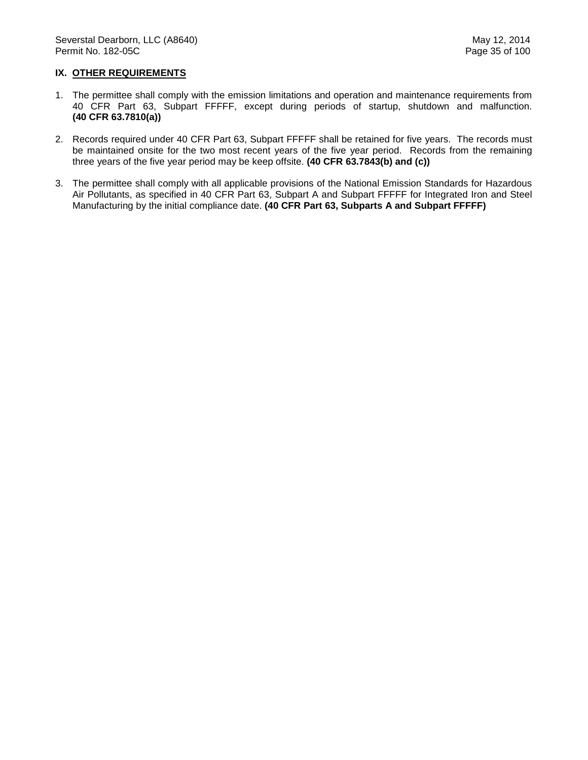## IX. OTHER REQUIREMENTS

1. The permittee shall comply with the emission limitations and operation and maintenance requirements from 40 CFR Part 63, Subpart FFFFF, except during periods of startup, shutdown and malfunction. **(40 CFR 63.7810(a))**

2. Records required under 40 CFR Part 63, Subpart FFFFF shall be retained for five years. The records must be maintained onsite for the two most recent years of the five year period. Records from the remaining three years of the five year period may be keep offsite. **(40 CFR 63.7843(b) and (c))**

3. The permittee shall comply with all applicable provisions of the National Emission Standards for Hazardous Air Pollutants, as specified in 40 CFR Part 63, Subpart A and Subpart FFFFF for Integrated Iron and Steel Manufacturing by the initial compliance date. **(40 CFR Part 63, Subparts A and Subpart FFFFF)**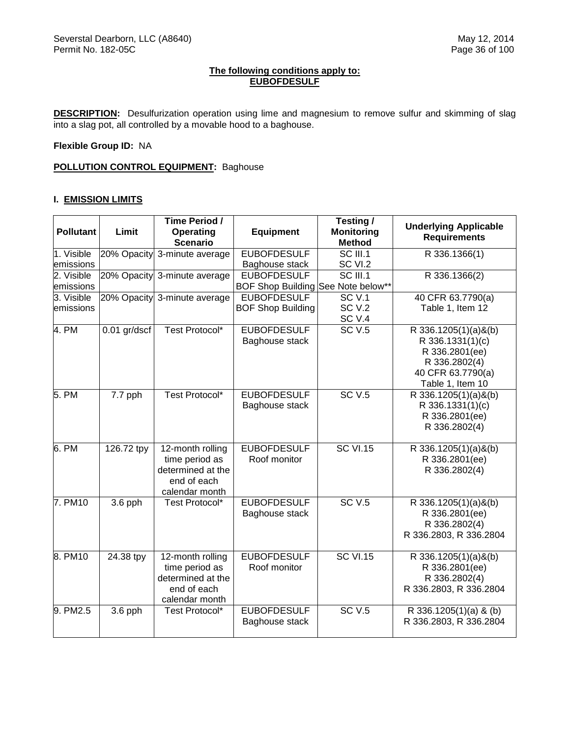**The following conditions apply to: EUBOFDESULF**

**DESCRIPTION:** Desulfurization operation using lime and magnesium to remove sulfur and skimming of slag into a slag pot, all controlled by a movable hood to a baghouse.

**Flexible Group ID:** NA

**POLLUTION CONTROL EQUIPMENT:** Baghouse

## I. EMISSION LIMITS

| Pollutant | Limit | Time Period / Operating Scenario | Equipment | Testing / Monitoring Method | Underlying Applicable Requirements |
|---|---|---|---|---|---|
| 1. Visible emissions | 20% Opacity | 3-minute average | EUBOFDESULF Baghouse stack | SC III.1 SC VI.2 | R 336.1366(1) |
| 2. Visible emissions | 20% Opacity | 3-minute average | EUBOFDESULF BOF Shop Building | SC III.1 See Note below** | R 336.1366(2) |
| 3. Visible emissions | 20% Opacity | 3-minute average | EUBOFDESULF BOF Shop Building | SC V.1 SC V.2 SC V.4 | 40 CFR 63.7790(a) Table 1, Item 12 |
| 4. PM | 0.01 gr/dscf | Test Protocol* | EUBOFDESULF Baghouse stack | SC V.5 | R 336.1205(1)(a)&(b) R 336.1331(1)(c) R 336.2801(ee) R 336.2802(4) 40 CFR 63.7790(a) Table 1, Item 10 |
| 5. PM | 7.7 pph | Test Protocol* | EUBOFDESULF Baghouse stack | SC V.5 | R 336.1205(1)(a)&(b) R 336.1331(1)(c) R 336.2801(ee) R 336.2802(4) |
| 6. PM | 126.72 tpy | 12-month rolling time period as determined at the end of each calendar month | EUBOFDESULF Roof monitor | SC VI.15 | R 336.1205(1)(a)&(b) R 336.2801(ee) R 336.2802(4) |
| 7. PM10 | 3.6 pph | Test Protocol* | EUBOFDESULF Baghouse stack | SC V.5 | R 336.1205(1)(a)&(b) R 336.2801(ee) R 336.2802(4) R 336.2803, R 336.2804 |
| 8. PM10 | 24.38 tpy | 12-month rolling time period as determined at the end of each calendar month | EUBOFDESULF Roof monitor | SC VI.15 | R 336.1205(1)(a)&(b) R 336.2801(ee) R 336.2802(4) R 336.2803, R 336.2804 |
| 9. PM2.5 | 3.6 pph | Test Protocol* | EUBOFDESULF Baghouse stack | SC V.5 | R 336.1205(1)(a) & (b) R 336.2803, R 336.2804 |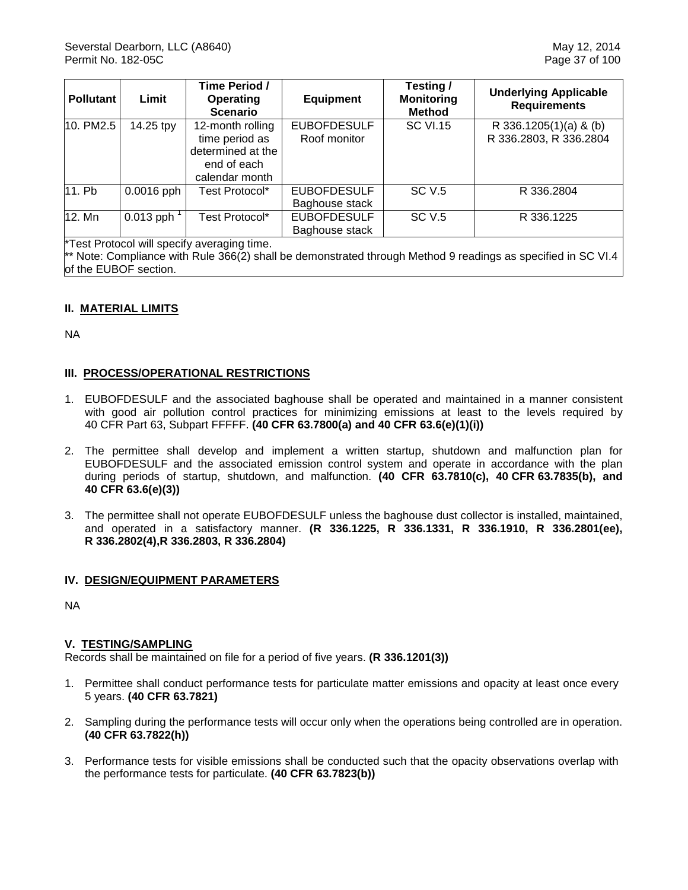| Pollutant | Limit | Time Period / Operating Scenario | Equipment | Testing / Monitoring Method | Underlying Applicable Requirements |
|---|---|---|---|---|---|
| 10. PM2.5 | 14.25 tpy | 12-month rolling time period as determined at the end of each calendar month | EUBOFDESULF Roof monitor | SC VI.15 | R 336.1205(1)(a) & (b) R 336.2803, R 336.2804 |
| 11. Pb | 0.0016 pph | Test Protocol* | EUBOFDESULF Baghouse stack | SC V.5 | R 336.2804 |
| 12. Mn | 0.013 pph [1] | Test Protocol* | EUBOFDESULF Baghouse stack | SC V.5 | R 336.1225 |

*Test Protocol will specify averaging time.
** Note: Compliance with Rule 366(2) shall be demonstrated through Method 9 readings as specified in SC VI.4 of the EUBOF section.

## II. MATERIAL LIMITS

NA

## III. PROCESS/OPERATIONAL RESTRICTIONS

1. EUBOFDESULF and the associated baghouse shall be operated and maintained in a manner consistent with good air pollution control practices for minimizing emissions at least to the levels required by 40 CFR Part 63, Subpart FFFFF. **(40 CFR 63.7800(a) and 40 CFR 63.6(e)(1)(i))**

2. The permittee shall develop and implement a written startup, shutdown and malfunction plan for EUBOFDESULF and the associated emission control system and operate in accordance with the plan during periods of startup, shutdown, and malfunction. **(40 CFR 63.7810(c), 40 CFR 63.7835(b), and 40 CFR 63.6(e)(3))**

3. The permittee shall not operate EUBOFDESULF unless the baghouse dust collector is installed, maintained, and operated in a satisfactory manner. **(R 336.1225, R 336.1331, R 336.1910, R 336.2801(ee), R 336.2802(4),R 336.2803, R 336.2804)**

## IV. DESIGN/EQUIPMENT PARAMETERS

NA

## V. TESTING/SAMPLING

Records shall be maintained on file for a period of five years. **(R 336.1201(3))**

1. Permittee shall conduct performance tests for particulate matter emissions and opacity at least once every 5 years. **(40 CFR 63.7821)**

2. Sampling during the performance tests will occur only when the operations being controlled are in operation. **(40 CFR 63.7822(h))**

3. Performance tests for visible emissions shall be conducted such that the opacity observations overlap with the performance tests for particulate. **(40 CFR 63.7823(b))**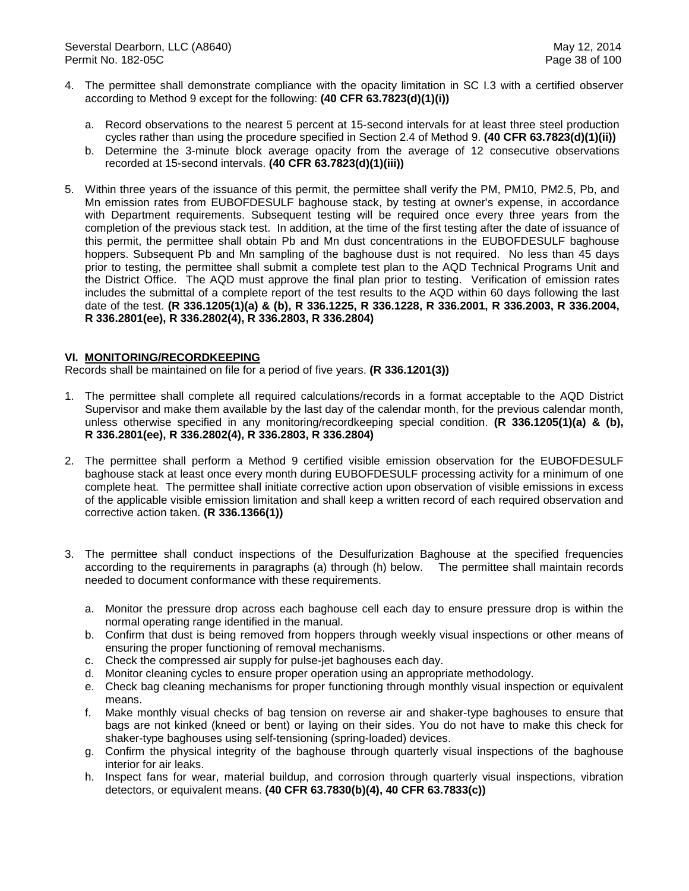4. The permittee shall demonstrate compliance with the opacity limitation in SC I.3 with a certified observer according to Method 9 except for the following: **(40 CFR 63.7823(d)(1)(i))**

   a. Record observations to the nearest 5 percent at 15-second intervals for at least three steel production cycles rather than using the procedure specified in Section 2.4 of Method 9. **(40 CFR 63.7823(d)(1)(ii))**
   b. Determine the 3-minute block average opacity from the average of 12 consecutive observations recorded at 15-second intervals. **(40 CFR 63.7823(d)(1)(iii))**

5. Within three years of the issuance of this permit, the permittee shall verify the PM, PM10, PM2.5, Pb, and Mn emission rates from EUBOFDESULF baghouse stack, by testing at owner's expense, in accordance with Department requirements. Subsequent testing will be required once every three years from the completion of the previous stack test. In addition, at the time of the first testing after the date of issuance of this permit, the permittee shall obtain Pb and Mn dust concentrations in the EUBOFDESULF baghouse hoppers. Subsequent Pb and Mn sampling of the baghouse dust is not required. No less than 45 days prior to testing, the permittee shall submit a complete test plan to the AQD Technical Programs Unit and the District Office. The AQD must approve the final plan prior to testing. Verification of emission rates includes the submittal of a complete report of the test results to the AQD within 60 days following the last date of the test. **(R 336.1205(1)(a) & (b), R 336.1225, R 336.1228, R 336.2001, R 336.2003, R 336.2004, R 336.2801(ee), R 336.2802(4), R 336.2803, R 336.2804)**

## VI. MONITORING/RECORDKEEPING

Records shall be maintained on file for a period of five years. **(R 336.1201(3))**

1. The permittee shall complete all required calculations/records in a format acceptable to the AQD District Supervisor and make them available by the last day of the calendar month, for the previous calendar month, unless otherwise specified in any monitoring/recordkeeping special condition. **(R 336.1205(1)(a) & (b), R 336.2801(ee), R 336.2802(4), R 336.2803, R 336.2804)**

2. The permittee shall perform a Method 9 certified visible emission observation for the EUBOFDESULF baghouse stack at least once every month during EUBOFDESULF processing activity for a minimum of one complete heat. The permittee shall initiate corrective action upon observation of visible emissions in excess of the applicable visible emission limitation and shall keep a written record of each required observation and corrective action taken. **(R 336.1366(1))**

3. The permittee shall conduct inspections of the Desulfurization Baghouse at the specified frequencies according to the requirements in paragraphs (a) through (h) below. The permittee shall maintain records needed to document conformance with these requirements.

   a. Monitor the pressure drop across each baghouse cell each day to ensure pressure drop is within the normal operating range identified in the manual.
   b. Confirm that dust is being removed from hoppers through weekly visual inspections or other means of ensuring the proper functioning of removal mechanisms.
   c. Check the compressed air supply for pulse-jet baghouses each day.
   d. Monitor cleaning cycles to ensure proper operation using an appropriate methodology.
   e. Check bag cleaning mechanisms for proper functioning through monthly visual inspection or equivalent means.
   f. Make monthly visual checks of bag tension on reverse air and shaker-type baghouses to ensure that bags are not kinked (kneed or bent) or laying on their sides. You do not have to make this check for shaker-type baghouses using self-tensioning (spring-loaded) devices.
   g. Confirm the physical integrity of the baghouse through quarterly visual inspections of the baghouse interior for air leaks.
   h. Inspect fans for wear, material buildup, and corrosion through quarterly visual inspections, vibration detectors, or equivalent means. **(40 CFR 63.7830(b)(4), 40 CFR 63.7833(c))**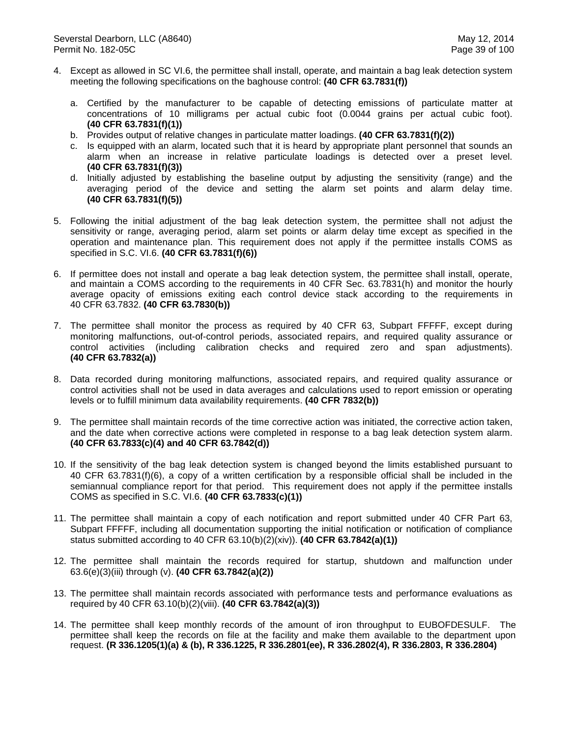4. Except as allowed in SC VI.6, the permittee shall install, operate, and maintain a bag leak detection system meeting the following specifications on the baghouse control: **(40 CFR 63.7831(f))**

   a. Certified by the manufacturer to be capable of detecting emissions of particulate matter at concentrations of 10 milligrams per actual cubic foot (0.0044 grains per actual cubic foot). **(40 CFR 63.7831(f)(1))**
   b. Provides output of relative changes in particulate matter loadings. **(40 CFR 63.7831(f)(2))**
   c. Is equipped with an alarm, located such that it is heard by appropriate plant personnel that sounds an alarm when an increase in relative particulate loadings is detected over a preset level. **(40 CFR 63.7831(f)(3))**
   d. Initially adjusted by establishing the baseline output by adjusting the sensitivity (range) and the averaging period of the device and setting the alarm set points and alarm delay time. **(40 CFR 63.7831(f)(5))**

5. Following the initial adjustment of the bag leak detection system, the permittee shall not adjust the sensitivity or range, averaging period, alarm set points or alarm delay time except as specified in the operation and maintenance plan. This requirement does not apply if the permittee installs COMS as specified in S.C. VI.6. **(40 CFR 63.7831(f)(6))**

6. If permittee does not install and operate a bag leak detection system, the permittee shall install, operate, and maintain a COMS according to the requirements in 40 CFR Sec. 63.7831(h) and monitor the hourly average opacity of emissions exiting each control device stack according to the requirements in 40 CFR 63.7832. **(40 CFR 63.7830(b))**

7. The permittee shall monitor the process as required by 40 CFR 63, Subpart FFFFF, except during monitoring malfunctions, out-of-control periods, associated repairs, and required quality assurance or control activities (including calibration checks and required zero and span adjustments). **(40 CFR 63.7832(a))**

8. Data recorded during monitoring malfunctions, associated repairs, and required quality assurance or control activities shall not be used in data averages and calculations used to report emission or operating levels or to fulfill minimum data availability requirements. **(40 CFR 7832(b))**

9. The permittee shall maintain records of the time corrective action was initiated, the corrective action taken, and the date when corrective actions were completed in response to a bag leak detection system alarm. **(40 CFR 63.7833(c)(4) and 40 CFR 63.7842(d))**

10. If the sensitivity of the bag leak detection system is changed beyond the limits established pursuant to 40 CFR 63.7831(f)(6), a copy of a written certification by a responsible official shall be included in the semiannual compliance report for that period. This requirement does not apply if the permittee installs COMS as specified in S.C. VI.6. **(40 CFR 63.7833(c)(1))**

11. The permittee shall maintain a copy of each notification and report submitted under 40 CFR Part 63, Subpart FFFFF, including all documentation supporting the initial notification or notification of compliance status submitted according to 40 CFR 63.10(b)(2)(xiv)). **(40 CFR 63.7842(a)(1))**

12. The permittee shall maintain the records required for startup, shutdown and malfunction under 63.6(e)(3)(iii) through (v). **(40 CFR 63.7842(a)(2))**

13. The permittee shall maintain records associated with performance tests and performance evaluations as required by 40 CFR 63.10(b)(2)(viii). **(40 CFR 63.7842(a)(3))**

14. The permittee shall keep monthly records of the amount of iron throughput to EUBOFDESULF. The permittee shall keep the records on file at the facility and make them available to the department upon request. **(R 336.1205(1)(a) & (b), R 336.1225, R 336.2801(ee), R 336.2802(4), R 336.2803, R 336.2804)**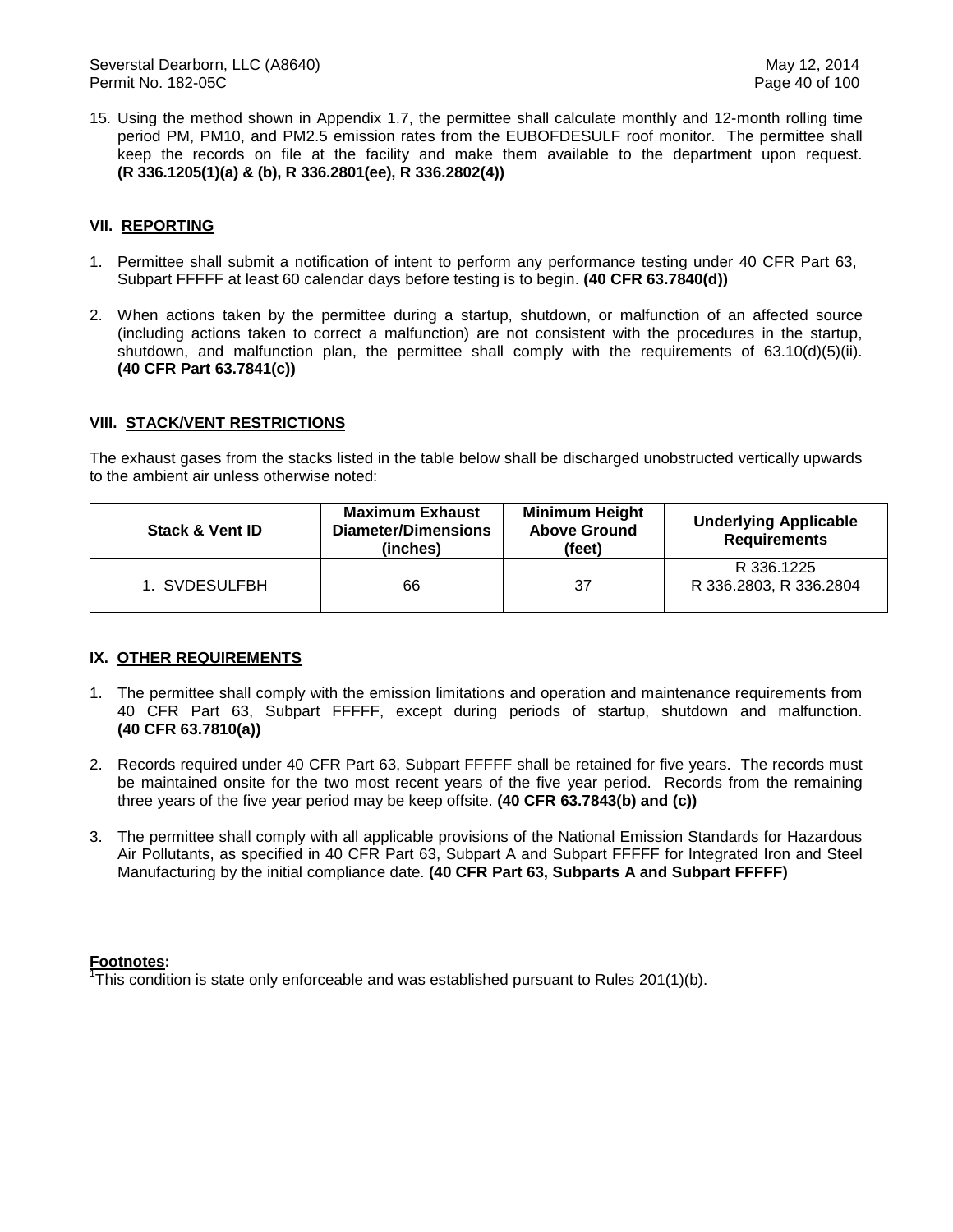15. Using the method shown in Appendix 1.7, the permittee shall calculate monthly and 12-month rolling time period PM, PM10, and PM2.5 emission rates from the EUBOFDESULF roof monitor. The permittee shall keep the records on file at the facility and make them available to the department upon request. **(R 336.1205(1)(a) & (b), R 336.2801(ee), R 336.2802(4))**

## VII. REPORTING

1. Permittee shall submit a notification of intent to perform any performance testing under 40 CFR Part 63, Subpart FFFFF at least 60 calendar days before testing is to begin. **(40 CFR 63.7840(d))**

2. When actions taken by the permittee during a startup, shutdown, or malfunction of an affected source (including actions taken to correct a malfunction) are not consistent with the procedures in the startup, shutdown, and malfunction plan, the permittee shall comply with the requirements of 63.10(d)(5)(ii). **(40 CFR Part 63.7841(c))**

## VIII. STACK/VENT RESTRICTIONS

The exhaust gases from the stacks listed in the table below shall be discharged unobstructed vertically upwards to the ambient air unless otherwise noted:

| Stack & Vent ID | Maximum Exhaust Diameter/Dimensions (inches) | Minimum Height Above Ground (feet) | Underlying Applicable Requirements |
|---|---|---|---|
| 1. SVDESULFBH | 66 | 37 | R 336.1225<br>R 336.2803, R 336.2804 |

## IX. OTHER REQUIREMENTS

1. The permittee shall comply with the emission limitations and operation and maintenance requirements from 40 CFR Part 63, Subpart FFFFF, except during periods of startup, shutdown and malfunction. **(40 CFR 63.7810(a))**

2. Records required under 40 CFR Part 63, Subpart FFFFF shall be retained for five years. The records must be maintained onsite for the two most recent years of the five year period. Records from the remaining three years of the five year period may be keep offsite. **(40 CFR 63.7843(b) and (c))**

3. The permittee shall comply with all applicable provisions of the National Emission Standards for Hazardous Air Pollutants, as specified in 40 CFR Part 63, Subpart A and Subpart FFFFF for Integrated Iron and Steel Manufacturing by the initial compliance date. **(40 CFR Part 63, Subparts A and Subpart FFFFF)**

**Footnotes:**

[1]This condition is state only enforceable and was established pursuant to Rules 201(1)(b).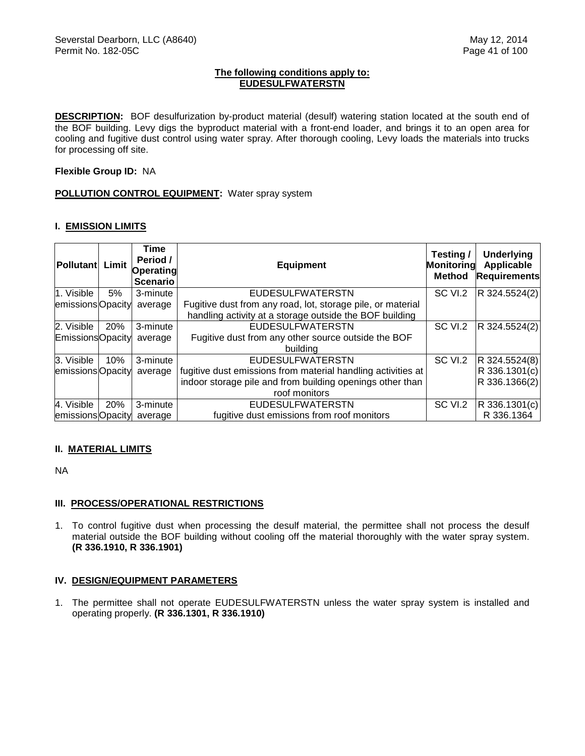**The following conditions apply to:**
**EUDESULFWATERSTN**

**DESCRIPTION:** BOF desulfurization by-product material (desulf) watering station located at the south end of the BOF building. Levy digs the byproduct material with a front-end loader, and brings it to an open area for cooling and fugitive dust control using water spray. After thorough cooling, Levy loads the materials into trucks for processing off site.

**Flexible Group ID:** NA

**POLLUTION CONTROL EQUIPMENT:** Water spray system

## I. EMISSION LIMITS

| Pollutant | Limit | Time Period / Operating Scenario | Equipment | Testing / Monitoring Method | Underlying Applicable Requirements |
|---|---|---|---|---|---|
| 1. Visible emissions | 5% Opacity | 3-minute average | EUDESULFWATERSTN Fugitive dust from any road, lot, storage pile, or material handling activity at a storage outside the BOF building | SC VI.2 | R 324.5524(2) |
| 2. Visible Emissions | 20% Opacity | 3-minute average | EUDESULFWATERSTN Fugitive dust from any other source outside the BOF building | SC VI.2 | R 324.5524(2) |
| 3. Visible emissions | 10% Opacity | 3-minute average | EUDESULFWATERSTN fugitive dust emissions from material handling activities at indoor storage pile and from building openings other than roof monitors | SC VI.2 | R 324.5524(8) R 336.1301(c) R 336.1366(2) |
| 4. Visible emissions | 20% Opacity | 3-minute average | EUDESULFWATERSTN fugitive dust emissions from roof monitors | SC VI.2 | R 336.1301(c) R 336.1364 |

## II. MATERIAL LIMITS

NA

## III. PROCESS/OPERATIONAL RESTRICTIONS

1. To control fugitive dust when processing the desulf material, the permittee shall not process the desulf material outside the BOF building without cooling off the material thoroughly with the water spray system. **(R 336.1910, R 336.1901)**

## IV. DESIGN/EQUIPMENT PARAMETERS

1. The permittee shall not operate EUDESULFWATERSTN unless the water spray system is installed and operating properly. **(R 336.1301, R 336.1910)**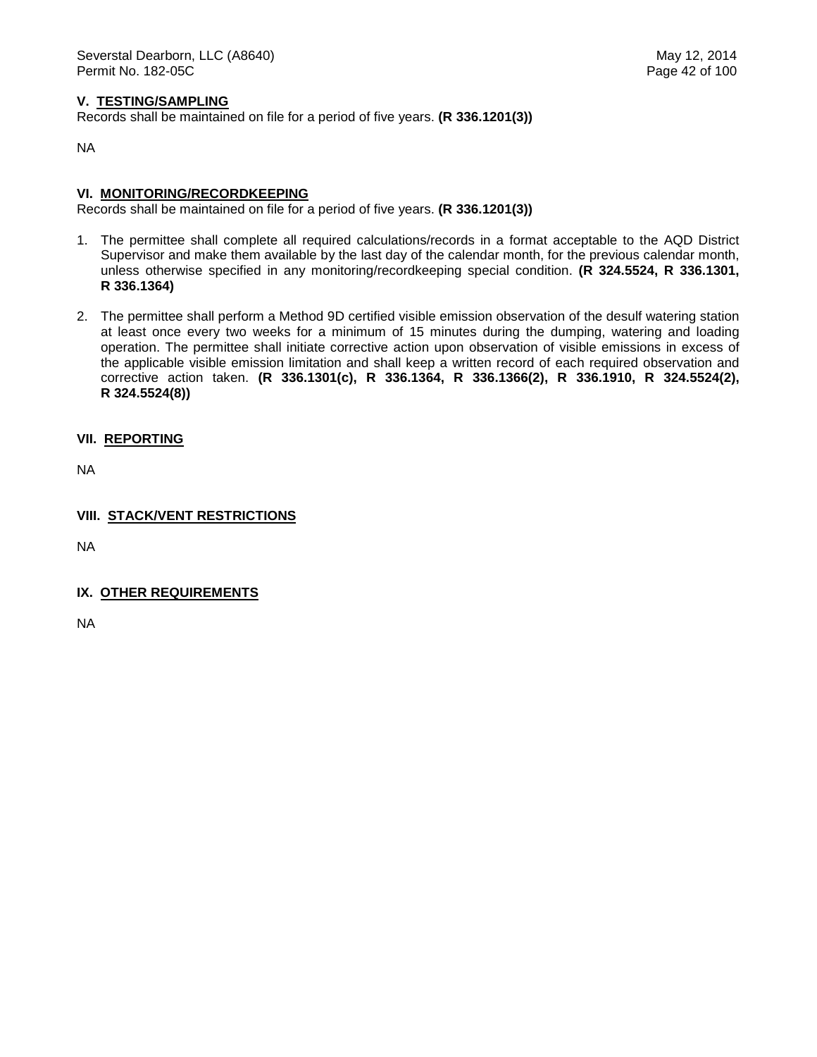## V. TESTING/SAMPLING

Records shall be maintained on file for a period of five years. **(R 336.1201(3))**

NA

## VI. MONITORING/RECORDKEEPING

Records shall be maintained on file for a period of five years. **(R 336.1201(3))**

1. The permittee shall complete all required calculations/records in a format acceptable to the AQD District Supervisor and make them available by the last day of the calendar month, for the previous calendar month, unless otherwise specified in any monitoring/recordkeeping special condition. **(R 324.5524, R 336.1301, R 336.1364)**

2. The permittee shall perform a Method 9D certified visible emission observation of the desulf watering station at least once every two weeks for a minimum of 15 minutes during the dumping, watering and loading operation. The permittee shall initiate corrective action upon observation of visible emissions in excess of the applicable visible emission limitation and shall keep a written record of each required observation and corrective action taken. **(R 336.1301(c), R 336.1364, R 336.1366(2), R 336.1910, R 324.5524(2), R 324.5524(8))**

## VII. REPORTING

NA

## VIII. STACK/VENT RESTRICTIONS

NA

## IX. OTHER REQUIREMENTS

NA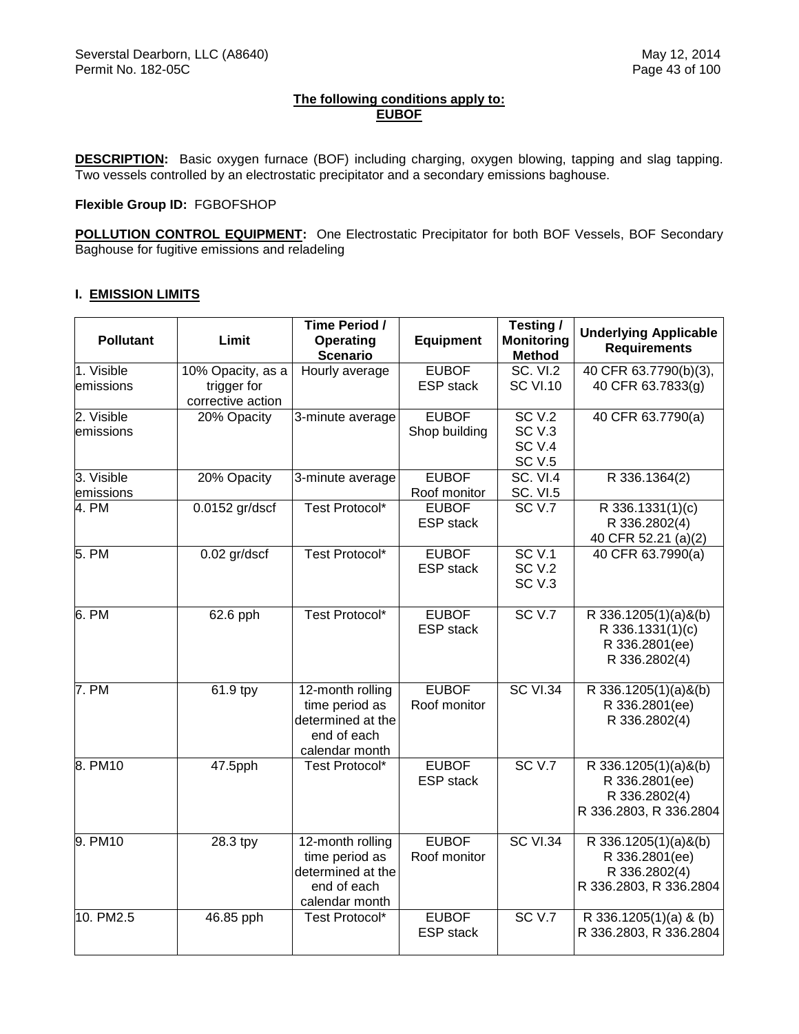**The following conditions apply to:**
**EUBOF**

**DESCRIPTION:** Basic oxygen furnace (BOF) including charging, oxygen blowing, tapping and slag tapping. Two vessels controlled by an electrostatic precipitator and a secondary emissions baghouse.

**Flexible Group ID:** FGBOFSHOP

**POLLUTION CONTROL EQUIPMENT:** One Electrostatic Precipitator for both BOF Vessels, BOF Secondary Baghouse for fugitive emissions and reladeling

## I. EMISSION LIMITS

| Pollutant | Limit | Time Period / Operating Scenario | Equipment | Testing / Monitoring Method | Underlying Applicable Requirements |
|---|---|---|---|---|---|
| 1. Visible emissions | 10% Opacity, as a trigger for corrective action | Hourly average | EUBOF ESP stack | SC. VI.2 SC VI.10 | 40 CFR 63.7790(b)(3), 40 CFR 63.7833(g) |
| 2. Visible emissions | 20% Opacity | 3-minute average | EUBOF Shop building | SC V.2 SC V.3 SC V.4 SC V.5 | 40 CFR 63.7790(a) |
| 3. Visible emissions | 20% Opacity | 3-minute average | EUBOF Roof monitor | SC. VI.4 SC. VI.5 | R 336.1364(2) |
| 4. PM | 0.0152 gr/dscf | Test Protocol* | EUBOF ESP stack | SC V.7 | R 336.1331(1)(c) R 336.2802(4) 40 CFR 52.21 (a)(2) |
| 5. PM | 0.02 gr/dscf | Test Protocol* | EUBOF ESP stack | SC V.1 SC V.2 SC V.3 | 40 CFR 63.7990(a) |
| 6. PM | 62.6 pph | Test Protocol* | EUBOF ESP stack | SC V.7 | R 336.1205(1)(a)&(b) R 336.1331(1)(c) R 336.2801(ee) R 336.2802(4) |
| 7. PM | 61.9 tpy | 12-month rolling time period as determined at the end of each calendar month | EUBOF Roof monitor | SC VI.34 | R 336.1205(1)(a)&(b) R 336.2801(ee) R 336.2802(4) |
| 8. PM10 | 47.5pph | Test Protocol* | EUBOF ESP stack | SC V.7 | R 336.1205(1)(a)&(b) R 336.2801(ee) R 336.2802(4) R 336.2803, R 336.2804 |
| 9. PM10 | 28.3 tpy | 12-month rolling time period as determined at the end of each calendar month | EUBOF Roof monitor | SC VI.34 | R 336.1205(1)(a)&(b) R 336.2801(ee) R 336.2802(4) R 336.2803, R 336.2804 |
| 10. PM2.5 | 46.85 pph | Test Protocol* | EUBOF ESP stack | SC V.7 | R 336.1205(1)(a) & (b) R 336.2803, R 336.2804 |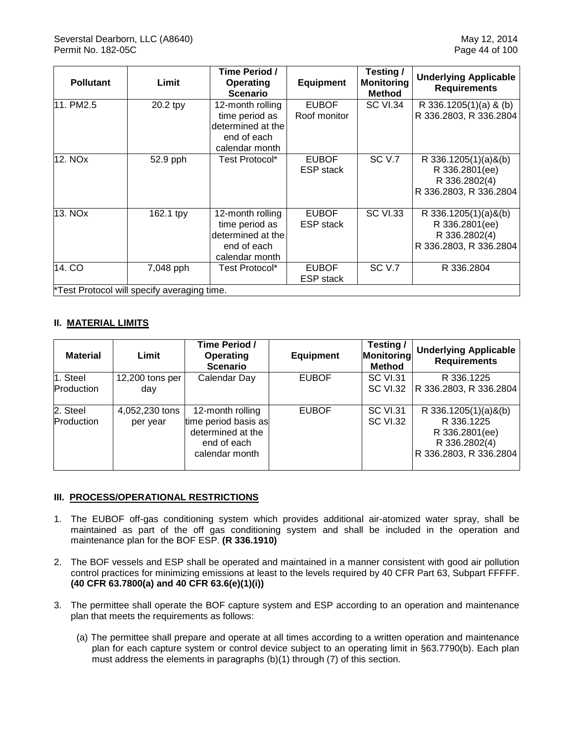| Pollutant | Limit | Time Period / Operating Scenario | Equipment | Testing / Monitoring Method | Underlying Applicable Requirements |
|---|---|---|---|---|---|
| 11. PM2.5 | 20.2 tpy | 12-month rolling time period as determined at the end of each calendar month | EUBOF Roof monitor | SC VI.34 | R 336.1205(1)(a) & (b) R 336.2803, R 336.2804 |
| 12. NOx | 52.9 pph | Test Protocol* | EUBOF ESP stack | SC V.7 | R 336.1205(1)(a)&(b) R 336.2801(ee) R 336.2802(4) R 336.2803, R 336.2804 |
| 13. NOx | 162.1 tpy | 12-month rolling time period as determined at the end of each calendar month | EUBOF ESP stack | SC VI.33 | R 336.1205(1)(a)&(b) R 336.2801(ee) R 336.2802(4) R 336.2803, R 336.2804 |
| 14. CO | 7,048 pph | Test Protocol* | EUBOF ESP stack | SC V.7 | R 336.2804 |
| *Test Protocol will specify averaging time. | | | | | |

## II. MATERIAL LIMITS

| Material | Limit | Time Period / Operating Scenario | Equipment | Testing / Monitoring Method | Underlying Applicable Requirements |
|---|---|---|---|---|---|
| 1. Steel Production | 12,200 tons per day | Calendar Day | EUBOF | SC VI.31 SC VI.32 | R 336.1225 R 336.2803, R 336.2804 |
| 2. Steel Production | 4,052,230 tons per year | 12-month rolling time period basis as determined at the end of each calendar month | EUBOF | SC VI.31 SC VI.32 | R 336.1205(1)(a)&(b) R 336.1225 R 336.2801(ee) R 336.2802(4) R 336.2803, R 336.2804 |

## III. PROCESS/OPERATIONAL RESTRICTIONS

1. The EUBOF off-gas conditioning system which provides additional air-atomized water spray, shall be maintained as part of the off gas conditioning system and shall be included in the operation and maintenance plan for the BOF ESP. **(R 336.1910)**

2. The BOF vessels and ESP shall be operated and maintained in a manner consistent with good air pollution control practices for minimizing emissions at least to the levels required by 40 CFR Part 63, Subpart FFFFF. **(40 CFR 63.7800(a) and 40 CFR 63.6(e)(1)(i))**

3. The permittee shall operate the BOF capture system and ESP according to an operation and maintenance plan that meets the requirements as follows:

   (a) The permittee shall prepare and operate at all times according to a written operation and maintenance plan for each capture system or control device subject to an operating limit in §63.7790(b). Each plan must address the elements in paragraphs (b)(1) through (7) of this section.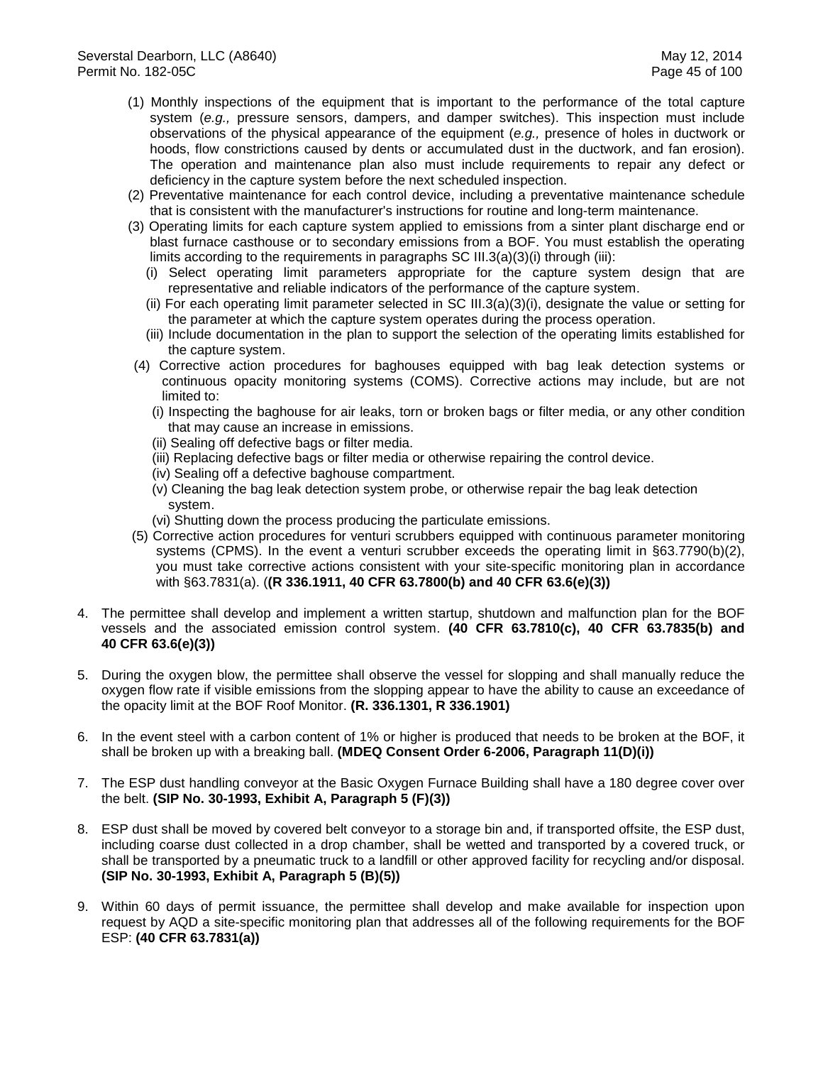(1) Monthly inspections of the equipment that is important to the performance of the total capture system (*e.g.,* pressure sensors, dampers, and damper switches). This inspection must include observations of the physical appearance of the equipment (*e.g.,* presence of holes in ductwork or hoods, flow constrictions caused by dents or accumulated dust in the ductwork, and fan erosion). The operation and maintenance plan also must include requirements to repair any defect or deficiency in the capture system before the next scheduled inspection.

(2) Preventative maintenance for each control device, including a preventative maintenance schedule that is consistent with the manufacturer's instructions for routine and long-term maintenance.

(3) Operating limits for each capture system applied to emissions from a sinter plant discharge end or blast furnace casthouse or to secondary emissions from a BOF. You must establish the operating limits according to the requirements in paragraphs SC III.3(a)(3)(i) through (iii):

  (i) Select operating limit parameters appropriate for the capture system design that are representative and reliable indicators of the performance of the capture system.

  (ii) For each operating limit parameter selected in SC III.3(a)(3)(i), designate the value or setting for the parameter at which the capture system operates during the process operation.

  (iii) Include documentation in the plan to support the selection of the operating limits established for the capture system.

(4) Corrective action procedures for baghouses equipped with bag leak detection systems or continuous opacity monitoring systems (COMS). Corrective actions may include, but are not limited to:

  (i) Inspecting the baghouse for air leaks, torn or broken bags or filter media, or any other condition that may cause an increase in emissions.

  (ii) Sealing off defective bags or filter media.

  (iii) Replacing defective bags or filter media or otherwise repairing the control device.

  (iv) Sealing off a defective baghouse compartment.

  (v) Cleaning the bag leak detection system probe, or otherwise repair the bag leak detection system.

  (vi) Shutting down the process producing the particulate emissions.

(5) Corrective action procedures for venturi scrubbers equipped with continuous parameter monitoring systems (CPMS). In the event a venturi scrubber exceeds the operating limit in §63.7790(b)(2), you must take corrective actions consistent with your site-specific monitoring plan in accordance with §63.7831(a). (**(R 336.1911, 40 CFR 63.7800(b) and 40 CFR 63.6(e)(3))**

4. The permittee shall develop and implement a written startup, shutdown and malfunction plan for the BOF vessels and the associated emission control system. **(40 CFR 63.7810(c), 40 CFR 63.7835(b) and 40 CFR 63.6(e)(3))**

5. During the oxygen blow, the permittee shall observe the vessel for slopping and shall manually reduce the oxygen flow rate if visible emissions from the slopping appear to have the ability to cause an exceedance of the opacity limit at the BOF Roof Monitor. **(R. 336.1301, R 336.1901)**

6. In the event steel with a carbon content of 1% or higher is produced that needs to be broken at the BOF, it shall be broken up with a breaking ball. **(MDEQ Consent Order 6-2006, Paragraph 11(D)(i))**

7. The ESP dust handling conveyor at the Basic Oxygen Furnace Building shall have a 180 degree cover over the belt. **(SIP No. 30-1993, Exhibit A, Paragraph 5 (F)(3))**

8. ESP dust shall be moved by covered belt conveyor to a storage bin and, if transported offsite, the ESP dust, including coarse dust collected in a drop chamber, shall be wetted and transported by a covered truck, or shall be transported by a pneumatic truck to a landfill or other approved facility for recycling and/or disposal. **(SIP No. 30-1993, Exhibit A, Paragraph 5 (B)(5))**

9. Within 60 days of permit issuance, the permittee shall develop and make available for inspection upon request by AQD a site-specific monitoring plan that addresses all of the following requirements for the BOF ESP: **(40 CFR 63.7831(a))**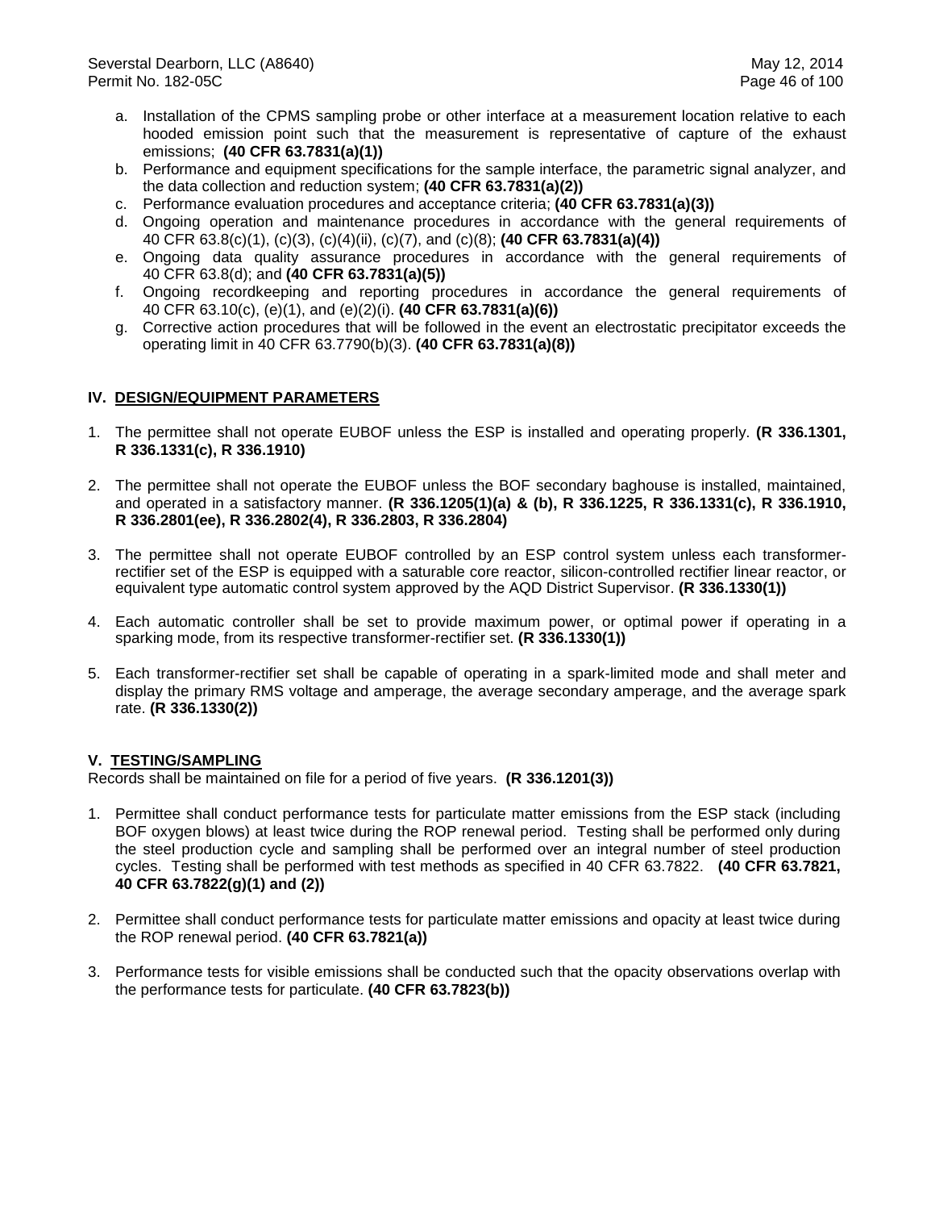a. Installation of the CPMS sampling probe or other interface at a measurement location relative to each hooded emission point such that the measurement is representative of capture of the exhaust emissions; **(40 CFR 63.7831(a)(1))**
b. Performance and equipment specifications for the sample interface, the parametric signal analyzer, and the data collection and reduction system; **(40 CFR 63.7831(a)(2))**
c. Performance evaluation procedures and acceptance criteria; **(40 CFR 63.7831(a)(3))**
d. Ongoing operation and maintenance procedures in accordance with the general requirements of 40 CFR 63.8(c)(1), (c)(3), (c)(4)(ii), (c)(7), and (c)(8); **(40 CFR 63.7831(a)(4))**
e. Ongoing data quality assurance procedures in accordance with the general requirements of 40 CFR 63.8(d); and **(40 CFR 63.7831(a)(5))**
f. Ongoing recordkeeping and reporting procedures in accordance the general requirements of 40 CFR 63.10(c), (e)(1), and (e)(2)(i). **(40 CFR 63.7831(a)(6))**
g. Corrective action procedures that will be followed in the event an electrostatic precipitator exceeds the operating limit in 40 CFR 63.7790(b)(3). **(40 CFR 63.7831(a)(8))**

## IV. DESIGN/EQUIPMENT PARAMETERS

1. The permittee shall not operate EUBOF unless the ESP is installed and operating properly. **(R 336.1301, R 336.1331(c), R 336.1910)**

2. The permittee shall not operate the EUBOF unless the BOF secondary baghouse is installed, maintained, and operated in a satisfactory manner. **(R 336.1205(1)(a) & (b), R 336.1225, R 336.1331(c), R 336.1910, R 336.2801(ee), R 336.2802(4), R 336.2803, R 336.2804)**

3. The permittee shall not operate EUBOF controlled by an ESP control system unless each transformer-rectifier set of the ESP is equipped with a saturable core reactor, silicon-controlled rectifier linear reactor, or equivalent type automatic control system approved by the AQD District Supervisor. **(R 336.1330(1))**

4. Each automatic controller shall be set to provide maximum power, or optimal power if operating in a sparking mode, from its respective transformer-rectifier set. **(R 336.1330(1))**

5. Each transformer-rectifier set shall be capable of operating in a spark-limited mode and shall meter and display the primary RMS voltage and amperage, the average secondary amperage, and the average spark rate. **(R 336.1330(2))**

## V. TESTING/SAMPLING

Records shall be maintained on file for a period of five years. **(R 336.1201(3))**

1. Permittee shall conduct performance tests for particulate matter emissions from the ESP stack (including BOF oxygen blows) at least twice during the ROP renewal period. Testing shall be performed only during the steel production cycle and sampling shall be performed over an integral number of steel production cycles. Testing shall be performed with test methods as specified in 40 CFR 63.7822. **(40 CFR 63.7821, 40 CFR 63.7822(g)(1) and (2))**

2. Permittee shall conduct performance tests for particulate matter emissions and opacity at least twice during the ROP renewal period. **(40 CFR 63.7821(a))**

3. Performance tests for visible emissions shall be conducted such that the opacity observations overlap with the performance tests for particulate. **(40 CFR 63.7823(b))**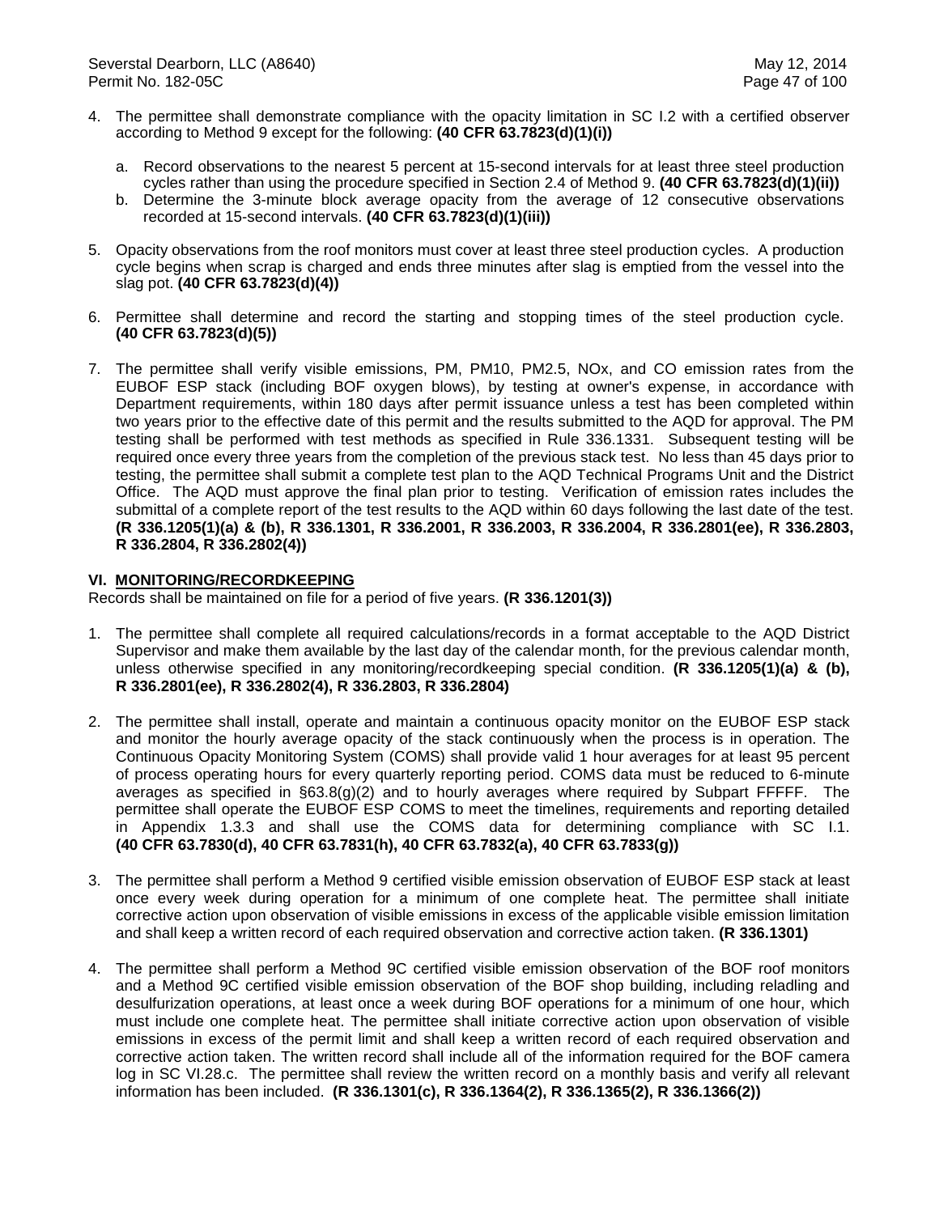4. The permittee shall demonstrate compliance with the opacity limitation in SC I.2 with a certified observer according to Method 9 except for the following: **(40 CFR 63.7823(d)(1)(i))**

   a. Record observations to the nearest 5 percent at 15-second intervals for at least three steel production cycles rather than using the procedure specified in Section 2.4 of Method 9. **(40 CFR 63.7823(d)(1)(ii))**
   b. Determine the 3-minute block average opacity from the average of 12 consecutive observations recorded at 15-second intervals. **(40 CFR 63.7823(d)(1)(iii))**

5. Opacity observations from the roof monitors must cover at least three steel production cycles. A production cycle begins when scrap is charged and ends three minutes after slag is emptied from the vessel into the slag pot. **(40 CFR 63.7823(d)(4))**

6. Permittee shall determine and record the starting and stopping times of the steel production cycle. **(40 CFR 63.7823(d)(5))**

7. The permittee shall verify visible emissions, PM, PM10, PM2.5, NOx, and CO emission rates from the EUBOF ESP stack (including BOF oxygen blows), by testing at owner's expense, in accordance with Department requirements, within 180 days after permit issuance unless a test has been completed within two years prior to the effective date of this permit and the results submitted to the AQD for approval. The PM testing shall be performed with test methods as specified in Rule 336.1331. Subsequent testing will be required once every three years from the completion of the previous stack test. No less than 45 days prior to testing, the permittee shall submit a complete test plan to the AQD Technical Programs Unit and the District Office. The AQD must approve the final plan prior to testing. Verification of emission rates includes the submittal of a complete report of the test results to the AQD within 60 days following the last date of the test. **(R 336.1205(1)(a) & (b), R 336.1301, R 336.2001, R 336.2003, R 336.2004, R 336.2801(ee), R 336.2803, R 336.2804, R 336.2802(4))**

## VI. MONITORING/RECORDKEEPING

Records shall be maintained on file for a period of five years. **(R 336.1201(3))**

1. The permittee shall complete all required calculations/records in a format acceptable to the AQD District Supervisor and make them available by the last day of the calendar month, for the previous calendar month, unless otherwise specified in any monitoring/recordkeeping special condition. **(R 336.1205(1)(a) & (b), R 336.2801(ee), R 336.2802(4), R 336.2803, R 336.2804)**

2. The permittee shall install, operate and maintain a continuous opacity monitor on the EUBOF ESP stack and monitor the hourly average opacity of the stack continuously when the process is in operation. The Continuous Opacity Monitoring System (COMS) shall provide valid 1 hour averages for at least 95 percent of process operating hours for every quarterly reporting period. COMS data must be reduced to 6-minute averages as specified in §63.8(g)(2) and to hourly averages where required by Subpart FFFFF. The permittee shall operate the EUBOF ESP COMS to meet the timelines, requirements and reporting detailed in Appendix 1.3.3 and shall use the COMS data for determining compliance with SC I.1. **(40 CFR 63.7830(d), 40 CFR 63.7831(h), 40 CFR 63.7832(a), 40 CFR 63.7833(g))**

3. The permittee shall perform a Method 9 certified visible emission observation of EUBOF ESP stack at least once every week during operation for a minimum of one complete heat. The permittee shall initiate corrective action upon observation of visible emissions in excess of the applicable visible emission limitation and shall keep a written record of each required observation and corrective action taken. **(R 336.1301)**

4. The permittee shall perform a Method 9C certified visible emission observation of the BOF roof monitors and a Method 9C certified visible emission observation of the BOF shop building, including reladling and desulfurization operations, at least once a week during BOF operations for a minimum of one hour, which must include one complete heat. The permittee shall initiate corrective action upon observation of visible emissions in excess of the permit limit and shall keep a written record of each required observation and corrective action taken. The written record shall include all of the information required for the BOF camera log in SC VI.28.c. The permittee shall review the written record on a monthly basis and verify all relevant information has been included. **(R 336.1301(c), R 336.1364(2), R 336.1365(2), R 336.1366(2))**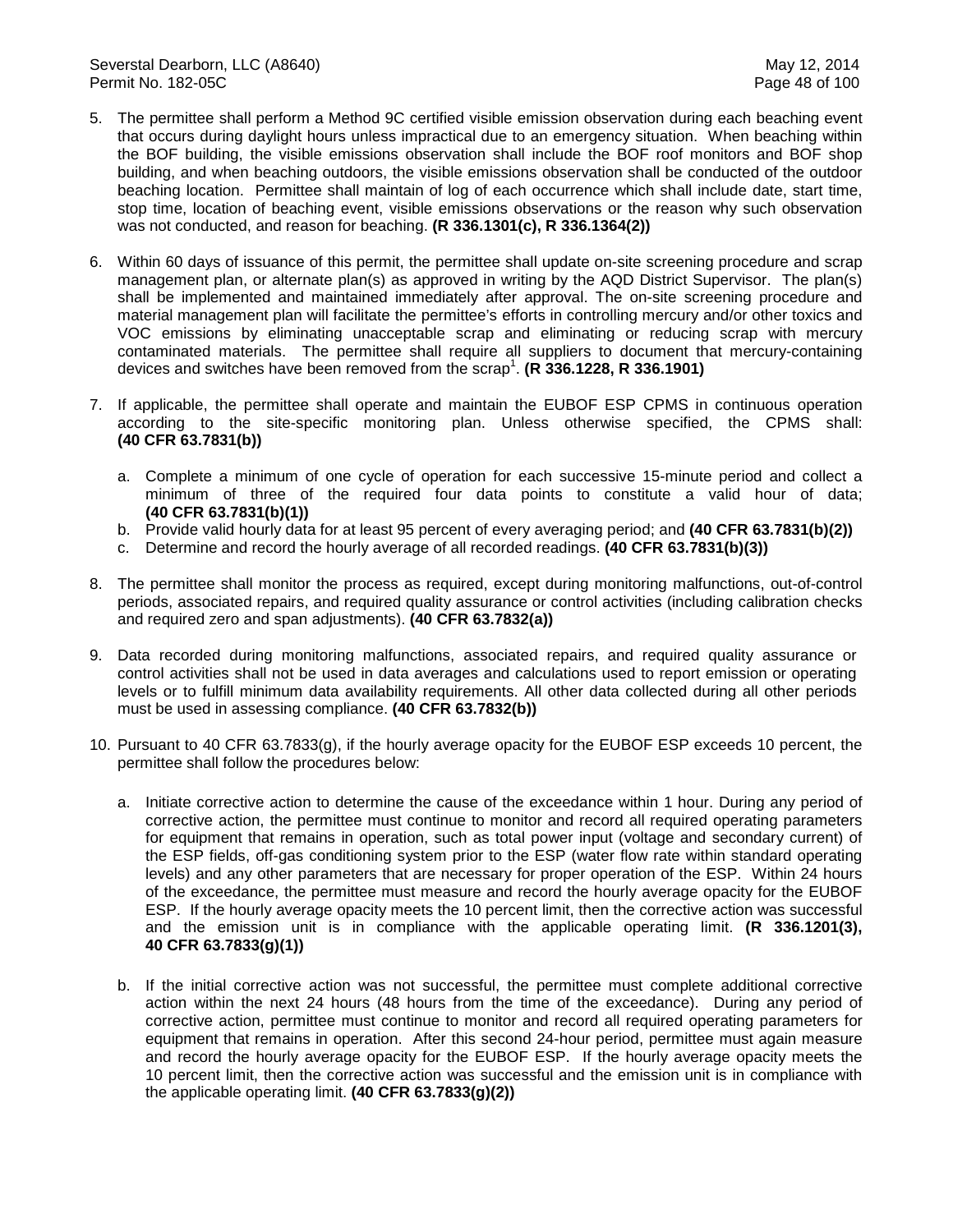5. The permittee shall perform a Method 9C certified visible emission observation during each beaching event that occurs during daylight hours unless impractical due to an emergency situation. When beaching within the BOF building, the visible emissions observation shall include the BOF roof monitors and BOF shop building, and when beaching outdoors, the visible emissions observation shall be conducted of the outdoor beaching location. Permittee shall maintain of log of each occurrence which shall include date, start time, stop time, location of beaching event, visible emissions observations or the reason why such observation was not conducted, and reason for beaching. **(R 336.1301(c), R 336.1364(2))**

6. Within 60 days of issuance of this permit, the permittee shall update on-site screening procedure and scrap management plan, or alternate plan(s) as approved in writing by the AQD District Supervisor. The plan(s) shall be implemented and maintained immediately after approval. The on-site screening procedure and material management plan will facilitate the permittee's efforts in controlling mercury and/or other toxics and VOC emissions by eliminating unacceptable scrap and eliminating or reducing scrap with mercury contaminated materials. The permittee shall require all suppliers to document that mercury-containing devices and switches have been removed from the scrap[1]. **(R 336.1228, R 336.1901)**

7. If applicable, the permittee shall operate and maintain the EUBOF ESP CPMS in continuous operation according to the site-specific monitoring plan. Unless otherwise specified, the CPMS shall: **(40 CFR 63.7831(b))**

   a. Complete a minimum of one cycle of operation for each successive 15-minute period and collect a minimum of three of the required four data points to constitute a valid hour of data; **(40 CFR 63.7831(b)(1))**
   b. Provide valid hourly data for at least 95 percent of every averaging period; and **(40 CFR 63.7831(b)(2))**
   c. Determine and record the hourly average of all recorded readings. **(40 CFR 63.7831(b)(3))**

8. The permittee shall monitor the process as required, except during monitoring malfunctions, out-of-control periods, associated repairs, and required quality assurance or control activities (including calibration checks and required zero and span adjustments). **(40 CFR 63.7832(a))**

9. Data recorded during monitoring malfunctions, associated repairs, and required quality assurance or control activities shall not be used in data averages and calculations used to report emission or operating levels or to fulfill minimum data availability requirements. All other data collected during all other periods must be used in assessing compliance. **(40 CFR 63.7832(b))**

10. Pursuant to 40 CFR 63.7833(g), if the hourly average opacity for the EUBOF ESP exceeds 10 percent, the permittee shall follow the procedures below:

    a. Initiate corrective action to determine the cause of the exceedance within 1 hour. During any period of corrective action, the permittee must continue to monitor and record all required operating parameters for equipment that remains in operation, such as total power input (voltage and secondary current) of the ESP fields, off-gas conditioning system prior to the ESP (water flow rate within standard operating levels) and any other parameters that are necessary for proper operation of the ESP. Within 24 hours of the exceedance, the permittee must measure and record the hourly average opacity for the EUBOF ESP. If the hourly average opacity meets the 10 percent limit, then the corrective action was successful and the emission unit is in compliance with the applicable operating limit. **(R 336.1201(3), 40 CFR 63.7833(g)(1))**

    b. If the initial corrective action was not successful, the permittee must complete additional corrective action within the next 24 hours (48 hours from the time of the exceedance). During any period of corrective action, permittee must continue to monitor and record all required operating parameters for equipment that remains in operation. After this second 24-hour period, permittee must again measure and record the hourly average opacity for the EUBOF ESP. If the hourly average opacity meets the 10 percent limit, then the corrective action was successful and the emission unit is in compliance with the applicable operating limit. **(40 CFR 63.7833(g)(2))**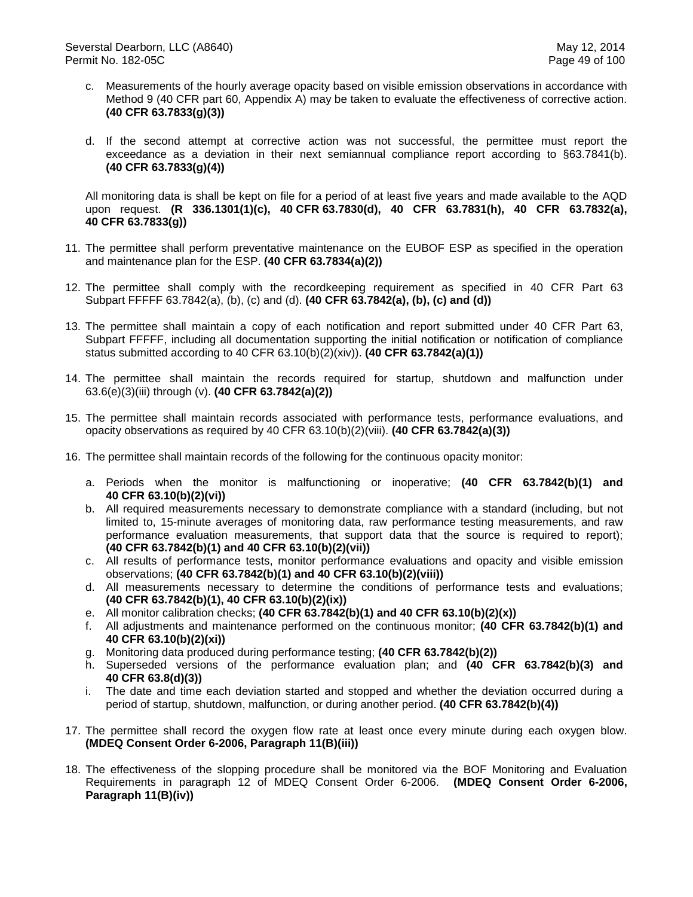c. Measurements of the hourly average opacity based on visible emission observations in accordance with Method 9 (40 CFR part 60, Appendix A) may be taken to evaluate the effectiveness of corrective action. **(40 CFR 63.7833(g)(3))**

d. If the second attempt at corrective action was not successful, the permittee must report the exceedance as a deviation in their next semiannual compliance report according to §63.7841(b). **(40 CFR 63.7833(g)(4))**

All monitoring data is shall be kept on file for a period of at least five years and made available to the AQD upon request. **(R 336.1301(1)(c), 40 CFR 63.7830(d), 40 CFR 63.7831(h), 40 CFR 63.7832(a), 40 CFR 63.7833(g))**

11. The permittee shall perform preventative maintenance on the EUBOF ESP as specified in the operation and maintenance plan for the ESP. **(40 CFR 63.7834(a)(2))**

12. The permittee shall comply with the recordkeeping requirement as specified in 40 CFR Part 63 Subpart FFFFF 63.7842(a), (b), (c) and (d). **(40 CFR 63.7842(a), (b), (c) and (d))**

13. The permittee shall maintain a copy of each notification and report submitted under 40 CFR Part 63, Subpart FFFFF, including all documentation supporting the initial notification or notification of compliance status submitted according to 40 CFR 63.10(b)(2)(xiv)). **(40 CFR 63.7842(a)(1))**

14. The permittee shall maintain the records required for startup, shutdown and malfunction under 63.6(e)(3)(iii) through (v). **(40 CFR 63.7842(a)(2))**

15. The permittee shall maintain records associated with performance tests, performance evaluations, and opacity observations as required by 40 CFR 63.10(b)(2)(viii). **(40 CFR 63.7842(a)(3))**

16. The permittee shall maintain records of the following for the continuous opacity monitor:

    a. Periods when the monitor is malfunctioning or inoperative; **(40 CFR 63.7842(b)(1) and 40 CFR 63.10(b)(2)(vi))**
    b. All required measurements necessary to demonstrate compliance with a standard (including, but not limited to, 15-minute averages of monitoring data, raw performance testing measurements, and raw performance evaluation measurements, that support data that the source is required to report); **(40 CFR 63.7842(b)(1) and 40 CFR 63.10(b)(2)(vii))**
    c. All results of performance tests, monitor performance evaluations and opacity and visible emission observations; **(40 CFR 63.7842(b)(1) and 40 CFR 63.10(b)(2)(viii))**
    d. All measurements necessary to determine the conditions of performance tests and evaluations; **(40 CFR 63.7842(b)(1), 40 CFR 63.10(b)(2)(ix))**
    e. All monitor calibration checks; **(40 CFR 63.7842(b)(1) and 40 CFR 63.10(b)(2)(x))**
    f. All adjustments and maintenance performed on the continuous monitor; **(40 CFR 63.7842(b)(1) and 40 CFR 63.10(b)(2)(xi))**
    g. Monitoring data produced during performance testing; **(40 CFR 63.7842(b)(2))**
    h. Superseded versions of the performance evaluation plan; and **(40 CFR 63.7842(b)(3) and 40 CFR 63.8(d)(3))**
    i. The date and time each deviation started and stopped and whether the deviation occurred during a period of startup, shutdown, malfunction, or during another period. **(40 CFR 63.7842(b)(4))**

17. The permittee shall record the oxygen flow rate at least once every minute during each oxygen blow. **(MDEQ Consent Order 6-2006, Paragraph 11(B)(iii))**

18. The effectiveness of the slopping procedure shall be monitored via the BOF Monitoring and Evaluation Requirements in paragraph 12 of MDEQ Consent Order 6-2006. **(MDEQ Consent Order 6-2006, Paragraph 11(B)(iv))**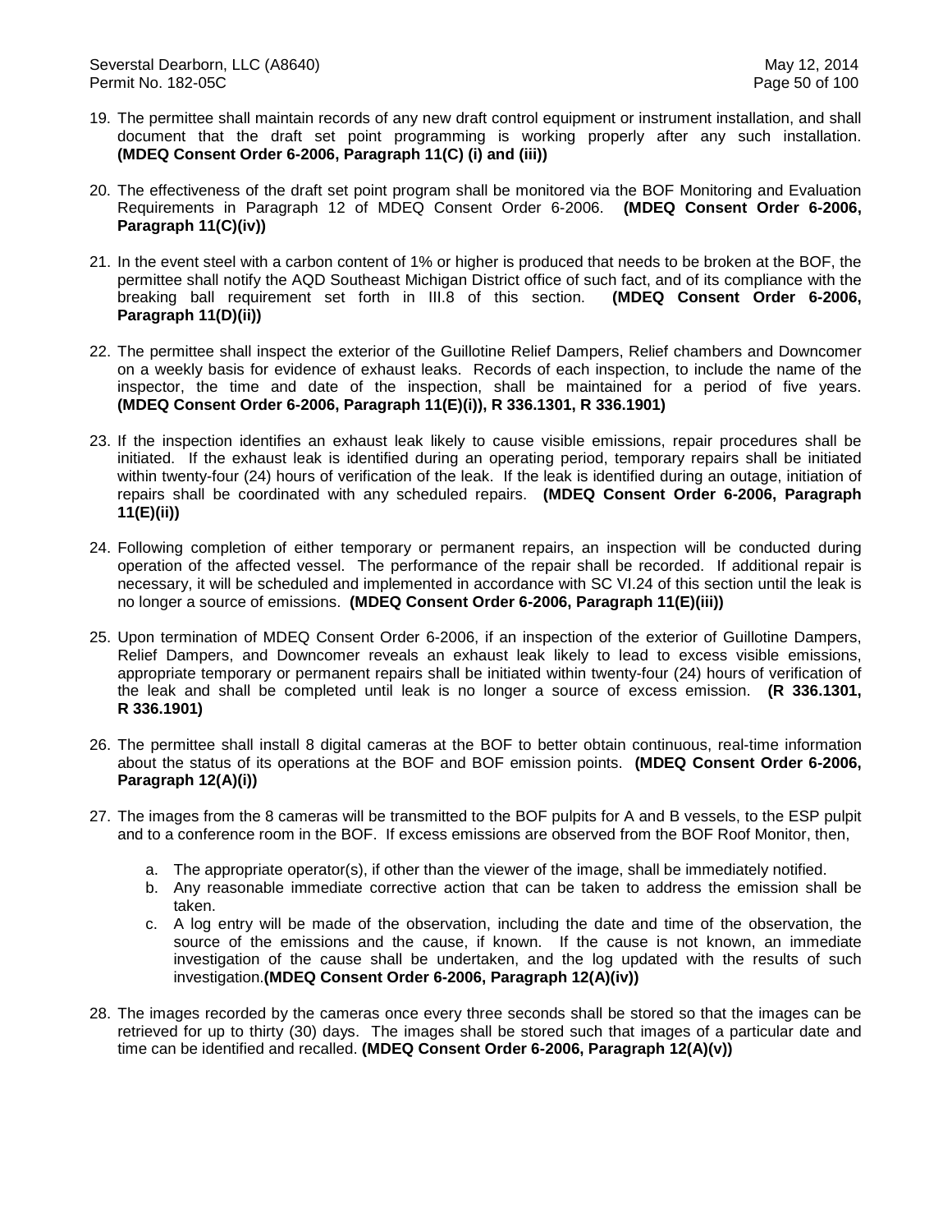19. The permittee shall maintain records of any new draft control equipment or instrument installation, and shall document that the draft set point programming is working properly after any such installation. **(MDEQ Consent Order 6-2006, Paragraph 11(C) (i) and (iii))**

20. The effectiveness of the draft set point program shall be monitored via the BOF Monitoring and Evaluation Requirements in Paragraph 12 of MDEQ Consent Order 6-2006. **(MDEQ Consent Order 6-2006, Paragraph 11(C)(iv))**

21. In the event steel with a carbon content of 1% or higher is produced that needs to be broken at the BOF, the permittee shall notify the AQD Southeast Michigan District office of such fact, and of its compliance with the breaking ball requirement set forth in III.8 of this section. **(MDEQ Consent Order 6-2006, Paragraph 11(D)(ii))**

22. The permittee shall inspect the exterior of the Guillotine Relief Dampers, Relief chambers and Downcomer on a weekly basis for evidence of exhaust leaks. Records of each inspection, to include the name of the inspector, the time and date of the inspection, shall be maintained for a period of five years. **(MDEQ Consent Order 6-2006, Paragraph 11(E)(i)), R 336.1301, R 336.1901)**

23. If the inspection identifies an exhaust leak likely to cause visible emissions, repair procedures shall be initiated. If the exhaust leak is identified during an operating period, temporary repairs shall be initiated within twenty-four (24) hours of verification of the leak. If the leak is identified during an outage, initiation of repairs shall be coordinated with any scheduled repairs. **(MDEQ Consent Order 6-2006, Paragraph 11(E)(ii))**

24. Following completion of either temporary or permanent repairs, an inspection will be conducted during operation of the affected vessel. The performance of the repair shall be recorded. If additional repair is necessary, it will be scheduled and implemented in accordance with SC VI.24 of this section until the leak is no longer a source of emissions. **(MDEQ Consent Order 6-2006, Paragraph 11(E)(iii))**

25. Upon termination of MDEQ Consent Order 6-2006, if an inspection of the exterior of Guillotine Dampers, Relief Dampers, and Downcomer reveals an exhaust leak likely to lead to excess visible emissions, appropriate temporary or permanent repairs shall be initiated within twenty-four (24) hours of verification of the leak and shall be completed until leak is no longer a source of excess emission. **(R 336.1301, R 336.1901)**

26. The permittee shall install 8 digital cameras at the BOF to better obtain continuous, real-time information about the status of its operations at the BOF and BOF emission points. **(MDEQ Consent Order 6-2006, Paragraph 12(A)(i))**

27. The images from the 8 cameras will be transmitted to the BOF pulpits for A and B vessels, to the ESP pulpit and to a conference room in the BOF. If excess emissions are observed from the BOF Roof Monitor, then,

    a. The appropriate operator(s), if other than the viewer of the image, shall be immediately notified.
    b. Any reasonable immediate corrective action that can be taken to address the emission shall be taken.
    c. A log entry will be made of the observation, including the date and time of the observation, the source of the emissions and the cause, if known. If the cause is not known, an immediate investigation of the cause shall be undertaken, and the log updated with the results of such investigation.**(MDEQ Consent Order 6-2006, Paragraph 12(A)(iv))**

28. The images recorded by the cameras once every three seconds shall be stored so that the images can be retrieved for up to thirty (30) days. The images shall be stored such that images of a particular date and time can be identified and recalled. **(MDEQ Consent Order 6-2006, Paragraph 12(A)(v))**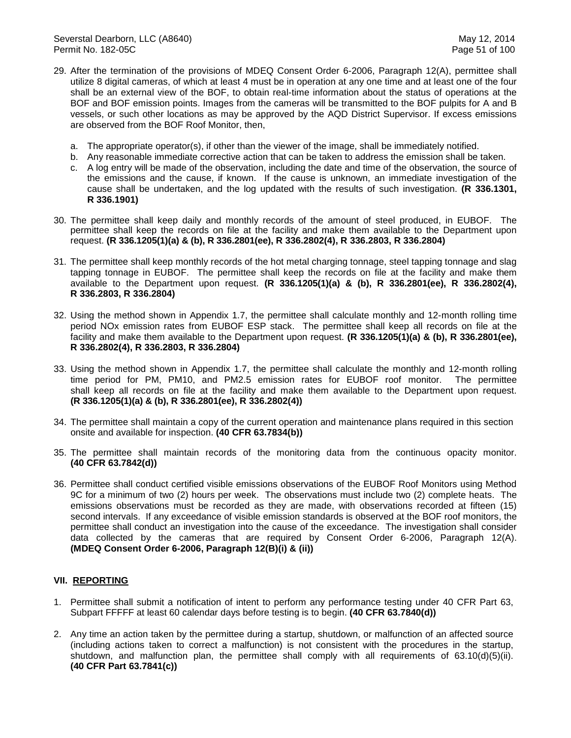29. After the termination of the provisions of MDEQ Consent Order 6-2006, Paragraph 12(A), permittee shall utilize 8 digital cameras, of which at least 4 must be in operation at any one time and at least one of the four shall be an external view of the BOF, to obtain real-time information about the status of operations at the BOF and BOF emission points. Images from the cameras will be transmitted to the BOF pulpits for A and B vessels, or such other locations as may be approved by the AQD District Supervisor. If excess emissions are observed from the BOF Roof Monitor, then,

    a. The appropriate operator(s), if other than the viewer of the image, shall be immediately notified.
    b. Any reasonable immediate corrective action that can be taken to address the emission shall be taken.
    c. A log entry will be made of the observation, including the date and time of the observation, the source of the emissions and the cause, if known. If the cause is unknown, an immediate investigation of the cause shall be undertaken, and the log updated with the results of such investigation. **(R 336.1301, R 336.1901)**

30. The permittee shall keep daily and monthly records of the amount of steel produced, in EUBOF. The permittee shall keep the records on file at the facility and make them available to the Department upon request. **(R 336.1205(1)(a) & (b), R 336.2801(ee), R 336.2802(4), R 336.2803, R 336.2804)**

31. The permittee shall keep monthly records of the hot metal charging tonnage, steel tapping tonnage and slag tapping tonnage in EUBOF. The permittee shall keep the records on file at the facility and make them available to the Department upon request. **(R 336.1205(1)(a) & (b), R 336.2801(ee), R 336.2802(4), R 336.2803, R 336.2804)**

32. Using the method shown in Appendix 1.7, the permittee shall calculate monthly and 12-month rolling time period NOx emission rates from EUBOF ESP stack. The permittee shall keep all records on file at the facility and make them available to the Department upon request. **(R 336.1205(1)(a) & (b), R 336.2801(ee), R 336.2802(4), R 336.2803, R 336.2804)**

33. Using the method shown in Appendix 1.7, the permittee shall calculate the monthly and 12-month rolling time period for PM, PM10, and PM2.5 emission rates for EUBOF roof monitor. The permittee shall keep all records on file at the facility and make them available to the Department upon request. **(R 336.1205(1)(a) & (b), R 336.2801(ee), R 336.2802(4))**

34. The permittee shall maintain a copy of the current operation and maintenance plans required in this section onsite and available for inspection. **(40 CFR 63.7834(b))**

35. The permittee shall maintain records of the monitoring data from the continuous opacity monitor. **(40 CFR 63.7842(d))**

36. Permittee shall conduct certified visible emissions observations of the EUBOF Roof Monitors using Method 9C for a minimum of two (2) hours per week. The observations must include two (2) complete heats. The emissions observations must be recorded as they are made, with observations recorded at fifteen (15) second intervals. If any exceedance of visible emission standards is observed at the BOF roof monitors, the permittee shall conduct an investigation into the cause of the exceedance. The investigation shall consider data collected by the cameras that are required by Consent Order 6-2006, Paragraph 12(A). **(MDEQ Consent Order 6-2006, Paragraph 12(B)(i) & (ii))**

## VII. REPORTING

1. Permittee shall submit a notification of intent to perform any performance testing under 40 CFR Part 63, Subpart FFFFF at least 60 calendar days before testing is to begin. **(40 CFR 63.7840(d))**

2. Any time an action taken by the permittee during a startup, shutdown, or malfunction of an affected source (including actions taken to correct a malfunction) is not consistent with the procedures in the startup, shutdown, and malfunction plan, the permittee shall comply with all requirements of 63.10(d)(5)(ii). **(40 CFR Part 63.7841(c))**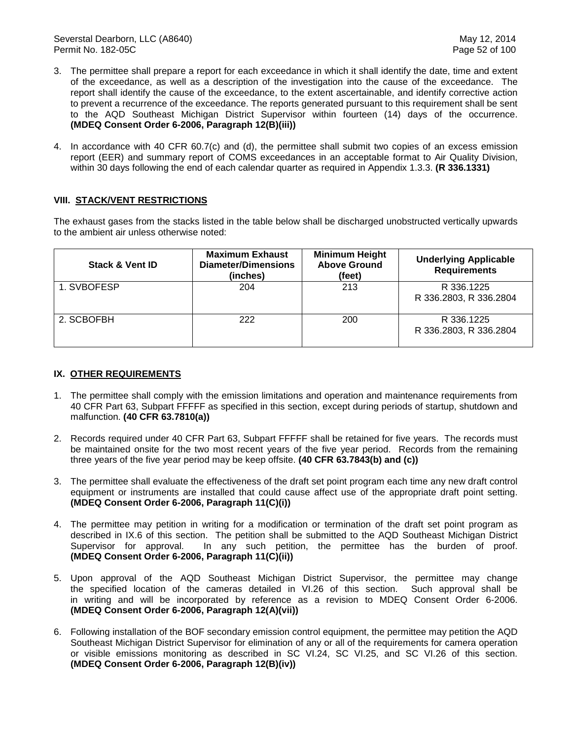3. The permittee shall prepare a report for each exceedance in which it shall identify the date, time and extent of the exceedance, as well as a description of the investigation into the cause of the exceedance. The report shall identify the cause of the exceedance, to the extent ascertainable, and identify corrective action to prevent a recurrence of the exceedance. The reports generated pursuant to this requirement shall be sent to the AQD Southeast Michigan District Supervisor within fourteen (14) days of the occurrence. **(MDEQ Consent Order 6-2006, Paragraph 12(B)(iii))**

4. In accordance with 40 CFR 60.7(c) and (d), the permittee shall submit two copies of an excess emission report (EER) and summary report of COMS exceedances in an acceptable format to Air Quality Division, within 30 days following the end of each calendar quarter as required in Appendix 1.3.3. **(R 336.1331)**

## VIII. STACK/VENT RESTRICTIONS

The exhaust gases from the stacks listed in the table below shall be discharged unobstructed vertically upwards to the ambient air unless otherwise noted:

| Stack & Vent ID | Maximum Exhaust Diameter/Dimensions (inches) | Minimum Height Above Ground (feet) | Underlying Applicable Requirements |
|---|---|---|---|
| 1. SVBOFESP | 204 | 213 | R 336.1225<br>R 336.2803, R 336.2804 |
| 2. SCBOFBH | 222 | 200 | R 336.1225<br>R 336.2803, R 336.2804 |

## IX. OTHER REQUIREMENTS

1. The permittee shall comply with the emission limitations and operation and maintenance requirements from 40 CFR Part 63, Subpart FFFFF as specified in this section, except during periods of startup, shutdown and malfunction. **(40 CFR 63.7810(a))**

2. Records required under 40 CFR Part 63, Subpart FFFFF shall be retained for five years. The records must be maintained onsite for the two most recent years of the five year period. Records from the remaining three years of the five year period may be keep offsite. **(40 CFR 63.7843(b) and (c))**

3. The permittee shall evaluate the effectiveness of the draft set point program each time any new draft control equipment or instruments are installed that could cause affect use of the appropriate draft point setting. **(MDEQ Consent Order 6-2006, Paragraph 11(C)(i))**

4. The permittee may petition in writing for a modification or termination of the draft set point program as described in IX.6 of this section. The petition shall be submitted to the AQD Southeast Michigan District Supervisor for approval. In any such petition, the permittee has the burden of proof. **(MDEQ Consent Order 6-2006, Paragraph 11(C)(ii))**

5. Upon approval of the AQD Southeast Michigan District Supervisor, the permittee may change the specified location of the cameras detailed in VI.26 of this section. Such approval shall be in writing and will be incorporated by reference as a revision to MDEQ Consent Order 6-2006. **(MDEQ Consent Order 6-2006, Paragraph 12(A)(vii))**

6. Following installation of the BOF secondary emission control equipment, the permittee may petition the AQD Southeast Michigan District Supervisor for elimination of any or all of the requirements for camera operation or visible emissions monitoring as described in SC VI.24, SC VI.25, and SC VI.26 of this section. **(MDEQ Consent Order 6-2006, Paragraph 12(B)(iv))**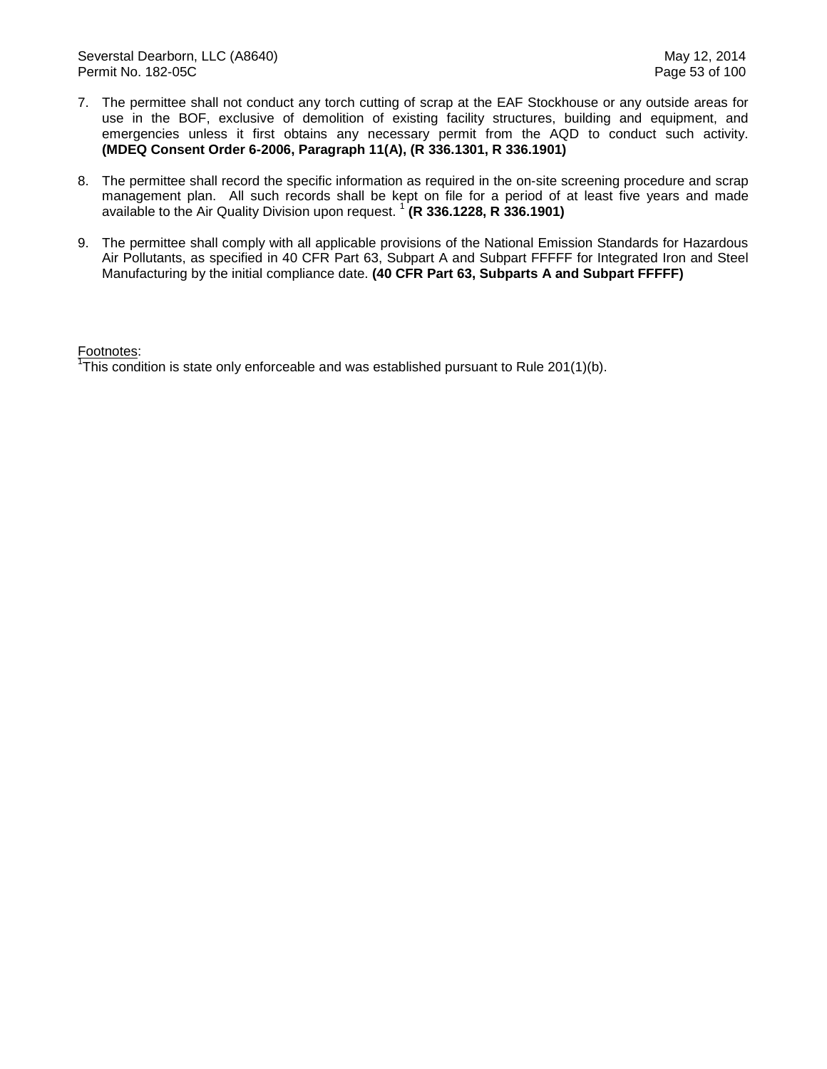7. The permittee shall not conduct any torch cutting of scrap at the EAF Stockhouse or any outside areas for use in the BOF, exclusive of demolition of existing facility structures, building and equipment, and emergencies unless it first obtains any necessary permit from the AQD to conduct such activity. **(MDEQ Consent Order 6-2006, Paragraph 11(A), (R 336.1301, R 336.1901)**

8. The permittee shall record the specific information as required in the on-site screening procedure and scrap management plan. All such records shall be kept on file for a period of at least five years and made available to the Air Quality Division upon request. [1] **(R 336.1228, R 336.1901)**

9. The permittee shall comply with all applicable provisions of the National Emission Standards for Hazardous Air Pollutants, as specified in 40 CFR Part 63, Subpart A and Subpart FFFFF for Integrated Iron and Steel Manufacturing by the initial compliance date. **(40 CFR Part 63, Subparts A and Subpart FFFFF)**

Footnotes:
[1]This condition is state only enforceable and was established pursuant to Rule 201(1)(b).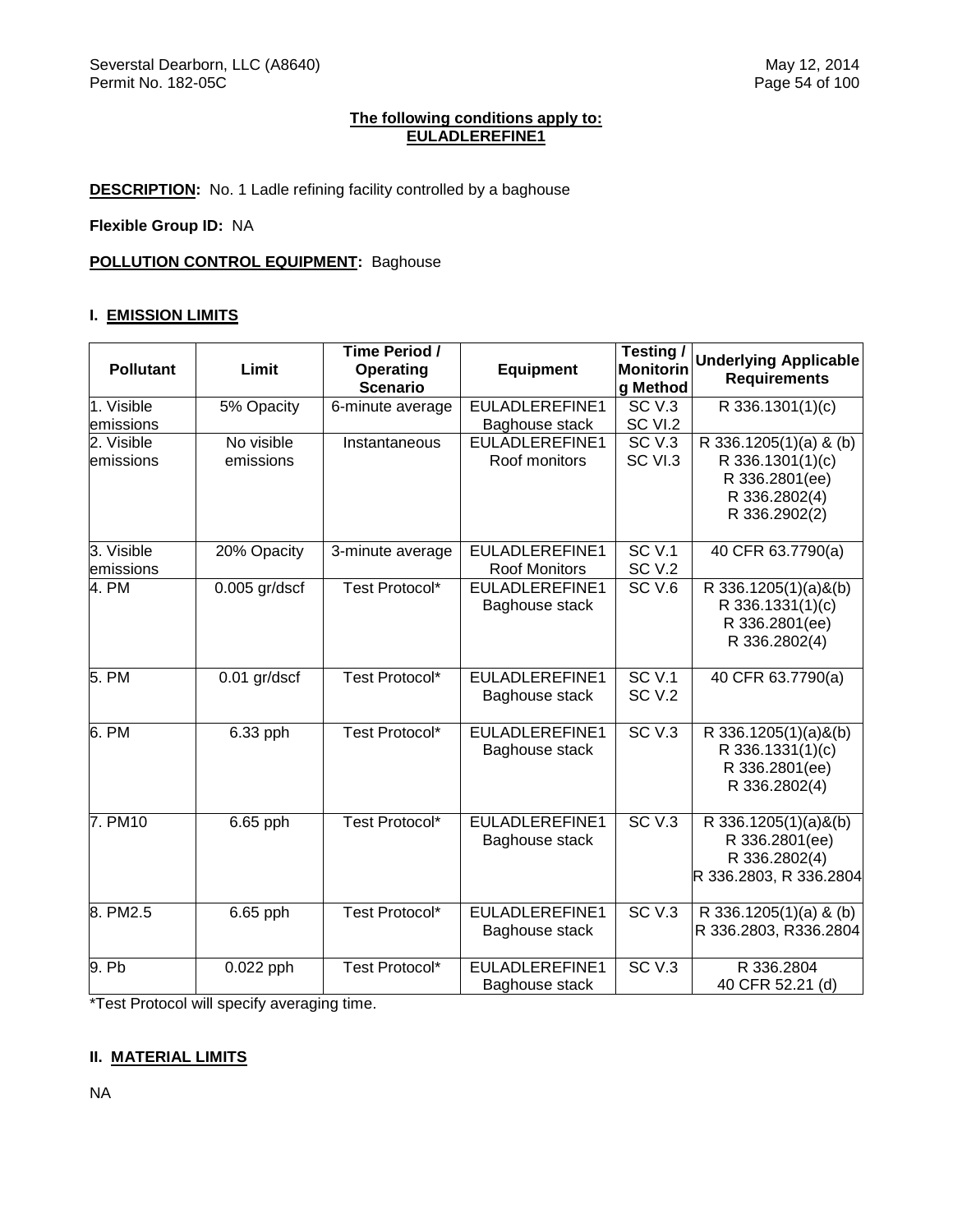**The following conditions apply to:**
**EULADLEREFINE1**

**DESCRIPTION:** No. 1 Ladle refining facility controlled by a baghouse

**Flexible Group ID:** NA

**POLLUTION CONTROL EQUIPMENT:** Baghouse

## I. EMISSION LIMITS

| Pollutant | Limit | Time Period / Operating Scenario | Equipment | Testing / Monitoring Method | Underlying Applicable Requirements |
|---|---|---|---|---|---|
| 1. Visible emissions | 5% Opacity | 6-minute average | EULADLEREFINE1 Baghouse stack | SC V.3 SC VI.2 | R 336.1301(1)(c) |
| 2. Visible emissions | No visible emissions | Instantaneous | EULADLEREFINE1 Roof monitors | SC V.3 SC VI.3 | R 336.1205(1)(a) & (b) R 336.1301(1)(c) R 336.2801(ee) R 336.2802(4) R 336.2902(2) |
| 3. Visible emissions | 20% Opacity | 3-minute average | EULADLEREFINE1 Roof Monitors | SC V.1 SC V.2 | 40 CFR 63.7790(a) |
| 4. PM | 0.005 gr/dscf | Test Protocol* | EULADLEREFINE1 Baghouse stack | SC V.6 | R 336.1205(1)(a)&(b) R 336.1331(1)(c) R 336.2801(ee) R 336.2802(4) |
| 5. PM | 0.01 gr/dscf | Test Protocol* | EULADLEREFINE1 Baghouse stack | SC V.1 SC V.2 | 40 CFR 63.7790(a) |
| 6. PM | 6.33 pph | Test Protocol* | EULADLEREFINE1 Baghouse stack | SC V.3 | R 336.1205(1)(a)&(b) R 336.1331(1)(c) R 336.2801(ee) R 336.2802(4) |
| 7. PM10 | 6.65 pph | Test Protocol* | EULADLEREFINE1 Baghouse stack | SC V.3 | R 336.1205(1)(a)&(b) R 336.2801(ee) R 336.2802(4) R 336.2803, R 336.2804 |
| 8. PM2.5 | 6.65 pph | Test Protocol* | EULADLEREFINE1 Baghouse stack | SC V.3 | R 336.1205(1)(a) & (b) R 336.2803, R336.2804 |
| 9. Pb | 0.022 pph | Test Protocol* | EULADLEREFINE1 Baghouse stack | SC V.3 | R 336.2804 40 CFR 52.21 (d) |

*Test Protocol will specify averaging time.

## II. MATERIAL LIMITS

NA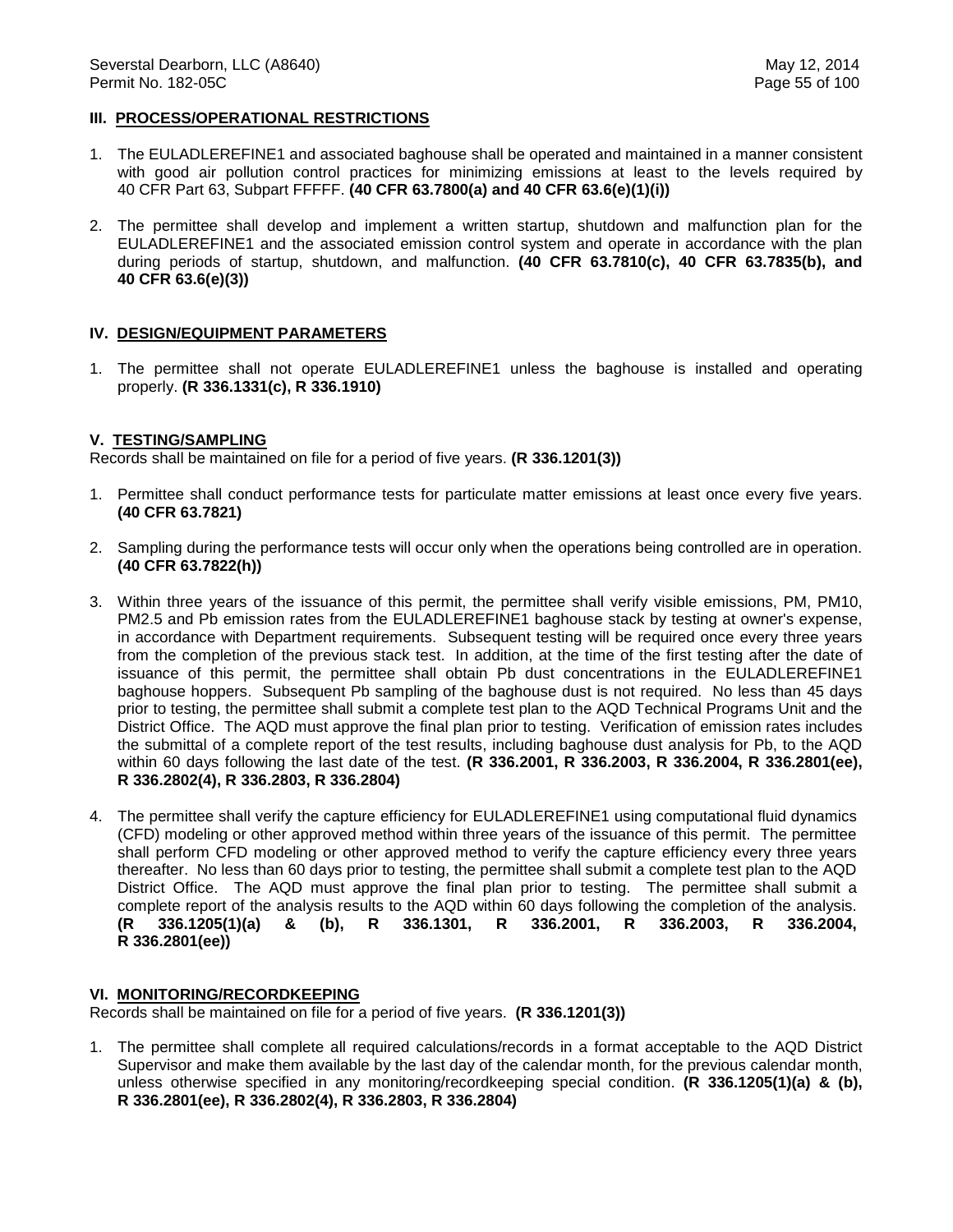## III. PROCESS/OPERATIONAL RESTRICTIONS

1. The EULADLEREFINE1 and associated baghouse shall be operated and maintained in a manner consistent with good air pollution control practices for minimizing emissions at least to the levels required by 40 CFR Part 63, Subpart FFFFF. **(40 CFR 63.7800(a) and 40 CFR 63.6(e)(1)(i))**

2. The permittee shall develop and implement a written startup, shutdown and malfunction plan for the EULADLEREFINE1 and the associated emission control system and operate in accordance with the plan during periods of startup, shutdown, and malfunction. **(40 CFR 63.7810(c), 40 CFR 63.7835(b), and 40 CFR 63.6(e)(3))**

## IV. DESIGN/EQUIPMENT PARAMETERS

1. The permittee shall not operate EULADLEREFINE1 unless the baghouse is installed and operating properly. **(R 336.1331(c), R 336.1910)**

## V. TESTING/SAMPLING

Records shall be maintained on file for a period of five years. **(R 336.1201(3))**

1. Permittee shall conduct performance tests for particulate matter emissions at least once every five years. **(40 CFR 63.7821)**

2. Sampling during the performance tests will occur only when the operations being controlled are in operation. **(40 CFR 63.7822(h))**

3. Within three years of the issuance of this permit, the permittee shall verify visible emissions, PM, PM10, PM2.5 and Pb emission rates from the EULADLEREFINE1 baghouse stack by testing at owner's expense, in accordance with Department requirements. Subsequent testing will be required once every three years from the completion of the previous stack test. In addition, at the time of the first testing after the date of issuance of this permit, the permittee shall obtain Pb dust concentrations in the EULADLEREFINE1 baghouse hoppers. Subsequent Pb sampling of the baghouse dust is not required. No less than 45 days prior to testing, the permittee shall submit a complete test plan to the AQD Technical Programs Unit and the District Office. The AQD must approve the final plan prior to testing. Verification of emission rates includes the submittal of a complete report of the test results, including baghouse dust analysis for Pb, to the AQD within 60 days following the last date of the test. **(R 336.2001, R 336.2003, R 336.2004, R 336.2801(ee), R 336.2802(4), R 336.2803, R 336.2804)**

4. The permittee shall verify the capture efficiency for EULADLEREFINE1 using computational fluid dynamics (CFD) modeling or other approved method within three years of the issuance of this permit. The permittee shall perform CFD modeling or other approved method to verify the capture efficiency every three years thereafter. No less than 60 days prior to testing, the permittee shall submit a complete test plan to the AQD District Office. The AQD must approve the final plan prior to testing. The permittee shall submit a complete report of the analysis results to the AQD within 60 days following the completion of the analysis. **(R 336.1205(1)(a) & (b), R 336.1301, R 336.2001, R 336.2003, R 336.2004, R 336.2801(ee))**

## VI. MONITORING/RECORDKEEPING

Records shall be maintained on file for a period of five years. **(R 336.1201(3))**

1. The permittee shall complete all required calculations/records in a format acceptable to the AQD District Supervisor and make them available by the last day of the calendar month, for the previous calendar month, unless otherwise specified in any monitoring/recordkeeping special condition. **(R 336.1205(1)(a) & (b), R 336.2801(ee), R 336.2802(4), R 336.2803, R 336.2804)**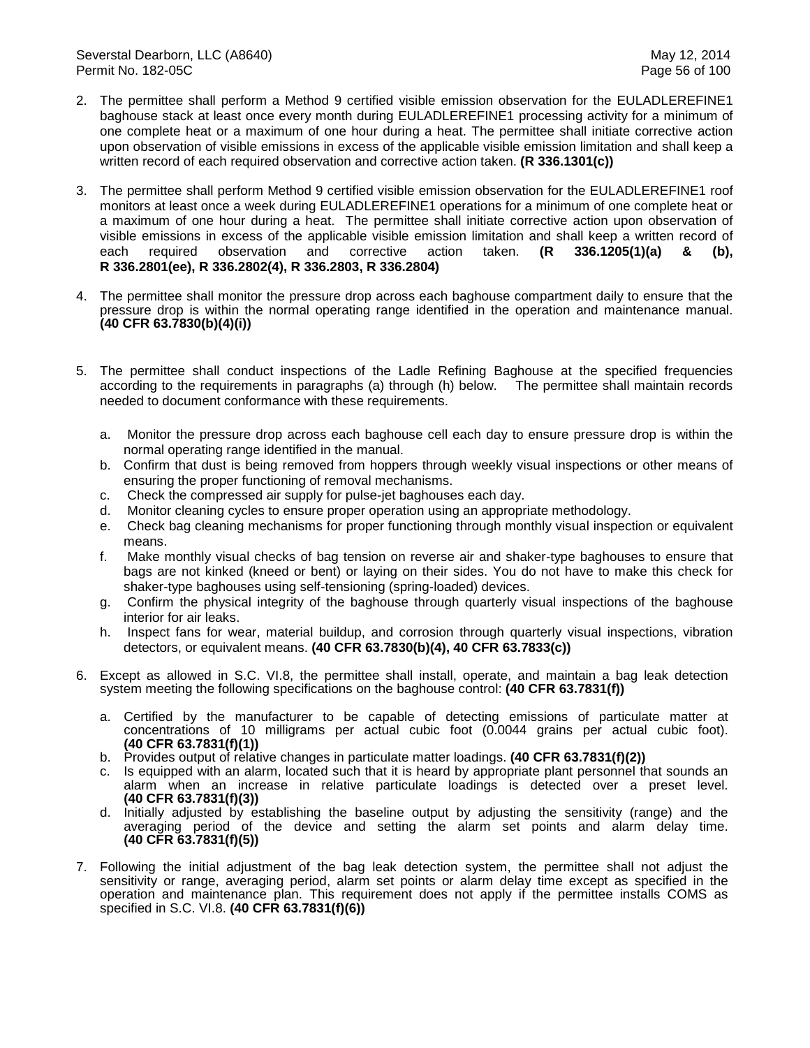2. The permittee shall perform a Method 9 certified visible emission observation for the EULADLEREFINE1 baghouse stack at least once every month during EULADLEREFINE1 processing activity for a minimum of one complete heat or a maximum of one hour during a heat. The permittee shall initiate corrective action upon observation of visible emissions in excess of the applicable visible emission limitation and shall keep a written record of each required observation and corrective action taken. **(R 336.1301(c))**

3. The permittee shall perform Method 9 certified visible emission observation for the EULADLEREFINE1 roof monitors at least once a week during EULADLEREFINE1 operations for a minimum of one complete heat or a maximum of one hour during a heat. The permittee shall initiate corrective action upon observation of visible emissions in excess of the applicable visible emission limitation and shall keep a written record of each required observation and corrective action taken. **(R 336.1205(1)(a) & (b), R 336.2801(ee), R 336.2802(4), R 336.2803, R 336.2804)**

4. The permittee shall monitor the pressure drop across each baghouse compartment daily to ensure that the pressure drop is within the normal operating range identified in the operation and maintenance manual. **(40 CFR 63.7830(b)(4)(i))**

5. The permittee shall conduct inspections of the Ladle Refining Baghouse at the specified frequencies according to the requirements in paragraphs (a) through (h) below. The permittee shall maintain records needed to document conformance with these requirements.

   a. Monitor the pressure drop across each baghouse cell each day to ensure pressure drop is within the normal operating range identified in the manual.
   b. Confirm that dust is being removed from hoppers through weekly visual inspections or other means of ensuring the proper functioning of removal mechanisms.
   c. Check the compressed air supply for pulse-jet baghouses each day.
   d. Monitor cleaning cycles to ensure proper operation using an appropriate methodology.
   e. Check bag cleaning mechanisms for proper functioning through monthly visual inspection or equivalent means.
   f. Make monthly visual checks of bag tension on reverse air and shaker-type baghouses to ensure that bags are not kinked (kneed or bent) or laying on their sides. You do not have to make this check for shaker-type baghouses using self-tensioning (spring-loaded) devices.
   g. Confirm the physical integrity of the baghouse through quarterly visual inspections of the baghouse interior for air leaks.
   h. Inspect fans for wear, material buildup, and corrosion through quarterly visual inspections, vibration detectors, or equivalent means. **(40 CFR 63.7830(b)(4), 40 CFR 63.7833(c))**

6. Except as allowed in S.C. VI.8, the permittee shall install, operate, and maintain a bag leak detection system meeting the following specifications on the baghouse control: **(40 CFR 63.7831(f))**

   a. Certified by the manufacturer to be capable of detecting emissions of particulate matter at concentrations of 10 milligrams per actual cubic foot (0.0044 grains per actual cubic foot). **(40 CFR 63.7831(f)(1))**
   b. Provides output of relative changes in particulate matter loadings. **(40 CFR 63.7831(f)(2))**
   c. Is equipped with an alarm, located such that it is heard by appropriate plant personnel that sounds an alarm when an increase in relative particulate loadings is detected over a preset level. **(40 CFR 63.7831(f)(3))**
   d. Initially adjusted by establishing the baseline output by adjusting the sensitivity (range) and the averaging period of the device and setting the alarm set points and alarm delay time. **(40 CFR 63.7831(f)(5))**

7. Following the initial adjustment of the bag leak detection system, the permittee shall not adjust the sensitivity or range, averaging period, alarm set points or alarm delay time except as specified in the operation and maintenance plan. This requirement does not apply if the permittee installs COMS as specified in S.C. VI.8. **(40 CFR 63.7831(f)(6))**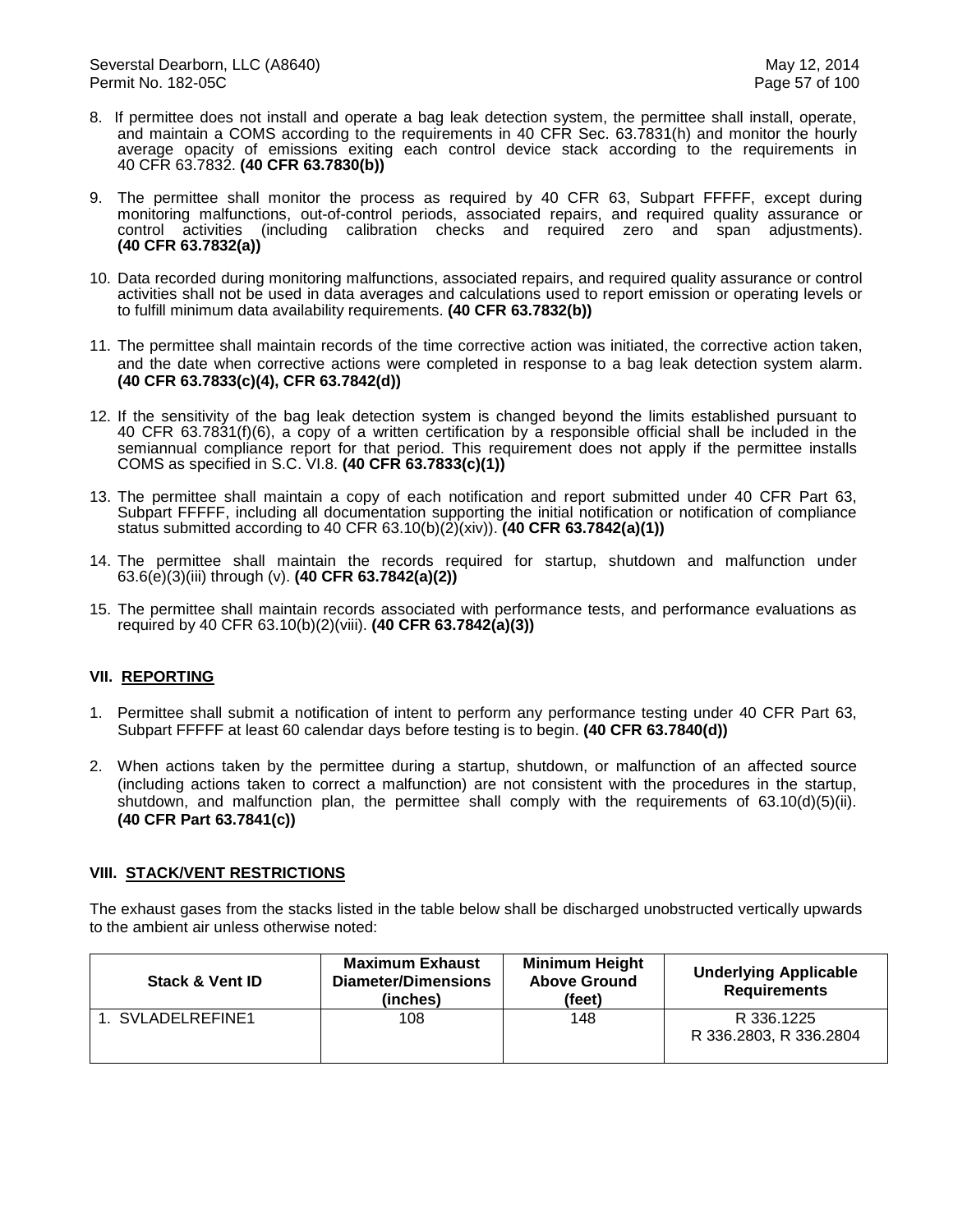8. If permittee does not install and operate a bag leak detection system, the permittee shall install, operate, and maintain a COMS according to the requirements in 40 CFR Sec. 63.7831(h) and monitor the hourly average opacity of emissions exiting each control device stack according to the requirements in 40 CFR 63.7832. **(40 CFR 63.7830(b))**

9. The permittee shall monitor the process as required by 40 CFR 63, Subpart FFFFF, except during monitoring malfunctions, out-of-control periods, associated repairs, and required quality assurance or control activities (including calibration checks and required zero and span adjustments). **(40 CFR 63.7832(a))**

10. Data recorded during monitoring malfunctions, associated repairs, and required quality assurance or control activities shall not be used in data averages and calculations used to report emission or operating levels or to fulfill minimum data availability requirements. **(40 CFR 63.7832(b))**

11. The permittee shall maintain records of the time corrective action was initiated, the corrective action taken, and the date when corrective actions were completed in response to a bag leak detection system alarm. **(40 CFR 63.7833(c)(4), CFR 63.7842(d))**

12. If the sensitivity of the bag leak detection system is changed beyond the limits established pursuant to 40 CFR 63.7831(f)(6), a copy of a written certification by a responsible official shall be included in the semiannual compliance report for that period. This requirement does not apply if the permittee installs COMS as specified in S.C. VI.8. **(40 CFR 63.7833(c)(1))**

13. The permittee shall maintain a copy of each notification and report submitted under 40 CFR Part 63, Subpart FFFFF, including all documentation supporting the initial notification or notification of compliance status submitted according to 40 CFR 63.10(b)(2)(xiv)). **(40 CFR 63.7842(a)(1))**

14. The permittee shall maintain the records required for startup, shutdown and malfunction under 63.6(e)(3)(iii) through (v). **(40 CFR 63.7842(a)(2))**

15. The permittee shall maintain records associated with performance tests, and performance evaluations as required by 40 CFR 63.10(b)(2)(viii). **(40 CFR 63.7842(a)(3))**

## VII. REPORTING

1. Permittee shall submit a notification of intent to perform any performance testing under 40 CFR Part 63, Subpart FFFFF at least 60 calendar days before testing is to begin. **(40 CFR 63.7840(d))**

2. When actions taken by the permittee during a startup, shutdown, or malfunction of an affected source (including actions taken to correct a malfunction) are not consistent with the procedures in the startup, shutdown, and malfunction plan, the permittee shall comply with the requirements of 63.10(d)(5)(ii). **(40 CFR Part 63.7841(c))**

## VIII. STACK/VENT RESTRICTIONS

The exhaust gases from the stacks listed in the table below shall be discharged unobstructed vertically upwards to the ambient air unless otherwise noted:

| Stack & Vent ID | Maximum Exhaust Diameter/Dimensions (inches) | Minimum Height Above Ground (feet) | Underlying Applicable Requirements |
|---|---|---|---|
| 1. SVLADELREFINE1 | 108 | 148 | R 336.1225<br>R 336.2803, R 336.2804 |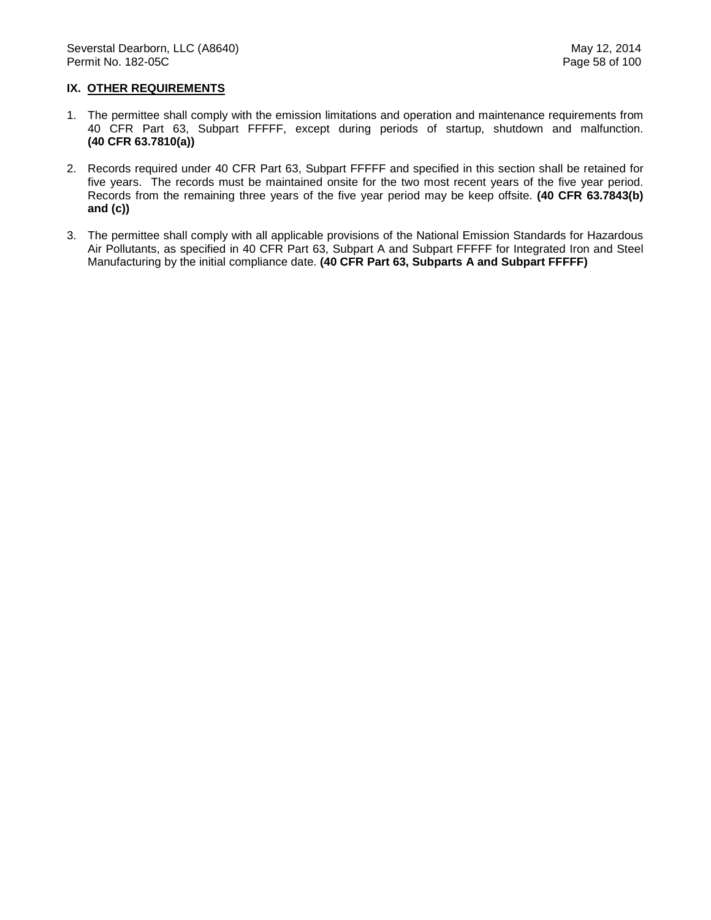## IX. OTHER REQUIREMENTS

1. The permittee shall comply with the emission limitations and operation and maintenance requirements from 40 CFR Part 63, Subpart FFFFF, except during periods of startup, shutdown and malfunction. **(40 CFR 63.7810(a))**

2. Records required under 40 CFR Part 63, Subpart FFFFF and specified in this section shall be retained for five years. The records must be maintained onsite for the two most recent years of the five year period. Records from the remaining three years of the five year period may be keep offsite. **(40 CFR 63.7843(b) and (c))**

3. The permittee shall comply with all applicable provisions of the National Emission Standards for Hazardous Air Pollutants, as specified in 40 CFR Part 63, Subpart A and Subpart FFFFF for Integrated Iron and Steel Manufacturing by the initial compliance date. **(40 CFR Part 63, Subparts A and Subpart FFFFF)**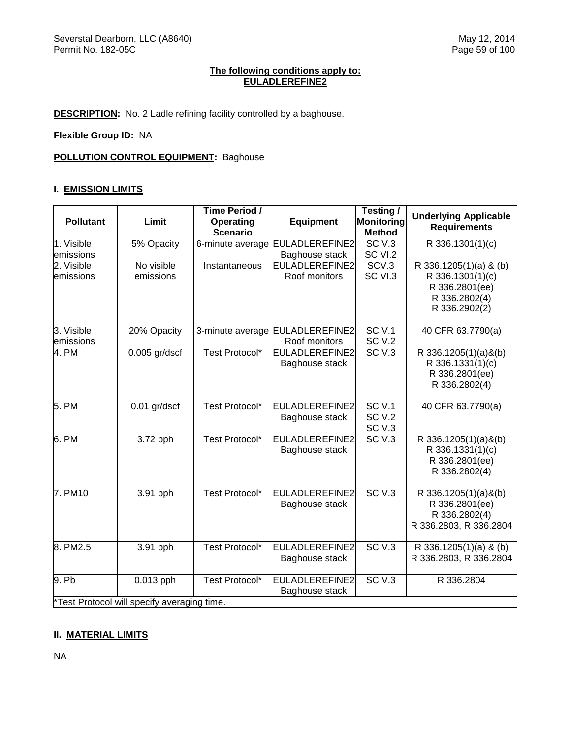**The following conditions apply to:**
**EULADLEREFINE2**

**DESCRIPTION:** No. 2 Ladle refining facility controlled by a baghouse.

**Flexible Group ID:** NA

**POLLUTION CONTROL EQUIPMENT:** Baghouse

## I. EMISSION LIMITS

| Pollutant | Limit | Time Period / Operating Scenario | Equipment | Testing / Monitoring Method | Underlying Applicable Requirements |
|---|---|---|---|---|---|
| 1. Visible emissions | 5% Opacity | 6-minute average | EULADLEREFINE2 Baghouse stack | SC V.3 SC VI.2 | R 336.1301(1)(c) |
| 2. Visible emissions | No visible emissions | Instantaneous | EULADLEREFINE2 Roof monitors | SCV.3 SC VI.3 | R 336.1205(1)(a) & (b) R 336.1301(1)(c) R 336.2801(ee) R 336.2802(4) R 336.2902(2) |
| 3. Visible emissions | 20% Opacity | 3-minute average | EULADLEREFINE2 Roof monitors | SC V.1 SC V.2 | 40 CFR 63.7790(a) |
| 4. PM | 0.005 gr/dscf | Test Protocol* | EULADLEREFINE2 Baghouse stack | SC V.3 | R 336.1205(1)(a)&(b) R 336.1331(1)(c) R 336.2801(ee) R 336.2802(4) |
| 5. PM | 0.01 gr/dscf | Test Protocol* | EULADLEREFINE2 Baghouse stack | SC V.1 SC V.2 SC V.3 | 40 CFR 63.7790(a) |
| 6. PM | 3.72 pph | Test Protocol* | EULADLEREFINE2 Baghouse stack | SC V.3 | R 336.1205(1)(a)&(b) R 336.1331(1)(c) R 336.2801(ee) R 336.2802(4) |
| 7. PM10 | 3.91 pph | Test Protocol* | EULADLEREFINE2 Baghouse stack | SC V.3 | R 336.1205(1)(a)&(b) R 336.2801(ee) R 336.2802(4) R 336.2803, R 336.2804 |
| 8. PM2.5 | 3.91 pph | Test Protocol* | EULADLEREFINE2 Baghouse stack | SC V.3 | R 336.1205(1)(a) & (b) R 336.2803, R 336.2804 |
| 9. Pb | 0.013 pph | Test Protocol* | EULADLEREFINE2 Baghouse stack | SC V.3 | R 336.2804 |

*Test Protocol will specify averaging time.

## II. MATERIAL LIMITS

NA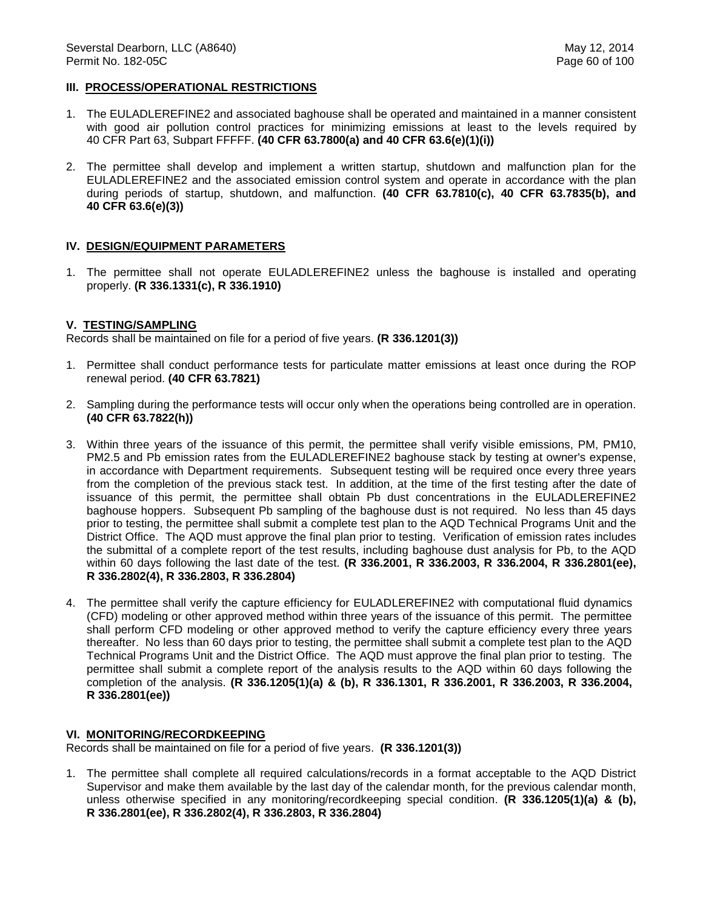### III. PROCESS/OPERATIONAL RESTRICTIONS

1. The EULADLEREFINE2 and associated baghouse shall be operated and maintained in a manner consistent with good air pollution control practices for minimizing emissions at least to the levels required by 40 CFR Part 63, Subpart FFFFF. **(40 CFR 63.7800(a) and 40 CFR 63.6(e)(1)(i))**

2. The permittee shall develop and implement a written startup, shutdown and malfunction plan for the EULADLEREFINE2 and the associated emission control system and operate in accordance with the plan during periods of startup, shutdown, and malfunction. **(40 CFR 63.7810(c), 40 CFR 63.7835(b), and 40 CFR 63.6(e)(3))**

### IV. DESIGN/EQUIPMENT PARAMETERS

1. The permittee shall not operate EULADLEREFINE2 unless the baghouse is installed and operating properly. **(R 336.1331(c), R 336.1910)**

### V. TESTING/SAMPLING

Records shall be maintained on file for a period of five years. **(R 336.1201(3))**

1. Permittee shall conduct performance tests for particulate matter emissions at least once during the ROP renewal period. **(40 CFR 63.7821)**

2. Sampling during the performance tests will occur only when the operations being controlled are in operation. **(40 CFR 63.7822(h))**

3. Within three years of the issuance of this permit, the permittee shall verify visible emissions, PM, PM10, PM2.5 and Pb emission rates from the EULADLEREFINE2 baghouse stack by testing at owner's expense, in accordance with Department requirements. Subsequent testing will be required once every three years from the completion of the previous stack test. In addition, at the time of the first testing after the date of issuance of this permit, the permittee shall obtain Pb dust concentrations in the EULADLEREFINE2 baghouse hoppers. Subsequent Pb sampling of the baghouse dust is not required. No less than 45 days prior to testing, the permittee shall submit a complete test plan to the AQD Technical Programs Unit and the District Office. The AQD must approve the final plan prior to testing. Verification of emission rates includes the submittal of a complete report of the test results, including baghouse dust analysis for Pb, to the AQD within 60 days following the last date of the test. **(R 336.2001, R 336.2003, R 336.2004, R 336.2801(ee), R 336.2802(4), R 336.2803, R 336.2804)**

4. The permittee shall verify the capture efficiency for EULADLEREFINE2 with computational fluid dynamics (CFD) modeling or other approved method within three years of the issuance of this permit. The permittee shall perform CFD modeling or other approved method to verify the capture efficiency every three years thereafter. No less than 60 days prior to testing, the permittee shall submit a complete test plan to the AQD Technical Programs Unit and the District Office. The AQD must approve the final plan prior to testing. The permittee shall submit a complete report of the analysis results to the AQD within 60 days following the completion of the analysis. **(R 336.1205(1)(a) & (b), R 336.1301, R 336.2001, R 336.2003, R 336.2004, R 336.2801(ee))**

### VI. MONITORING/RECORDKEEPING

Records shall be maintained on file for a period of five years. **(R 336.1201(3))**

1. The permittee shall complete all required calculations/records in a format acceptable to the AQD District Supervisor and make them available by the last day of the calendar month, for the previous calendar month, unless otherwise specified in any monitoring/recordkeeping special condition. **(R 336.1205(1)(a) & (b), R 336.2801(ee), R 336.2802(4), R 336.2803, R 336.2804)**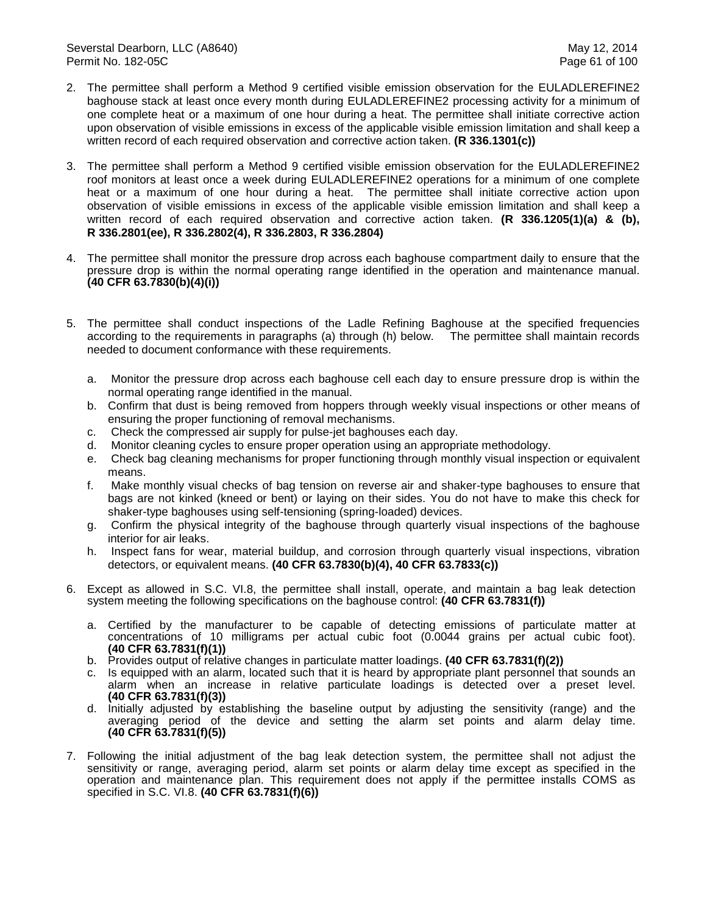2. The permittee shall perform a Method 9 certified visible emission observation for the EULADLEREFINE2 baghouse stack at least once every month during EULADLEREFINE2 processing activity for a minimum of one complete heat or a maximum of one hour during a heat. The permittee shall initiate corrective action upon observation of visible emissions in excess of the applicable visible emission limitation and shall keep a written record of each required observation and corrective action taken. **(R 336.1301(c))**

3. The permittee shall perform a Method 9 certified visible emission observation for the EULADLEREFINE2 roof monitors at least once a week during EULADLEREFINE2 operations for a minimum of one complete heat or a maximum of one hour during a heat. The permittee shall initiate corrective action upon observation of visible emissions in excess of the applicable visible emission limitation and shall keep a written record of each required observation and corrective action taken. **(R 336.1205(1)(a) & (b), R 336.2801(ee), R 336.2802(4), R 336.2803, R 336.2804)**

4. The permittee shall monitor the pressure drop across each baghouse compartment daily to ensure that the pressure drop is within the normal operating range identified in the operation and maintenance manual. **(40 CFR 63.7830(b)(4)(i))**

5. The permittee shall conduct inspections of the Ladle Refining Baghouse at the specified frequencies according to the requirements in paragraphs (a) through (h) below. The permittee shall maintain records needed to document conformance with these requirements.

   a. Monitor the pressure drop across each baghouse cell each day to ensure pressure drop is within the normal operating range identified in the manual.
   b. Confirm that dust is being removed from hoppers through weekly visual inspections or other means of ensuring the proper functioning of removal mechanisms.
   c. Check the compressed air supply for pulse-jet baghouses each day.
   d. Monitor cleaning cycles to ensure proper operation using an appropriate methodology.
   e. Check bag cleaning mechanisms for proper functioning through monthly visual inspection or equivalent means.
   f. Make monthly visual checks of bag tension on reverse air and shaker-type baghouses to ensure that bags are not kinked (kneed or bent) or laying on their sides. You do not have to make this check for shaker-type baghouses using self-tensioning (spring-loaded) devices.
   g. Confirm the physical integrity of the baghouse through quarterly visual inspections of the baghouse interior for air leaks.
   h. Inspect fans for wear, material buildup, and corrosion through quarterly visual inspections, vibration detectors, or equivalent means. **(40 CFR 63.7830(b)(4), 40 CFR 63.7833(c))**

6. Except as allowed in S.C. VI.8, the permittee shall install, operate, and maintain a bag leak detection system meeting the following specifications on the baghouse control: **(40 CFR 63.7831(f))**

   a. Certified by the manufacturer to be capable of detecting emissions of particulate matter at concentrations of 10 milligrams per actual cubic foot (0.0044 grains per actual cubic foot). **(40 CFR 63.7831(f)(1))**
   b. Provides output of relative changes in particulate matter loadings. **(40 CFR 63.7831(f)(2))**
   c. Is equipped with an alarm, located such that it is heard by appropriate plant personnel that sounds an alarm when an increase in relative particulate loadings is detected over a preset level. **(40 CFR 63.7831(f)(3))**
   d. Initially adjusted by establishing the baseline output by adjusting the sensitivity (range) and the averaging period of the device and setting the alarm set points and alarm delay time. **(40 CFR 63.7831(f)(5))**

7. Following the initial adjustment of the bag leak detection system, the permittee shall not adjust the sensitivity or range, averaging period, alarm set points or alarm delay time except as specified in the operation and maintenance plan. This requirement does not apply if the permittee installs COMS as specified in S.C. VI.8. **(40 CFR 63.7831(f)(6))**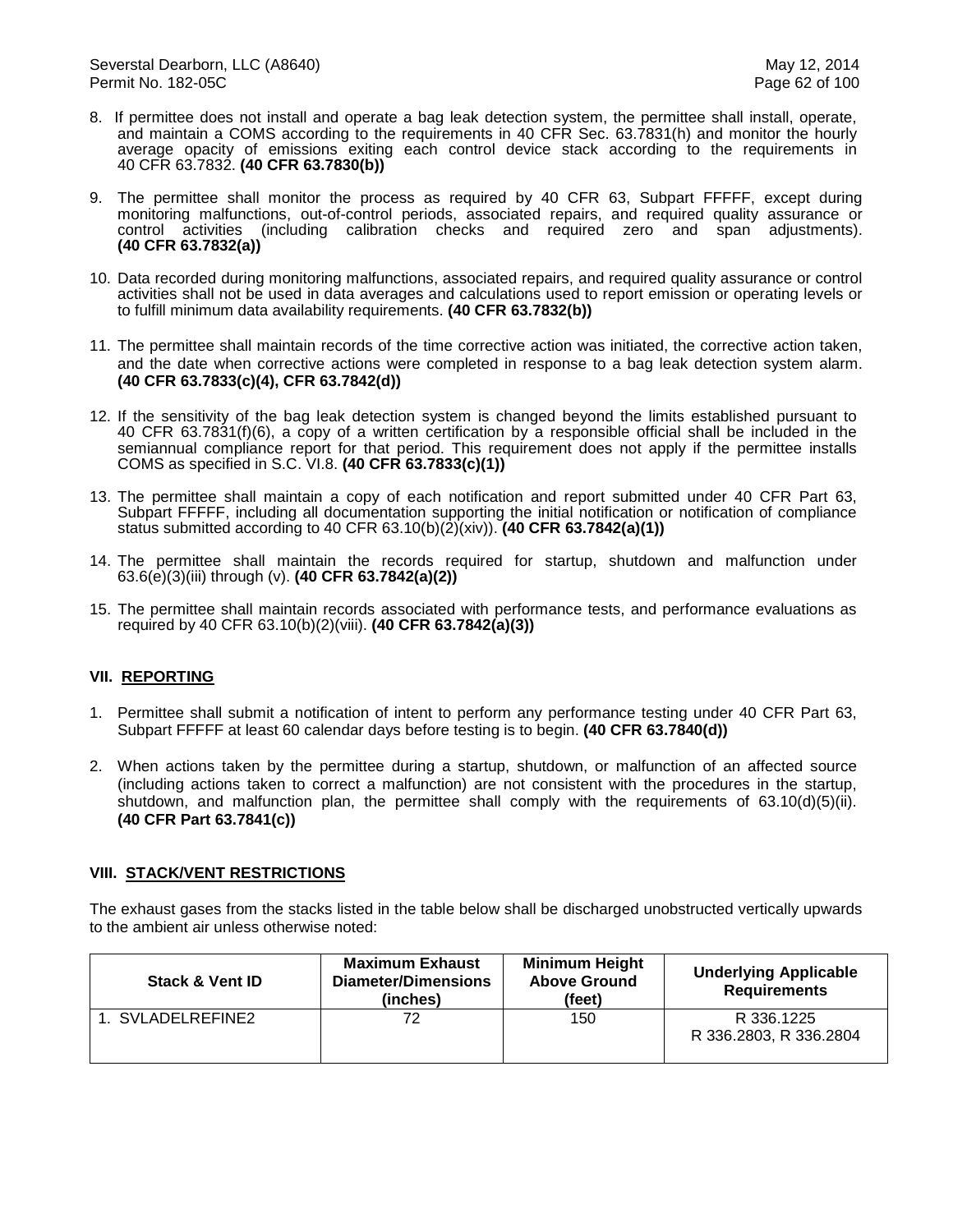8. If permittee does not install and operate a bag leak detection system, the permittee shall install, operate, and maintain a COMS according to the requirements in 40 CFR Sec. 63.7831(h) and monitor the hourly average opacity of emissions exiting each control device stack according to the requirements in 40 CFR 63.7832. **(40 CFR 63.7830(b))**

9. The permittee shall monitor the process as required by 40 CFR 63, Subpart FFFFF, except during monitoring malfunctions, out-of-control periods, associated repairs, and required quality assurance or control activities (including calibration checks and required zero and span adjustments). **(40 CFR 63.7832(a))**

10. Data recorded during monitoring malfunctions, associated repairs, and required quality assurance or control activities shall not be used in data averages and calculations used to report emission or operating levels or to fulfill minimum data availability requirements. **(40 CFR 63.7832(b))**

11. The permittee shall maintain records of the time corrective action was initiated, the corrective action taken, and the date when corrective actions were completed in response to a bag leak detection system alarm. **(40 CFR 63.7833(c)(4), CFR 63.7842(d))**

12. If the sensitivity of the bag leak detection system is changed beyond the limits established pursuant to 40 CFR 63.7831(f)(6), a copy of a written certification by a responsible official shall be included in the semiannual compliance report for that period. This requirement does not apply if the permittee installs COMS as specified in S.C. VI.8. **(40 CFR 63.7833(c)(1))**

13. The permittee shall maintain a copy of each notification and report submitted under 40 CFR Part 63, Subpart FFFFF, including all documentation supporting the initial notification or notification of compliance status submitted according to 40 CFR 63.10(b)(2)(xiv)). **(40 CFR 63.7842(a)(1))**

14. The permittee shall maintain the records required for startup, shutdown and malfunction under 63.6(e)(3)(iii) through (v). **(40 CFR 63.7842(a)(2))**

15. The permittee shall maintain records associated with performance tests, and performance evaluations as required by 40 CFR 63.10(b)(2)(viii). **(40 CFR 63.7842(a)(3))**

## VII. REPORTING

1. Permittee shall submit a notification of intent to perform any performance testing under 40 CFR Part 63, Subpart FFFFF at least 60 calendar days before testing is to begin. **(40 CFR 63.7840(d))**

2. When actions taken by the permittee during a startup, shutdown, or malfunction of an affected source (including actions taken to correct a malfunction) are not consistent with the procedures in the startup, shutdown, and malfunction plan, the permittee shall comply with the requirements of 63.10(d)(5)(ii). **(40 CFR Part 63.7841(c))**

## VIII. STACK/VENT RESTRICTIONS

The exhaust gases from the stacks listed in the table below shall be discharged unobstructed vertically upwards to the ambient air unless otherwise noted:

| Stack & Vent ID | Maximum Exhaust Diameter/Dimensions (inches) | Minimum Height Above Ground (feet) | Underlying Applicable Requirements |
|---|---|---|---|
| 1. SVLADELREFINE2 | 72 | 150 | R 336.1225<br>R 336.2803, R 336.2804 |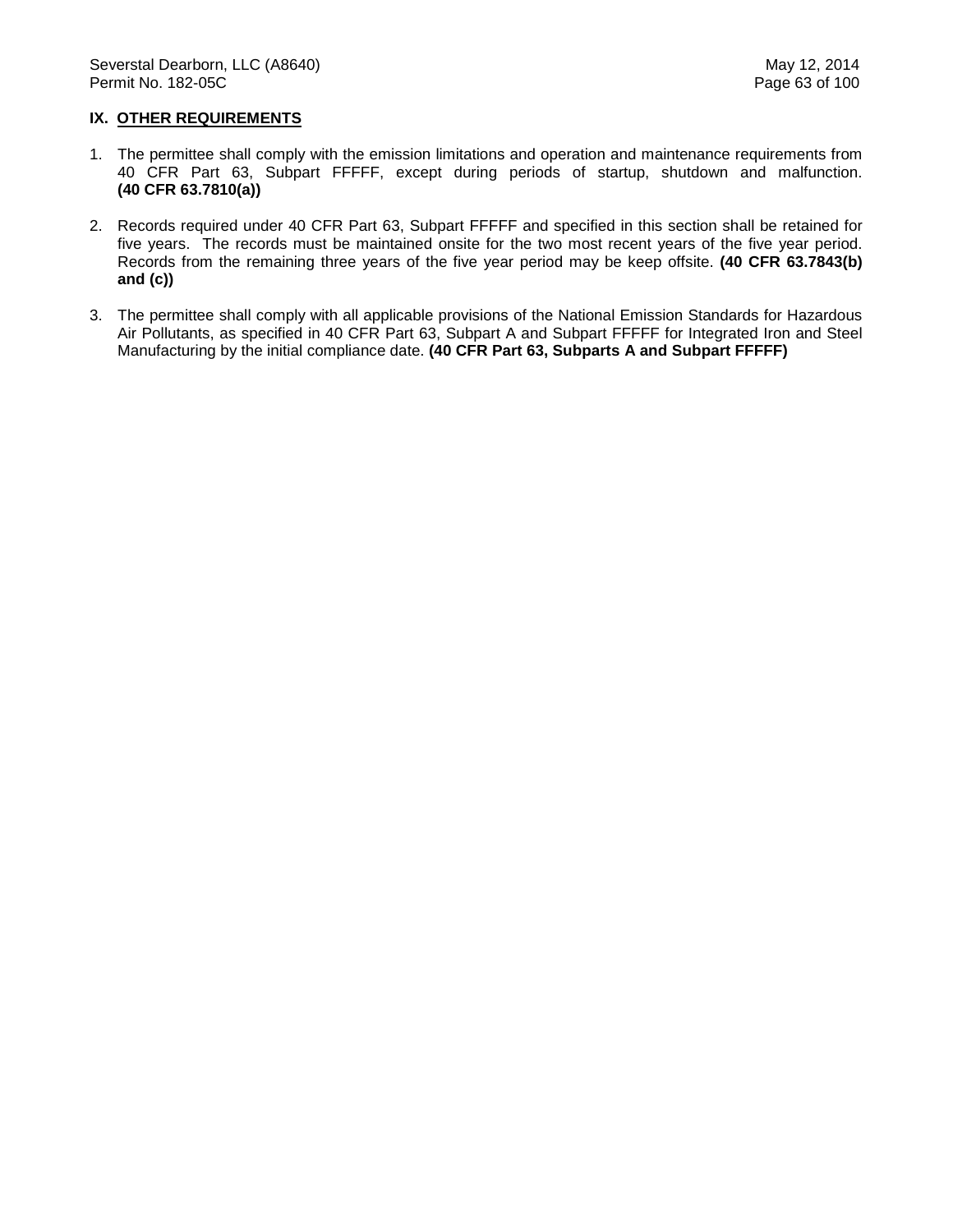## IX. OTHER REQUIREMENTS

1. The permittee shall comply with the emission limitations and operation and maintenance requirements from 40 CFR Part 63, Subpart FFFFF, except during periods of startup, shutdown and malfunction. **(40 CFR 63.7810(a))**

2. Records required under 40 CFR Part 63, Subpart FFFFF and specified in this section shall be retained for five years. The records must be maintained onsite for the two most recent years of the five year period. Records from the remaining three years of the five year period may be keep offsite. **(40 CFR 63.7843(b) and (c))**

3. The permittee shall comply with all applicable provisions of the National Emission Standards for Hazardous Air Pollutants, as specified in 40 CFR Part 63, Subpart A and Subpart FFFFF for Integrated Iron and Steel Manufacturing by the initial compliance date. **(40 CFR Part 63, Subparts A and Subpart FFFFF)**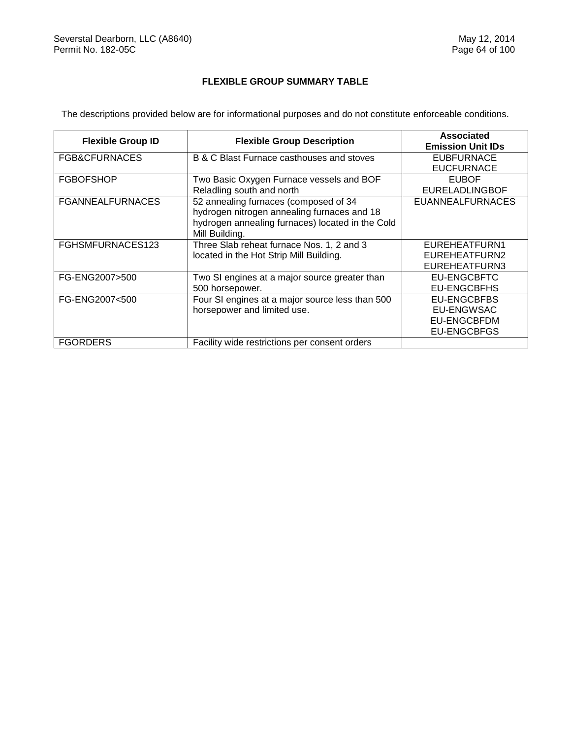**FLEXIBLE GROUP SUMMARY TABLE**

The descriptions provided below are for informational purposes and do not constitute enforceable conditions.

| Flexible Group ID | Flexible Group Description | Associated Emission Unit IDs |
|---|---|---|
| FGB&CFURNACES | B & C Blast Furnace casthouses and stoves | EUBFURNACE<br>EUCFURNACE |
| FGBOFSHOP | Two Basic Oxygen Furnace vessels and BOF Reladling south and north | EUBOF<br>EURELADLINGBOF |
| FGANNEALFURNACES | 52 annealing furnaces (composed of 34 hydrogen nitrogen annealing furnaces and 18 hydrogen annealing furnaces) located in the Cold Mill Building. | EUANNEALFURNACES |
| FGHSMFURNACES123 | Three Slab reheat furnace Nos. 1, 2 and 3 located in the Hot Strip Mill Building. | EUREHEATFURN1<br>EUREHEATFURN2<br>EUREHEATFURN3 |
| FG-ENG2007>500 | Two SI engines at a major source greater than 500 horsepower. | EU-ENGCBFTC<br>EU-ENGCBFHS |
| FG-ENG2007<500 | Four SI engines at a major source less than 500 horsepower and limited use. | EU-ENGCBFBS<br>EU-ENGWSAC<br>EU-ENGCBFDM<br>EU-ENGCBFGS |
| FGORDERS | Facility wide restrictions per consent orders | |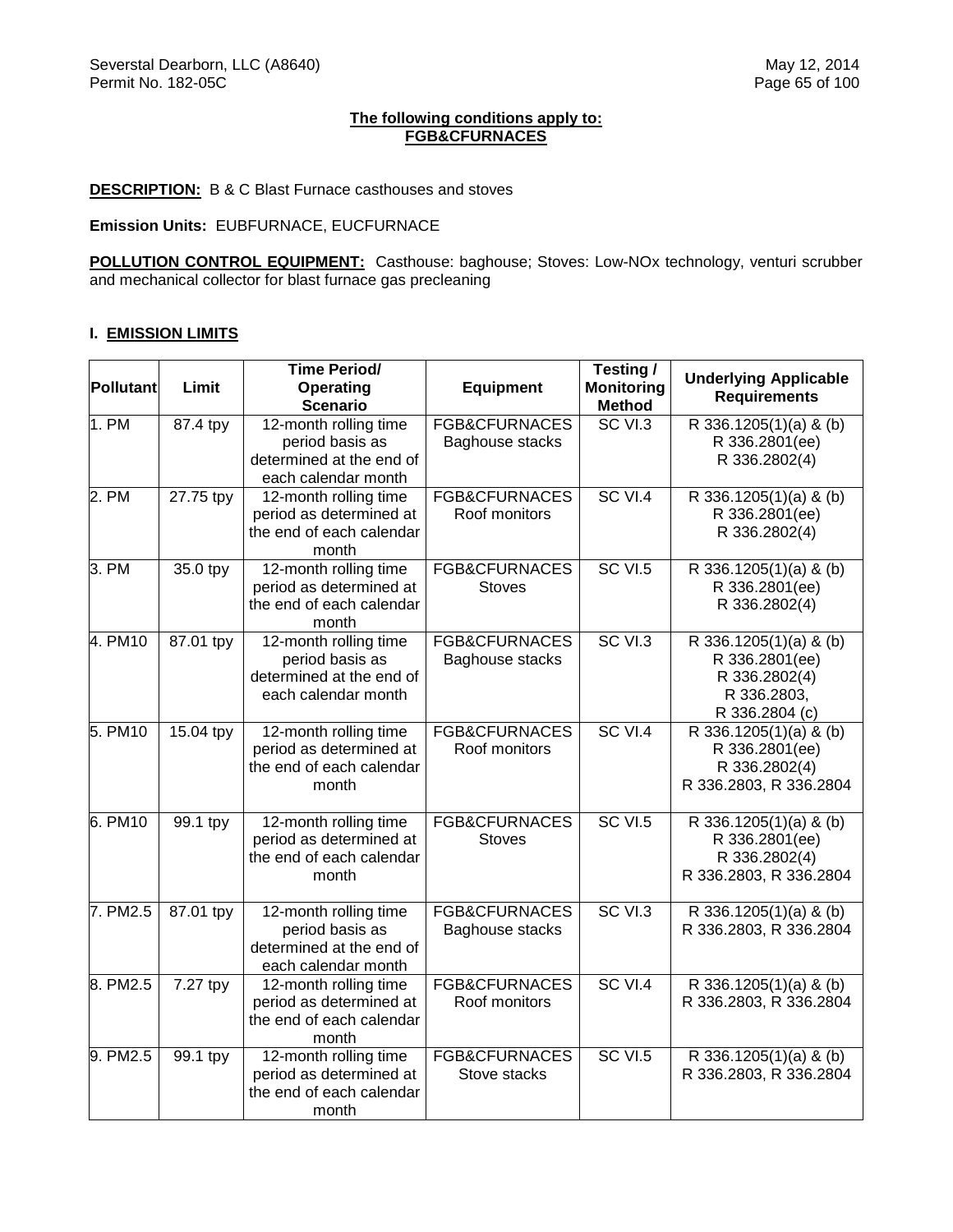**The following conditions apply to:**
**FGB&CFURNACES**

**DESCRIPTION:** B & C Blast Furnace casthouses and stoves

**Emission Units:** EUBFURNACE, EUCFURNACE

**POLLUTION CONTROL EQUIPMENT:** Casthouse: baghouse; Stoves: Low-NOx technology, venturi scrubber and mechanical collector for blast furnace gas precleaning

## I. EMISSION LIMITS

| Pollutant | Limit | Time Period/ Operating Scenario | Equipment | Testing / Monitoring Method | Underlying Applicable Requirements |
|---|---|---|---|---|---|
| 1. PM | 87.4 tpy | 12-month rolling time period basis as determined at the end of each calendar month | FGB&CFURNACES Baghouse stacks | SC VI.3 | R 336.1205(1)(a) & (b)<br>R 336.2801(ee)<br>R 336.2802(4) |
| 2. PM | 27.75 tpy | 12-month rolling time period as determined at the end of each calendar month | FGB&CFURNACES Roof monitors | SC VI.4 | R 336.1205(1)(a) & (b)<br>R 336.2801(ee)<br>R 336.2802(4) |
| 3. PM | 35.0 tpy | 12-month rolling time period as determined at the end of each calendar month | FGB&CFURNACES Stoves | SC VI.5 | R 336.1205(1)(a) & (b)<br>R 336.2801(ee)<br>R 336.2802(4) |
| 4. PM10 | 87.01 tpy | 12-month rolling time period basis as determined at the end of each calendar month | FGB&CFURNACES Baghouse stacks | SC VI.3 | R 336.1205(1)(a) & (b)<br>R 336.2801(ee)<br>R 336.2802(4)<br>R 336.2803,<br>R 336.2804 (c) |
| 5. PM10 | 15.04 tpy | 12-month rolling time period as determined at the end of each calendar month | FGB&CFURNACES Roof monitors | SC VI.4 | R 336.1205(1)(a) & (b)<br>R 336.2801(ee)<br>R 336.2802(4)<br>R 336.2803, R 336.2804 |
| 6. PM10 | 99.1 tpy | 12-month rolling time period as determined at the end of each calendar month | FGB&CFURNACES Stoves | SC VI.5 | R 336.1205(1)(a) & (b)<br>R 336.2801(ee)<br>R 336.2802(4)<br>R 336.2803, R 336.2804 |
| 7. PM2.5 | 87.01 tpy | 12-month rolling time period basis as determined at the end of each calendar month | FGB&CFURNACES Baghouse stacks | SC VI.3 | R 336.1205(1)(a) & (b)<br>R 336.2803, R 336.2804 |
| 8. PM2.5 | 7.27 tpy | 12-month rolling time period as determined at the end of each calendar month | FGB&CFURNACES Roof monitors | SC VI.4 | R 336.1205(1)(a) & (b)<br>R 336.2803, R 336.2804 |
| 9. PM2.5 | 99.1 tpy | 12-month rolling time period as determined at the end of each calendar month | FGB&CFURNACES Stove stacks | SC VI.5 | R 336.1205(1)(a) & (b)<br>R 336.2803, R 336.2804 |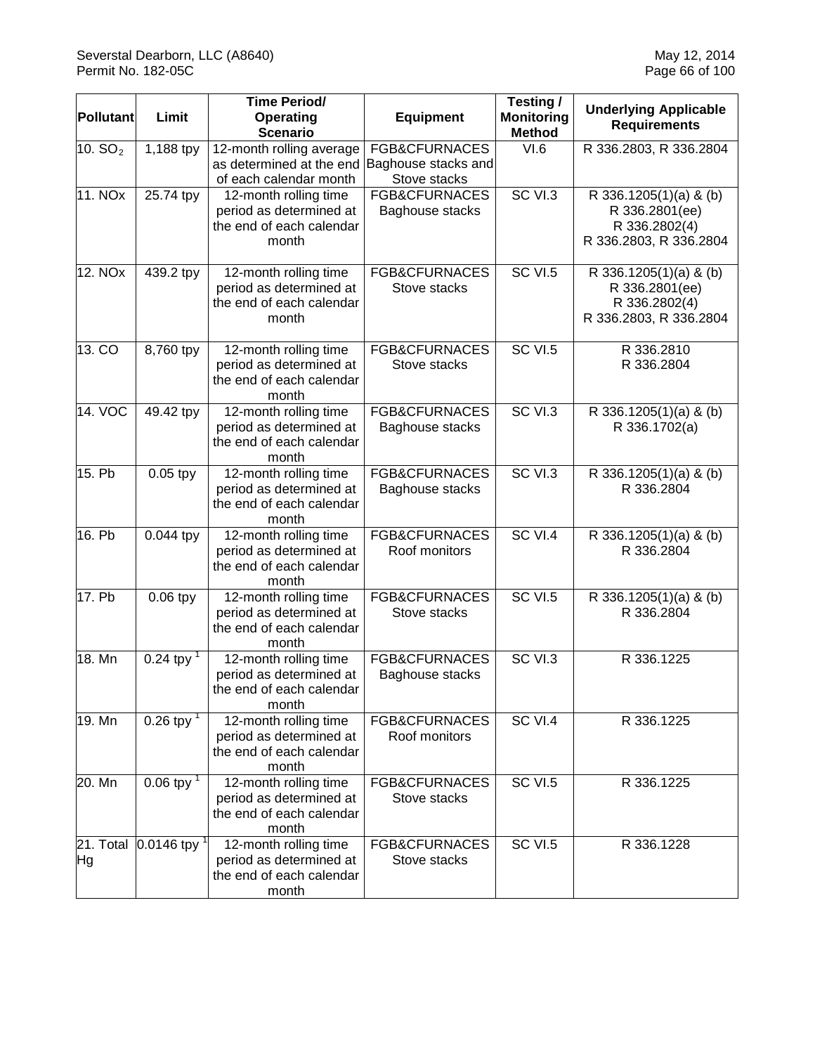| Pollutant | Limit | Time Period/ Operating Scenario | Equipment | Testing / Monitoring Method | Underlying Applicable Requirements |
|---|---|---|---|---|---|
| 10. $SO_2$ | 1,188 tpy | 12-month rolling average as determined at the end of each calendar month | FGB&CFURNACES Baghouse stacks and Stove stacks | VI.6 | R 336.2803, R 336.2804 |
| 11. NOx | 25.74 tpy | 12-month rolling time period as determined at the end of each calendar month | FGB&CFURNACES Baghouse stacks | SC VI.3 | R 336.1205(1)(a) & (b) R 336.2801(ee) R 336.2802(4) R 336.2803, R 336.2804 |
| 12. NOx | 439.2 tpy | 12-month rolling time period as determined at the end of each calendar month | FGB&CFURNACES Stove stacks | SC VI.5 | R 336.1205(1)(a) & (b) R 336.2801(ee) R 336.2802(4) R 336.2803, R 336.2804 |
| 13. CO | 8,760 tpy | 12-month rolling time period as determined at the end of each calendar month | FGB&CFURNACES Stove stacks | SC VI.5 | R 336.2810 R 336.2804 |
| 14. VOC | 49.42 tpy | 12-month rolling time period as determined at the end of each calendar month | FGB&CFURNACES Baghouse stacks | SC VI.3 | R 336.1205(1)(a) & (b) R 336.1702(a) |
| 15. Pb | 0.05 tpy | 12-month rolling time period as determined at the end of each calendar month | FGB&CFURNACES Baghouse stacks | SC VI.3 | R 336.1205(1)(a) & (b) R 336.2804 |
| 16. Pb | 0.044 tpy | 12-month rolling time period as determined at the end of each calendar month | FGB&CFURNACES Roof monitors | SC VI.4 | R 336.1205(1)(a) & (b) R 336.2804 |
| 17. Pb | 0.06 tpy | 12-month rolling time period as determined at the end of each calendar month | FGB&CFURNACES Stove stacks | SC VI.5 | R 336.1205(1)(a) & (b) R 336.2804 |
| 18. Mn | 0.24 tpy [1] | 12-month rolling time period as determined at the end of each calendar month | FGB&CFURNACES Baghouse stacks | SC VI.3 | R 336.1225 |
| 19. Mn | 0.26 tpy [1] | 12-month rolling time period as determined at the end of each calendar month | FGB&CFURNACES Roof monitors | SC VI.4 | R 336.1225 |
| 20. Mn | 0.06 tpy [1] | 12-month rolling time period as determined at the end of each calendar month | FGB&CFURNACES Stove stacks | SC VI.5 | R 336.1225 |
| 21. Total Hg | 0.0146 tpy [1] | 12-month rolling time period as determined at the end of each calendar month | FGB&CFURNACES Stove stacks | SC VI.5 | R 336.1228 |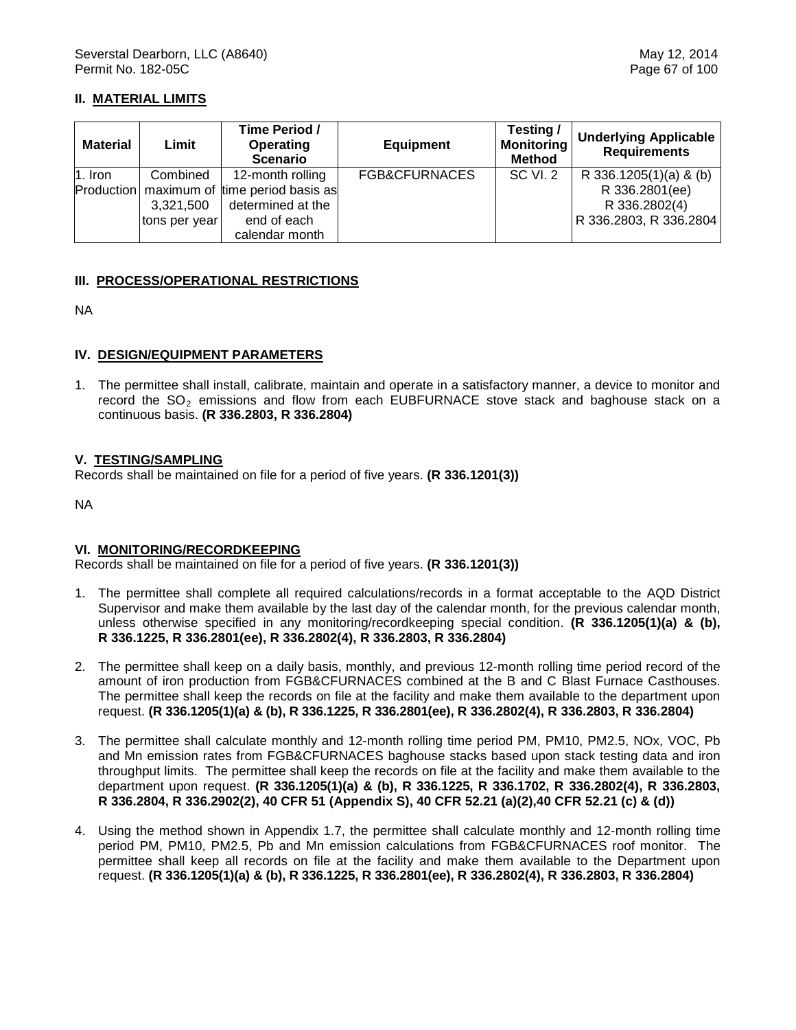## II. MATERIAL LIMITS

| Material | Limit | Time Period / Operating Scenario | Equipment | Testing / Monitoring Method | Underlying Applicable Requirements |
|---|---|---|---|---|---|
| 1. Iron Production | Combined maximum of 3,321,500 tons per year | 12-month rolling time period basis as determined at the end of each calendar month | FGB&CFURNACES | SC VI. 2 | R 336.1205(1)(a) & (b) R 336.2801(ee) R 336.2802(4) R 336.2803, R 336.2804 |

## III. PROCESS/OPERATIONAL RESTRICTIONS

NA

## IV. DESIGN/EQUIPMENT PARAMETERS

1. The permittee shall install, calibrate, maintain and operate in a satisfactory manner, a device to monitor and record the $SO_2$ emissions and flow from each EUBFURNACE stove stack and baghouse stack on a continuous basis. **(R 336.2803, R 336.2804)**

## V. TESTING/SAMPLING

Records shall be maintained on file for a period of five years. **(R 336.1201(3))**

NA

## VI. MONITORING/RECORDKEEPING

Records shall be maintained on file for a period of five years. **(R 336.1201(3))**

1. The permittee shall complete all required calculations/records in a format acceptable to the AQD District Supervisor and make them available by the last day of the calendar month, for the previous calendar month, unless otherwise specified in any monitoring/recordkeeping special condition. **(R 336.1205(1)(a) & (b), R 336.1225, R 336.2801(ee), R 336.2802(4), R 336.2803, R 336.2804)**

2. The permittee shall keep on a daily basis, monthly, and previous 12-month rolling time period record of the amount of iron production from FGB&CFURNACES combined at the B and C Blast Furnace Casthouses. The permittee shall keep the records on file at the facility and make them available to the department upon request. **(R 336.1205(1)(a) & (b), R 336.1225, R 336.2801(ee), R 336.2802(4), R 336.2803, R 336.2804)**

3. The permittee shall calculate monthly and 12-month rolling time period PM, PM10, PM2.5, NOx, VOC, Pb and Mn emission rates from FGB&CFURNACES baghouse stacks based upon stack testing data and iron throughput limits. The permittee shall keep the records on file at the facility and make them available to the department upon request. **(R 336.1205(1)(a) & (b), R 336.1225, R 336.1702, R 336.2802(4), R 336.2803, R 336.2804, R 336.2902(2), 40 CFR 51 (Appendix S), 40 CFR 52.21 (a)(2),40 CFR 52.21 (c) & (d))**

4. Using the method shown in Appendix 1.7, the permittee shall calculate monthly and 12-month rolling time period PM, PM10, PM2.5, Pb and Mn emission calculations from FGB&CFURNACES roof monitor. The permittee shall keep all records on file at the facility and make them available to the Department upon request. **(R 336.1205(1)(a) & (b), R 336.1225, R 336.2801(ee), R 336.2802(4), R 336.2803, R 336.2804)**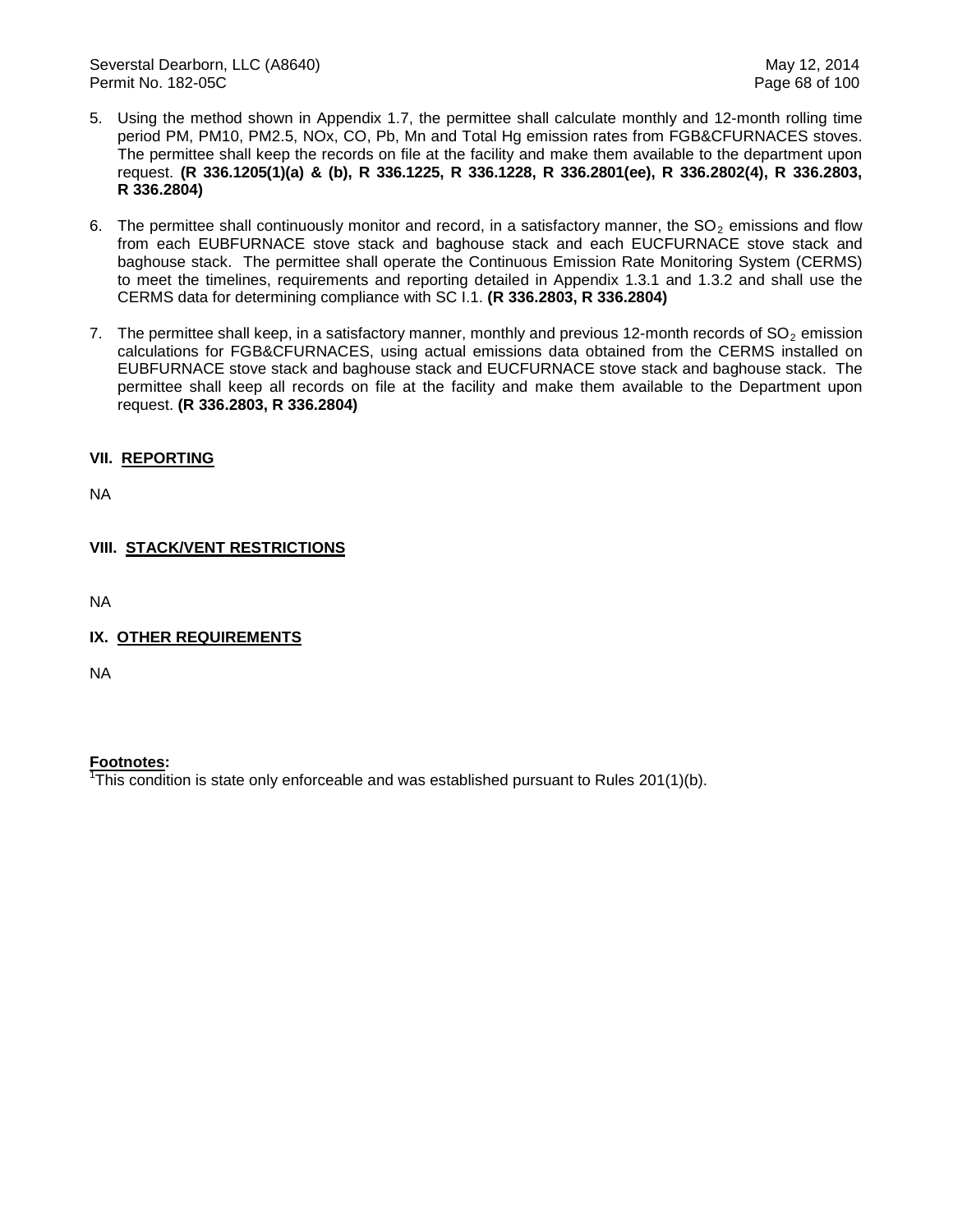5. Using the method shown in Appendix 1.7, the permittee shall calculate monthly and 12-month rolling time period PM, PM10, PM2.5, NOx, CO, Pb, Mn and Total Hg emission rates from FGB&CFURNACES stoves. The permittee shall keep the records on file at the facility and make them available to the department upon request. **(R 336.1205(1)(a) & (b), R 336.1225, R 336.1228, R 336.2801(ee), R 336.2802(4), R 336.2803, R 336.2804)**

6. The permittee shall continuously monitor and record, in a satisfactory manner, the $SO_2$ emissions and flow from each EUBFURNACE stove stack and baghouse stack and each EUCFURNACE stove stack and baghouse stack. The permittee shall operate the Continuous Emission Rate Monitoring System (CERMS) to meet the timelines, requirements and reporting detailed in Appendix 1.3.1 and 1.3.2 and shall use the CERMS data for determining compliance with SC I.1. **(R 336.2803, R 336.2804)**

7. The permittee shall keep, in a satisfactory manner, monthly and previous 12-month records of $SO_2$ emission calculations for FGB&CFURNACES, using actual emissions data obtained from the CERMS installed on EUBFURNACE stove stack and baghouse stack and EUCFURNACE stove stack and baghouse stack. The permittee shall keep all records on file at the facility and make them available to the Department upon request. **(R 336.2803, R 336.2804)**

## VII. REPORTING

NA

## VIII. STACK/VENT RESTRICTIONS

NA

## IX. OTHER REQUIREMENTS

NA

**Footnotes:**

[1]This condition is state only enforceable and was established pursuant to Rules 201(1)(b).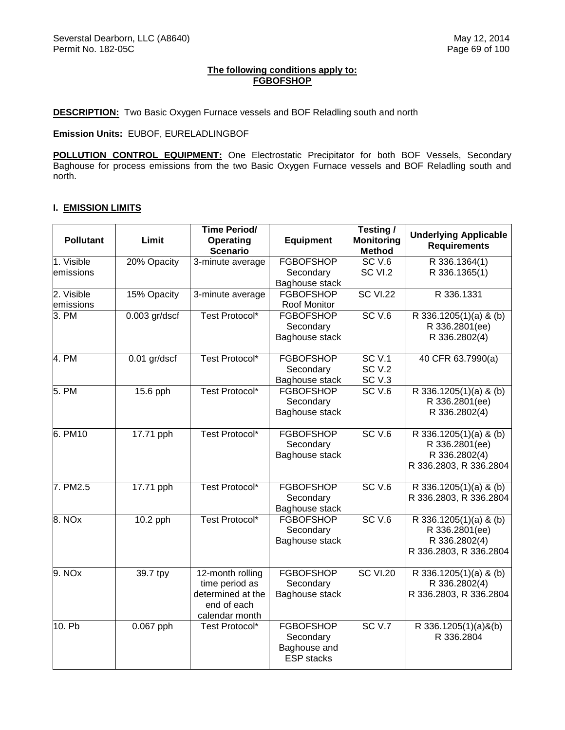**The following conditions apply to:**
**FGBOFSHOP**

**DESCRIPTION:** Two Basic Oxygen Furnace vessels and BOF Reladling south and north

**Emission Units:** EUBOF, EURELADLINGBOF

**POLLUTION CONTROL EQUIPMENT:** One Electrostatic Precipitator for both BOF Vessels, Secondary Baghouse for process emissions from the two Basic Oxygen Furnace vessels and BOF Reladling south and north.

## I. EMISSION LIMITS

| Pollutant | Limit | Time Period/ Operating Scenario | Equipment | Testing / Monitoring Method | Underlying Applicable Requirements |
|---|---|---|---|---|---|
| 1. Visible emissions | 20% Opacity | 3-minute average | FGBOFSHOP Secondary Baghouse stack | SC V.6<br>SC VI.2 | R 336.1364(1)<br>R 336.1365(1) |
| 2. Visible emissions | 15% Opacity | 3-minute average | FGBOFSHOP Roof Monitor | SC VI.22 | R 336.1331 |
| 3. PM | 0.003 gr/dscf | Test Protocol* | FGBOFSHOP Secondary Baghouse stack | SC V.6 | R 336.1205(1)(a) & (b)<br>R 336.2801(ee)<br>R 336.2802(4) |
| 4. PM | 0.01 gr/dscf | Test Protocol* | FGBOFSHOP Secondary Baghouse stack | SC V.1<br>SC V.2<br>SC V.3 | 40 CFR 63.7990(a) |
| 5. PM | 15.6 pph | Test Protocol* | FGBOFSHOP Secondary Baghouse stack | SC V.6 | R 336.1205(1)(a) & (b)<br>R 336.2801(ee)<br>R 336.2802(4) |
| 6. PM10 | 17.71 pph | Test Protocol* | FGBOFSHOP Secondary Baghouse stack | SC V.6 | R 336.1205(1)(a) & (b)<br>R 336.2801(ee)<br>R 336.2802(4)<br>R 336.2803, R 336.2804 |
| 7. PM2.5 | 17.71 pph | Test Protocol* | FGBOFSHOP Secondary Baghouse stack | SC V.6 | R 336.1205(1)(a) & (b)<br>R 336.2803, R 336.2804 |
| 8. NOx | 10.2 pph | Test Protocol* | FGBOFSHOP Secondary Baghouse stack | SC V.6 | R 336.1205(1)(a) & (b)<br>R 336.2801(ee)<br>R 336.2802(4)<br>R 336.2803, R 336.2804 |
| 9. NOx | 39.7 tpy | 12-month rolling time period as determined at the end of each calendar month | FGBOFSHOP Secondary Baghouse stack | SC VI.20 | R 336.1205(1)(a) & (b)<br>R 336.2802(4)<br>R 336.2803, R 336.2804 |
| 10. Pb | 0.067 pph | Test Protocol* | FGBOFSHOP Secondary Baghouse and ESP stacks | SC V.7 | R 336.1205(1)(a)&(b)<br>R 336.2804 |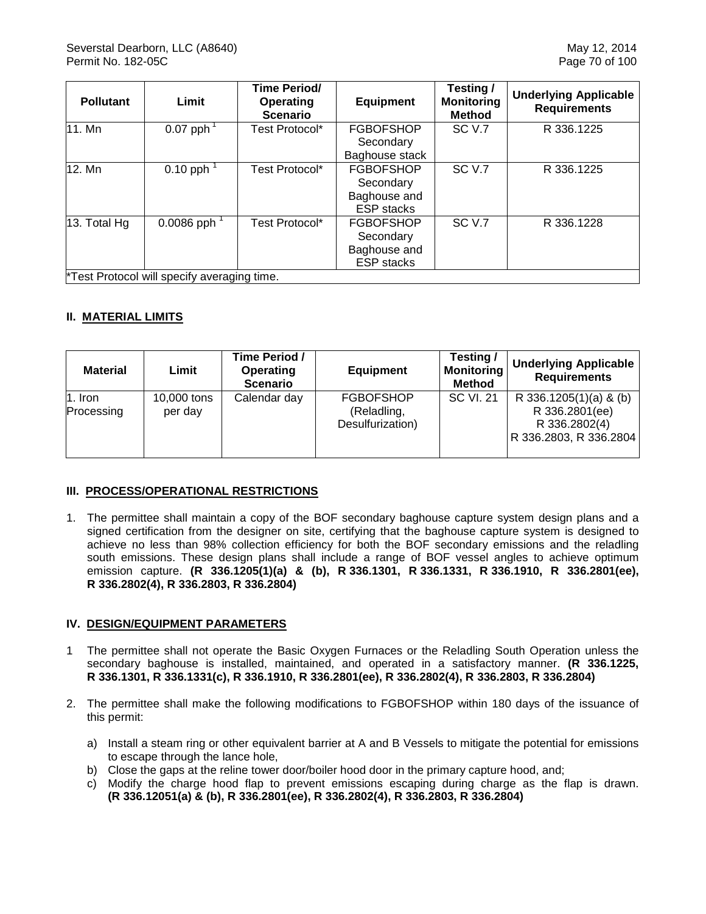| Pollutant | Limit | Time Period/ Operating Scenario | Equipment | Testing / Monitoring Method | Underlying Applicable Requirements |
|---|---|---|---|---|---|
| 11. Mn | 0.07 pph [1] | Test Protocol* | FGBOFSHOP Secondary Baghouse stack | SC V.7 | R 336.1225 |
| 12. Mn | 0.10 pph [1] | Test Protocol* | FGBOFSHOP Secondary Baghouse and ESP stacks | SC V.7 | R 336.1225 |
| 13. Total Hg | 0.0086 pph [1] | Test Protocol* | FGBOFSHOP Secondary Baghouse and ESP stacks | SC V.7 | R 336.1228 |

*Test Protocol will specify averaging time.

## II. MATERIAL LIMITS

| Material | Limit | Time Period / Operating Scenario | Equipment | Testing / Monitoring Method | Underlying Applicable Requirements |
|---|---|---|---|---|---|
| 1. Iron Processing | 10,000 tons per day | Calendar day | FGBOFSHOP (Reladling, Desulfurization) | SC VI. 21 | R 336.1205(1)(a) & (b) R 336.2801(ee) R 336.2802(4) R 336.2803, R 336.2804 |

## III. PROCESS/OPERATIONAL RESTRICTIONS

1. The permittee shall maintain a copy of the BOF secondary baghouse capture system design plans and a signed certification from the designer on site, certifying that the baghouse capture system is designed to achieve no less than 98% collection efficiency for both the BOF secondary emissions and the reladling south emissions. These design plans shall include a range of BOF vessel angles to achieve optimum emission capture. **(R 336.1205(1)(a) & (b), R 336.1301, R 336.1331, R 336.1910, R 336.2801(ee), R 336.2802(4), R 336.2803, R 336.2804)**

## IV. DESIGN/EQUIPMENT PARAMETERS

1 The permittee shall not operate the Basic Oxygen Furnaces or the Reladling South Operation unless the secondary baghouse is installed, maintained, and operated in a satisfactory manner. **(R 336.1225, R 336.1301, R 336.1331(c), R 336.1910, R 336.2801(ee), R 336.2802(4), R 336.2803, R 336.2804)**

2. The permittee shall make the following modifications to FGBOFSHOP within 180 days of the issuance of this permit:

   a) Install a steam ring or other equivalent barrier at A and B Vessels to mitigate the potential for emissions to escape through the lance hole,
   b) Close the gaps at the reline tower door/boiler hood door in the primary capture hood, and;
   c) Modify the charge hood flap to prevent emissions escaping during charge as the flap is drawn. **(R 336.12051(a) & (b), R 336.2801(ee), R 336.2802(4), R 336.2803, R 336.2804)**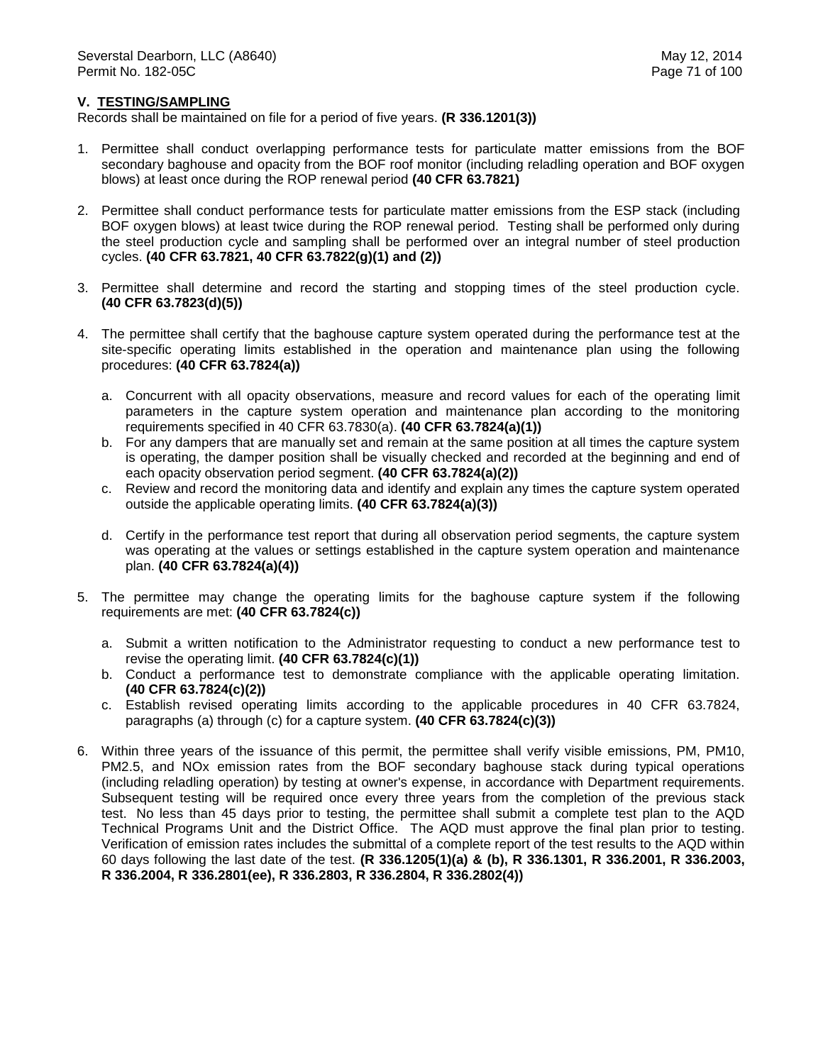## V. TESTING/SAMPLING

Records shall be maintained on file for a period of five years. **(R 336.1201(3))**

1. Permittee shall conduct overlapping performance tests for particulate matter emissions from the BOF secondary baghouse and opacity from the BOF roof monitor (including reladling operation and BOF oxygen blows) at least once during the ROP renewal period **(40 CFR 63.7821)**

2. Permittee shall conduct performance tests for particulate matter emissions from the ESP stack (including BOF oxygen blows) at least twice during the ROP renewal period. Testing shall be performed only during the steel production cycle and sampling shall be performed over an integral number of steel production cycles. **(40 CFR 63.7821, 40 CFR 63.7822(g)(1) and (2))**

3. Permittee shall determine and record the starting and stopping times of the steel production cycle. **(40 CFR 63.7823(d)(5))**

4. The permittee shall certify that the baghouse capture system operated during the performance test at the site-specific operating limits established in the operation and maintenance plan using the following procedures: **(40 CFR 63.7824(a))**

   a. Concurrent with all opacity observations, measure and record values for each of the operating limit parameters in the capture system operation and maintenance plan according to the monitoring requirements specified in 40 CFR 63.7830(a). **(40 CFR 63.7824(a)(1))**
   b. For any dampers that are manually set and remain at the same position at all times the capture system is operating, the damper position shall be visually checked and recorded at the beginning and end of each opacity observation period segment. **(40 CFR 63.7824(a)(2))**
   c. Review and record the monitoring data and identify and explain any times the capture system operated outside the applicable operating limits. **(40 CFR 63.7824(a)(3))**
   d. Certify in the performance test report that during all observation period segments, the capture system was operating at the values or settings established in the capture system operation and maintenance plan. **(40 CFR 63.7824(a)(4))**

5. The permittee may change the operating limits for the baghouse capture system if the following requirements are met: **(40 CFR 63.7824(c))**

   a. Submit a written notification to the Administrator requesting to conduct a new performance test to revise the operating limit. **(40 CFR 63.7824(c)(1))**
   b. Conduct a performance test to demonstrate compliance with the applicable operating limitation. **(40 CFR 63.7824(c)(2))**
   c. Establish revised operating limits according to the applicable procedures in 40 CFR 63.7824, paragraphs (a) through (c) for a capture system. **(40 CFR 63.7824(c)(3))**

6. Within three years of the issuance of this permit, the permittee shall verify visible emissions, PM, PM10, PM2.5, and NOx emission rates from the BOF secondary baghouse stack during typical operations (including reladling operation) by testing at owner's expense, in accordance with Department requirements. Subsequent testing will be required once every three years from the completion of the previous stack test. No less than 45 days prior to testing, the permittee shall submit a complete test plan to the AQD Technical Programs Unit and the District Office. The AQD must approve the final plan prior to testing. Verification of emission rates includes the submittal of a complete report of the test results to the AQD within 60 days following the last date of the test. **(R 336.1205(1)(a) & (b), R 336.1301, R 336.2001, R 336.2003, R 336.2004, R 336.2801(ee), R 336.2803, R 336.2804, R 336.2802(4))**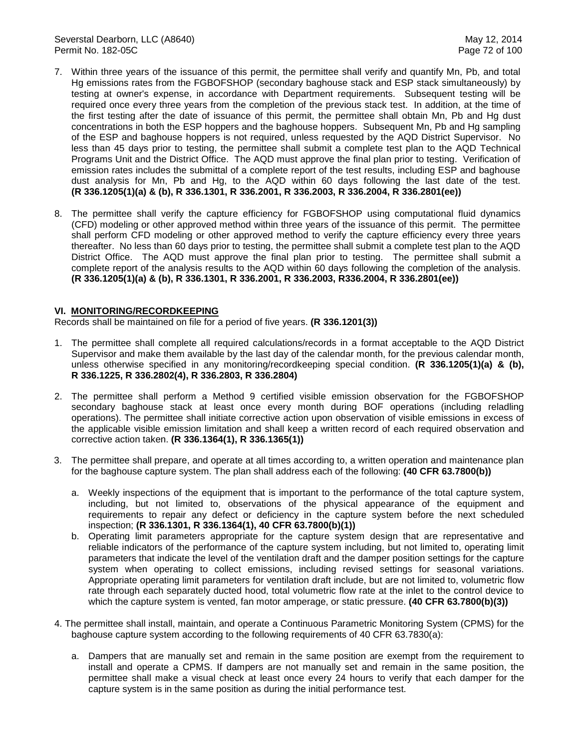7. Within three years of the issuance of this permit, the permittee shall verify and quantify Mn, Pb, and total Hg emissions rates from the FGBOFSHOP (secondary baghouse stack and ESP stack simultaneously) by testing at owner's expense, in accordance with Department requirements. Subsequent testing will be required once every three years from the completion of the previous stack test. In addition, at the time of the first testing after the date of issuance of this permit, the permittee shall obtain Mn, Pb and Hg dust concentrations in both the ESP hoppers and the baghouse hoppers. Subsequent Mn, Pb and Hg sampling of the ESP and baghouse hoppers is not required, unless requested by the AQD District Supervisor. No less than 45 days prior to testing, the permittee shall submit a complete test plan to the AQD Technical Programs Unit and the District Office. The AQD must approve the final plan prior to testing. Verification of emission rates includes the submittal of a complete report of the test results, including ESP and baghouse dust analysis for Mn, Pb and Hg, to the AQD within 60 days following the last date of the test. **(R 336.1205(1)(a) & (b), R 336.1301, R 336.2001, R 336.2003, R 336.2004, R 336.2801(ee))**

8. The permittee shall verify the capture efficiency for FGBOFSHOP using computational fluid dynamics (CFD) modeling or other approved method within three years of the issuance of this permit. The permittee shall perform CFD modeling or other approved method to verify the capture efficiency every three years thereafter. No less than 60 days prior to testing, the permittee shall submit a complete test plan to the AQD District Office. The AQD must approve the final plan prior to testing. The permittee shall submit a complete report of the analysis results to the AQD within 60 days following the completion of the analysis. **(R 336.1205(1)(a) & (b), R 336.1301, R 336.2001, R 336.2003, R336.2004, R 336.2801(ee))**

## VI. MONITORING/RECORDKEEPING

Records shall be maintained on file for a period of five years. **(R 336.1201(3))**

1. The permittee shall complete all required calculations/records in a format acceptable to the AQD District Supervisor and make them available by the last day of the calendar month, for the previous calendar month, unless otherwise specified in any monitoring/recordkeeping special condition. **(R 336.1205(1)(a) & (b), R 336.1225, R 336.2802(4), R 336.2803, R 336.2804)**

2. The permittee shall perform a Method 9 certified visible emission observation for the FGBOFSHOP secondary baghouse stack at least once every month during BOF operations (including reladling operations). The permittee shall initiate corrective action upon observation of visible emissions in excess of the applicable visible emission limitation and shall keep a written record of each required observation and corrective action taken. **(R 336.1364(1), R 336.1365(1))**

3. The permittee shall prepare, and operate at all times according to, a written operation and maintenance plan for the baghouse capture system. The plan shall address each of the following: **(40 CFR 63.7800(b))**

   a. Weekly inspections of the equipment that is important to the performance of the total capture system, including, but not limited to, observations of the physical appearance of the equipment and requirements to repair any defect or deficiency in the capture system before the next scheduled inspection; **(R 336.1301, R 336.1364(1), 40 CFR 63.7800(b)(1))**

   b. Operating limit parameters appropriate for the capture system design that are representative and reliable indicators of the performance of the capture system including, but not limited to, operating limit parameters that indicate the level of the ventilation draft and the damper position settings for the capture system when operating to collect emissions, including revised settings for seasonal variations. Appropriate operating limit parameters for ventilation draft include, but are not limited to, volumetric flow rate through each separately ducted hood, total volumetric flow rate at the inlet to the control device to which the capture system is vented, fan motor amperage, or static pressure. **(40 CFR 63.7800(b)(3))**

4. The permittee shall install, maintain, and operate a Continuous Parametric Monitoring System (CPMS) for the baghouse capture system according to the following requirements of 40 CFR 63.7830(a):

   a. Dampers that are manually set and remain in the same position are exempt from the requirement to install and operate a CPMS. If dampers are not manually set and remain in the same position, the permittee shall make a visual check at least once every 24 hours to verify that each damper for the capture system is in the same position as during the initial performance test.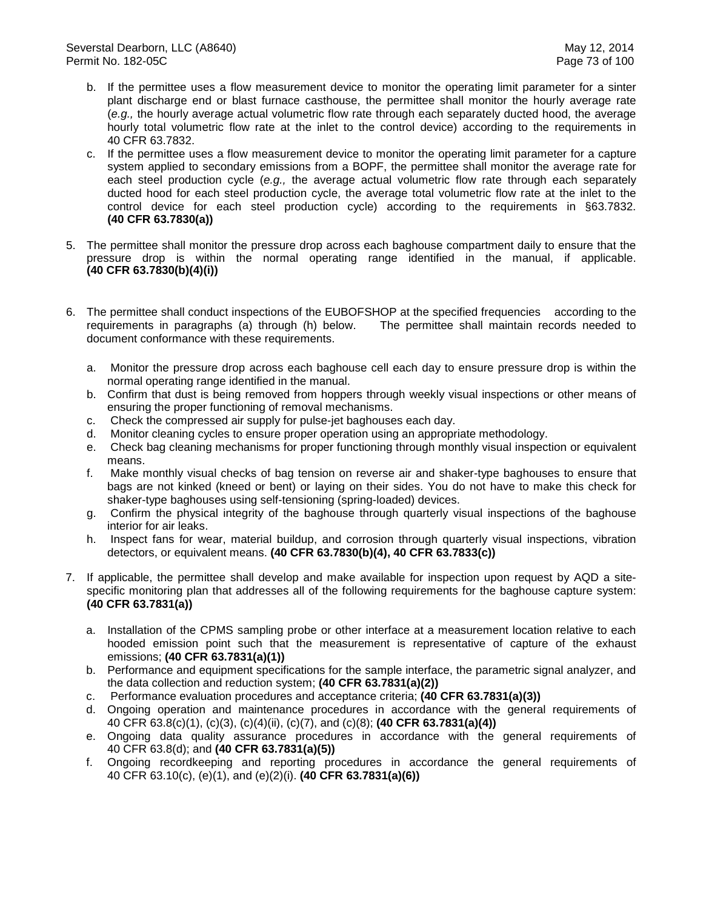b. If the permittee uses a flow measurement device to monitor the operating limit parameter for a sinter plant discharge end or blast furnace casthouse, the permittee shall monitor the hourly average rate (*e.g.,* the hourly average actual volumetric flow rate through each separately ducted hood, the average hourly total volumetric flow rate at the inlet to the control device) according to the requirements in 40 CFR 63.7832.

c. If the permittee uses a flow measurement device to monitor the operating limit parameter for a capture system applied to secondary emissions from a BOPF, the permittee shall monitor the average rate for each steel production cycle (*e.g.,* the average actual volumetric flow rate through each separately ducted hood for each steel production cycle, the average total volumetric flow rate at the inlet to the control device for each steel production cycle) according to the requirements in §63.7832. **(40 CFR 63.7830(a))**

5. The permittee shall monitor the pressure drop across each baghouse compartment daily to ensure that the pressure drop is within the normal operating range identified in the manual, if applicable. **(40 CFR 63.7830(b)(4)(i))**

6. The permittee shall conduct inspections of the EUBOFSHOP at the specified frequencies according to the requirements in paragraphs (a) through (h) below. The permittee shall maintain records needed to document conformance with these requirements.

   a. Monitor the pressure drop across each baghouse cell each day to ensure pressure drop is within the normal operating range identified in the manual.
   b. Confirm that dust is being removed from hoppers through weekly visual inspections or other means of ensuring the proper functioning of removal mechanisms.
   c. Check the compressed air supply for pulse-jet baghouses each day.
   d. Monitor cleaning cycles to ensure proper operation using an appropriate methodology.
   e. Check bag cleaning mechanisms for proper functioning through monthly visual inspection or equivalent means.
   f. Make monthly visual checks of bag tension on reverse air and shaker-type baghouses to ensure that bags are not kinked (kneed or bent) or laying on their sides. You do not have to make this check for shaker-type baghouses using self-tensioning (spring-loaded) devices.
   g. Confirm the physical integrity of the baghouse through quarterly visual inspections of the baghouse interior for air leaks.
   h. Inspect fans for wear, material buildup, and corrosion through quarterly visual inspections, vibration detectors, or equivalent means. **(40 CFR 63.7830(b)(4), 40 CFR 63.7833(c))**

7. If applicable, the permittee shall develop and make available for inspection upon request by AQD a site-specific monitoring plan that addresses all of the following requirements for the baghouse capture system: **(40 CFR 63.7831(a))**

   a. Installation of the CPMS sampling probe or other interface at a measurement location relative to each hooded emission point such that the measurement is representative of capture of the exhaust emissions; **(40 CFR 63.7831(a)(1))**
   b. Performance and equipment specifications for the sample interface, the parametric signal analyzer, and the data collection and reduction system; **(40 CFR 63.7831(a)(2))**
   c. Performance evaluation procedures and acceptance criteria; **(40 CFR 63.7831(a)(3))**
   d. Ongoing operation and maintenance procedures in accordance with the general requirements of 40 CFR 63.8(c)(1), (c)(3), (c)(4)(ii), (c)(7), and (c)(8); **(40 CFR 63.7831(a)(4))**
   e. Ongoing data quality assurance procedures in accordance with the general requirements of 40 CFR 63.8(d); and **(40 CFR 63.7831(a)(5))**
   f. Ongoing recordkeeping and reporting procedures in accordance the general requirements of 40 CFR 63.10(c), (e)(1), and (e)(2)(i). **(40 CFR 63.7831(a)(6))**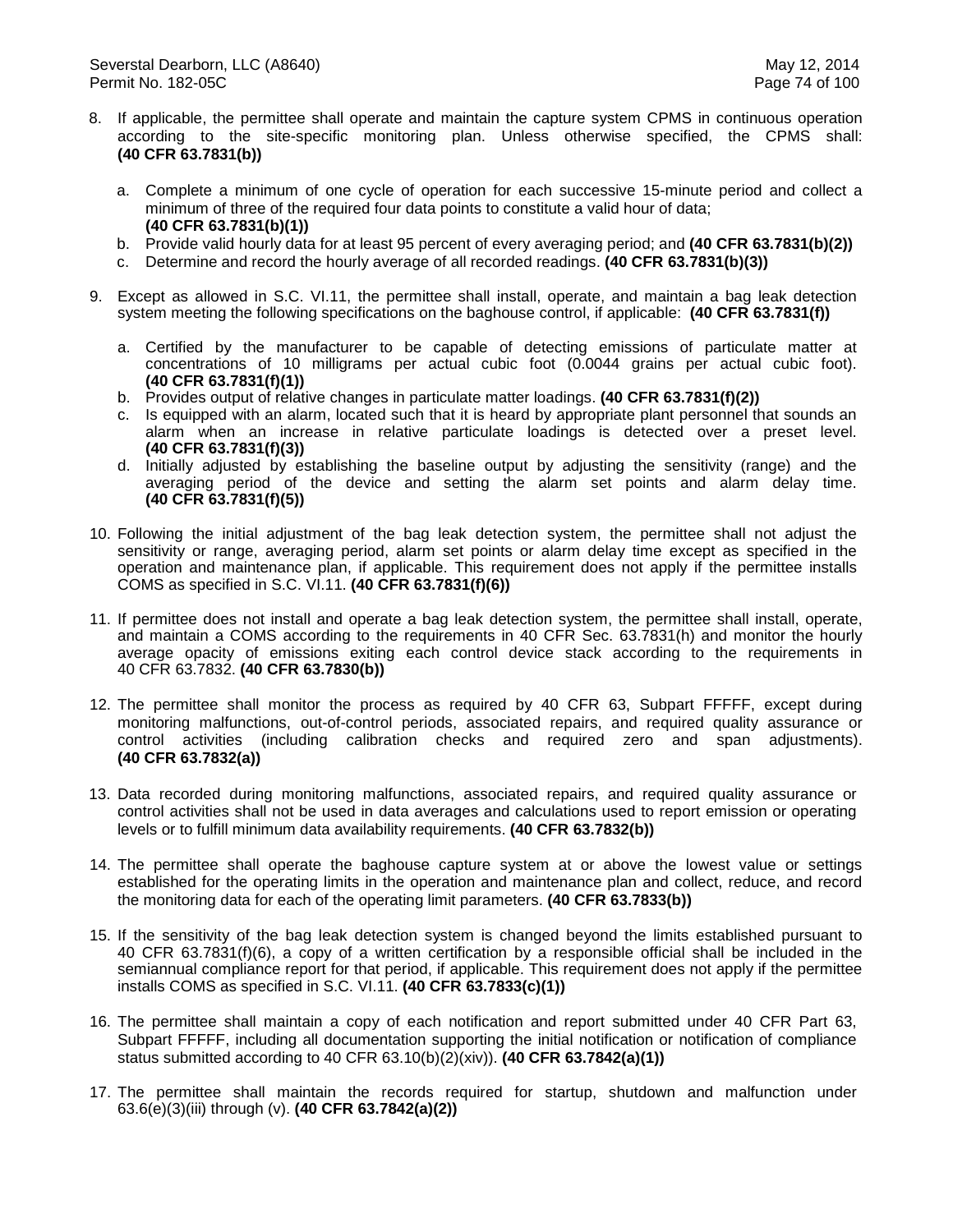8. If applicable, the permittee shall operate and maintain the capture system CPMS in continuous operation according to the site-specific monitoring plan. Unless otherwise specified, the CPMS shall: **(40 CFR 63.7831(b))**

   a. Complete a minimum of one cycle of operation for each successive 15-minute period and collect a minimum of three of the required four data points to constitute a valid hour of data; **(40 CFR 63.7831(b)(1))**
   b. Provide valid hourly data for at least 95 percent of every averaging period; and **(40 CFR 63.7831(b)(2))**
   c. Determine and record the hourly average of all recorded readings. **(40 CFR 63.7831(b)(3))**

9. Except as allowed in S.C. VI.11, the permittee shall install, operate, and maintain a bag leak detection system meeting the following specifications on the baghouse control, if applicable: **(40 CFR 63.7831(f))**

   a. Certified by the manufacturer to be capable of detecting emissions of particulate matter at concentrations of 10 milligrams per actual cubic foot (0.0044 grains per actual cubic foot). **(40 CFR 63.7831(f)(1))**
   b. Provides output of relative changes in particulate matter loadings. **(40 CFR 63.7831(f)(2))**
   c. Is equipped with an alarm, located such that it is heard by appropriate plant personnel that sounds an alarm when an increase in relative particulate loadings is detected over a preset level. **(40 CFR 63.7831(f)(3))**
   d. Initially adjusted by establishing the baseline output by adjusting the sensitivity (range) and the averaging period of the device and setting the alarm set points and alarm delay time. **(40 CFR 63.7831(f)(5))**

10. Following the initial adjustment of the bag leak detection system, the permittee shall not adjust the sensitivity or range, averaging period, alarm set points or alarm delay time except as specified in the operation and maintenance plan, if applicable. This requirement does not apply if the permittee installs COMS as specified in S.C. VI.11. **(40 CFR 63.7831(f)(6))**

11. If permittee does not install and operate a bag leak detection system, the permittee shall install, operate, and maintain a COMS according to the requirements in 40 CFR Sec. 63.7831(h) and monitor the hourly average opacity of emissions exiting each control device stack according to the requirements in 40 CFR 63.7832. **(40 CFR 63.7830(b))**

12. The permittee shall monitor the process as required by 40 CFR 63, Subpart FFFFF, except during monitoring malfunctions, out-of-control periods, associated repairs, and required quality assurance or control activities (including calibration checks and required zero and span adjustments). **(40 CFR 63.7832(a))**

13. Data recorded during monitoring malfunctions, associated repairs, and required quality assurance or control activities shall not be used in data averages and calculations used to report emission or operating levels or to fulfill minimum data availability requirements. **(40 CFR 63.7832(b))**

14. The permittee shall operate the baghouse capture system at or above the lowest value or settings established for the operating limits in the operation and maintenance plan and collect, reduce, and record the monitoring data for each of the operating limit parameters. **(40 CFR 63.7833(b))**

15. If the sensitivity of the bag leak detection system is changed beyond the limits established pursuant to 40 CFR 63.7831(f)(6), a copy of a written certification by a responsible official shall be included in the semiannual compliance report for that period, if applicable. This requirement does not apply if the permittee installs COMS as specified in S.C. VI.11. **(40 CFR 63.7833(c)(1))**

16. The permittee shall maintain a copy of each notification and report submitted under 40 CFR Part 63, Subpart FFFFF, including all documentation supporting the initial notification or notification of compliance status submitted according to 40 CFR 63.10(b)(2)(xiv)). **(40 CFR 63.7842(a)(1))**

17. The permittee shall maintain the records required for startup, shutdown and malfunction under 63.6(e)(3)(iii) through (v). **(40 CFR 63.7842(a)(2))**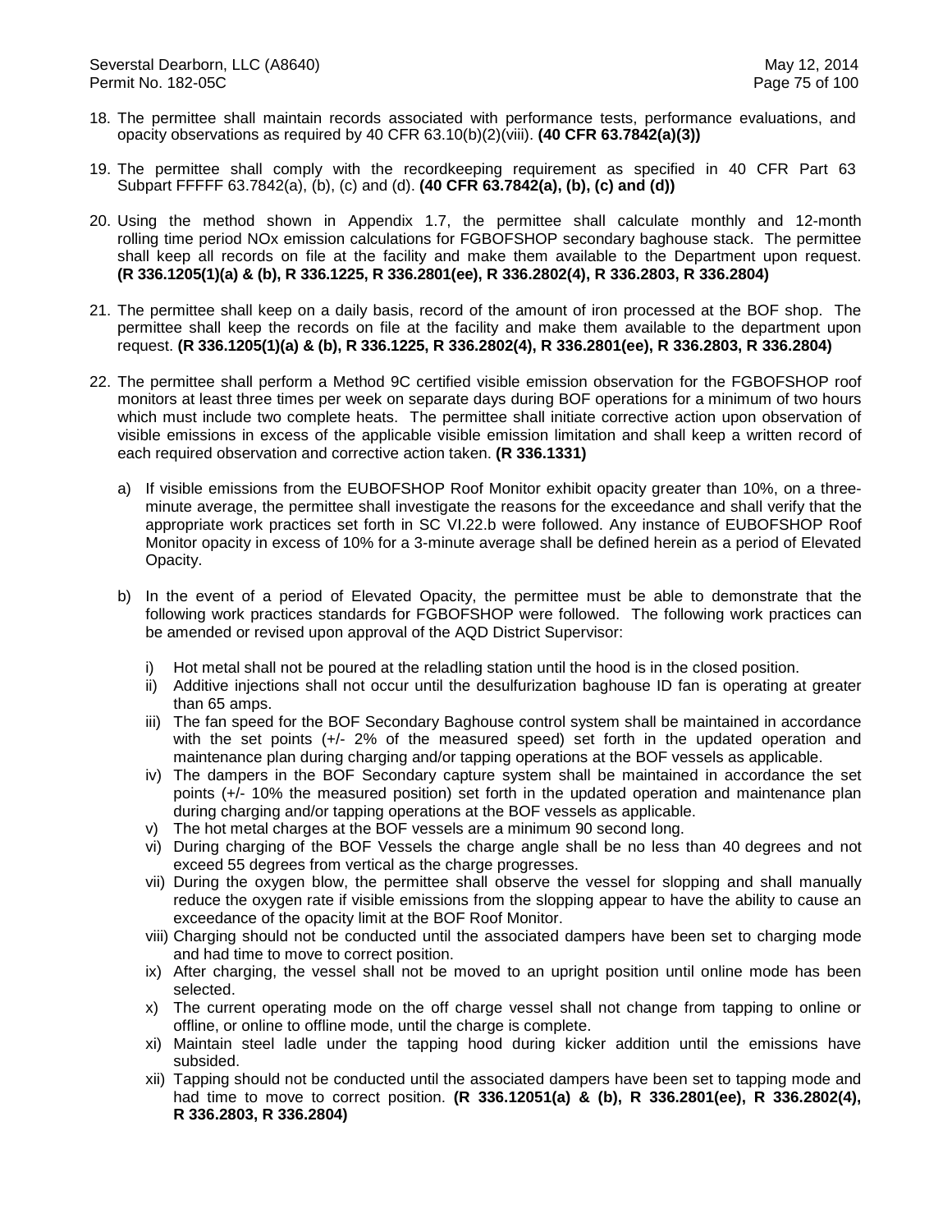18. The permittee shall maintain records associated with performance tests, performance evaluations, and opacity observations as required by 40 CFR 63.10(b)(2)(viii). **(40 CFR 63.7842(a)(3))**

19. The permittee shall comply with the recordkeeping requirement as specified in 40 CFR Part 63 Subpart FFFFF 63.7842(a), (b), (c) and (d). **(40 CFR 63.7842(a), (b), (c) and (d))**

20. Using the method shown in Appendix 1.7, the permittee shall calculate monthly and 12-month rolling time period NOx emission calculations for FGBOFSHOP secondary baghouse stack. The permittee shall keep all records on file at the facility and make them available to the Department upon request. **(R 336.1205(1)(a) & (b), R 336.1225, R 336.2801(ee), R 336.2802(4), R 336.2803, R 336.2804)**

21. The permittee shall keep on a daily basis, record of the amount of iron processed at the BOF shop. The permittee shall keep the records on file at the facility and make them available to the department upon request. **(R 336.1205(1)(a) & (b), R 336.1225, R 336.2802(4), R 336.2801(ee), R 336.2803, R 336.2804)**

22. The permittee shall perform a Method 9C certified visible emission observation for the FGBOFSHOP roof monitors at least three times per week on separate days during BOF operations for a minimum of two hours which must include two complete heats. The permittee shall initiate corrective action upon observation of visible emissions in excess of the applicable visible emission limitation and shall keep a written record of each required observation and corrective action taken. **(R 336.1331)**

    a) If visible emissions from the EUBOFSHOP Roof Monitor exhibit opacity greater than 10%, on a three-minute average, the permittee shall investigate the reasons for the exceedance and shall verify that the appropriate work practices set forth in SC VI.22.b were followed. Any instance of EUBOFSHOP Roof Monitor opacity in excess of 10% for a 3-minute average shall be defined herein as a period of Elevated Opacity.

    b) In the event of a period of Elevated Opacity, the permittee must be able to demonstrate that the following work practices standards for FGBOFSHOP were followed. The following work practices can be amended or revised upon approval of the AQD District Supervisor:

        i) Hot metal shall not be poured at the reladling station until the hood is in the closed position.
        ii) Additive injections shall not occur until the desulfurization baghouse ID fan is operating at greater than 65 amps.
        iii) The fan speed for the BOF Secondary Baghouse control system shall be maintained in accordance with the set points (+/- 2% of the measured speed) set forth in the updated operation and maintenance plan during charging and/or tapping operations at the BOF vessels as applicable.
        iv) The dampers in the BOF Secondary capture system shall be maintained in accordance the set points (+/- 10% the measured position) set forth in the updated operation and maintenance plan during charging and/or tapping operations at the BOF vessels as applicable.
        v) The hot metal charges at the BOF vessels are a minimum 90 second long.
        vi) During charging of the BOF Vessels the charge angle shall be no less than 40 degrees and not exceed 55 degrees from vertical as the charge progresses.
        vii) During the oxygen blow, the permittee shall observe the vessel for slopping and shall manually reduce the oxygen rate if visible emissions from the slopping appear to have the ability to cause an exceedance of the opacity limit at the BOF Roof Monitor.
        viii) Charging should not be conducted until the associated dampers have been set to charging mode and had time to move to correct position.
        ix) After charging, the vessel shall not be moved to an upright position until online mode has been selected.
        x) The current operating mode on the off charge vessel shall not change from tapping to online or offline, or online to offline mode, until the charge is complete.
        xi) Maintain steel ladle under the tapping hood during kicker addition until the emissions have subsided.
        xii) Tapping should not be conducted until the associated dampers have been set to tapping mode and had time to move to correct position. **(R 336.12051(a) & (b), R 336.2801(ee), R 336.2802(4), R 336.2803, R 336.2804)**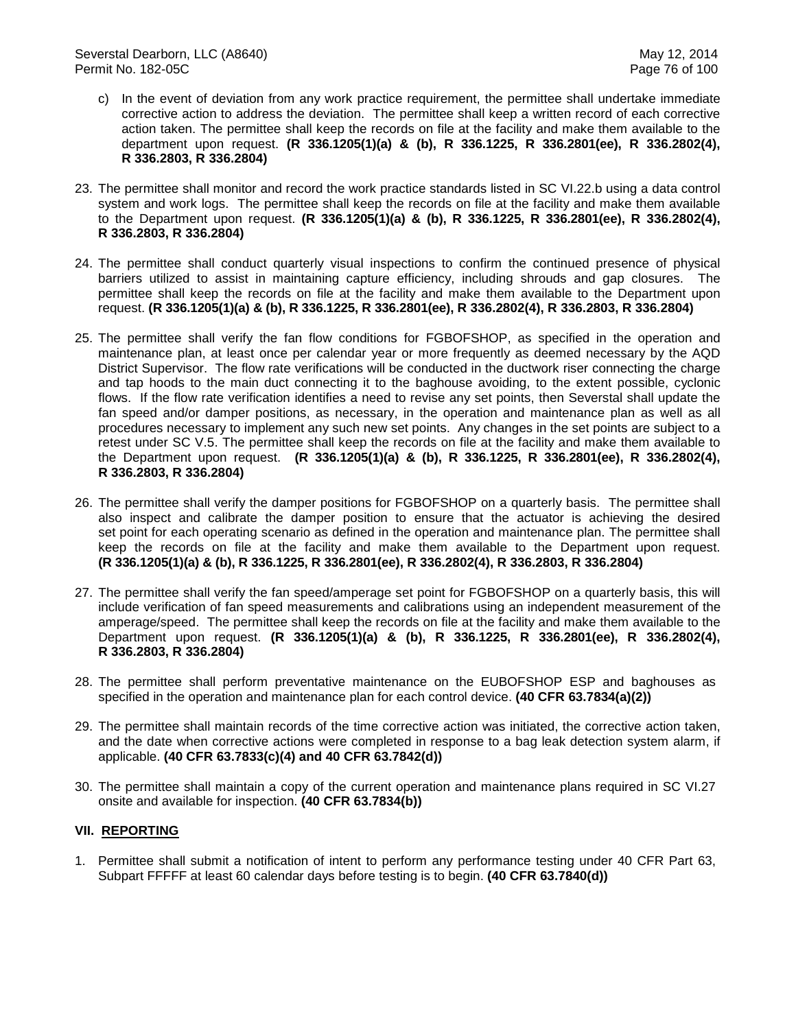c) In the event of deviation from any work practice requirement, the permittee shall undertake immediate corrective action to address the deviation. The permittee shall keep a written record of each corrective action taken. The permittee shall keep the records on file at the facility and make them available to the department upon request. **(R 336.1205(1)(a) & (b), R 336.1225, R 336.2801(ee), R 336.2802(4), R 336.2803, R 336.2804)**

23. The permittee shall monitor and record the work practice standards listed in SC VI.22.b using a data control system and work logs. The permittee shall keep the records on file at the facility and make them available to the Department upon request. **(R 336.1205(1)(a) & (b), R 336.1225, R 336.2801(ee), R 336.2802(4), R 336.2803, R 336.2804)**

24. The permittee shall conduct quarterly visual inspections to confirm the continued presence of physical barriers utilized to assist in maintaining capture efficiency, including shrouds and gap closures. The permittee shall keep the records on file at the facility and make them available to the Department upon request. **(R 336.1205(1)(a) & (b), R 336.1225, R 336.2801(ee), R 336.2802(4), R 336.2803, R 336.2804)**

25. The permittee shall verify the fan flow conditions for FGBOFSHOP, as specified in the operation and maintenance plan, at least once per calendar year or more frequently as deemed necessary by the AQD District Supervisor. The flow rate verifications will be conducted in the ductwork riser connecting the charge and tap hoods to the main duct connecting it to the baghouse avoiding, to the extent possible, cyclonic flows. If the flow rate verification identifies a need to revise any set points, then Severstal shall update the fan speed and/or damper positions, as necessary, in the operation and maintenance plan as well as all procedures necessary to implement any such new set points. Any changes in the set points are subject to a retest under SC V.5. The permittee shall keep the records on file at the facility and make them available to the Department upon request. **(R 336.1205(1)(a) & (b), R 336.1225, R 336.2801(ee), R 336.2802(4), R 336.2803, R 336.2804)**

26. The permittee shall verify the damper positions for FGBOFSHOP on a quarterly basis. The permittee shall also inspect and calibrate the damper position to ensure that the actuator is achieving the desired set point for each operating scenario as defined in the operation and maintenance plan. The permittee shall keep the records on file at the facility and make them available to the Department upon request. **(R 336.1205(1)(a) & (b), R 336.1225, R 336.2801(ee), R 336.2802(4), R 336.2803, R 336.2804)**

27. The permittee shall verify the fan speed/amperage set point for FGBOFSHOP on a quarterly basis, this will include verification of fan speed measurements and calibrations using an independent measurement of the amperage/speed. The permittee shall keep the records on file at the facility and make them available to the Department upon request. **(R 336.1205(1)(a) & (b), R 336.1225, R 336.2801(ee), R 336.2802(4), R 336.2803, R 336.2804)**

28. The permittee shall perform preventative maintenance on the EUBOFSHOP ESP and baghouses as specified in the operation and maintenance plan for each control device. **(40 CFR 63.7834(a)(2))**

29. The permittee shall maintain records of the time corrective action was initiated, the corrective action taken, and the date when corrective actions were completed in response to a bag leak detection system alarm, if applicable. **(40 CFR 63.7833(c)(4) and 40 CFR 63.7842(d))**

30. The permittee shall maintain a copy of the current operation and maintenance plans required in SC VI.27 onsite and available for inspection. **(40 CFR 63.7834(b))**

## VII. REPORTING

1. Permittee shall submit a notification of intent to perform any performance testing under 40 CFR Part 63, Subpart FFFFF at least 60 calendar days before testing is to begin. **(40 CFR 63.7840(d))**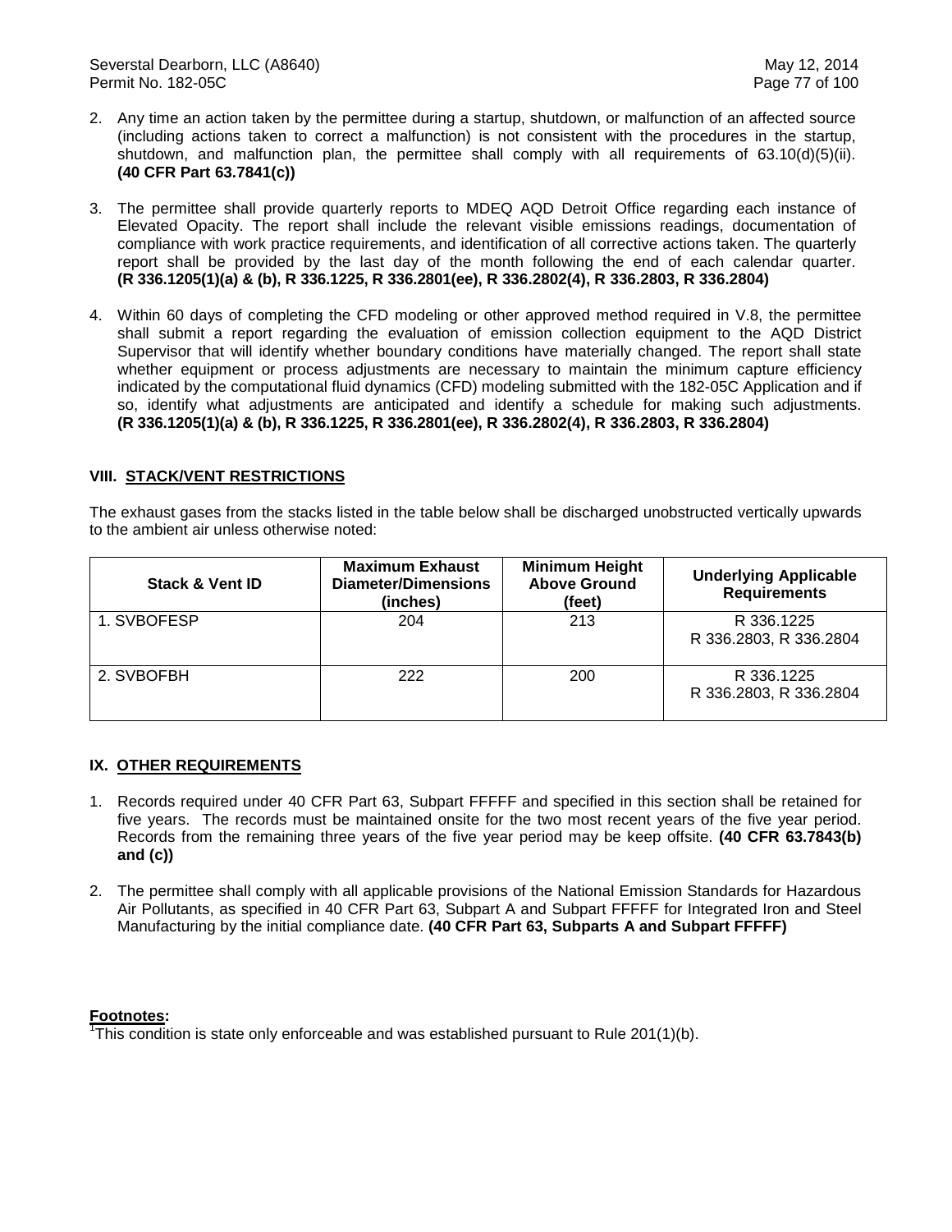2. Any time an action taken by the permittee during a startup, shutdown, or malfunction of an affected source (including actions taken to correct a malfunction) is not consistent with the procedures in the startup, shutdown, and malfunction plan, the permittee shall comply with all requirements of 63.10(d)(5)(ii). **(40 CFR Part 63.7841(c))**

3. The permittee shall provide quarterly reports to MDEQ AQD Detroit Office regarding each instance of Elevated Opacity. The report shall include the relevant visible emissions readings, documentation of compliance with work practice requirements, and identification of all corrective actions taken. The quarterly report shall be provided by the last day of the month following the end of each calendar quarter. **(R 336.1205(1)(a) & (b), R 336.1225, R 336.2801(ee), R 336.2802(4), R 336.2803, R 336.2804)**

4. Within 60 days of completing the CFD modeling or other approved method required in V.8, the permittee shall submit a report regarding the evaluation of emission collection equipment to the AQD District Supervisor that will identify whether boundary conditions have materially changed. The report shall state whether equipment or process adjustments are necessary to maintain the minimum capture efficiency indicated by the computational fluid dynamics (CFD) modeling submitted with the 182-05C Application and if so, identify what adjustments are anticipated and identify a schedule for making such adjustments. **(R 336.1205(1)(a) & (b), R 336.1225, R 336.2801(ee), R 336.2802(4), R 336.2803, R 336.2804)**

## VIII. STACK/VENT RESTRICTIONS

The exhaust gases from the stacks listed in the table below shall be discharged unobstructed vertically upwards to the ambient air unless otherwise noted:

| Stack & Vent ID | Maximum Exhaust Diameter/Dimensions (inches) | Minimum Height Above Ground (feet) | Underlying Applicable Requirements |
|---|---|---|---|
| 1. SVBOFESP | 204 | 213 | R 336.1225 R 336.2803, R 336.2804 |
| 2. SVBOFBH | 222 | 200 | R 336.1225 R 336.2803, R 336.2804 |

## IX. OTHER REQUIREMENTS

1. Records required under 40 CFR Part 63, Subpart FFFFF and specified in this section shall be retained for five years. The records must be maintained onsite for the two most recent years of the five year period. Records from the remaining three years of the five year period may be keep offsite. **(40 CFR 63.7843(b) and (c))**

2. The permittee shall comply with all applicable provisions of the National Emission Standards for Hazardous Air Pollutants, as specified in 40 CFR Part 63, Subpart A and Subpart FFFFF for Integrated Iron and Steel Manufacturing by the initial compliance date. **(40 CFR Part 63, Subparts A and Subpart FFFFF)**

**Footnotes:**

[1]This condition is state only enforceable and was established pursuant to Rule 201(1)(b).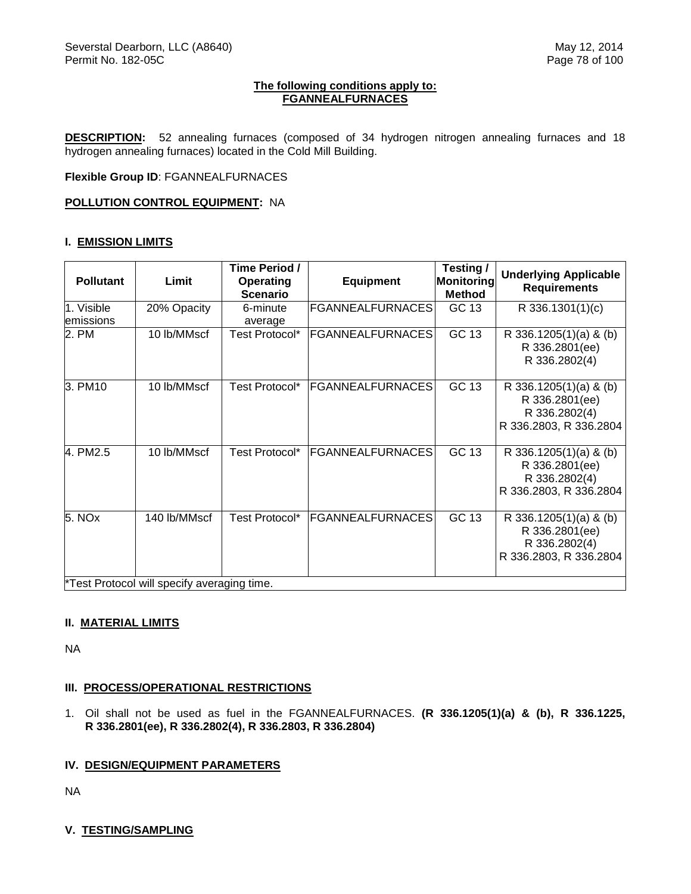**The following conditions apply to: FGANNEALFURNACES**

**DESCRIPTION:** 52 annealing furnaces (composed of 34 hydrogen nitrogen annealing furnaces and 18 hydrogen annealing furnaces) located in the Cold Mill Building.

**Flexible Group ID**: FGANNEALFURNACES

**POLLUTION CONTROL EQUIPMENT:** NA

## I. EMISSION LIMITS

| Pollutant | Limit | Time Period / Operating Scenario | Equipment | Testing / Monitoring Method | Underlying Applicable Requirements |
|---|---|---|---|---|---|
| 1. Visible emissions | 20% Opacity | 6-minute average | FGANNEALFURNACES | GC 13 | R 336.1301(1)(c) |
| 2. PM | 10 lb/MMscf | Test Protocol* | FGANNEALFURNACES | GC 13 | R 336.1205(1)(a) & (b)<br>R 336.2801(ee)<br>R 336.2802(4) |
| 3. PM10 | 10 lb/MMscf | Test Protocol* | FGANNEALFURNACES | GC 13 | R 336.1205(1)(a) & (b)<br>R 336.2801(ee)<br>R 336.2802(4)<br>R 336.2803, R 336.2804 |
| 4. PM2.5 | 10 lb/MMscf | Test Protocol* | FGANNEALFURNACES | GC 13 | R 336.1205(1)(a) & (b)<br>R 336.2801(ee)<br>R 336.2802(4)<br>R 336.2803, R 336.2804 |
| 5. NOx | 140 lb/MMscf | Test Protocol* | FGANNEALFURNACES | GC 13 | R 336.1205(1)(a) & (b)<br>R 336.2801(ee)<br>R 336.2802(4)<br>R 336.2803, R 336.2804 |

*Test Protocol will specify averaging time.

## II. MATERIAL LIMITS

NA

## III. PROCESS/OPERATIONAL RESTRICTIONS

1. Oil shall not be used as fuel in the FGANNEALFURNACES. **(R 336.1205(1)(a) & (b), R 336.1225, R 336.2801(ee), R 336.2802(4), R 336.2803, R 336.2804)**

## IV. DESIGN/EQUIPMENT PARAMETERS

NA

## V. TESTING/SAMPLING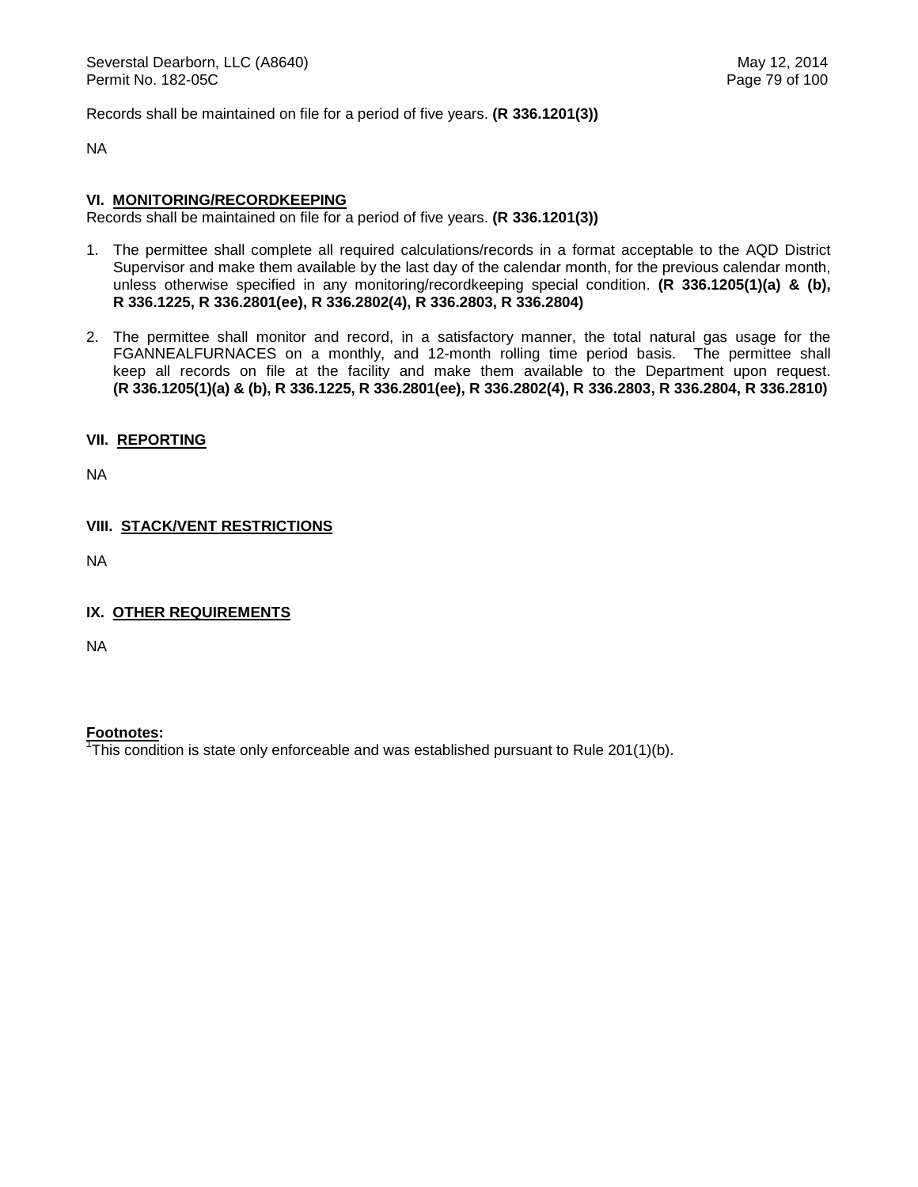Records shall be maintained on file for a period of five years. **(R 336.1201(3))**

NA

### VI. MONITORING/RECORDKEEPING

Records shall be maintained on file for a period of five years. **(R 336.1201(3))**

1. The permittee shall complete all required calculations/records in a format acceptable to the AQD District Supervisor and make them available by the last day of the calendar month, for the previous calendar month, unless otherwise specified in any monitoring/recordkeeping special condition. **(R 336.1205(1)(a) & (b), R 336.1225, R 336.2801(ee), R 336.2802(4), R 336.2803, R 336.2804)**

2. The permittee shall monitor and record, in a satisfactory manner, the total natural gas usage for the FGANNEALFURNACES on a monthly, and 12-month rolling time period basis. The permittee shall keep all records on file at the facility and make them available to the Department upon request. **(R 336.1205(1)(a) & (b), R 336.1225, R 336.2801(ee), R 336.2802(4), R 336.2803, R 336.2804, R 336.2810)**

### VII. REPORTING

NA

### VIII. STACK/VENT RESTRICTIONS

NA

### IX. OTHER REQUIREMENTS

NA

**Footnotes:**

[1]This condition is state only enforceable and was established pursuant to Rule 201(1)(b).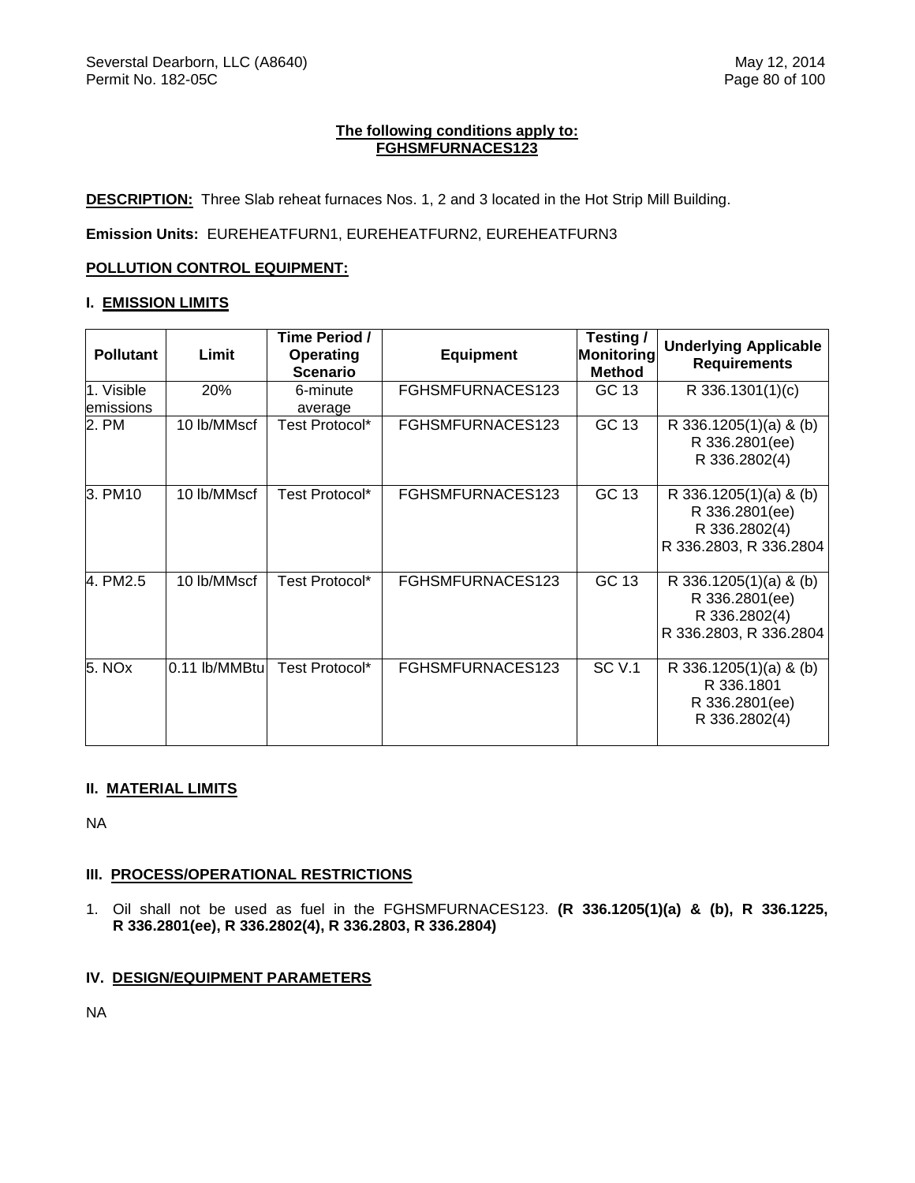**The following conditions apply to:**
**FGHSMFURNACES123**

**DESCRIPTION:** Three Slab reheat furnaces Nos. 1, 2 and 3 located in the Hot Strip Mill Building.

**Emission Units:** EUREHEATFURN1, EUREHEATFURN2, EUREHEATFURN3

**POLLUTION CONTROL EQUIPMENT:**

## I. EMISSION LIMITS

| Pollutant | Limit | Time Period / Operating Scenario | Equipment | Testing / Monitoring Method | Underlying Applicable Requirements |
|---|---|---|---|---|---|
| 1. Visible emissions | 20% | 6-minute average | FGHSMFURNACES123 | GC 13 | R 336.1301(1)(c) |
| 2. PM | 10 lb/MMscf | Test Protocol* | FGHSMFURNACES123 | GC 13 | R 336.1205(1)(a) & (b) R 336.2801(ee) R 336.2802(4) |
| 3. PM10 | 10 lb/MMscf | Test Protocol* | FGHSMFURNACES123 | GC 13 | R 336.1205(1)(a) & (b) R 336.2801(ee) R 336.2802(4) R 336.2803, R 336.2804 |
| 4. PM2.5 | 10 lb/MMscf | Test Protocol* | FGHSMFURNACES123 | GC 13 | R 336.1205(1)(a) & (b) R 336.2801(ee) R 336.2802(4) R 336.2803, R 336.2804 |
| 5. NOx | 0.11 lb/MMBtu | Test Protocol* | FGHSMFURNACES123 | SC V.1 | R 336.1205(1)(a) & (b) R 336.1801 R 336.2801(ee) R 336.2802(4) |

## II. MATERIAL LIMITS

NA

## III. PROCESS/OPERATIONAL RESTRICTIONS

1. Oil shall not be used as fuel in the FGHSMFURNACES123. **(R 336.1205(1)(a) & (b), R 336.1225, R 336.2801(ee), R 336.2802(4), R 336.2803, R 336.2804)**

## IV. DESIGN/EQUIPMENT PARAMETERS

NA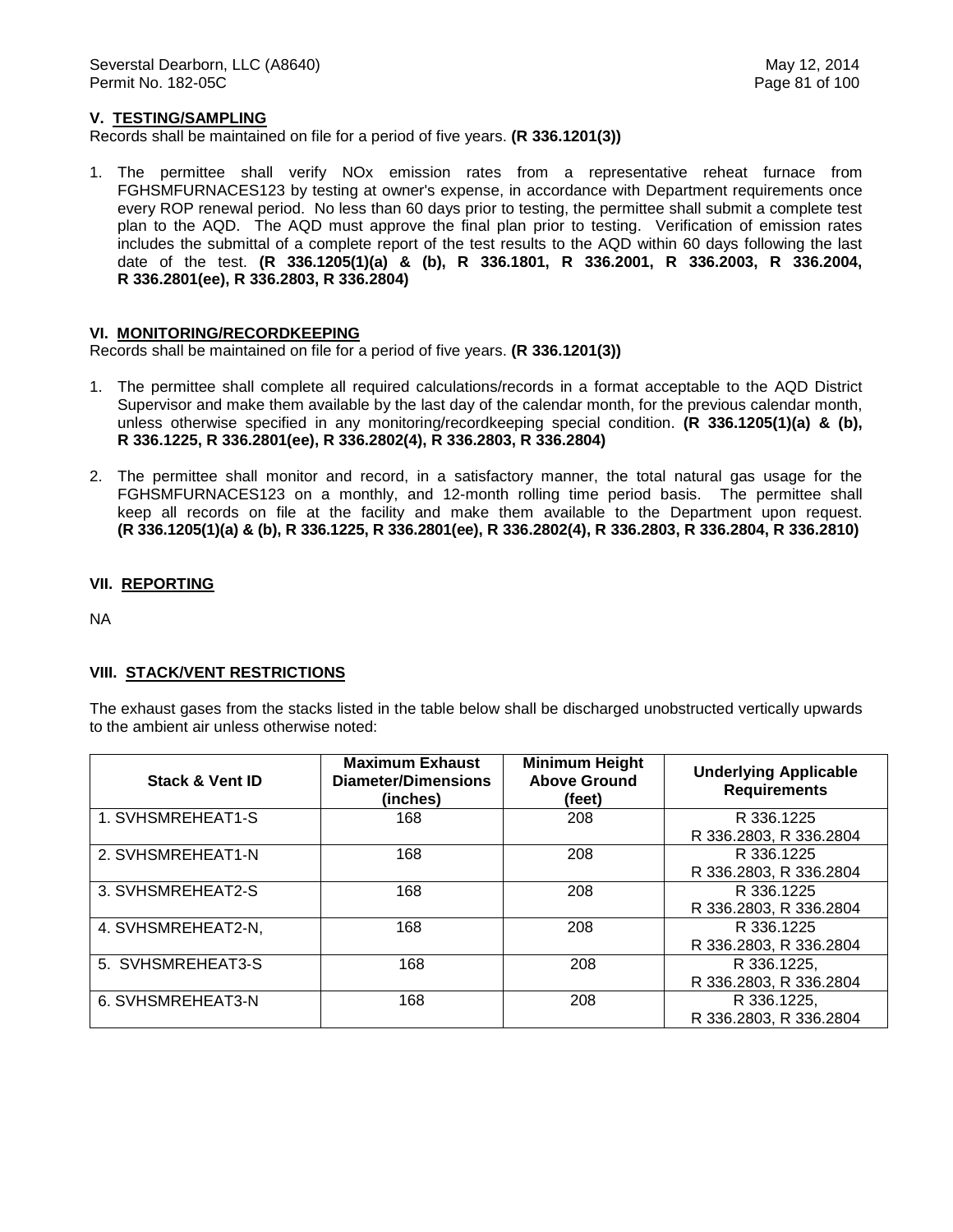## V. TESTING/SAMPLING

Records shall be maintained on file for a period of five years. **(R 336.1201(3))**

1. The permittee shall verify NOx emission rates from a representative reheat furnace from FGHSMFURNACES123 by testing at owner's expense, in accordance with Department requirements once every ROP renewal period. No less than 60 days prior to testing, the permittee shall submit a complete test plan to the AQD. The AQD must approve the final plan prior to testing. Verification of emission rates includes the submittal of a complete report of the test results to the AQD within 60 days following the last date of the test. **(R 336.1205(1)(a) & (b), R 336.1801, R 336.2001, R 336.2003, R 336.2004, R 336.2801(ee), R 336.2803, R 336.2804)**

## VI. MONITORING/RECORDKEEPING

Records shall be maintained on file for a period of five years. **(R 336.1201(3))**

1. The permittee shall complete all required calculations/records in a format acceptable to the AQD District Supervisor and make them available by the last day of the calendar month, for the previous calendar month, unless otherwise specified in any monitoring/recordkeeping special condition. **(R 336.1205(1)(a) & (b), R 336.1225, R 336.2801(ee), R 336.2802(4), R 336.2803, R 336.2804)**

2. The permittee shall monitor and record, in a satisfactory manner, the total natural gas usage for the FGHSMFURNACES123 on a monthly, and 12-month rolling time period basis. The permittee shall keep all records on file at the facility and make them available to the Department upon request. **(R 336.1205(1)(a) & (b), R 336.1225, R 336.2801(ee), R 336.2802(4), R 336.2803, R 336.2804, R 336.2810)**

## VII. REPORTING

NA

## VIII. STACK/VENT RESTRICTIONS

The exhaust gases from the stacks listed in the table below shall be discharged unobstructed vertically upwards to the ambient air unless otherwise noted:

| Stack & Vent ID | Maximum Exhaust Diameter/Dimensions (inches) | Minimum Height Above Ground (feet) | Underlying Applicable Requirements |
|---|---|---|---|
| 1. SVHSMREHEAT1-S | 168 | 208 | R 336.1225<br>R 336.2803, R 336.2804 |
| 2. SVHSMREHEAT1-N | 168 | 208 | R 336.1225<br>R 336.2803, R 336.2804 |
| 3. SVHSMREHEAT2-S | 168 | 208 | R 336.1225<br>R 336.2803, R 336.2804 |
| 4. SVHSMREHEAT2-N, | 168 | 208 | R 336.1225<br>R 336.2803, R 336.2804 |
| 5. SVHSMREHEAT3-S | 168 | 208 | R 336.1225,<br>R 336.2803, R 336.2804 |
| 6. SVHSMREHEAT3-N | 168 | 208 | R 336.1225,<br>R 336.2803, R 336.2804 |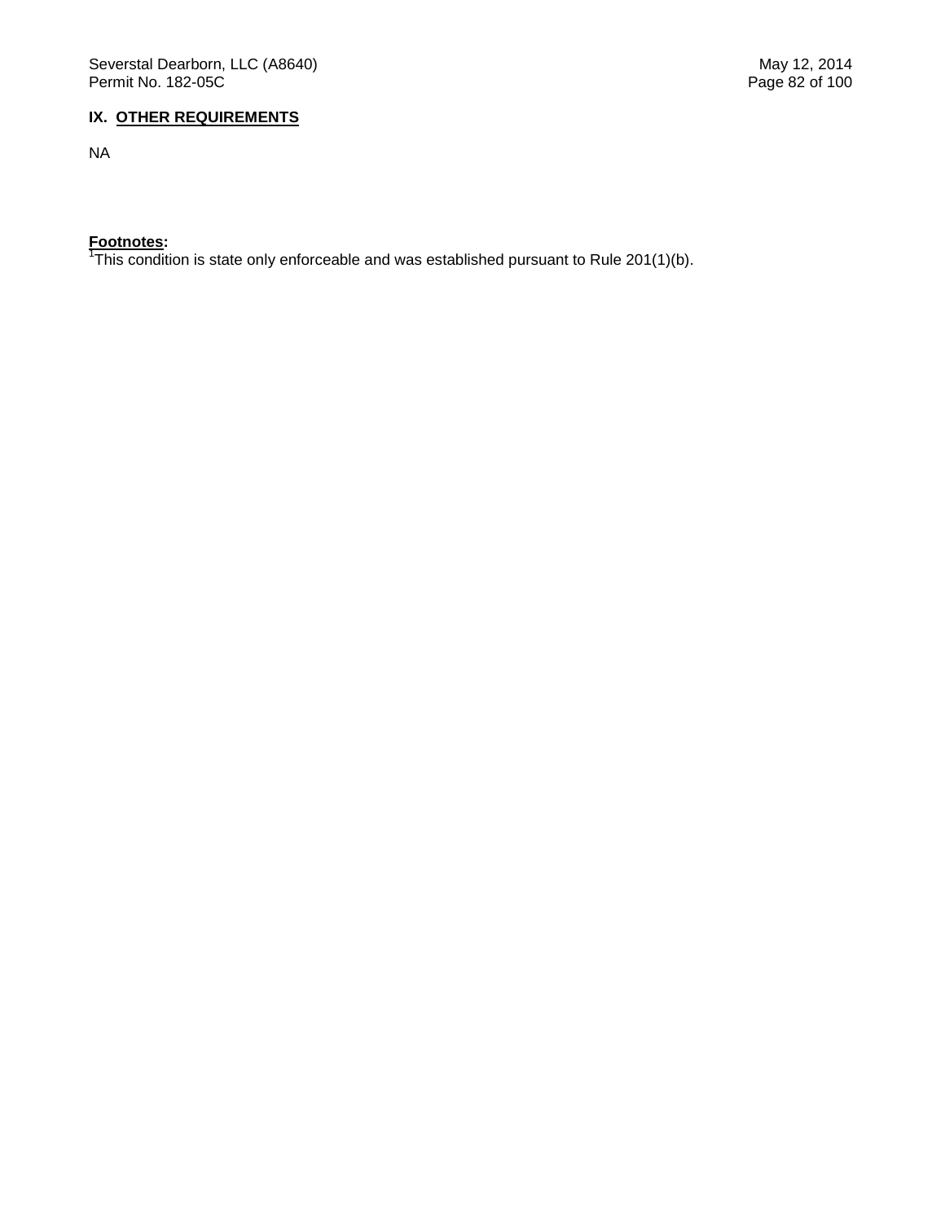## IX. OTHER REQUIREMENTS

NA

**Footnotes:**
[1]This condition is state only enforceable and was established pursuant to Rule 201(1)(b).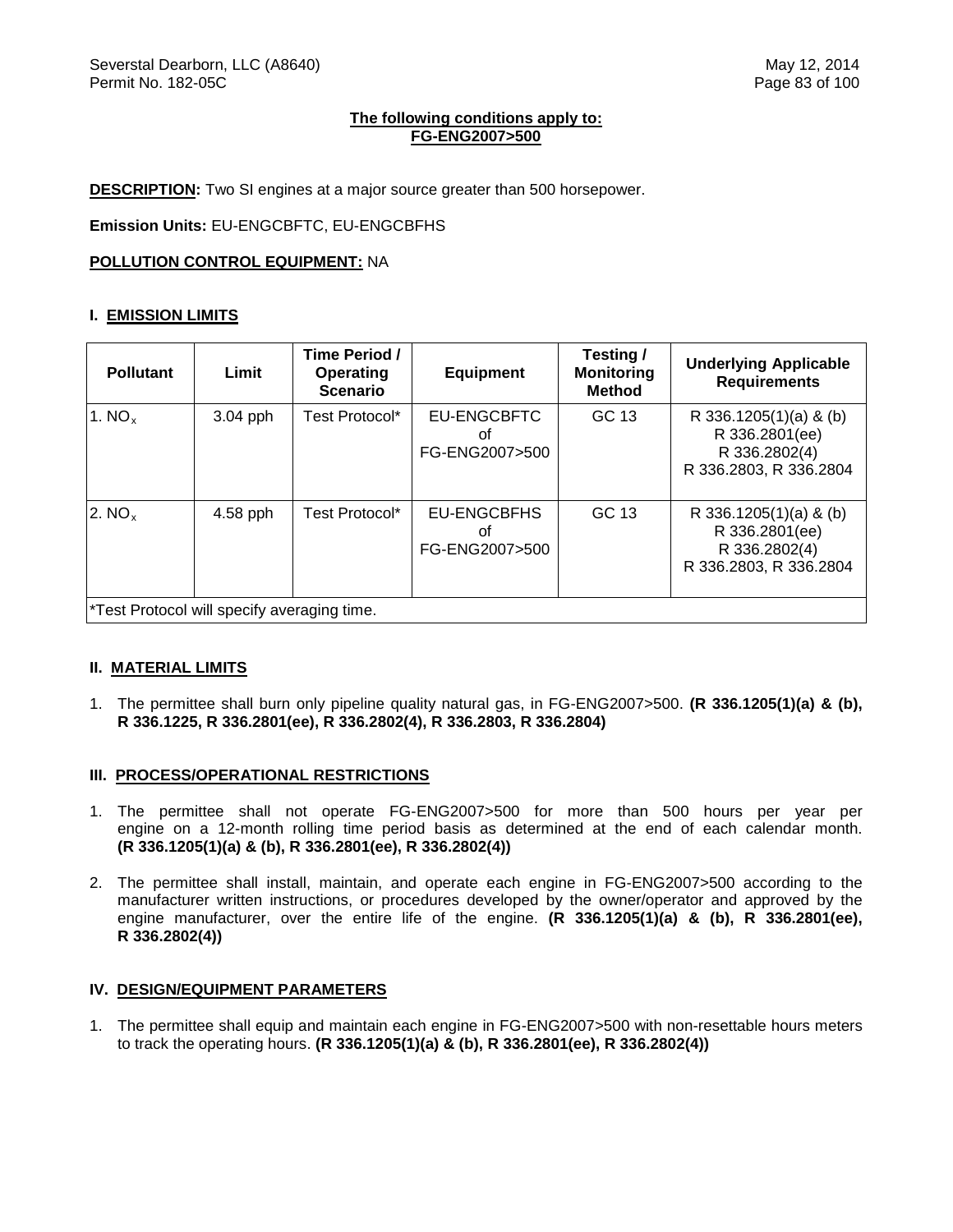**The following conditions apply to:**
**FG-ENG2007>500**

**DESCRIPTION:** Two SI engines at a major source greater than 500 horsepower.

**Emission Units:** EU-ENGCBFTC, EU-ENGCBFHS

**POLLUTION CONTROL EQUIPMENT:** NA

## I. EMISSION LIMITS

| Pollutant | Limit | Time Period / Operating Scenario | Equipment | Testing / Monitoring Method | Underlying Applicable Requirements |
|---|---|---|---|---|---|
| 1. $NO_x$ | 3.04 pph | Test Protocol* | EU-ENGCBFTC of FG-ENG2007>500 | GC 13 | R 336.1205(1)(a) & (b) R 336.2801(ee) R 336.2802(4) R 336.2803, R 336.2804 |
| 2. $NO_x$ | 4.58 pph | Test Protocol* | EU-ENGCBFHS of FG-ENG2007>500 | GC 13 | R 336.1205(1)(a) & (b) R 336.2801(ee) R 336.2802(4) R 336.2803, R 336.2804 |

*Test Protocol will specify averaging time.

## II. MATERIAL LIMITS

1. The permittee shall burn only pipeline quality natural gas, in FG-ENG2007>500. **(R 336.1205(1)(a) & (b), R 336.1225, R 336.2801(ee), R 336.2802(4), R 336.2803, R 336.2804)**

## III. PROCESS/OPERATIONAL RESTRICTIONS

1. The permittee shall not operate FG-ENG2007>500 for more than 500 hours per year per engine on a 12-month rolling time period basis as determined at the end of each calendar month. **(R 336.1205(1)(a) & (b), R 336.2801(ee), R 336.2802(4))**

2. The permittee shall install, maintain, and operate each engine in FG-ENG2007>500 according to the manufacturer written instructions, or procedures developed by the owner/operator and approved by the engine manufacturer, over the entire life of the engine. **(R 336.1205(1)(a) & (b), R 336.2801(ee), R 336.2802(4))**

## IV. DESIGN/EQUIPMENT PARAMETERS

1. The permittee shall equip and maintain each engine in FG-ENG2007>500 with non-resettable hours meters to track the operating hours. **(R 336.1205(1)(a) & (b), R 336.2801(ee), R 336.2802(4))**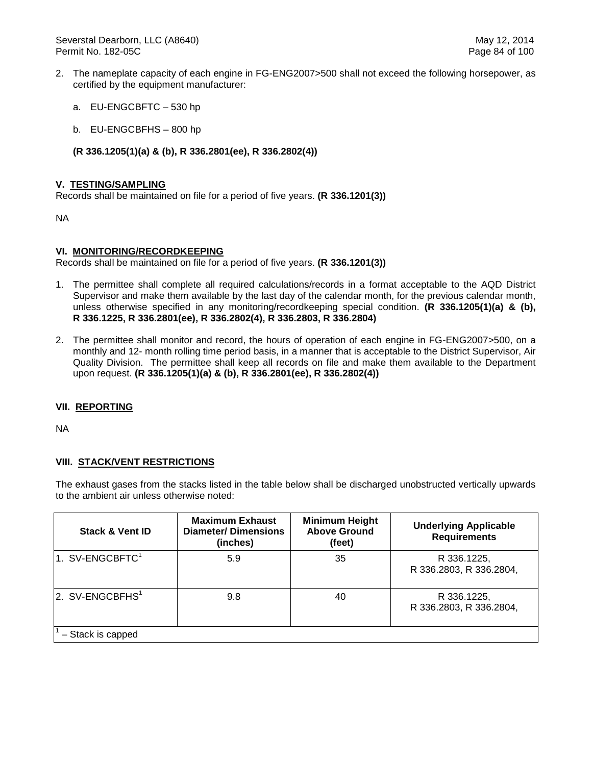2. The nameplate capacity of each engine in FG-ENG2007>500 shall not exceed the following horsepower, as certified by the equipment manufacturer:

   a. EU-ENGCBFTC – 530 hp

   b. EU-ENGCBFHS – 800 hp

   **(R 336.1205(1)(a) & (b), R 336.2801(ee), R 336.2802(4))**

## V. TESTING/SAMPLING

Records shall be maintained on file for a period of five years. **(R 336.1201(3))**

NA

## VI. MONITORING/RECORDKEEPING

Records shall be maintained on file for a period of five years. **(R 336.1201(3))**

1. The permittee shall complete all required calculations/records in a format acceptable to the AQD District Supervisor and make them available by the last day of the calendar month, for the previous calendar month, unless otherwise specified in any monitoring/recordkeeping special condition. **(R 336.1205(1)(a) & (b), R 336.1225, R 336.2801(ee), R 336.2802(4), R 336.2803, R 336.2804)**

2. The permittee shall monitor and record, the hours of operation of each engine in FG-ENG2007>500, on a monthly and 12- month rolling time period basis, in a manner that is acceptable to the District Supervisor, Air Quality Division. The permittee shall keep all records on file and make them available to the Department upon request. **(R 336.1205(1)(a) & (b), R 336.2801(ee), R 336.2802(4))**

## VII. REPORTING

NA

## VIII. STACK/VENT RESTRICTIONS

The exhaust gases from the stacks listed in the table below shall be discharged unobstructed vertically upwards to the ambient air unless otherwise noted:

| Stack & Vent ID | Maximum Exhaust Diameter/ Dimensions (inches) | Minimum Height Above Ground (feet) | Underlying Applicable Requirements |
|---|---|---|---|
| 1. SV-ENGCBFTC[1] | 5.9 | 35 | R 336.1225, R 336.2803, R 336.2804, |
| 2. SV-ENGCBFHS[1] | 9.8 | 40 | R 336.1225, R 336.2803, R 336.2804, |
| [1] – Stack is capped | | | |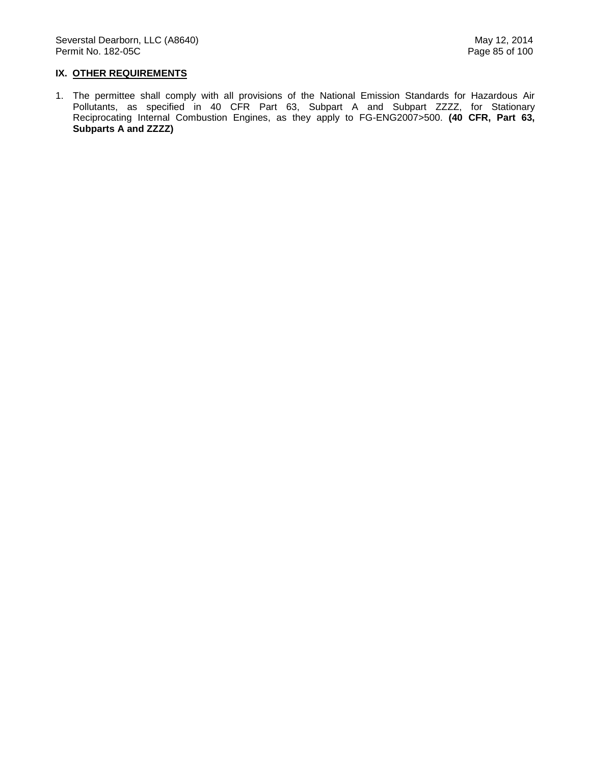## IX. OTHER REQUIREMENTS

1. The permittee shall comply with all provisions of the National Emission Standards for Hazardous Air Pollutants, as specified in 40 CFR Part 63, Subpart A and Subpart ZZZZ, for Stationary Reciprocating Internal Combustion Engines, as they apply to FG-ENG2007>500. **(40 CFR, Part 63, Subparts A and ZZZZ)**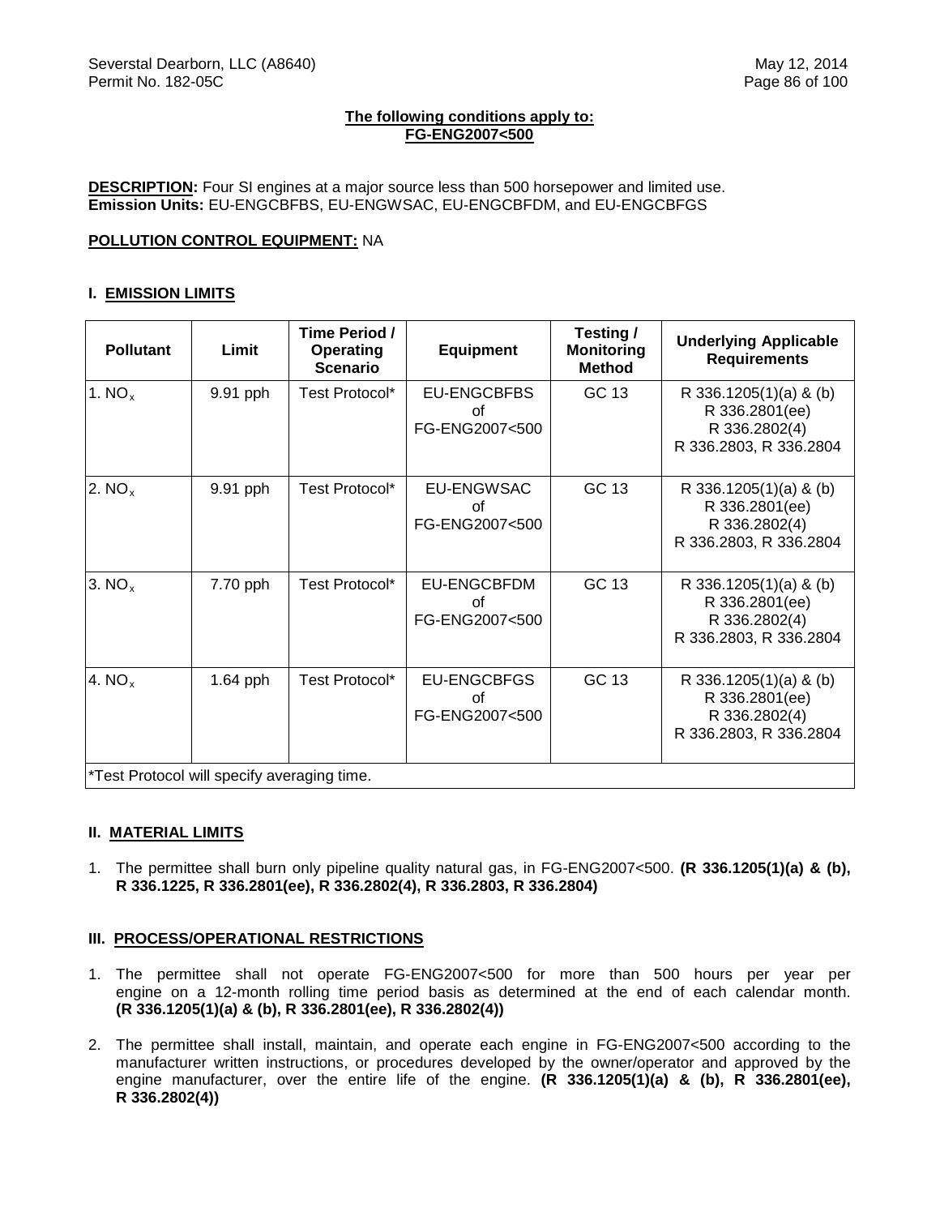**The following conditions apply to:**
**FG-ENG2007<500**

**DESCRIPTION:** Four SI engines at a major source less than 500 horsepower and limited use.
**Emission Units:** EU-ENGCBFBS, EU-ENGWSAC, EU-ENGCBFDM, and EU-ENGCBFGS

**POLLUTION CONTROL EQUIPMENT:** NA

## I. EMISSION LIMITS

| Pollutant | Limit | Time Period / Operating Scenario | Equipment | Testing / Monitoring Method | Underlying Applicable Requirements |
|---|---|---|---|---|---|
| 1. $NO_x$ | 9.91 pph | Test Protocol* | EU-ENGCBFBS of FG-ENG2007<500 | GC 13 | R 336.1205(1)(a) & (b) R 336.2801(ee) R 336.2802(4) R 336.2803, R 336.2804 |
| 2. $NO_x$ | 9.91 pph | Test Protocol* | EU-ENGWSAC of FG-ENG2007<500 | GC 13 | R 336.1205(1)(a) & (b) R 336.2801(ee) R 336.2802(4) R 336.2803, R 336.2804 |
| 3. $NO_x$ | 7.70 pph | Test Protocol* | EU-ENGCBFDM of FG-ENG2007<500 | GC 13 | R 336.1205(1)(a) & (b) R 336.2801(ee) R 336.2802(4) R 336.2803, R 336.2804 |
| 4. $NO_x$ | 1.64 pph | Test Protocol* | EU-ENGCBFGS of FG-ENG2007<500 | GC 13 | R 336.1205(1)(a) & (b) R 336.2801(ee) R 336.2802(4) R 336.2803, R 336.2804 |
| *Test Protocol will specify averaging time. | | | | | |

## II. MATERIAL LIMITS

1. The permittee shall burn only pipeline quality natural gas, in FG-ENG2007<500. **(R 336.1205(1)(a) & (b), R 336.1225, R 336.2801(ee), R 336.2802(4), R 336.2803, R 336.2804)**

## III. PROCESS/OPERATIONAL RESTRICTIONS

1. The permittee shall not operate FG-ENG2007<500 for more than 500 hours per year per engine on a 12-month rolling time period basis as determined at the end of each calendar month. **(R 336.1205(1)(a) & (b), R 336.2801(ee), R 336.2802(4))**

2. The permittee shall install, maintain, and operate each engine in FG-ENG2007<500 according to the manufacturer written instructions, or procedures developed by the owner/operator and approved by the engine manufacturer, over the entire life of the engine. **(R 336.1205(1)(a) & (b), R 336.2801(ee), R 336.2802(4))**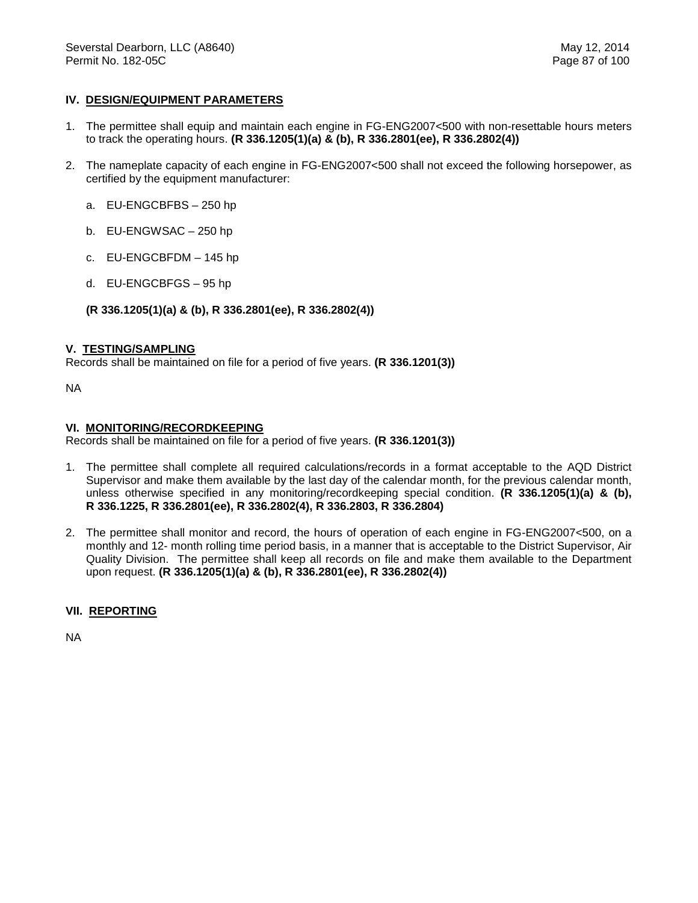## IV. DESIGN/EQUIPMENT PARAMETERS

1. The permittee shall equip and maintain each engine in FG-ENG2007<500 with non-resettable hours meters to track the operating hours. **(R 336.1205(1)(a) & (b), R 336.2801(ee), R 336.2802(4))**

2. The nameplate capacity of each engine in FG-ENG2007<500 shall not exceed the following horsepower, as certified by the equipment manufacturer:

   a. EU-ENGCBFBS – 250 hp

   b. EU-ENGWSAC – 250 hp

   c. EU-ENGCBFDM – 145 hp

   d. EU-ENGCBFGS – 95 hp

   **(R 336.1205(1)(a) & (b), R 336.2801(ee), R 336.2802(4))**

## V. TESTING/SAMPLING

Records shall be maintained on file for a period of five years. **(R 336.1201(3))**

NA

## VI. MONITORING/RECORDKEEPING

Records shall be maintained on file for a period of five years. **(R 336.1201(3))**

1. The permittee shall complete all required calculations/records in a format acceptable to the AQD District Supervisor and make them available by the last day of the calendar month, for the previous calendar month, unless otherwise specified in any monitoring/recordkeeping special condition. **(R 336.1205(1)(a) & (b), R 336.1225, R 336.2801(ee), R 336.2802(4), R 336.2803, R 336.2804)**

2. The permittee shall monitor and record, the hours of operation of each engine in FG-ENG2007<500, on a monthly and 12- month rolling time period basis, in a manner that is acceptable to the District Supervisor, Air Quality Division. The permittee shall keep all records on file and make them available to the Department upon request. **(R 336.1205(1)(a) & (b), R 336.2801(ee), R 336.2802(4))**

## VII. REPORTING

NA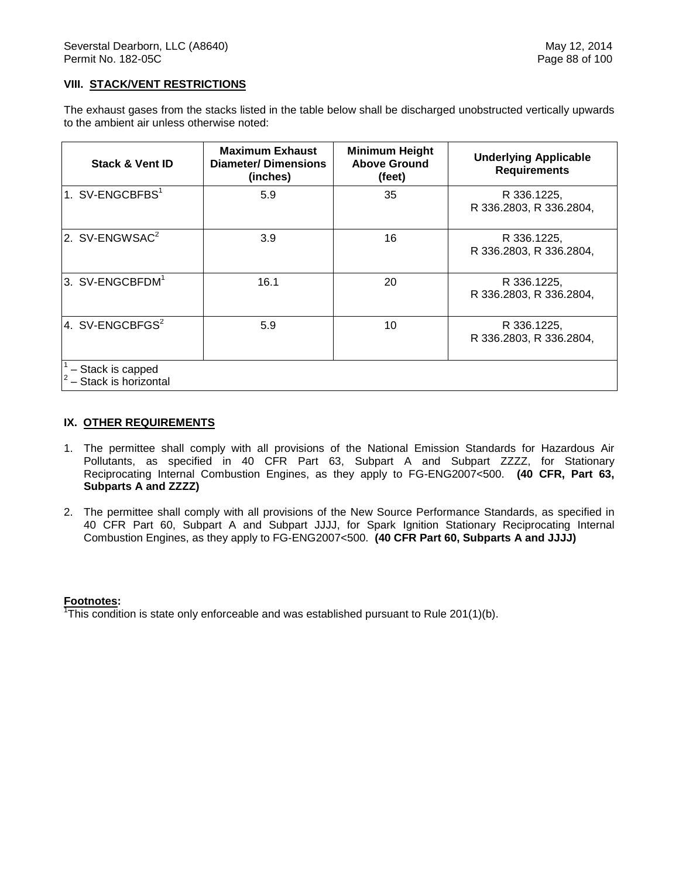## VIII. STACK/VENT RESTRICTIONS

The exhaust gases from the stacks listed in the table below shall be discharged unobstructed vertically upwards to the ambient air unless otherwise noted:

| Stack & Vent ID | Maximum Exhaust Diameter/ Dimensions (inches) | Minimum Height Above Ground (feet) | Underlying Applicable Requirements |
|---|---|---|---|
| 1. SV-ENGCBFBS[1] | 5.9 | 35 | R 336.1225, R 336.2803, R 336.2804, |
| 2. SV-ENGWSAC[2] | 3.9 | 16 | R 336.1225, R 336.2803, R 336.2804, |
| 3. SV-ENGCBFDM[1] | 16.1 | 20 | R 336.1225, R 336.2803, R 336.2804, |
| 4. SV-ENGCBFGS[2] | 5.9 | 10 | R 336.1225, R 336.2803, R 336.2804, |
| [1] – Stack is capped<br>[2] – Stack is horizontal | | | |

## IX. OTHER REQUIREMENTS

1. The permittee shall comply with all provisions of the National Emission Standards for Hazardous Air Pollutants, as specified in 40 CFR Part 63, Subpart A and Subpart ZZZZ, for Stationary Reciprocating Internal Combustion Engines, as they apply to FG-ENG2007<500. **(40 CFR, Part 63, Subparts A and ZZZZ)**

2. The permittee shall comply with all provisions of the New Source Performance Standards, as specified in 40 CFR Part 60, Subpart A and Subpart JJJJ, for Spark Ignition Stationary Reciprocating Internal Combustion Engines, as they apply to FG-ENG2007<500. **(40 CFR Part 60, Subparts A and JJJJ)**

**Footnotes:**
[1]This condition is state only enforceable and was established pursuant to Rule 201(1)(b).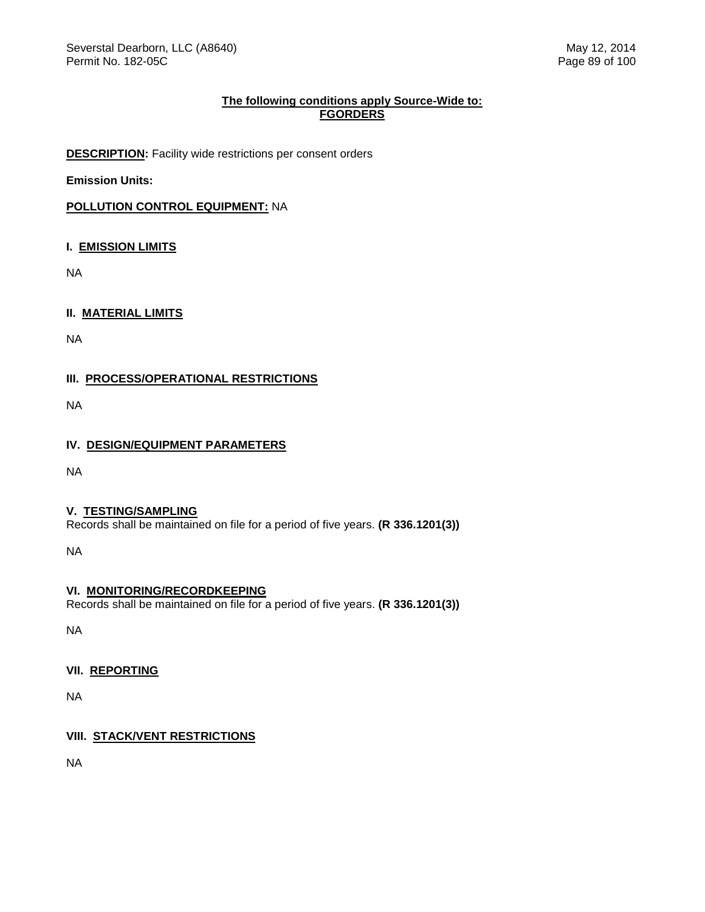**The following conditions apply Source-Wide to:**
**FGORDERS**

**DESCRIPTION:** Facility wide restrictions per consent orders

**Emission Units:**

**POLLUTION CONTROL EQUIPMENT:** NA

## I. EMISSION LIMITS

NA

## II. MATERIAL LIMITS

NA

## III. PROCESS/OPERATIONAL RESTRICTIONS

NA

## IV. DESIGN/EQUIPMENT PARAMETERS

NA

## V. TESTING/SAMPLING

Records shall be maintained on file for a period of five years. **(R 336.1201(3))**

NA

## VI. MONITORING/RECORDKEEPING

Records shall be maintained on file for a period of five years. **(R 336.1201(3))**

NA

## VII. REPORTING

NA

## VIII. STACK/VENT RESTRICTIONS

NA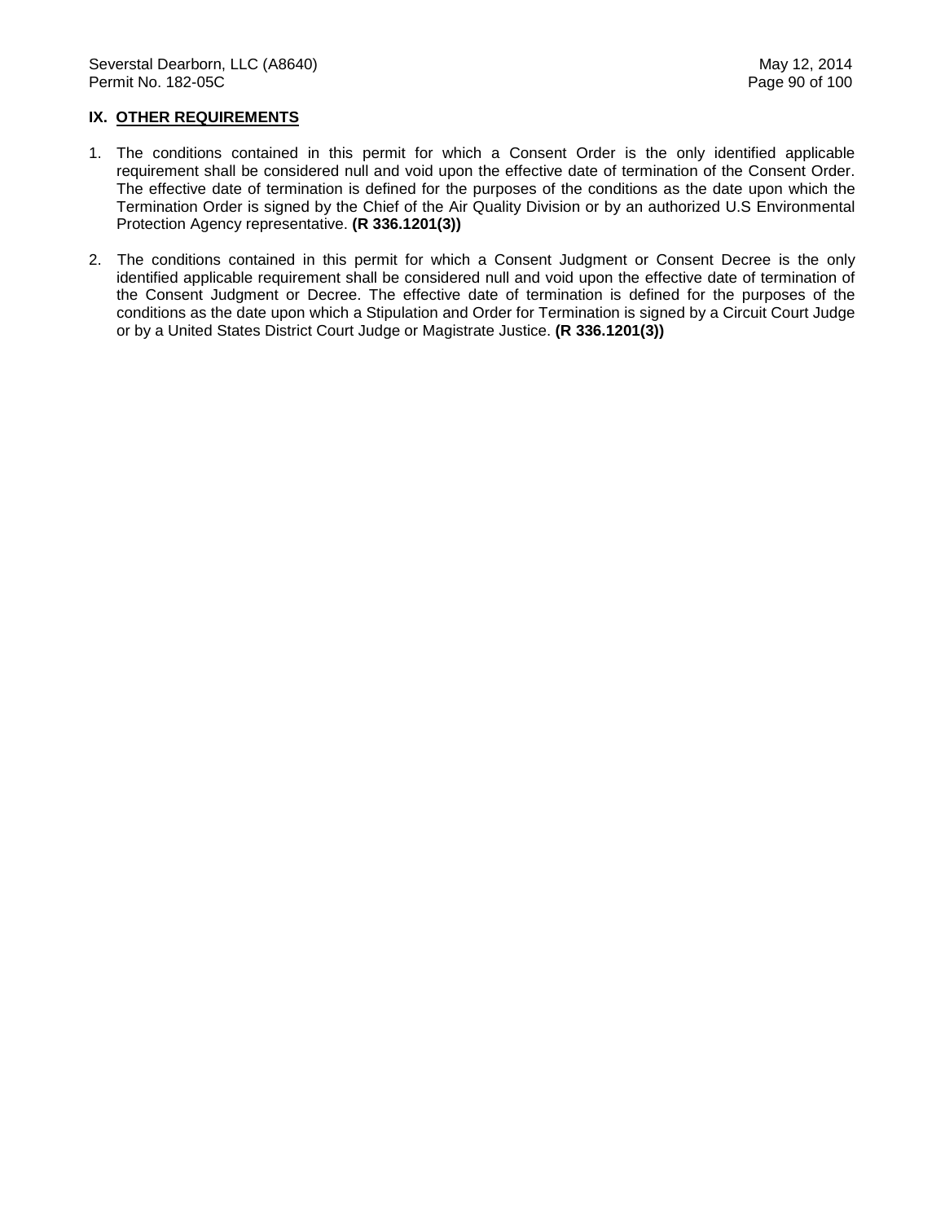## IX. OTHER REQUIREMENTS

1. The conditions contained in this permit for which a Consent Order is the only identified applicable requirement shall be considered null and void upon the effective date of termination of the Consent Order. The effective date of termination is defined for the purposes of the conditions as the date upon which the Termination Order is signed by the Chief of the Air Quality Division or by an authorized U.S Environmental Protection Agency representative. **(R 336.1201(3))**

2. The conditions contained in this permit for which a Consent Judgment or Consent Decree is the only identified applicable requirement shall be considered null and void upon the effective date of termination of the Consent Judgment or Decree. The effective date of termination is defined for the purposes of the conditions as the date upon which a Stipulation and Order for Termination is signed by a Circuit Court Judge or by a United States District Court Judge or Magistrate Justice. **(R 336.1201(3))**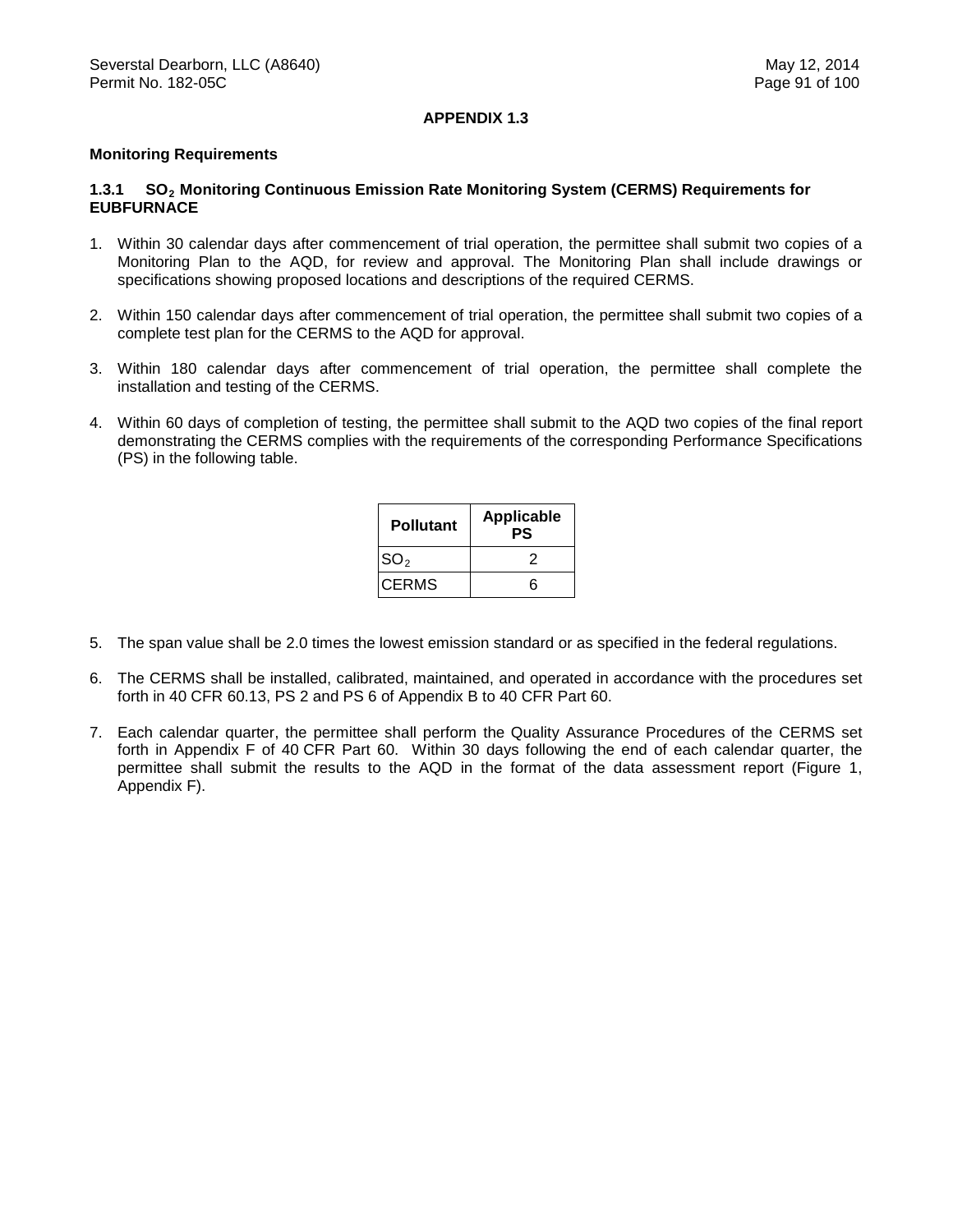## APPENDIX 1.3

### Monitoring Requirements

#### 1.3.1 $SO_2$ Monitoring Continuous Emission Rate Monitoring System (CERMS) Requirements for EUBFURNACE

1. Within 30 calendar days after commencement of trial operation, the permittee shall submit two copies of a Monitoring Plan to the AQD, for review and approval. The Monitoring Plan shall include drawings or specifications showing proposed locations and descriptions of the required CERMS.

2. Within 150 calendar days after commencement of trial operation, the permittee shall submit two copies of a complete test plan for the CERMS to the AQD for approval.

3. Within 180 calendar days after commencement of trial operation, the permittee shall complete the installation and testing of the CERMS.

4. Within 60 days of completion of testing, the permittee shall submit to the AQD two copies of the final report demonstrating the CERMS complies with the requirements of the corresponding Performance Specifications (PS) in the following table.

| Pollutant | Applicable PS |
|---|---|
| $SO_2$ | 2 |
| CERMS | 6 |

5. The span value shall be 2.0 times the lowest emission standard or as specified in the federal regulations.

6. The CERMS shall be installed, calibrated, maintained, and operated in accordance with the procedures set forth in 40 CFR 60.13, PS 2 and PS 6 of Appendix B to 40 CFR Part 60.

7. Each calendar quarter, the permittee shall perform the Quality Assurance Procedures of the CERMS set forth in Appendix F of 40 CFR Part 60. Within 30 days following the end of each calendar quarter, the permittee shall submit the results to the AQD in the format of the data assessment report (Figure 1, Appendix F).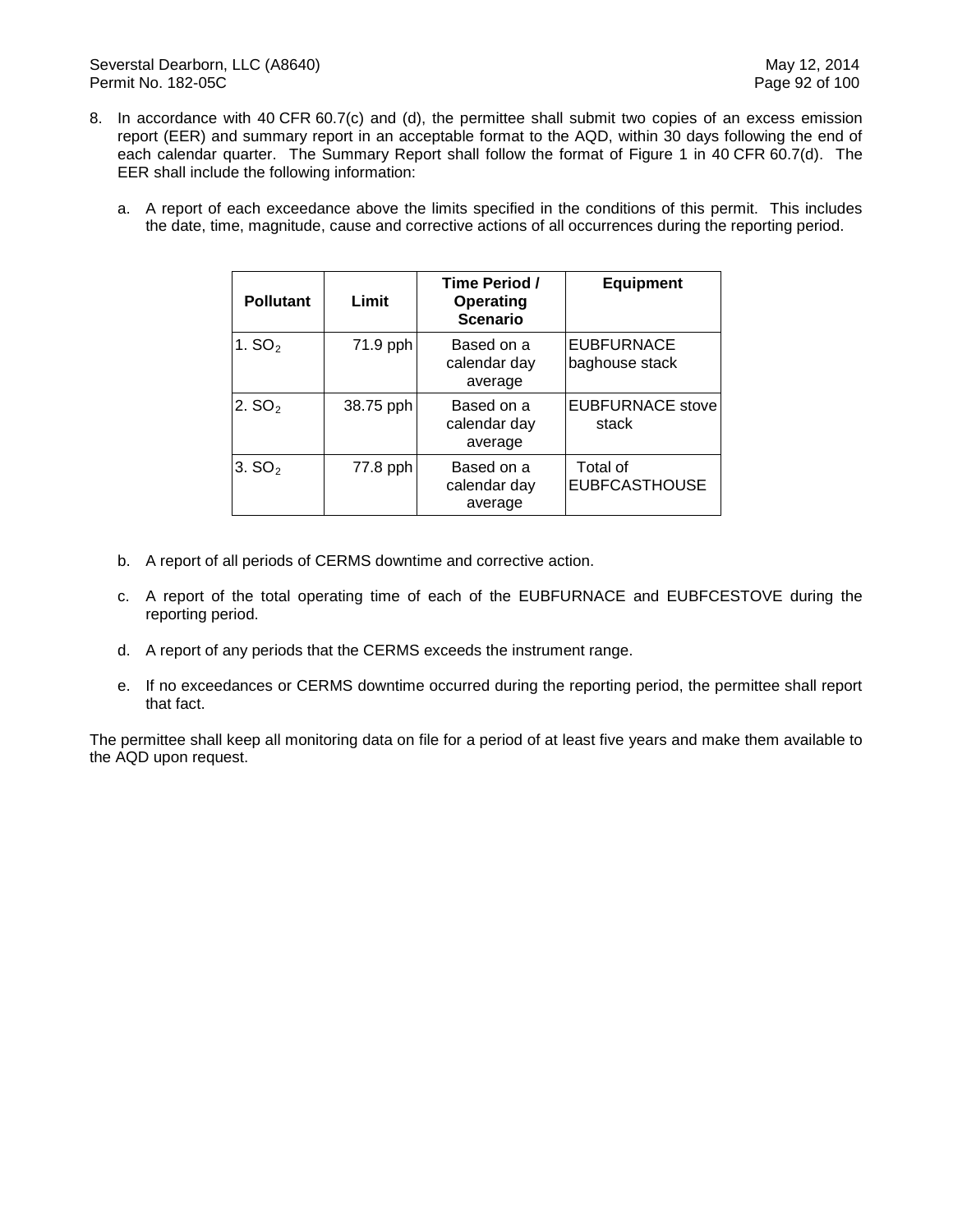8. In accordance with 40 CFR 60.7(c) and (d), the permittee shall submit two copies of an excess emission report (EER) and summary report in an acceptable format to the AQD, within 30 days following the end of each calendar quarter. The Summary Report shall follow the format of Figure 1 in 40 CFR 60.7(d). The EER shall include the following information:

   a. A report of each exceedance above the limits specified in the conditions of this permit. This includes the date, time, magnitude, cause and corrective actions of all occurrences during the reporting period.

| Pollutant | Limit | Time Period / Operating Scenario | Equipment |
|---|---|---|---|
| 1. $SO_2$ | 71.9 pph | Based on a calendar day average | EUBFURNACE baghouse stack |
| 2. $SO_2$ | 38.75 pph | Based on a calendar day average | EUBFURNACE stove stack |
| 3. $SO_2$ | 77.8 pph | Based on a calendar day average | Total of EUBFCASTHOUSE |

   b. A report of all periods of CERMS downtime and corrective action.

   c. A report of the total operating time of each of the EUBFURNACE and EUBFCESTOVE during the reporting period.

   d. A report of any periods that the CERMS exceeds the instrument range.

   e. If no exceedances or CERMS downtime occurred during the reporting period, the permittee shall report that fact.

The permittee shall keep all monitoring data on file for a period of at least five years and make them available to the AQD upon request.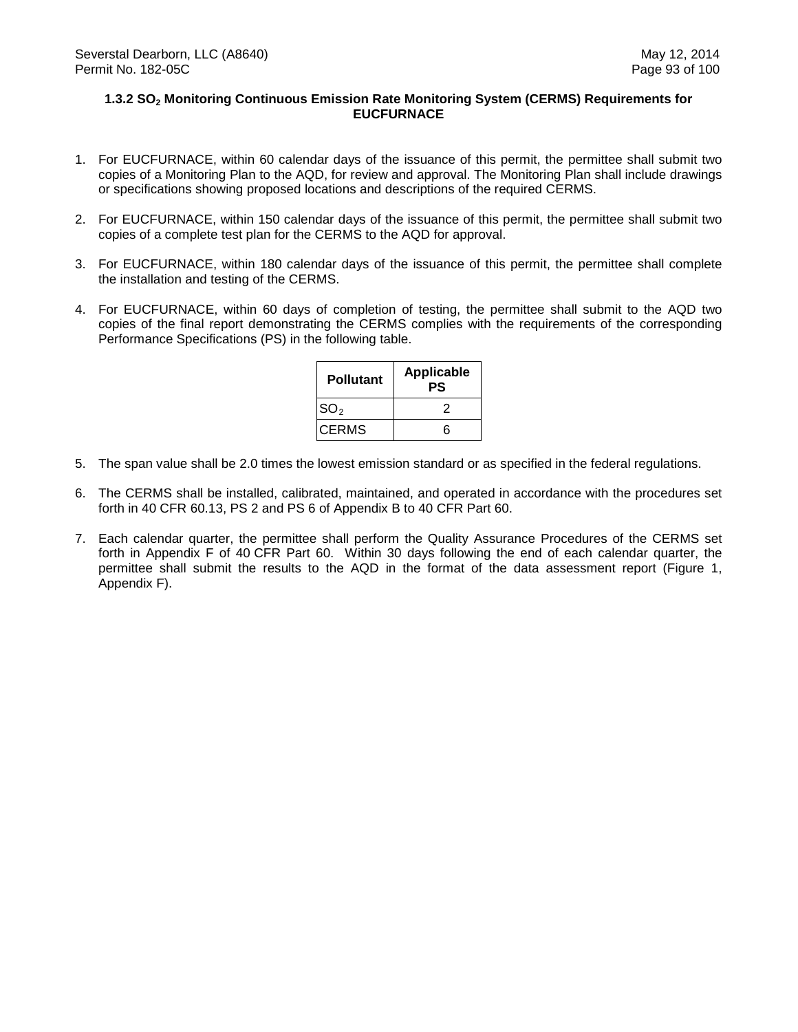### 1.3.2 $SO_2$ Monitoring Continuous Emission Rate Monitoring System (CERMS) Requirements for EUCFURNACE

1. For EUCFURNACE, within 60 calendar days of the issuance of this permit, the permittee shall submit two copies of a Monitoring Plan to the AQD, for review and approval. The Monitoring Plan shall include drawings or specifications showing proposed locations and descriptions of the required CERMS.

2. For EUCFURNACE, within 150 calendar days of the issuance of this permit, the permittee shall submit two copies of a complete test plan for the CERMS to the AQD for approval.

3. For EUCFURNACE, within 180 calendar days of the issuance of this permit, the permittee shall complete the installation and testing of the CERMS.

4. For EUCFURNACE, within 60 days of completion of testing, the permittee shall submit to the AQD two copies of the final report demonstrating the CERMS complies with the requirements of the corresponding Performance Specifications (PS) in the following table.

| Pollutant | Applicable PS |
|---|---|
| $SO_2$ | 2 |
| CERMS | 6 |

5. The span value shall be 2.0 times the lowest emission standard or as specified in the federal regulations.

6. The CERMS shall be installed, calibrated, maintained, and operated in accordance with the procedures set forth in 40 CFR 60.13, PS 2 and PS 6 of Appendix B to 40 CFR Part 60.

7. Each calendar quarter, the permittee shall perform the Quality Assurance Procedures of the CERMS set forth in Appendix F of 40 CFR Part 60. Within 30 days following the end of each calendar quarter, the permittee shall submit the results to the AQD in the format of the data assessment report (Figure 1, Appendix F).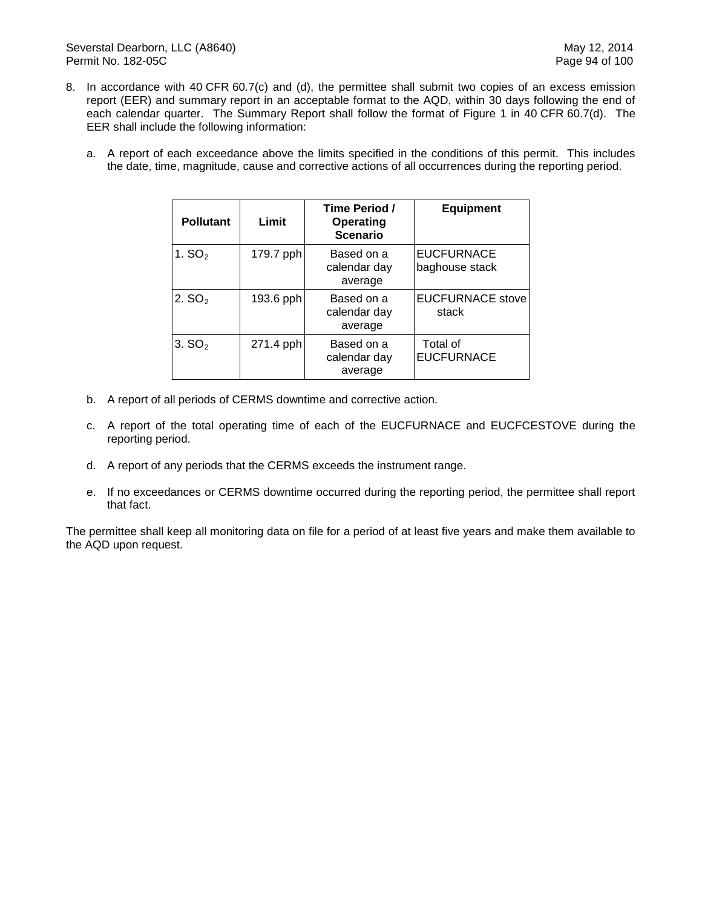8. In accordance with 40 CFR 60.7(c) and (d), the permittee shall submit two copies of an excess emission report (EER) and summary report in an acceptable format to the AQD, within 30 days following the end of each calendar quarter. The Summary Report shall follow the format of Figure 1 in 40 CFR 60.7(d). The EER shall include the following information:

   a. A report of each exceedance above the limits specified in the conditions of this permit. This includes the date, time, magnitude, cause and corrective actions of all occurrences during the reporting period.

| Pollutant | Limit | Time Period / Operating Scenario | Equipment |
|---|---|---|---|
| 1. $SO_2$ | 179.7 pph | Based on a calendar day average | EUCFURNACE baghouse stack |
| 2. $SO_2$ | 193.6 pph | Based on a calendar day average | EUCFURNACE stove stack |
| 3. $SO_2$ | 271.4 pph | Based on a calendar day average | Total of EUCFURNACE |

   b. A report of all periods of CERMS downtime and corrective action.

   c. A report of the total operating time of each of the EUCFURNACE and EUCFCESTOVE during the reporting period.

   d. A report of any periods that the CERMS exceeds the instrument range.

   e. If no exceedances or CERMS downtime occurred during the reporting period, the permittee shall report that fact.

The permittee shall keep all monitoring data on file for a period of at least five years and make them available to the AQD upon request.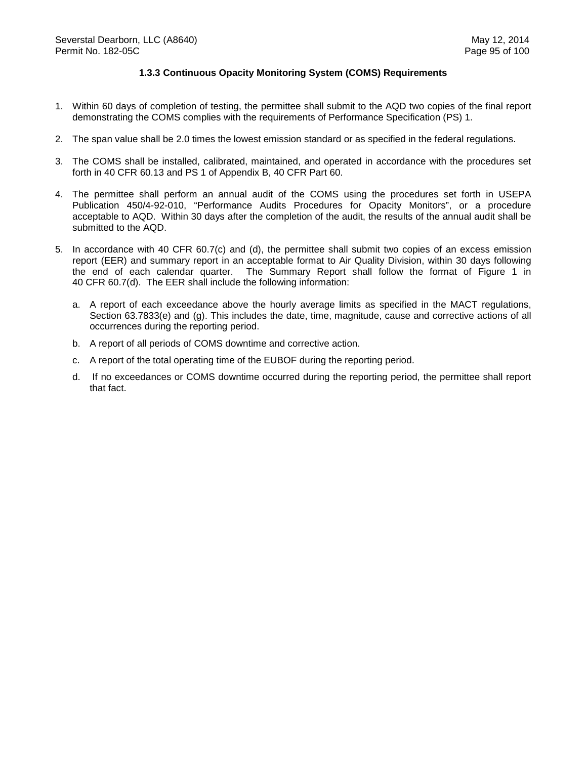### 1.3.3 Continuous Opacity Monitoring System (COMS) Requirements

1. Within 60 days of completion of testing, the permittee shall submit to the AQD two copies of the final report demonstrating the COMS complies with the requirements of Performance Specification (PS) 1.

2. The span value shall be 2.0 times the lowest emission standard or as specified in the federal regulations.

3. The COMS shall be installed, calibrated, maintained, and operated in accordance with the procedures set forth in 40 CFR 60.13 and PS 1 of Appendix B, 40 CFR Part 60.

4. The permittee shall perform an annual audit of the COMS using the procedures set forth in USEPA Publication 450/4-92-010, "Performance Audits Procedures for Opacity Monitors", or a procedure acceptable to AQD. Within 30 days after the completion of the audit, the results of the annual audit shall be submitted to the AQD.

5. In accordance with 40 CFR 60.7(c) and (d), the permittee shall submit two copies of an excess emission report (EER) and summary report in an acceptable format to Air Quality Division, within 30 days following the end of each calendar quarter. The Summary Report shall follow the format of Figure 1 in 40 CFR 60.7(d). The EER shall include the following information:

   a. A report of each exceedance above the hourly average limits as specified in the MACT regulations, Section 63.7833(e) and (g). This includes the date, time, magnitude, cause and corrective actions of all occurrences during the reporting period.

   b. A report of all periods of COMS downtime and corrective action.

   c. A report of the total operating time of the EUBOF during the reporting period.

   d. If no exceedances or COMS downtime occurred during the reporting period, the permittee shall report that fact.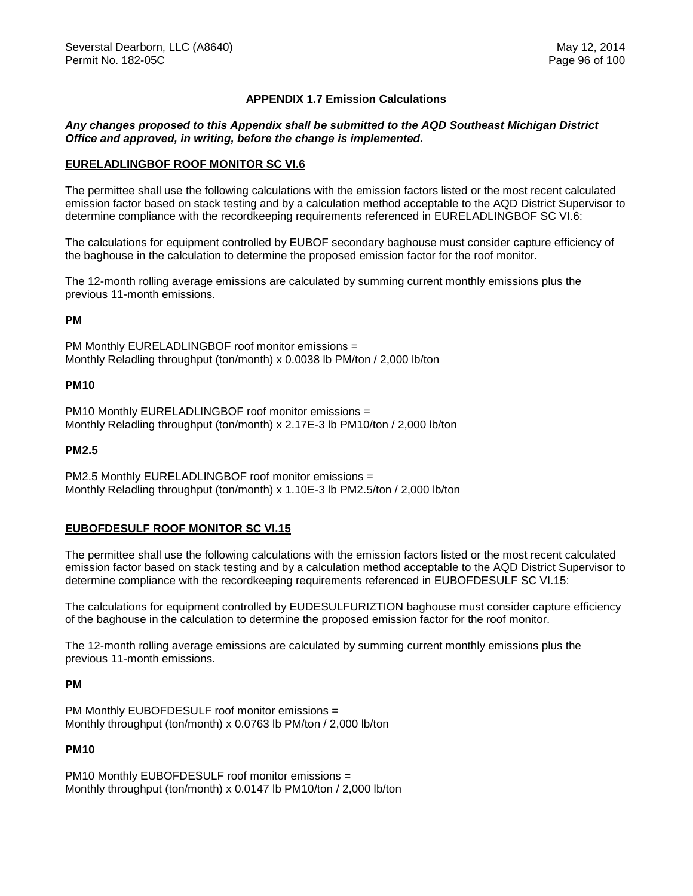## APPENDIX 1.7 Emission Calculations

***Any changes proposed to this Appendix shall be submitted to the AQD Southeast Michigan District Office and approved, in writing, before the change is implemented.***

### EURELADLINGBOF ROOF MONITOR SC VI.6

The permittee shall use the following calculations with the emission factors listed or the most recent calculated emission factor based on stack testing and by a calculation method acceptable to the AQD District Supervisor to determine compliance with the recordkeeping requirements referenced in EURELADLINGBOF SC VI.6:

The calculations for equipment controlled by EUBOF secondary baghouse must consider capture efficiency of the baghouse in the calculation to determine the proposed emission factor for the roof monitor.

The 12-month rolling average emissions are calculated by summing current monthly emissions plus the previous 11-month emissions.

**PM**

PM Monthly EURELADLINGBOF roof monitor emissions =
Monthly Reladling throughput (ton/month) x 0.0038 lb PM/ton / 2,000 lb/ton

**PM10**

PM10 Monthly EURELADLINGBOF roof monitor emissions =
Monthly Reladling throughput (ton/month) x 2.17E-3 lb PM10/ton / 2,000 lb/ton

**PM2.5**

PM2.5 Monthly EURELADLINGBOF roof monitor emissions =
Monthly Reladling throughput (ton/month) x 1.10E-3 lb PM2.5/ton / 2,000 lb/ton

### EUBOFDESULF ROOF MONITOR SC VI.15

The permittee shall use the following calculations with the emission factors listed or the most recent calculated emission factor based on stack testing and by a calculation method acceptable to the AQD District Supervisor to determine compliance with the recordkeeping requirements referenced in EUBOFDESULF SC VI.15:

The calculations for equipment controlled by EUDESULFURIZTION baghouse must consider capture efficiency of the baghouse in the calculation to determine the proposed emission factor for the roof monitor.

The 12-month rolling average emissions are calculated by summing current monthly emissions plus the previous 11-month emissions.

**PM**

PM Monthly EUBOFDESULF roof monitor emissions =
Monthly throughput (ton/month) x 0.0763 lb PM/ton / 2,000 lb/ton

**PM10**

PM10 Monthly EUBOFDESULF roof monitor emissions =
Monthly throughput (ton/month) x 0.0147 lb PM10/ton / 2,000 lb/ton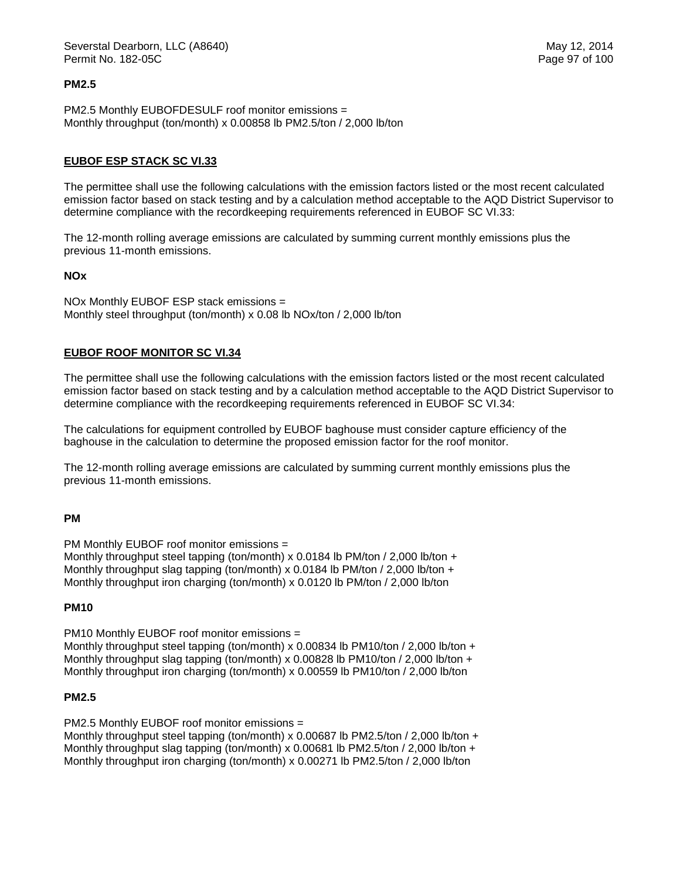**PM2.5**

PM2.5 Monthly EUBOFDESULF roof monitor emissions =
Monthly throughput (ton/month) x 0.00858 lb PM2.5/ton / 2,000 lb/ton

**EUBOF ESP STACK SC VI.33**

The permittee shall use the following calculations with the emission factors listed or the most recent calculated emission factor based on stack testing and by a calculation method acceptable to the AQD District Supervisor to determine compliance with the recordkeeping requirements referenced in EUBOF SC VI.33:

The 12-month rolling average emissions are calculated by summing current monthly emissions plus the previous 11-month emissions.

**NOx**

NOx Monthly EUBOF ESP stack emissions =
Monthly steel throughput (ton/month) x 0.08 lb NOx/ton / 2,000 lb/ton

**EUBOF ROOF MONITOR SC VI.34**

The permittee shall use the following calculations with the emission factors listed or the most recent calculated emission factor based on stack testing and by a calculation method acceptable to the AQD District Supervisor to determine compliance with the recordkeeping requirements referenced in EUBOF SC VI.34:

The calculations for equipment controlled by EUBOF baghouse must consider capture efficiency of the baghouse in the calculation to determine the proposed emission factor for the roof monitor.

The 12-month rolling average emissions are calculated by summing current monthly emissions plus the previous 11-month emissions.

**PM**

PM Monthly EUBOF roof monitor emissions =
Monthly throughput steel tapping (ton/month) x 0.0184 lb PM/ton / 2,000 lb/ton +
Monthly throughput slag tapping (ton/month) x 0.0184 lb PM/ton / 2,000 lb/ton +
Monthly throughput iron charging (ton/month) x 0.0120 lb PM/ton / 2,000 lb/ton

**PM10**

PM10 Monthly EUBOF roof monitor emissions =
Monthly throughput steel tapping (ton/month) x 0.00834 lb PM10/ton / 2,000 lb/ton +
Monthly throughput slag tapping (ton/month) x 0.00828 lb PM10/ton / 2,000 lb/ton +
Monthly throughput iron charging (ton/month) x 0.00559 lb PM10/ton / 2,000 lb/ton

**PM2.5**

PM2.5 Monthly EUBOF roof monitor emissions =
Monthly throughput steel tapping (ton/month) x 0.00687 lb PM2.5/ton / 2,000 lb/ton +
Monthly throughput slag tapping (ton/month) x 0.00681 lb PM2.5/ton / 2,000 lb/ton +
Monthly throughput iron charging (ton/month) x 0.00271 lb PM2.5/ton / 2,000 lb/ton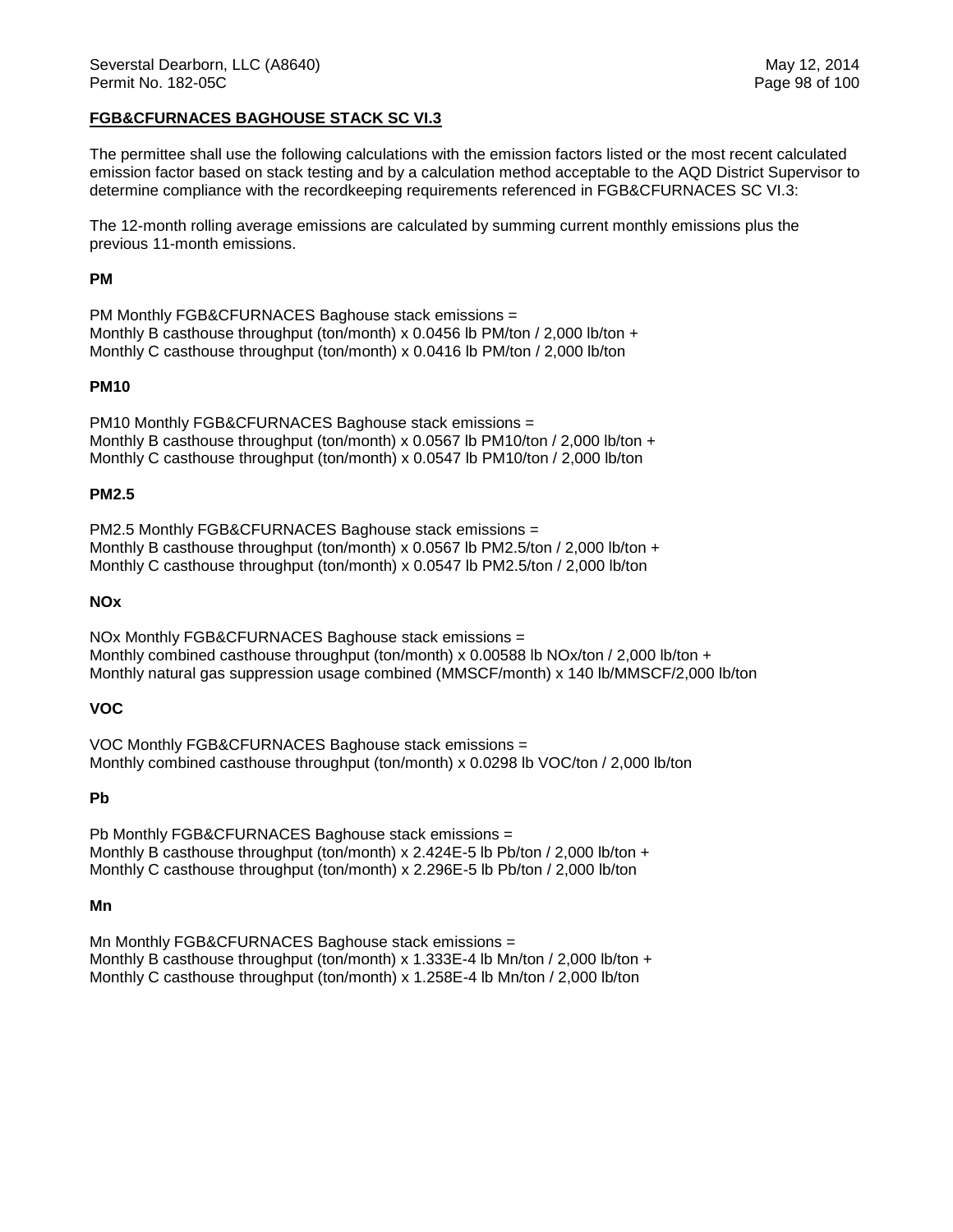## FGB&CFURNACES BAGHOUSE STACK SC VI.3

The permittee shall use the following calculations with the emission factors listed or the most recent calculated emission factor based on stack testing and by a calculation method acceptable to the AQD District Supervisor to determine compliance with the recordkeeping requirements referenced in FGB&CFURNACES SC VI.3:

The 12-month rolling average emissions are calculated by summing current monthly emissions plus the previous 11-month emissions.

**PM**

PM Monthly FGB&CFURNACES Baghouse stack emissions =
Monthly B casthouse throughput (ton/month) x 0.0456 lb PM/ton / 2,000 lb/ton +
Monthly C casthouse throughput (ton/month) x 0.0416 lb PM/ton / 2,000 lb/ton

**PM10**

PM10 Monthly FGB&CFURNACES Baghouse stack emissions =
Monthly B casthouse throughput (ton/month) x 0.0567 lb PM10/ton / 2,000 lb/ton +
Monthly C casthouse throughput (ton/month) x 0.0547 lb PM10/ton / 2,000 lb/ton

**PM2.5**

PM2.5 Monthly FGB&CFURNACES Baghouse stack emissions =
Monthly B casthouse throughput (ton/month) x 0.0567 lb PM2.5/ton / 2,000 lb/ton +
Monthly C casthouse throughput (ton/month) x 0.0547 lb PM2.5/ton / 2,000 lb/ton

**NOx**

NOx Monthly FGB&CFURNACES Baghouse stack emissions =
Monthly combined casthouse throughput (ton/month) x 0.00588 lb NOx/ton / 2,000 lb/ton +
Monthly natural gas suppression usage combined (MMSCF/month) x 140 lb/MMSCF/2,000 lb/ton

**VOC**

VOC Monthly FGB&CFURNACES Baghouse stack emissions =
Monthly combined casthouse throughput (ton/month) x 0.0298 lb VOC/ton / 2,000 lb/ton

**Pb**

Pb Monthly FGB&CFURNACES Baghouse stack emissions =
Monthly B casthouse throughput (ton/month) x 2.424E-5 lb Pb/ton / 2,000 lb/ton +
Monthly C casthouse throughput (ton/month) x 2.296E-5 lb Pb/ton / 2,000 lb/ton

**Mn**

Mn Monthly FGB&CFURNACES Baghouse stack emissions =
Monthly B casthouse throughput (ton/month) x 1.333E-4 lb Mn/ton / 2,000 lb/ton +
Monthly C casthouse throughput (ton/month) x 1.258E-4 lb Mn/ton / 2,000 lb/ton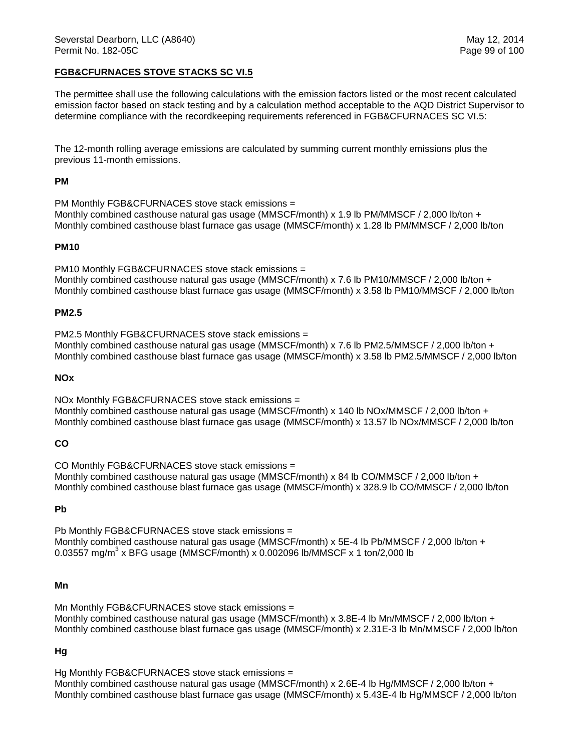**FGB&CFURNACES STOVE STACKS SC VI.5**

The permittee shall use the following calculations with the emission factors listed or the most recent calculated emission factor based on stack testing and by a calculation method acceptable to the AQD District Supervisor to determine compliance with the recordkeeping requirements referenced in FGB&CFURNACES SC VI.5:

The 12-month rolling average emissions are calculated by summing current monthly emissions plus the previous 11-month emissions.

**PM**

PM Monthly FGB&CFURNACES stove stack emissions =
Monthly combined casthouse natural gas usage (MMSCF/month) x 1.9 lb PM/MMSCF / 2,000 lb/ton +
Monthly combined casthouse blast furnace gas usage (MMSCF/month) x 1.28 lb PM/MMSCF / 2,000 lb/ton

**PM10**

PM10 Monthly FGB&CFURNACES stove stack emissions =
Monthly combined casthouse natural gas usage (MMSCF/month) x 7.6 lb PM10/MMSCF / 2,000 lb/ton +
Monthly combined casthouse blast furnace gas usage (MMSCF/month) x 3.58 lb PM10/MMSCF / 2,000 lb/ton

**PM2.5**

PM2.5 Monthly FGB&CFURNACES stove stack emissions =
Monthly combined casthouse natural gas usage (MMSCF/month) x 7.6 lb PM2.5/MMSCF / 2,000 lb/ton +
Monthly combined casthouse blast furnace gas usage (MMSCF/month) x 3.58 lb PM2.5/MMSCF / 2,000 lb/ton

**NOx**

NOx Monthly FGB&CFURNACES stove stack emissions =
Monthly combined casthouse natural gas usage (MMSCF/month) x 140 lb NOx/MMSCF / 2,000 lb/ton +
Monthly combined casthouse blast furnace gas usage (MMSCF/month) x 13.57 lb NOx/MMSCF / 2,000 lb/ton

**CO**

CO Monthly FGB&CFURNACES stove stack emissions =
Monthly combined casthouse natural gas usage (MMSCF/month) x 84 lb CO/MMSCF / 2,000 lb/ton +
Monthly combined casthouse blast furnace gas usage (MMSCF/month) x 328.9 lb CO/MMSCF / 2,000 lb/ton

**Pb**

Pb Monthly FGB&CFURNACES stove stack emissions =
Monthly combined casthouse natural gas usage (MMSCF/month) x 5E-4 lb Pb/MMSCF / 2,000 lb/ton +
0.03557 mg/$m^3$ x BFG usage (MMSCF/month) x 0.002096 lb/MMSCF x 1 ton/2,000 lb

**Mn**

Mn Monthly FGB&CFURNACES stove stack emissions =
Monthly combined casthouse natural gas usage (MMSCF/month) x 3.8E-4 lb Mn/MMSCF / 2,000 lb/ton +
Monthly combined casthouse blast furnace gas usage (MMSCF/month) x 2.31E-3 lb Mn/MMSCF / 2,000 lb/ton

**Hg**

Hg Monthly FGB&CFURNACES stove stack emissions =
Monthly combined casthouse natural gas usage (MMSCF/month) x 2.6E-4 lb Hg/MMSCF / 2,000 lb/ton +
Monthly combined casthouse blast furnace gas usage (MMSCF/month) x 5.43E-4 lb Hg/MMSCF / 2,000 lb/ton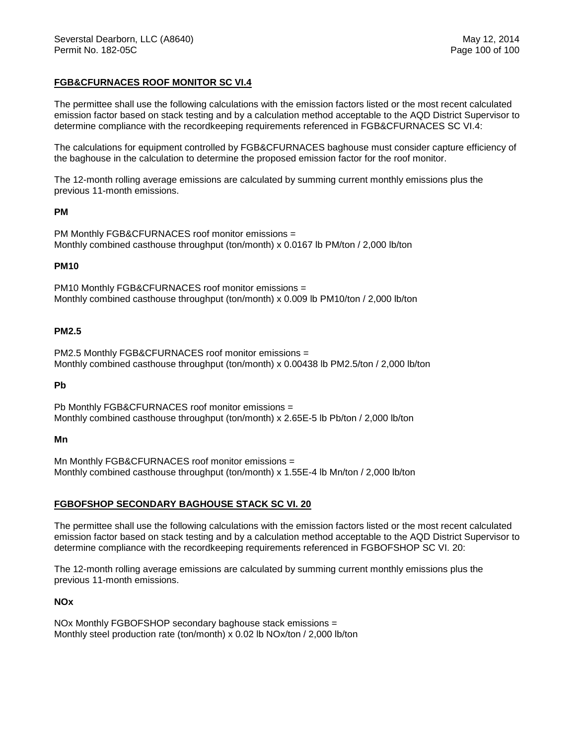## FGB&CFURNACES ROOF MONITOR SC VI.4

The permittee shall use the following calculations with the emission factors listed or the most recent calculated emission factor based on stack testing and by a calculation method acceptable to the AQD District Supervisor to determine compliance with the recordkeeping requirements referenced in FGB&CFURNACES SC VI.4:

The calculations for equipment controlled by FGB&CFURNACES baghouse must consider capture efficiency of the baghouse in the calculation to determine the proposed emission factor for the roof monitor.

The 12-month rolling average emissions are calculated by summing current monthly emissions plus the previous 11-month emissions.

**PM**

PM Monthly FGB&CFURNACES roof monitor emissions =
Monthly combined casthouse throughput (ton/month) x 0.0167 lb PM/ton / 2,000 lb/ton

**PM10**

PM10 Monthly FGB&CFURNACES roof monitor emissions =
Monthly combined casthouse throughput (ton/month) x 0.009 lb PM10/ton / 2,000 lb/ton

**PM2.5**

PM2.5 Monthly FGB&CFURNACES roof monitor emissions =
Monthly combined casthouse throughput (ton/month) x 0.00438 lb PM2.5/ton / 2,000 lb/ton

**Pb**

Pb Monthly FGB&CFURNACES roof monitor emissions =
Monthly combined casthouse throughput (ton/month) x 2.65E-5 lb Pb/ton / 2,000 lb/ton

**Mn**

Mn Monthly FGB&CFURNACES roof monitor emissions =
Monthly combined casthouse throughput (ton/month) x 1.55E-4 lb Mn/ton / 2,000 lb/ton

## FGBOFSHOP SECONDARY BAGHOUSE STACK SC VI. 20

The permittee shall use the following calculations with the emission factors listed or the most recent calculated emission factor based on stack testing and by a calculation method acceptable to the AQD District Supervisor to determine compliance with the recordkeeping requirements referenced in FGBOFSHOP SC VI. 20:

The 12-month rolling average emissions are calculated by summing current monthly emissions plus the previous 11-month emissions.

**NOx**

NOx Monthly FGBOFSHOP secondary baghouse stack emissions =
Monthly steel production rate (ton/month) x 0.02 lb NOx/ton / 2,000 lb/ton